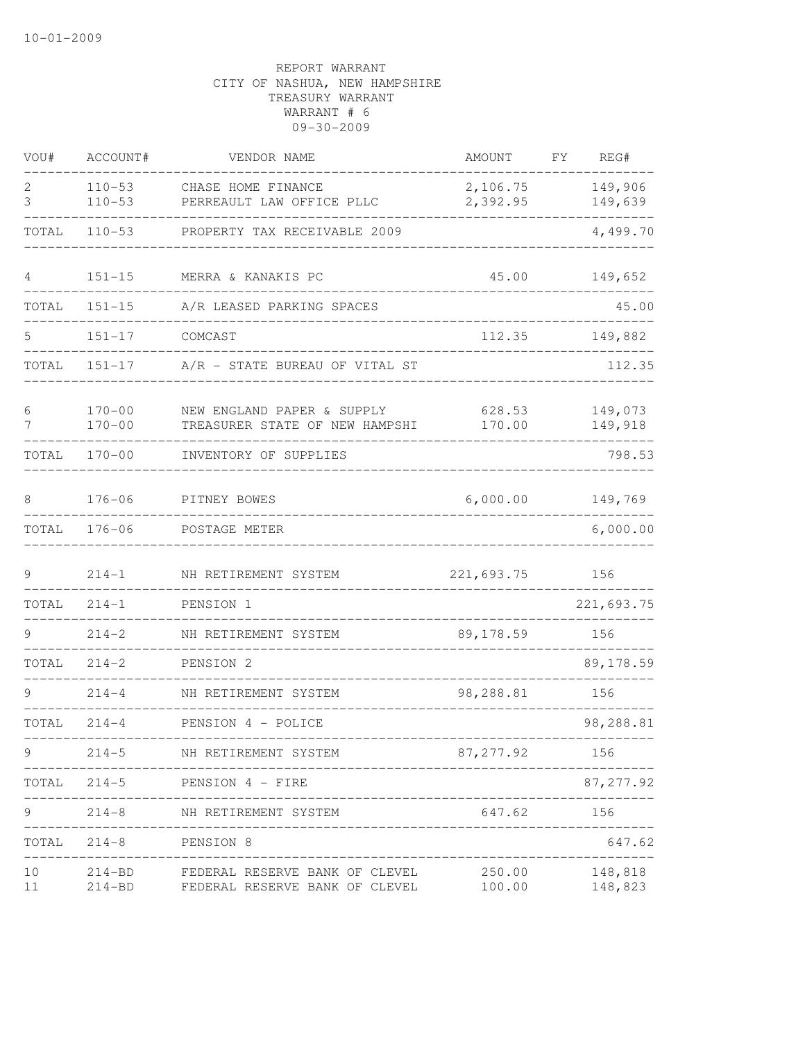10-01-2009

REPORT WARRANT
CITY OF NASHUA, NEW HAMPSHIRE
TREASURY WARRANT
WARRANT # 6
09-30-2009

| VOU# | ACCOUNT# | VENDOR NAME | AMOUNT | FY | REG# |
|---|---|---|---|---|---|
| 2 | 110-53 | CHASE HOME FINANCE | 2,106.75 | | 149,906 |
| 3 | 110-53 | PERREAULT LAW OFFICE PLLC | 2,392.95 | | 149,639 |
| TOTAL | 110-53 | PROPERTY TAX RECEIVABLE 2009 | | | 4,499.70 |
| 4 | 151-15 | MERRA & KANAKIS PC | 45.00 | | 149,652 |
| TOTAL | 151-15 | A/R LEASED PARKING SPACES | | | 45.00 |
| 5 | 151-17 | COMCAST | 112.35 | | 149,882 |
| TOTAL | 151-17 | A/R - STATE BUREAU OF VITAL ST | | | 112.35 |
| 6 | 170-00 | NEW ENGLAND PAPER & SUPPLY | 628.53 | | 149,073 |
| 7 | 170-00 | TREASURER STATE OF NEW HAMPSHI | 170.00 | | 149,918 |
| TOTAL | 170-00 | INVENTORY OF SUPPLIES | | | 798.53 |
| 8 | 176-06 | PITNEY BOWES | 6,000.00 | | 149,769 |
| TOTAL | 176-06 | POSTAGE METER | | | 6,000.00 |
| 9 | 214-1 | NH RETIREMENT SYSTEM | 221,693.75 | | 156 |
| TOTAL | 214-1 | PENSION 1 | | | 221,693.75 |
| 9 | 214-2 | NH RETIREMENT SYSTEM | 89,178.59 | | 156 |
| TOTAL | 214-2 | PENSION 2 | | | 89,178.59 |
| 9 | 214-4 | NH RETIREMENT SYSTEM | 98,288.81 | | 156 |
| TOTAL | 214-4 | PENSION 4 - POLICE | | | 98,288.81 |
| 9 | 214-5 | NH RETIREMENT SYSTEM | 87,277.92 | | 156 |
| TOTAL | 214-5 | PENSION 4 - FIRE | | | 87,277.92 |
| 9 | 214-8 | NH RETIREMENT SYSTEM | 647.62 | | 156 |
| TOTAL | 214-8 | PENSION 8 | | | 647.62 |
| 10 | 214-BD | FEDERAL RESERVE BANK OF CLEVEL | 250.00 | | 148,818 |
| 11 | 214-BD | FEDERAL RESERVE BANK OF CLEVEL | 100.00 | | 148,823 |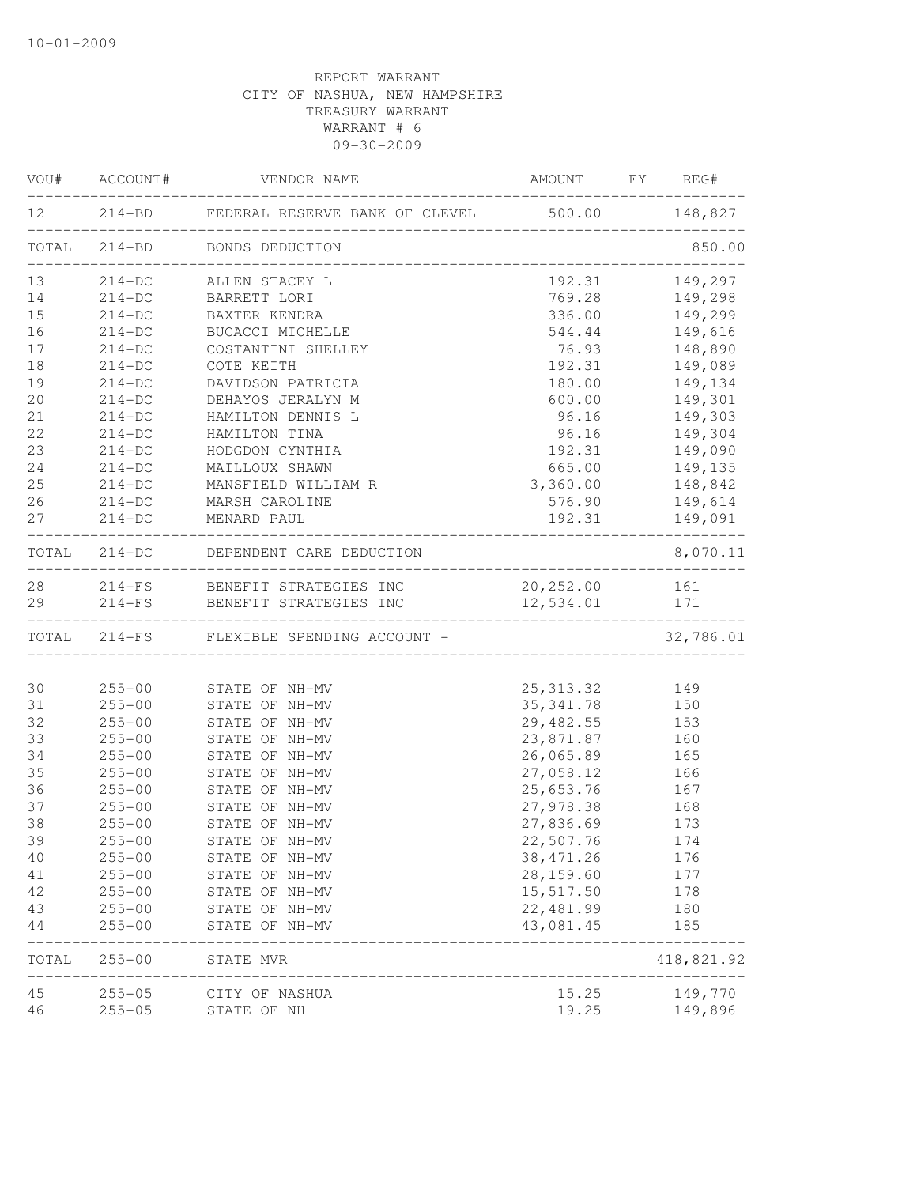REPORT WARRANT
CITY OF NASHUA, NEW HAMPSHIRE
TREASURY WARRANT
WARRANT # 6
09-30-2009

| VOU# | ACCOUNT# | VENDOR NAME | AMOUNT | FY | REG# |
|---|---|---|---|---|---|
| 12 | 214-BD | FEDERAL RESERVE BANK OF CLEVEL | 500.00 | | 148,827 |
| TOTAL | 214-BD | BONDS DEDUCTION | | | 850.00 |
| 13 | 214-DC | ALLEN STACEY L | 192.31 | | 149,297 |
| 14 | 214-DC | BARRETT LORI | 769.28 | | 149,298 |
| 15 | 214-DC | BAXTER KENDRA | 336.00 | | 149,299 |
| 16 | 214-DC | BUCACCI MICHELLE | 544.44 | | 149,616 |
| 17 | 214-DC | COSTANTINI SHELLEY | 76.93 | | 148,890 |
| 18 | 214-DC | COTE KEITH | 192.31 | | 149,089 |
| 19 | 214-DC | DAVIDSON PATRICIA | 180.00 | | 149,134 |
| 20 | 214-DC | DEHAYOS JERALYN M | 600.00 | | 149,301 |
| 21 | 214-DC | HAMILTON DENNIS L | 96.16 | | 149,303 |
| 22 | 214-DC | HAMILTON TINA | 96.16 | | 149,304 |
| 23 | 214-DC | HODGDON CYNTHIA | 192.31 | | 149,090 |
| 24 | 214-DC | MAILLOUX SHAWN | 665.00 | | 149,135 |
| 25 | 214-DC | MANSFIELD WILLIAM R | 3,360.00 | | 148,842 |
| 26 | 214-DC | MARSH CAROLINE | 576.90 | | 149,614 |
| 27 | 214-DC | MENARD PAUL | 192.31 | | 149,091 |
| TOTAL | 214-DC | DEPENDENT CARE DEDUCTION | | | 8,070.11 |
| 28 | 214-FS | BENEFIT STRATEGIES INC | 20,252.00 | | 161 |
| 29 | 214-FS | BENEFIT STRATEGIES INC | 12,534.01 | | 171 |
| TOTAL | 214-FS | FLEXIBLE SPENDING ACCOUNT - | | | 32,786.01 |
| 30 | 255-00 | STATE OF NH-MV | 25,313.32 | | 149 |
| 31 | 255-00 | STATE OF NH-MV | 35,341.78 | | 150 |
| 32 | 255-00 | STATE OF NH-MV | 29,482.55 | | 153 |
| 33 | 255-00 | STATE OF NH-MV | 23,871.87 | | 160 |
| 34 | 255-00 | STATE OF NH-MV | 26,065.89 | | 165 |
| 35 | 255-00 | STATE OF NH-MV | 27,058.12 | | 166 |
| 36 | 255-00 | STATE OF NH-MV | 25,653.76 | | 167 |
| 37 | 255-00 | STATE OF NH-MV | 27,978.38 | | 168 |
| 38 | 255-00 | STATE OF NH-MV | 27,836.69 | | 173 |
| 39 | 255-00 | STATE OF NH-MV | 22,507.76 | | 174 |
| 40 | 255-00 | STATE OF NH-MV | 38,471.26 | | 176 |
| 41 | 255-00 | STATE OF NH-MV | 28,159.60 | | 177 |
| 42 | 255-00 | STATE OF NH-MV | 15,517.50 | | 178 |
| 43 | 255-00 | STATE OF NH-MV | 22,481.99 | | 180 |
| 44 | 255-00 | STATE OF NH-MV | 43,081.45 | | 185 |
| TOTAL | 255-00 | STATE MVR | | | 418,821.92 |
| 45 | 255-05 | CITY OF NASHUA | 15.25 | | 149,770 |
| 46 | 255-05 | STATE OF NH | 19.25 | | 149,896 |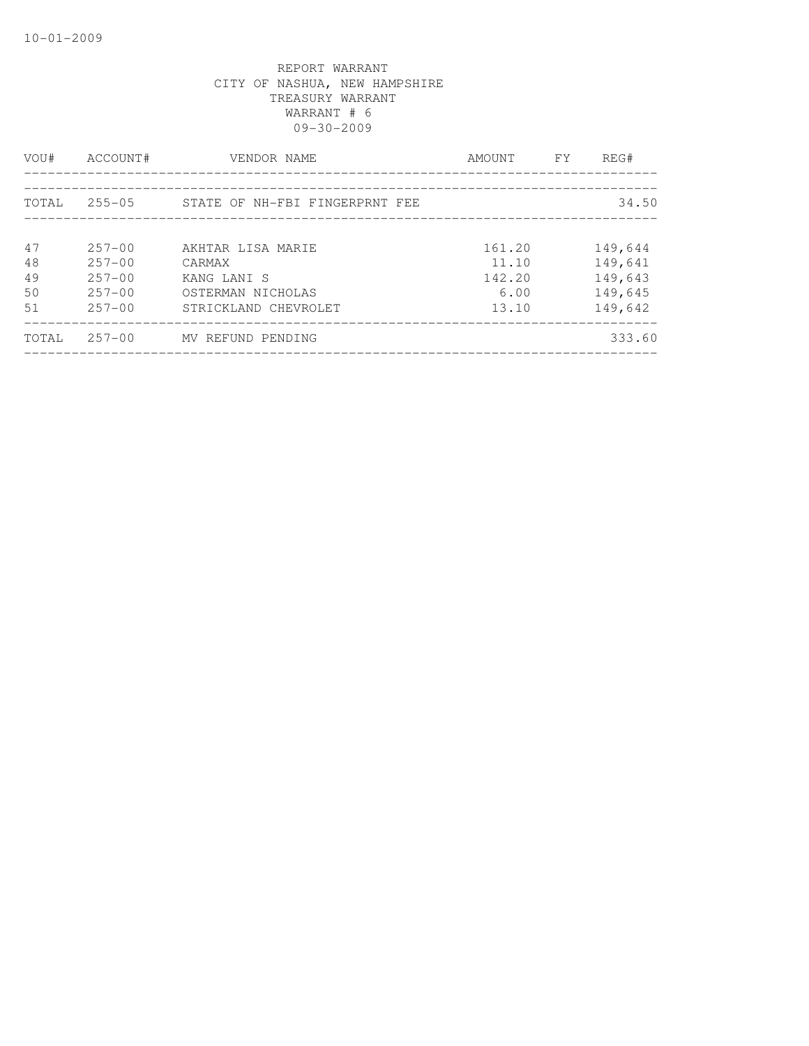REPORT WARRANT
CITY OF NASHUA, NEW HAMPSHIRE
TREASURY WARRANT
WARRANT # 6
09-30-2009

| VOU# | ACCOUNT# | VENDOR NAME | AMOUNT | FY | REG# |
|---|---|---|---|---|---|
| TOTAL | 255-05 | STATE OF NH-FBI FINGERPRNT FEE | | | 34.50 |
| 47 | 257-00 | AKHTAR LISA MARIE | 161.20 | | 149,644 |
| 48 | 257-00 | CARMAX | 11.10 | | 149,641 |
| 49 | 257-00 | KANG LANI S | 142.20 | | 149,643 |
| 50 | 257-00 | OSTERMAN NICHOLAS | 6.00 | | 149,645 |
| 51 | 257-00 | STRICKLAND CHEVROLET | 13.10 | | 149,642 |
| TOTAL | 257-00 | MV REFUND PENDING | | | 333.60 |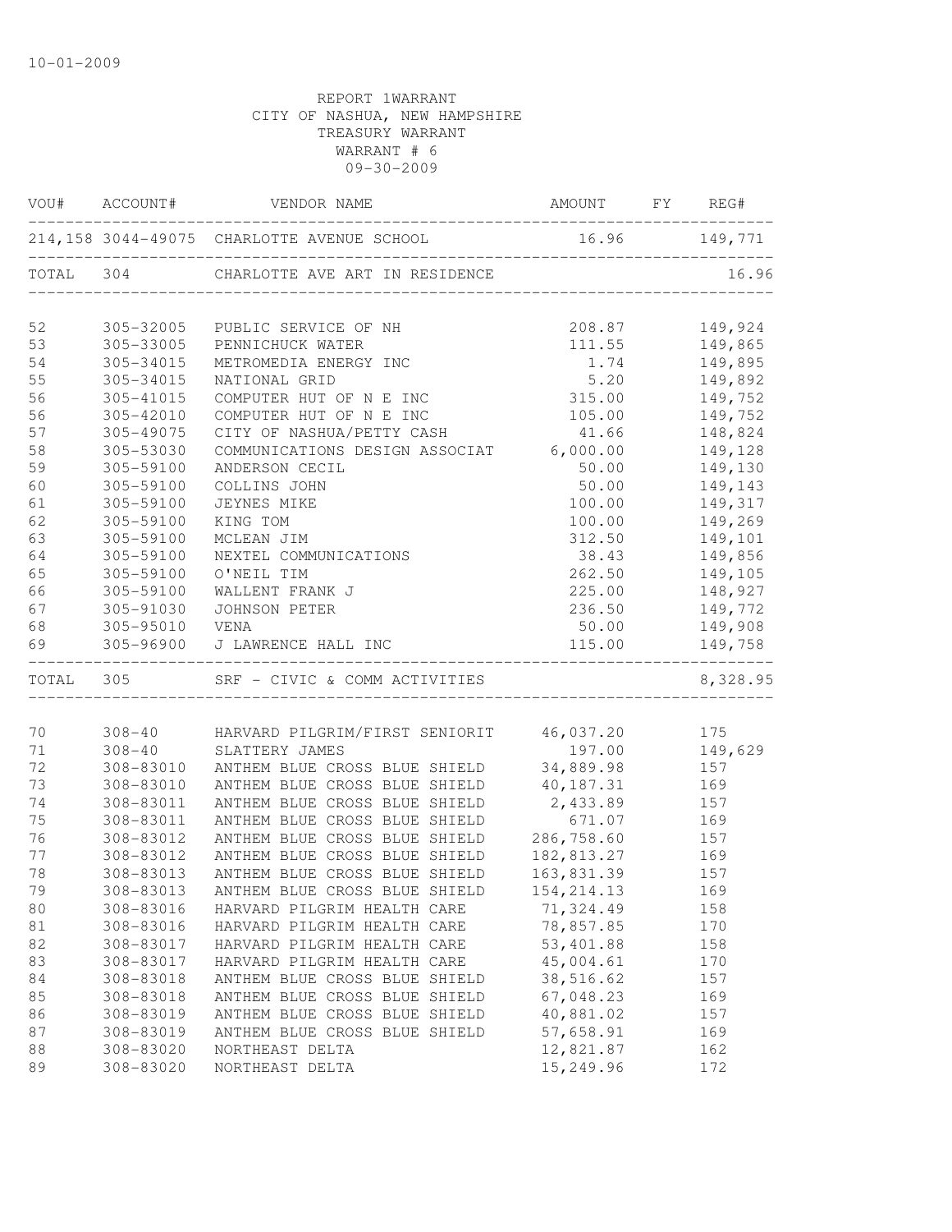10-01-2009

REPORT 1WARRANT
CITY OF NASHUA, NEW HAMPSHIRE
TREASURY WARRANT
WARRANT # 6
09-30-2009

| VOU# | ACCOUNT# | VENDOR NAME | AMOUNT | FY | REG# |
|---|---|---|---|---|---|
| 214,158 | 3044-49075 | CHARLOTTE AVENUE SCHOOL | 16.96 | | 149,771 |
| TOTAL | 304 | CHARLOTTE AVE ART IN RESIDENCE | | | 16.96 |
| 52 | 305-32005 | PUBLIC SERVICE OF NH | 208.87 | | 149,924 |
| 53 | 305-33005 | PENNICHUCK WATER | 111.55 | | 149,865 |
| 54 | 305-34015 | METROMEDIA ENERGY INC | 1.74 | | 149,895 |
| 55 | 305-34015 | NATIONAL GRID | 5.20 | | 149,892 |
| 56 | 305-41015 | COMPUTER HUT OF N E INC | 315.00 | | 149,752 |
| 56 | 305-42010 | COMPUTER HUT OF N E INC | 105.00 | | 149,752 |
| 57 | 305-49075 | CITY OF NASHUA/PETTY CASH | 41.66 | | 148,824 |
| 58 | 305-53030 | COMMUNICATIONS DESIGN ASSOCIAT | 6,000.00 | | 149,128 |
| 59 | 305-59100 | ANDERSON CECIL | 50.00 | | 149,130 |
| 60 | 305-59100 | COLLINS JOHN | 50.00 | | 149,143 |
| 61 | 305-59100 | JEYNES MIKE | 100.00 | | 149,317 |
| 62 | 305-59100 | KING TOM | 100.00 | | 149,269 |
| 63 | 305-59100 | MCLEAN JIM | 312.50 | | 149,101 |
| 64 | 305-59100 | NEXTEL COMMUNICATIONS | 38.43 | | 149,856 |
| 65 | 305-59100 | O'NEIL TIM | 262.50 | | 149,105 |
| 66 | 305-59100 | WALLENT FRANK J | 225.00 | | 148,927 |
| 67 | 305-91030 | JOHNSON PETER | 236.50 | | 149,772 |
| 68 | 305-95010 | VENA | 50.00 | | 149,908 |
| 69 | 305-96900 | J LAWRENCE HALL INC | 115.00 | | 149,758 |
| TOTAL | 305 | SRF - CIVIC & COMM ACTIVITIES | | | 8,328.95 |
| 70 | 308-40 | HARVARD PILGRIM/FIRST SENIORIT | 46,037.20 | | 175 |
| 71 | 308-40 | SLATTERY JAMES | 197.00 | | 149,629 |
| 72 | 308-83010 | ANTHEM BLUE CROSS BLUE SHIELD | 34,889.98 | | 157 |
| 73 | 308-83010 | ANTHEM BLUE CROSS BLUE SHIELD | 40,187.31 | | 169 |
| 74 | 308-83011 | ANTHEM BLUE CROSS BLUE SHIELD | 2,433.89 | | 157 |
| 75 | 308-83011 | ANTHEM BLUE CROSS BLUE SHIELD | 671.07 | | 169 |
| 76 | 308-83012 | ANTHEM BLUE CROSS BLUE SHIELD | 286,758.60 | | 157 |
| 77 | 308-83012 | ANTHEM BLUE CROSS BLUE SHIELD | 182,813.27 | | 169 |
| 78 | 308-83013 | ANTHEM BLUE CROSS BLUE SHIELD | 163,831.39 | | 157 |
| 79 | 308-83013 | ANTHEM BLUE CROSS BLUE SHIELD | 154,214.13 | | 169 |
| 80 | 308-83016 | HARVARD PILGRIM HEALTH CARE | 71,324.49 | | 158 |
| 81 | 308-83016 | HARVARD PILGRIM HEALTH CARE | 78,857.85 | | 170 |
| 82 | 308-83017 | HARVARD PILGRIM HEALTH CARE | 53,401.88 | | 158 |
| 83 | 308-83017 | HARVARD PILGRIM HEALTH CARE | 45,004.61 | | 170 |
| 84 | 308-83018 | ANTHEM BLUE CROSS BLUE SHIELD | 38,516.62 | | 157 |
| 85 | 308-83018 | ANTHEM BLUE CROSS BLUE SHIELD | 67,048.23 | | 169 |
| 86 | 308-83019 | ANTHEM BLUE CROSS BLUE SHIELD | 40,881.02 | | 157 |
| 87 | 308-83019 | ANTHEM BLUE CROSS BLUE SHIELD | 57,658.91 | | 169 |
| 88 | 308-83020 | NORTHEAST DELTA | 12,821.87 | | 162 |
| 89 | 308-83020 | NORTHEAST DELTA | 15,249.96 | | 172 |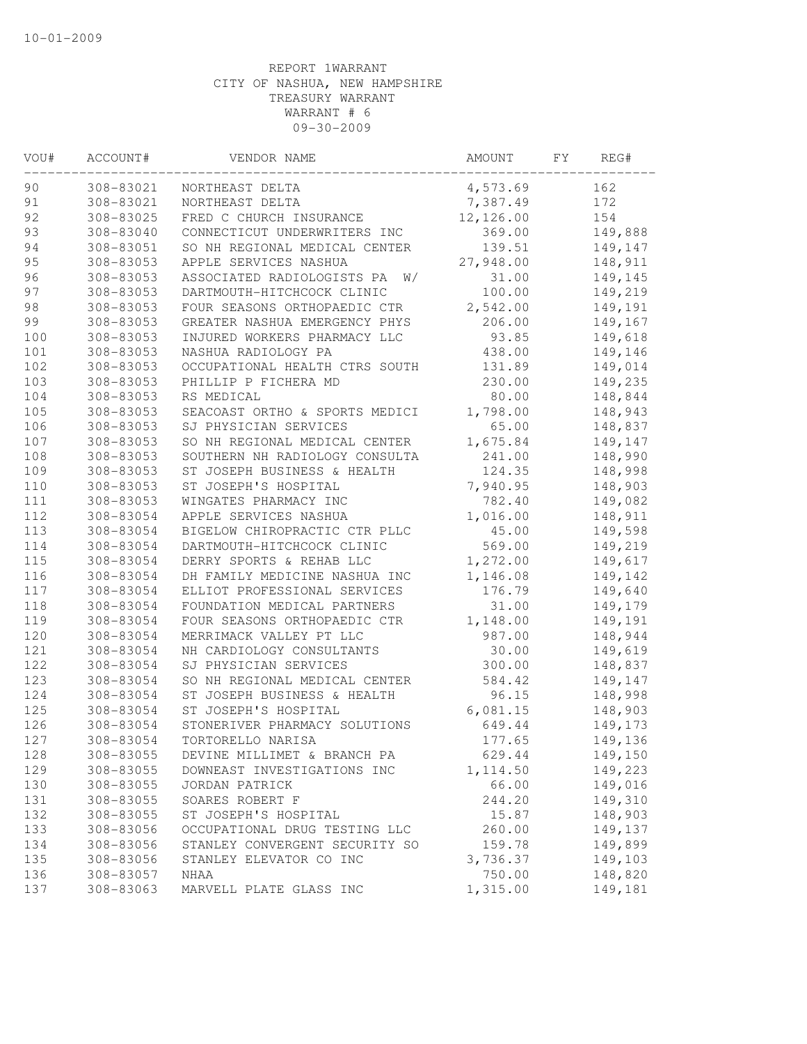REPORT 1WARRANT
CITY OF NASHUA, NEW HAMPSHIRE
TREASURY WARRANT
WARRANT # 6
09-30-2009

| VOU# | ACCOUNT# | VENDOR NAME | AMOUNT | FY | REG# |
|---|---|---|---|---|---|
| 90 | 308-83021 | NORTHEAST DELTA | 4,573.69 | | 162 |
| 91 | 308-83021 | NORTHEAST DELTA | 7,387.49 | | 172 |
| 92 | 308-83025 | FRED C CHURCH INSURANCE | 12,126.00 | | 154 |
| 93 | 308-83040 | CONNECTICUT UNDERWRITERS INC | 369.00 | | 149,888 |
| 94 | 308-83051 | SO NH REGIONAL MEDICAL CENTER | 139.51 | | 149,147 |
| 95 | 308-83053 | APPLE SERVICES NASHUA | 27,948.00 | | 148,911 |
| 96 | 308-83053 | ASSOCIATED RADIOLOGISTS PA W/ | 31.00 | | 149,145 |
| 97 | 308-83053 | DARTMOUTH-HITCHCOCK CLINIC | 100.00 | | 149,219 |
| 98 | 308-83053 | FOUR SEASONS ORTHOPAEDIC CTR | 2,542.00 | | 149,191 |
| 99 | 308-83053 | GREATER NASHUA EMERGENCY PHYS | 206.00 | | 149,167 |
| 100 | 308-83053 | INJURED WORKERS PHARMACY LLC | 93.85 | | 149,618 |
| 101 | 308-83053 | NASHUA RADIOLOGY PA | 438.00 | | 149,146 |
| 102 | 308-83053 | OCCUPATIONAL HEALTH CTRS SOUTH | 131.89 | | 149,014 |
| 103 | 308-83053 | PHILLIP P FICHERA MD | 230.00 | | 149,235 |
| 104 | 308-83053 | RS MEDICAL | 80.00 | | 148,844 |
| 105 | 308-83053 | SEACOAST ORTHO & SPORTS MEDICI | 1,798.00 | | 148,943 |
| 106 | 308-83053 | SJ PHYSICIAN SERVICES | 65.00 | | 148,837 |
| 107 | 308-83053 | SO NH REGIONAL MEDICAL CENTER | 1,675.84 | | 149,147 |
| 108 | 308-83053 | SOUTHERN NH RADIOLOGY CONSULTA | 241.00 | | 148,990 |
| 109 | 308-83053 | ST JOSEPH BUSINESS & HEALTH | 124.35 | | 148,998 |
| 110 | 308-83053 | ST JOSEPH'S HOSPITAL | 7,940.95 | | 148,903 |
| 111 | 308-83053 | WINGATES PHARMACY INC | 782.40 | | 149,082 |
| 112 | 308-83054 | APPLE SERVICES NASHUA | 1,016.00 | | 148,911 |
| 113 | 308-83054 | BIGELOW CHIROPRACTIC CTR PLLC | 45.00 | | 149,598 |
| 114 | 308-83054 | DARTMOUTH-HITCHCOCK CLINIC | 569.00 | | 149,219 |
| 115 | 308-83054 | DERRY SPORTS & REHAB LLC | 1,272.00 | | 149,617 |
| 116 | 308-83054 | DH FAMILY MEDICINE NASHUA INC | 1,146.08 | | 149,142 |
| 117 | 308-83054 | ELLIOT PROFESSIONAL SERVICES | 176.79 | | 149,640 |
| 118 | 308-83054 | FOUNDATION MEDICAL PARTNERS | 31.00 | | 149,179 |
| 119 | 308-83054 | FOUR SEASONS ORTHOPAEDIC CTR | 1,148.00 | | 149,191 |
| 120 | 308-83054 | MERRIMACK VALLEY PT LLC | 987.00 | | 148,944 |
| 121 | 308-83054 | NH CARDIOLOGY CONSULTANTS | 30.00 | | 149,619 |
| 122 | 308-83054 | SJ PHYSICIAN SERVICES | 300.00 | | 148,837 |
| 123 | 308-83054 | SO NH REGIONAL MEDICAL CENTER | 584.42 | | 149,147 |
| 124 | 308-83054 | ST JOSEPH BUSINESS & HEALTH | 96.15 | | 148,998 |
| 125 | 308-83054 | ST JOSEPH'S HOSPITAL | 6,081.15 | | 148,903 |
| 126 | 308-83054 | STONERIVER PHARMACY SOLUTIONS | 649.44 | | 149,173 |
| 127 | 308-83054 | TORTORELLO NARISA | 177.65 | | 149,136 |
| 128 | 308-83055 | DEVINE MILLIMET & BRANCH PA | 629.44 | | 149,150 |
| 129 | 308-83055 | DOWNEAST INVESTIGATIONS INC | 1,114.50 | | 149,223 |
| 130 | 308-83055 | JORDAN PATRICK | 66.00 | | 149,016 |
| 131 | 308-83055 | SOARES ROBERT F | 244.20 | | 149,310 |
| 132 | 308-83055 | ST JOSEPH'S HOSPITAL | 15.87 | | 148,903 |
| 133 | 308-83056 | OCCUPATIONAL DRUG TESTING LLC | 260.00 | | 149,137 |
| 134 | 308-83056 | STANLEY CONVERGENT SECURITY SO | 159.78 | | 149,899 |
| 135 | 308-83056 | STANLEY ELEVATOR CO INC | 3,736.37 | | 149,103 |
| 136 | 308-83057 | NHAA | 750.00 | | 148,820 |
| 137 | 308-83063 | MARVELL PLATE GLASS INC | 1,315.00 | | 149,181 |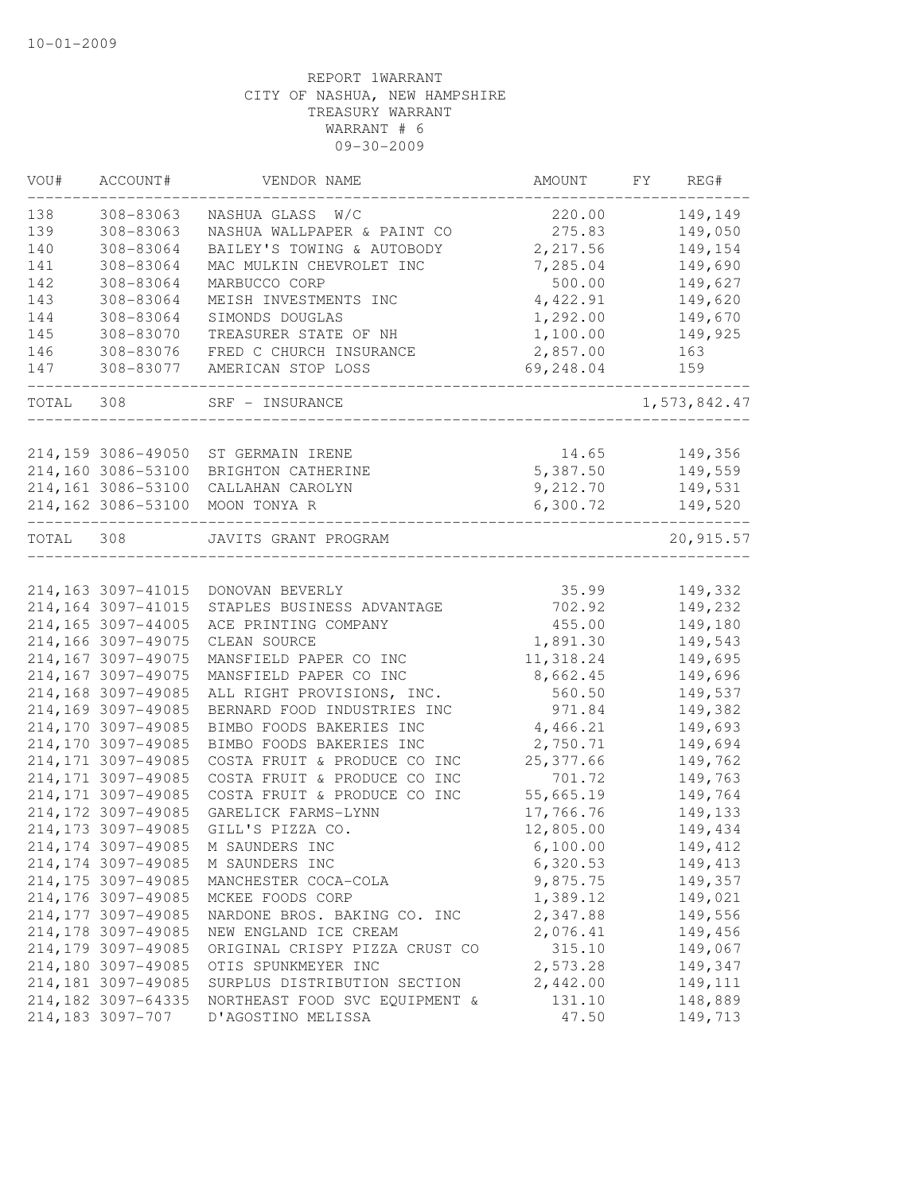10-01-2009

REPORT 1WARRANT
CITY OF NASHUA, NEW HAMPSHIRE
TREASURY WARRANT
WARRANT # 6
09-30-2009

| VOU# | ACCOUNT# | VENDOR NAME | AMOUNT | FY | REG# |
|---|---|---|---|---|---|
| 138 | 308-83063 | NASHUA GLASS W/C | 220.00 | | 149,149 |
| 139 | 308-83063 | NASHUA WALLPAPER & PAINT CO | 275.83 | | 149,050 |
| 140 | 308-83064 | BAILEY'S TOWING & AUTOBODY | 2,217.56 | | 149,154 |
| 141 | 308-83064 | MAC MULKIN CHEVROLET INC | 7,285.04 | | 149,690 |
| 142 | 308-83064 | MARBUCCO CORP | 500.00 | | 149,627 |
| 143 | 308-83064 | MEISH INVESTMENTS INC | 4,422.91 | | 149,620 |
| 144 | 308-83064 | SIMONDS DOUGLAS | 1,292.00 | | 149,670 |
| 145 | 308-83070 | TREASURER STATE OF NH | 1,100.00 | | 149,925 |
| 146 | 308-83076 | FRED C CHURCH INSURANCE | 2,857.00 | | 163 |
| 147 | 308-83077 | AMERICAN STOP LOSS | 69,248.04 | | 159 |
| TOTAL | 308 | SRF - INSURANCE | | | 1,573,842.47 |
| 214,159 | 3086-49050 | ST GERMAIN IRENE | 14.65 | | 149,356 |
| 214,160 | 3086-53100 | BRIGHTON CATHERINE | 5,387.50 | | 149,559 |
| 214,161 | 3086-53100 | CALLAHAN CAROLYN | 9,212.70 | | 149,531 |
| 214,162 | 3086-53100 | MOON TONYA R | 6,300.72 | | 149,520 |
| TOTAL | 308 | JAVITS GRANT PROGRAM | | | 20,915.57 |
| 214,163 | 3097-41015 | DONOVAN BEVERLY | 35.99 | | 149,332 |
| 214,164 | 3097-41015 | STAPLES BUSINESS ADVANTAGE | 702.92 | | 149,232 |
| 214,165 | 3097-44005 | ACE PRINTING COMPANY | 455.00 | | 149,180 |
| 214,166 | 3097-49075 | CLEAN SOURCE | 1,891.30 | | 149,543 |
| 214,167 | 3097-49075 | MANSFIELD PAPER CO INC | 11,318.24 | | 149,695 |
| 214,167 | 3097-49075 | MANSFIELD PAPER CO INC | 8,662.45 | | 149,696 |
| 214,168 | 3097-49085 | ALL RIGHT PROVISIONS, INC. | 560.50 | | 149,537 |
| 214,169 | 3097-49085 | BERNARD FOOD INDUSTRIES INC | 971.84 | | 149,382 |
| 214,170 | 3097-49085 | BIMBO FOODS BAKERIES INC | 4,466.21 | | 149,693 |
| 214,170 | 3097-49085 | BIMBO FOODS BAKERIES INC | 2,750.71 | | 149,694 |
| 214,171 | 3097-49085 | COSTA FRUIT & PRODUCE CO INC | 25,377.66 | | 149,762 |
| 214,171 | 3097-49085 | COSTA FRUIT & PRODUCE CO INC | 701.72 | | 149,763 |
| 214,171 | 3097-49085 | COSTA FRUIT & PRODUCE CO INC | 55,665.19 | | 149,764 |
| 214,172 | 3097-49085 | GARELICK FARMS-LYNN | 17,766.76 | | 149,133 |
| 214,173 | 3097-49085 | GILL'S PIZZA CO. | 12,805.00 | | 149,434 |
| 214,174 | 3097-49085 | M SAUNDERS INC | 6,100.00 | | 149,412 |
| 214,174 | 3097-49085 | M SAUNDERS INC | 6,320.53 | | 149,413 |
| 214,175 | 3097-49085 | MANCHESTER COCA-COLA | 9,875.75 | | 149,357 |
| 214,176 | 3097-49085 | MCKEE FOODS CORP | 1,389.12 | | 149,021 |
| 214,177 | 3097-49085 | NARDONE BROS. BAKING CO. INC | 2,347.88 | | 149,556 |
| 214,178 | 3097-49085 | NEW ENGLAND ICE CREAM | 2,076.41 | | 149,456 |
| 214,179 | 3097-49085 | ORIGINAL CRISPY PIZZA CRUST CO | 315.10 | | 149,067 |
| 214,180 | 3097-49085 | OTIS SPUNKMEYER INC | 2,573.28 | | 149,347 |
| 214,181 | 3097-49085 | SURPLUS DISTRIBUTION SECTION | 2,442.00 | | 149,111 |
| 214,182 | 3097-64335 | NORTHEAST FOOD SVC EQUIPMENT & | 131.10 | | 148,889 |
| 214,183 | 3097-707 | D'AGOSTINO MELISSA | 47.50 | | 149,713 |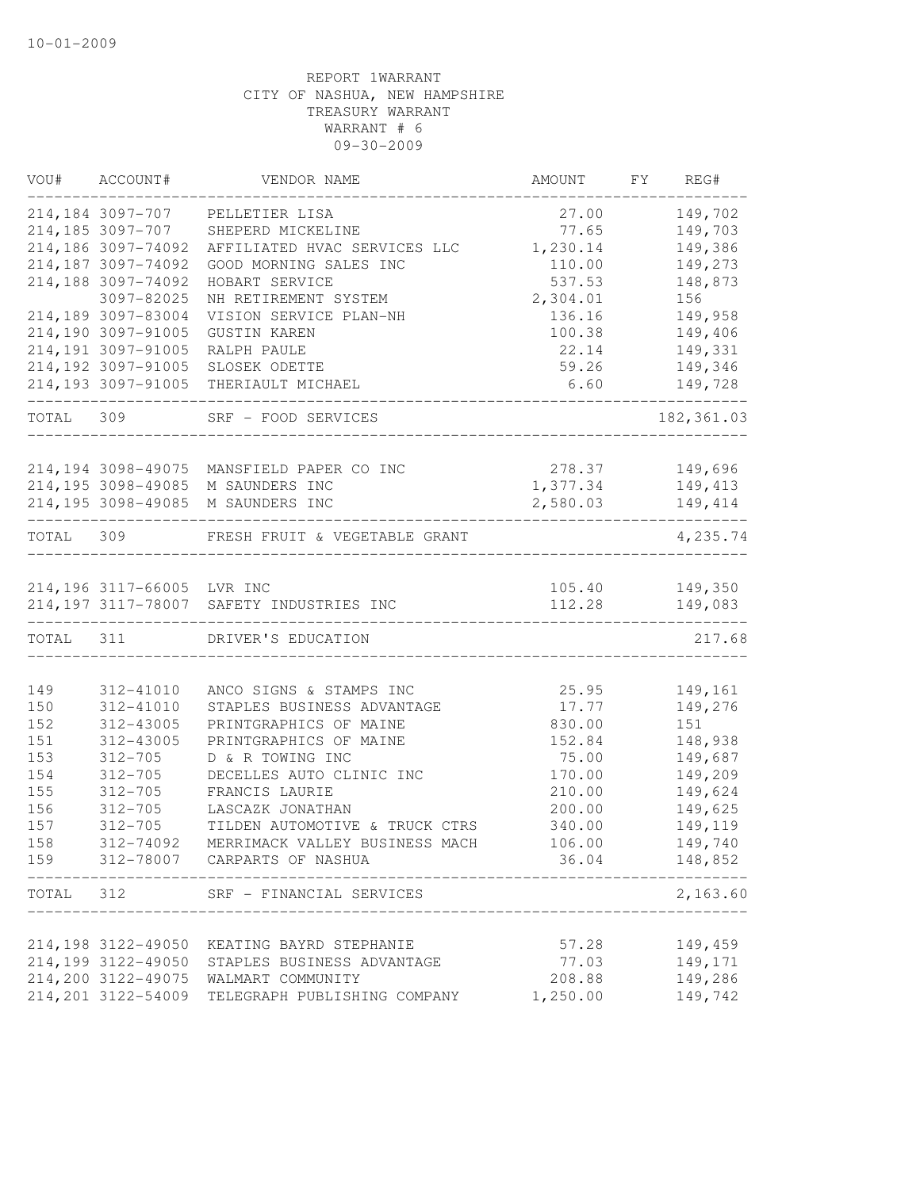10-01-2009

REPORT 1WARRANT
CITY OF NASHUA, NEW HAMPSHIRE
TREASURY WARRANT
WARRANT # 6
09-30-2009

| VOU# | ACCOUNT# | VENDOR NAME | AMOUNT | FY | REG# |
|---|---|---|---|---|---|
| 214,184 | 3097-707 | PELLETIER LISA | 27.00 | | 149,702 |
| 214,185 | 3097-707 | SHEPERD MICKELINE | 77.65 | | 149,703 |
| 214,186 | 3097-74092 | AFFILIATED HVAC SERVICES LLC | 1,230.14 | | 149,386 |
| 214,187 | 3097-74092 | GOOD MORNING SALES INC | 110.00 | | 149,273 |
| 214,188 | 3097-74092 | HOBART SERVICE | 537.53 | | 148,873 |
| | 3097-82025 | NH RETIREMENT SYSTEM | 2,304.01 | | 156 |
| 214,189 | 3097-83004 | VISION SERVICE PLAN-NH | 136.16 | | 149,958 |
| 214,190 | 3097-91005 | GUSTIN KAREN | 100.38 | | 149,406 |
| 214,191 | 3097-91005 | RALPH PAULE | 22.14 | | 149,331 |
| 214,192 | 3097-91005 | SLOSEK ODETTE | 59.26 | | 149,346 |
| 214,193 | 3097-91005 | THERIAULT MICHAEL | 6.60 | | 149,728 |
| TOTAL | 309 | SRF - FOOD SERVICES | | | 182,361.03 |
| 214,194 | 3098-49075 | MANSFIELD PAPER CO INC | 278.37 | | 149,696 |
| 214,195 | 3098-49085 | M SAUNDERS INC | 1,377.34 | | 149,413 |
| 214,195 | 3098-49085 | M SAUNDERS INC | 2,580.03 | | 149,414 |
| TOTAL | 309 | FRESH FRUIT & VEGETABLE GRANT | | | 4,235.74 |
| 214,196 | 3117-66005 | LVR INC | 105.40 | | 149,350 |
| 214,197 | 3117-78007 | SAFETY INDUSTRIES INC | 112.28 | | 149,083 |
| TOTAL | 311 | DRIVER'S EDUCATION | | | 217.68 |
| 149 | 312-41010 | ANCO SIGNS & STAMPS INC | 25.95 | | 149,161 |
| 150 | 312-41010 | STAPLES BUSINESS ADVANTAGE | 17.77 | | 149,276 |
| 152 | 312-43005 | PRINTGRAPHICS OF MAINE | 830.00 | | 151 |
| 151 | 312-43005 | PRINTGRAPHICS OF MAINE | 152.84 | | 148,938 |
| 153 | 312-705 | D & R TOWING INC | 75.00 | | 149,687 |
| 154 | 312-705 | DECELLES AUTO CLINIC INC | 170.00 | | 149,209 |
| 155 | 312-705 | FRANCIS LAURIE | 210.00 | | 149,624 |
| 156 | 312-705 | LASCAZK JONATHAN | 200.00 | | 149,625 |
| 157 | 312-705 | TILDEN AUTOMOTIVE & TRUCK CTRS | 340.00 | | 149,119 |
| 158 | 312-74092 | MERRIMACK VALLEY BUSINESS MACH | 106.00 | | 149,740 |
| 159 | 312-78007 | CARPARTS OF NASHUA | 36.04 | | 148,852 |
| TOTAL | 312 | SRF - FINANCIAL SERVICES | | | 2,163.60 |
| 214,198 | 3122-49050 | KEATING BAYRD STEPHANIE | 57.28 | | 149,459 |
| 214,199 | 3122-49050 | STAPLES BUSINESS ADVANTAGE | 77.03 | | 149,171 |
| 214,200 | 3122-49075 | WALMART COMMUNITY | 208.88 | | 149,286 |
| 214,201 | 3122-54009 | TELEGRAPH PUBLISHING COMPANY | 1,250.00 | | 149,742 |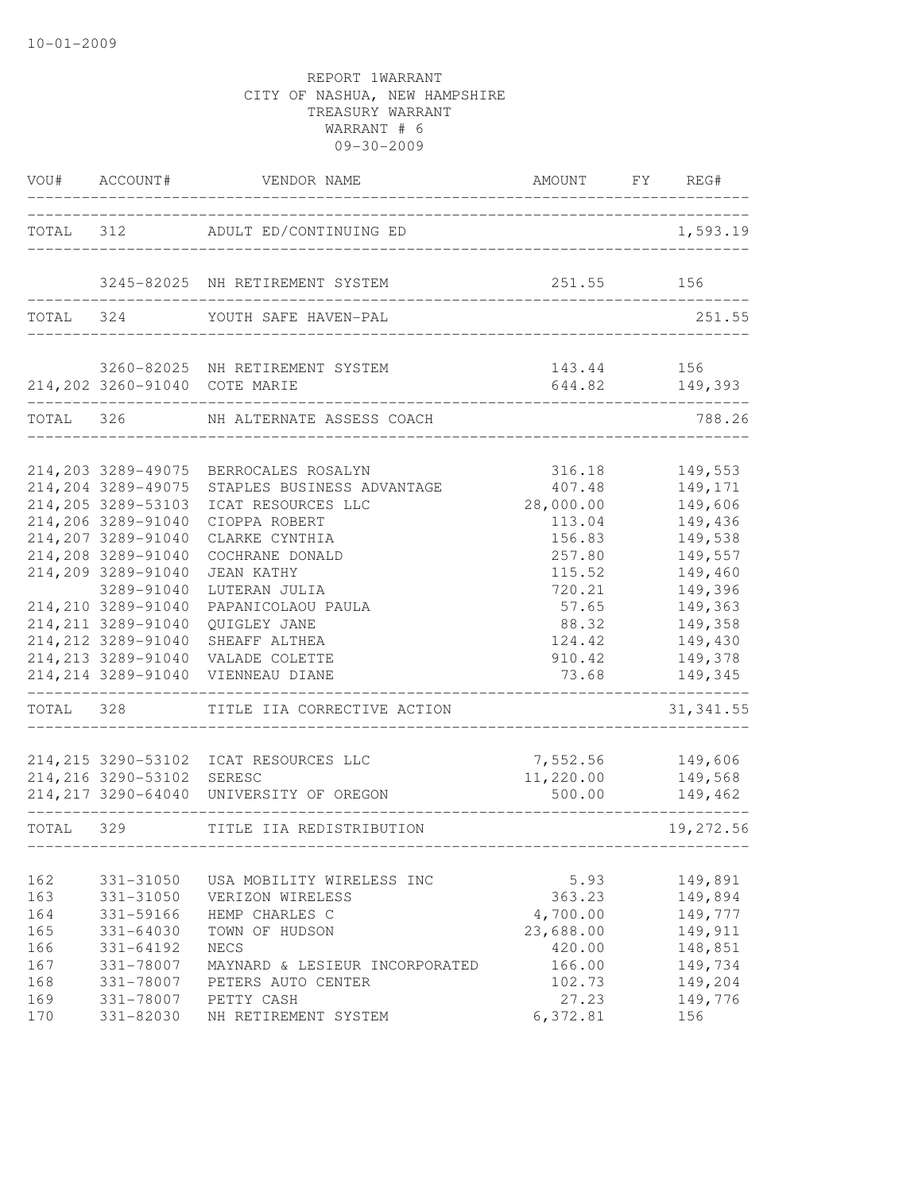10-01-2009

REPORT 1WARRANT
CITY OF NASHUA, NEW HAMPSHIRE
TREASURY WARRANT
WARRANT # 6
09-30-2009

| VOU# | ACCOUNT# | VENDOR NAME | AMOUNT | FY | REG# |
|---|---|---|---|---|---|
| TOTAL | 312 | ADULT ED/CONTINUING ED | | | 1,593.19 |
| | 3245-82025 | NH RETIREMENT SYSTEM | 251.55 | | 156 |
| TOTAL | 324 | YOUTH SAFE HAVEN-PAL | | | 251.55 |
| | 3260-82025 | NH RETIREMENT SYSTEM | 143.44 | | 156 |
| 214,202 | 3260-91040 | COTE MARIE | 644.82 | | 149,393 |
| TOTAL | 326 | NH ALTERNATE ASSESS COACH | | | 788.26 |
| 214,203 | 3289-49075 | BERROCALES ROSALYN | 316.18 | | 149,553 |
| 214,204 | 3289-49075 | STAPLES BUSINESS ADVANTAGE | 407.48 | | 149,171 |
| 214,205 | 3289-53103 | ICAT RESOURCES LLC | 28,000.00 | | 149,606 |
| 214,206 | 3289-91040 | CIOPPA ROBERT | 113.04 | | 149,436 |
| 214,207 | 3289-91040 | CLARKE CYNTHIA | 156.83 | | 149,538 |
| 214,208 | 3289-91040 | COCHRANE DONALD | 257.80 | | 149,557 |
| 214,209 | 3289-91040 | JEAN KATHY | 115.52 | | 149,460 |
| | 3289-91040 | LUTERAN JULIA | 720.21 | | 149,396 |
| 214,210 | 3289-91040 | PAPANICOLAOU PAULA | 57.65 | | 149,363 |
| 214,211 | 3289-91040 | QUIGLEY JANE | 88.32 | | 149,358 |
| 214,212 | 3289-91040 | SHEAFF ALTHEA | 124.42 | | 149,430 |
| 214,213 | 3289-91040 | VALADE COLETTE | 910.42 | | 149,378 |
| 214,214 | 3289-91040 | VIENNEAU DIANE | 73.68 | | 149,345 |
| TOTAL | 328 | TITLE IIA CORRECTIVE ACTION | | | 31,341.55 |
| 214,215 | 3290-53102 | ICAT RESOURCES LLC | 7,552.56 | | 149,606 |
| 214,216 | 3290-53102 | SERESC | 11,220.00 | | 149,568 |
| 214,217 | 3290-64040 | UNIVERSITY OF OREGON | 500.00 | | 149,462 |
| TOTAL | 329 | TITLE IIA REDISTRIBUTION | | | 19,272.56 |
| 162 | 331-31050 | USA MOBILITY WIRELESS INC | 5.93 | | 149,891 |
| 163 | 331-31050 | VERIZON WIRELESS | 363.23 | | 149,894 |
| 164 | 331-59166 | HEMP CHARLES C | 4,700.00 | | 149,777 |
| 165 | 331-64030 | TOWN OF HUDSON | 23,688.00 | | 149,911 |
| 166 | 331-64192 | NECS | 420.00 | | 148,851 |
| 167 | 331-78007 | MAYNARD & LESIEUR INCORPORATED | 166.00 | | 149,734 |
| 168 | 331-78007 | PETERS AUTO CENTER | 102.73 | | 149,204 |
| 169 | 331-78007 | PETTY CASH | 27.23 | | 149,776 |
| 170 | 331-82030 | NH RETIREMENT SYSTEM | 6,372.81 | | 156 |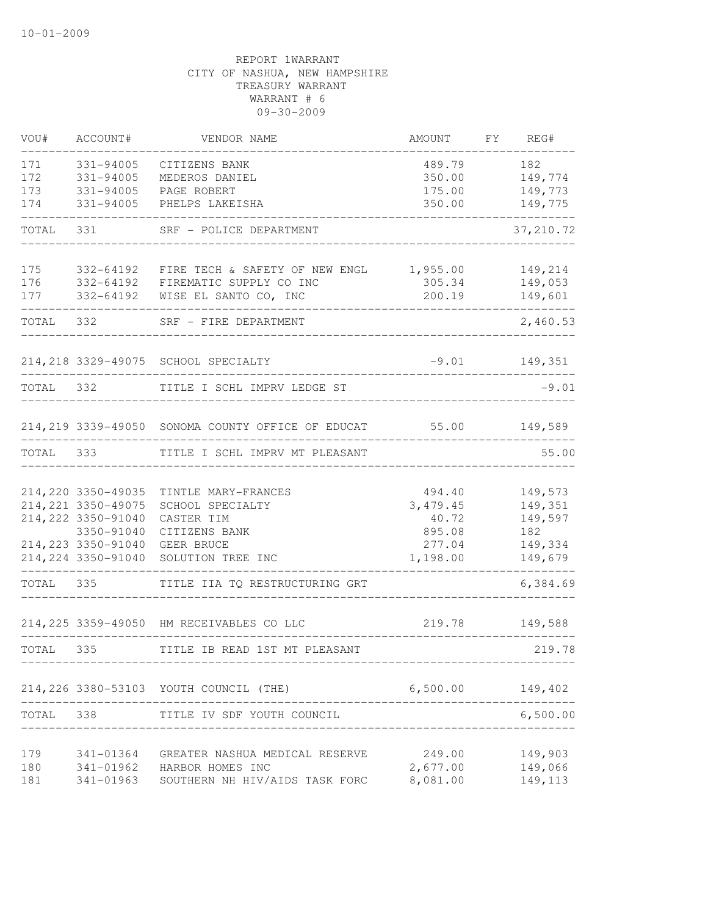10-01-2009

REPORT 1WARRANT
CITY OF NASHUA, NEW HAMPSHIRE
TREASURY WARRANT
WARRANT # 6
09-30-2009

| VOU# | ACCOUNT# | VENDOR NAME | AMOUNT | FY | REG# |
|---|---|---|---|---|---|
| 171 | 331-94005 | CITIZENS BANK | 489.79 | | 182 |
| 172 | 331-94005 | MEDEROS DANIEL | 350.00 | | 149,774 |
| 173 | 331-94005 | PAGE ROBERT | 175.00 | | 149,773 |
| 174 | 331-94005 | PHELPS LAKEISHA | 350.00 | | 149,775 |
| TOTAL | 331 | SRF - POLICE DEPARTMENT | | | 37,210.72 |
| 175 | 332-64192 | FIRE TECH & SAFETY OF NEW ENGL | 1,955.00 | | 149,214 |
| 176 | 332-64192 | FIREMATIC SUPPLY CO INC | 305.34 | | 149,053 |
| 177 | 332-64192 | WISE EL SANTO CO, INC | 200.19 | | 149,601 |
| TOTAL | 332 | SRF - FIRE DEPARTMENT | | | 2,460.53 |
| 214,218 | 3329-49075 | SCHOOL SPECIALTY | -9.01 | | 149,351 |
| TOTAL | 332 | TITLE I SCHL IMPRV LEDGE ST | | | -9.01 |
| 214,219 | 3339-49050 | SONOMA COUNTY OFFICE OF EDUCAT | 55.00 | | 149,589 |
| TOTAL | 333 | TITLE I SCHL IMPRV MT PLEASANT | | | 55.00 |
| 214,220 | 3350-49035 | TINTLE MARY-FRANCES | 494.40 | | 149,573 |
| 214,221 | 3350-49075 | SCHOOL SPECIALTY | 3,479.45 | | 149,351 |
| 214,222 | 3350-91040 | CASTER TIM | 40.72 | | 149,597 |
| | 3350-91040 | CITIZENS BANK | 895.08 | | 182 |
| 214,223 | 3350-91040 | GEER BRUCE | 277.04 | | 149,334 |
| 214,224 | 3350-91040 | SOLUTION TREE INC | 1,198.00 | | 149,679 |
| TOTAL | 335 | TITLE IIA TQ RESTRUCTURING GRT | | | 6,384.69 |
| 214,225 | 3359-49050 | HM RECEIVABLES CO LLC | 219.78 | | 149,588 |
| TOTAL | 335 | TITLE IB READ 1ST MT PLEASANT | | | 219.78 |
| 214,226 | 3380-53103 | YOUTH COUNCIL (THE) | 6,500.00 | | 149,402 |
| TOTAL | 338 | TITLE IV SDF YOUTH COUNCIL | | | 6,500.00 |
| 179 | 341-01364 | GREATER NASHUA MEDICAL RESERVE | 249.00 | | 149,903 |
| 180 | 341-01962 | HARBOR HOMES INC | 2,677.00 | | 149,066 |
| 181 | 341-01963 | SOUTHERN NH HIV/AIDS TASK FORC | 8,081.00 | | 149,113 |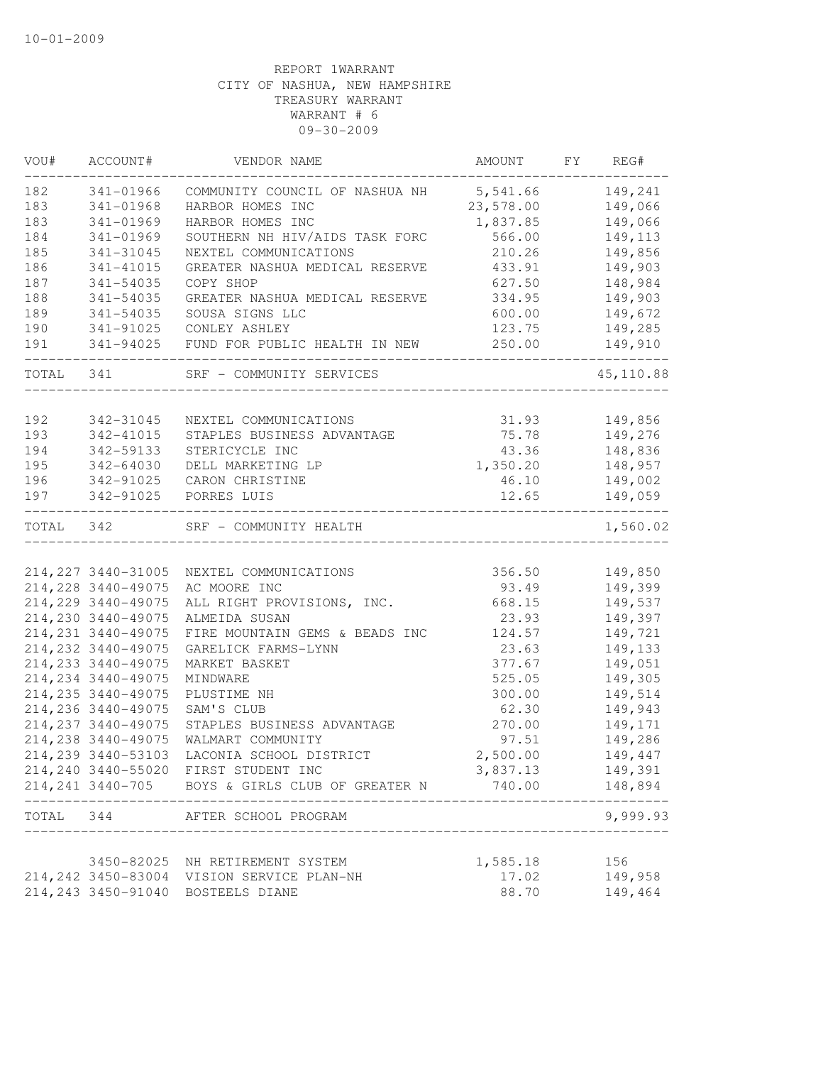10-01-2009

REPORT 1WARRANT
CITY OF NASHUA, NEW HAMPSHIRE
TREASURY WARRANT
WARRANT # 6
09-30-2009

| VOU# | ACCOUNT# | VENDOR NAME | AMOUNT | FY | REG# |
|---|---|---|---|---|---|
| 182 | 341-01966 | COMMUNITY COUNCIL OF NASHUA NH | 5,541.66 | | 149,241 |
| 183 | 341-01968 | HARBOR HOMES INC | 23,578.00 | | 149,066 |
| 183 | 341-01969 | HARBOR HOMES INC | 1,837.85 | | 149,066 |
| 184 | 341-01969 | SOUTHERN NH HIV/AIDS TASK FORC | 566.00 | | 149,113 |
| 185 | 341-31045 | NEXTEL COMMUNICATIONS | 210.26 | | 149,856 |
| 186 | 341-41015 | GREATER NASHUA MEDICAL RESERVE | 433.91 | | 149,903 |
| 187 | 341-54035 | COPY SHOP | 627.50 | | 148,984 |
| 188 | 341-54035 | GREATER NASHUA MEDICAL RESERVE | 334.95 | | 149,903 |
| 189 | 341-54035 | SOUSA SIGNS LLC | 600.00 | | 149,672 |
| 190 | 341-91025 | CONLEY ASHLEY | 123.75 | | 149,285 |
| 191 | 341-94025 | FUND FOR PUBLIC HEALTH IN NEW | 250.00 | | 149,910 |
| TOTAL | 341 | SRF - COMMUNITY SERVICES | | | 45,110.88 |
| 192 | 342-31045 | NEXTEL COMMUNICATIONS | 31.93 | | 149,856 |
| 193 | 342-41015 | STAPLES BUSINESS ADVANTAGE | 75.78 | | 149,276 |
| 194 | 342-59133 | STERICYCLE INC | 43.36 | | 148,836 |
| 195 | 342-64030 | DELL MARKETING LP | 1,350.20 | | 148,957 |
| 196 | 342-91025 | CARON CHRISTINE | 46.10 | | 149,002 |
| 197 | 342-91025 | PORRES LUIS | 12.65 | | 149,059 |
| TOTAL | 342 | SRF - COMMUNITY HEALTH | | | 1,560.02 |
| 214,227 | 3440-31005 | NEXTEL COMMUNICATIONS | 356.50 | | 149,850 |
| 214,228 | 3440-49075 | AC MOORE INC | 93.49 | | 149,399 |
| 214,229 | 3440-49075 | ALL RIGHT PROVISIONS, INC. | 668.15 | | 149,537 |
| 214,230 | 3440-49075 | ALMEIDA SUSAN | 23.93 | | 149,397 |
| 214,231 | 3440-49075 | FIRE MOUNTAIN GEMS & BEADS INC | 124.57 | | 149,721 |
| 214,232 | 3440-49075 | GARELICK FARMS-LYNN | 23.63 | | 149,133 |
| 214,233 | 3440-49075 | MARKET BASKET | 377.67 | | 149,051 |
| 214,234 | 3440-49075 | MINDWARE | 525.05 | | 149,305 |
| 214,235 | 3440-49075 | PLUSTIME NH | 300.00 | | 149,514 |
| 214,236 | 3440-49075 | SAM'S CLUB | 62.30 | | 149,943 |
| 214,237 | 3440-49075 | STAPLES BUSINESS ADVANTAGE | 270.00 | | 149,171 |
| 214,238 | 3440-49075 | WALMART COMMUNITY | 97.51 | | 149,286 |
| 214,239 | 3440-53103 | LACONIA SCHOOL DISTRICT | 2,500.00 | | 149,447 |
| 214,240 | 3440-55020 | FIRST STUDENT INC | 3,837.13 | | 149,391 |
| 214,241 | 3440-705 | BOYS & GIRLS CLUB OF GREATER N | 740.00 | | 148,894 |
| TOTAL | 344 | AFTER SCHOOL PROGRAM | | | 9,999.93 |
| | 3450-82025 | NH RETIREMENT SYSTEM | 1,585.18 | | 156 |
| 214,242 | 3450-83004 | VISION SERVICE PLAN-NH | 17.02 | | 149,958 |
| 214,243 | 3450-91040 | BOSTEELS DIANE | 88.70 | | 149,464 |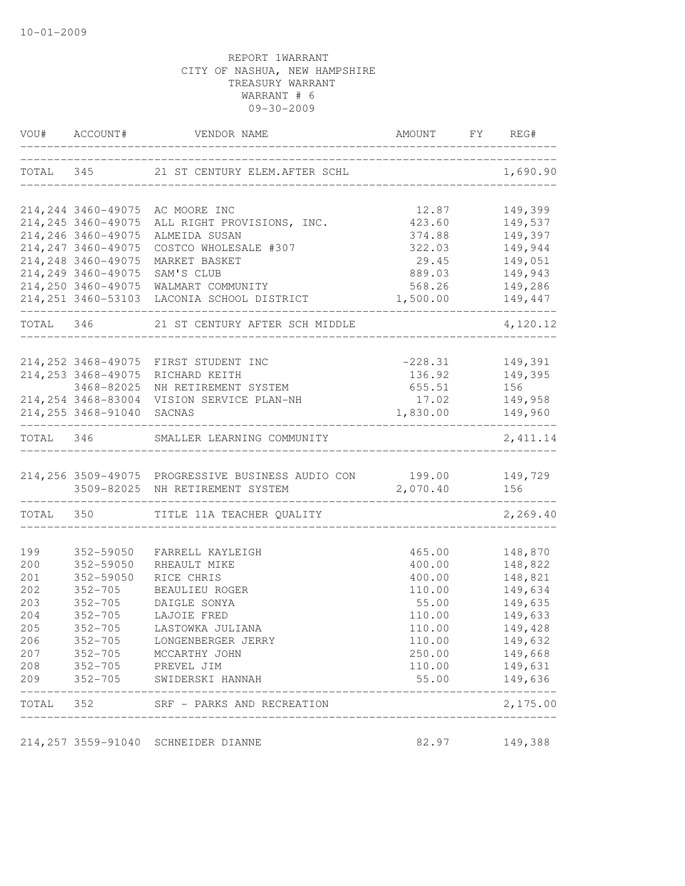10-01-2009

REPORT 1WARRANT
CITY OF NASHUA, NEW HAMPSHIRE
TREASURY WARRANT
WARRANT # 6
09-30-2009

| VOU# | ACCOUNT# | VENDOR NAME | AMOUNT | FY | REG# |
|---|---|---|---|---|---|
| TOTAL | 345 | 21 ST CENTURY ELEM.AFTER SCHL | | | 1,690.90 |
| 214,244 | 3460-49075 | AC MOORE INC | 12.87 | | 149,399 |
| 214,245 | 3460-49075 | ALL RIGHT PROVISIONS, INC. | 423.60 | | 149,537 |
| 214,246 | 3460-49075 | ALMEIDA SUSAN | 374.88 | | 149,397 |
| 214,247 | 3460-49075 | COSTCO WHOLESALE #307 | 322.03 | | 149,944 |
| 214,248 | 3460-49075 | MARKET BASKET | 29.45 | | 149,051 |
| 214,249 | 3460-49075 | SAM'S CLUB | 889.03 | | 149,943 |
| 214,250 | 3460-49075 | WALMART COMMUNITY | 568.26 | | 149,286 |
| 214,251 | 3460-53103 | LACONIA SCHOOL DISTRICT | 1,500.00 | | 149,447 |
| TOTAL | 346 | 21 ST CENTURY AFTER SCH MIDDLE | | | 4,120.12 |
| 214,252 | 3468-49075 | FIRST STUDENT INC | -228.31 | | 149,391 |
| 214,253 | 3468-49075 | RICHARD KEITH | 136.92 | | 149,395 |
| | 3468-82025 | NH RETIREMENT SYSTEM | 655.51 | | 156 |
| 214,254 | 3468-83004 | VISION SERVICE PLAN-NH | 17.02 | | 149,958 |
| 214,255 | 3468-91040 | SACNAS | 1,830.00 | | 149,960 |
| TOTAL | 346 | SMALLER LEARNING COMMUNITY | | | 2,411.14 |
| 214,256 | 3509-49075 | PROGRESSIVE BUSINESS AUDIO CON | 199.00 | | 149,729 |
| | 3509-82025 | NH RETIREMENT SYSTEM | 2,070.40 | | 156 |
| TOTAL | 350 | TITLE 11A TEACHER QUALITY | | | 2,269.40 |
| 199 | 352-59050 | FARRELL KAYLEIGH | 465.00 | | 148,870 |
| 200 | 352-59050 | RHEAULT MIKE | 400.00 | | 148,822 |
| 201 | 352-59050 | RICE CHRIS | 400.00 | | 148,821 |
| 202 | 352-705 | BEAULIEU ROGER | 110.00 | | 149,634 |
| 203 | 352-705 | DAIGLE SONYA | 55.00 | | 149,635 |
| 204 | 352-705 | LAJOIE FRED | 110.00 | | 149,633 |
| 205 | 352-705 | LASTOWKA JULIANA | 110.00 | | 149,428 |
| 206 | 352-705 | LONGENBERGER JERRY | 110.00 | | 149,632 |
| 207 | 352-705 | MCCARTHY JOHN | 250.00 | | 149,668 |
| 208 | 352-705 | PREVEL JIM | 110.00 | | 149,631 |
| 209 | 352-705 | SWIDERSKI HANNAH | 55.00 | | 149,636 |
| TOTAL | 352 | SRF - PARKS AND RECREATION | | | 2,175.00 |
| 214,257 | 3559-91040 | SCHNEIDER DIANNE | 82.97 | | 149,388 |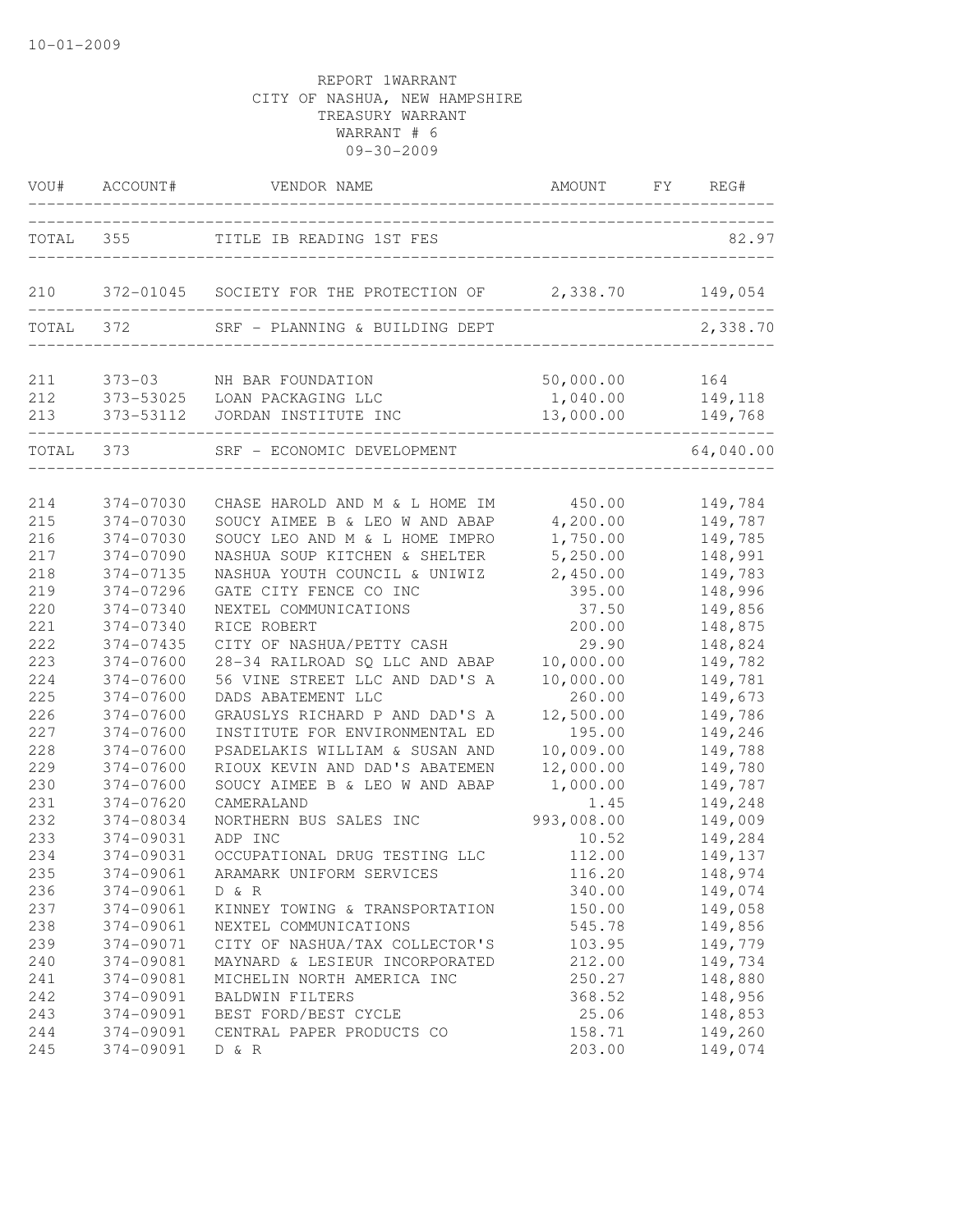10-01-2009

REPORT 1WARRANT
CITY OF NASHUA, NEW HAMPSHIRE
TREASURY WARRANT
WARRANT # 6
09-30-2009

| VOU# | ACCOUNT# | VENDOR NAME | AMOUNT | FY | REG# |
|---|---|---|---|---|---|
| TOTAL | 355 | TITLE IB READING 1ST FES | | | 82.97 |
| 210 | 372-01045 | SOCIETY FOR THE PROTECTION OF | 2,338.70 | | 149,054 |
| TOTAL | 372 | SRF - PLANNING & BUILDING DEPT | | | 2,338.70 |
| 211 | 373-03 | NH BAR FOUNDATION | 50,000.00 | | 164 |
| 212 | 373-53025 | LOAN PACKAGING LLC | 1,040.00 | | 149,118 |
| 213 | 373-53112 | JORDAN INSTITUTE INC | 13,000.00 | | 149,768 |
| TOTAL | 373 | SRF - ECONOMIC DEVELOPMENT | | | 64,040.00 |
| 214 | 374-07030 | CHASE HAROLD AND M & L HOME IM | 450.00 | | 149,784 |
| 215 | 374-07030 | SOUCY AIMEE B & LEO W AND ABAP | 4,200.00 | | 149,787 |
| 216 | 374-07030 | SOUCY LEO AND M & L HOME IMPRO | 1,750.00 | | 149,785 |
| 217 | 374-07090 | NASHUA SOUP KITCHEN & SHELTER | 5,250.00 | | 148,991 |
| 218 | 374-07135 | NASHUA YOUTH COUNCIL & UNIWIZ | 2,450.00 | | 149,783 |
| 219 | 374-07296 | GATE CITY FENCE CO INC | 395.00 | | 148,996 |
| 220 | 374-07340 | NEXTEL COMMUNICATIONS | 37.50 | | 149,856 |
| 221 | 374-07340 | RICE ROBERT | 200.00 | | 148,875 |
| 222 | 374-07435 | CITY OF NASHUA/PETTY CASH | 29.90 | | 148,824 |
| 223 | 374-07600 | 28-34 RAILROAD SQ LLC AND ABAP | 10,000.00 | | 149,782 |
| 224 | 374-07600 | 56 VINE STREET LLC AND DAD'S A | 10,000.00 | | 149,781 |
| 225 | 374-07600 | DADS ABATEMENT LLC | 260.00 | | 149,673 |
| 226 | 374-07600 | GRAUSLYS RICHARD P AND DAD'S A | 12,500.00 | | 149,786 |
| 227 | 374-07600 | INSTITUTE FOR ENVIRONMENTAL ED | 195.00 | | 149,246 |
| 228 | 374-07600 | PSADELAKIS WILLIAM & SUSAN AND | 10,009.00 | | 149,788 |
| 229 | 374-07600 | RIOUX KEVIN AND DAD'S ABATEMEN | 12,000.00 | | 149,780 |
| 230 | 374-07600 | SOUCY AIMEE B & LEO W AND ABAP | 1,000.00 | | 149,787 |
| 231 | 374-07620 | CAMERALAND | 1.45 | | 149,248 |
| 232 | 374-08034 | NORTHERN BUS SALES INC | 993,008.00 | | 149,009 |
| 233 | 374-09031 | ADP INC | 10.52 | | 149,284 |
| 234 | 374-09031 | OCCUPATIONAL DRUG TESTING LLC | 112.00 | | 149,137 |
| 235 | 374-09061 | ARAMARK UNIFORM SERVICES | 116.20 | | 148,974 |
| 236 | 374-09061 | D & R | 340.00 | | 149,074 |
| 237 | 374-09061 | KINNEY TOWING & TRANSPORTATION | 150.00 | | 149,058 |
| 238 | 374-09061 | NEXTEL COMMUNICATIONS | 545.78 | | 149,856 |
| 239 | 374-09071 | CITY OF NASHUA/TAX COLLECTOR'S | 103.95 | | 149,779 |
| 240 | 374-09081 | MAYNARD & LESIEUR INCORPORATED | 212.00 | | 149,734 |
| 241 | 374-09081 | MICHELIN NORTH AMERICA INC | 250.27 | | 148,880 |
| 242 | 374-09091 | BALDWIN FILTERS | 368.52 | | 148,956 |
| 243 | 374-09091 | BEST FORD/BEST CYCLE | 25.06 | | 148,853 |
| 244 | 374-09091 | CENTRAL PAPER PRODUCTS CO | 158.71 | | 149,260 |
| 245 | 374-09091 | D & R | 203.00 | | 149,074 |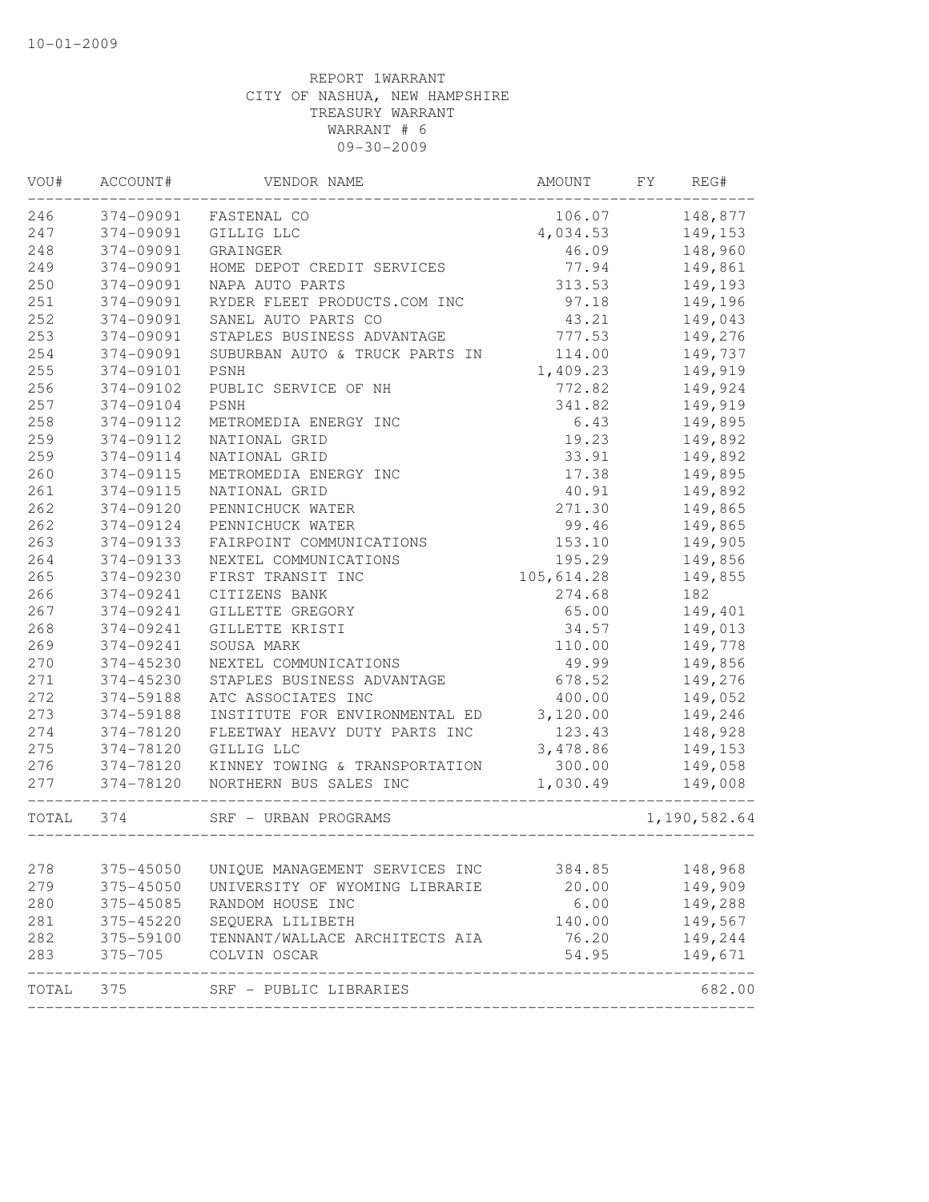10-01-2009

REPORT 1WARRANT
CITY OF NASHUA, NEW HAMPSHIRE
TREASURY WARRANT
WARRANT # 6
09-30-2009

| VOU# | ACCOUNT# | VENDOR NAME | AMOUNT | FY | REG# |
|---|---|---|---|---|---|
| 246 | 374-09091 | FASTENAL CO | 106.07 | | 148,877 |
| 247 | 374-09091 | GILLIG LLC | 4,034.53 | | 149,153 |
| 248 | 374-09091 | GRAINGER | 46.09 | | 148,960 |
| 249 | 374-09091 | HOME DEPOT CREDIT SERVICES | 77.94 | | 149,861 |
| 250 | 374-09091 | NAPA AUTO PARTS | 313.53 | | 149,193 |
| 251 | 374-09091 | RYDER FLEET PRODUCTS.COM INC | 97.18 | | 149,196 |
| 252 | 374-09091 | SANEL AUTO PARTS CO | 43.21 | | 149,043 |
| 253 | 374-09091 | STAPLES BUSINESS ADVANTAGE | 777.53 | | 149,276 |
| 254 | 374-09091 | SUBURBAN AUTO & TRUCK PARTS IN | 114.00 | | 149,737 |
| 255 | 374-09101 | PSNH | 1,409.23 | | 149,919 |
| 256 | 374-09102 | PUBLIC SERVICE OF NH | 772.82 | | 149,924 |
| 257 | 374-09104 | PSNH | 341.82 | | 149,919 |
| 258 | 374-09112 | METROMEDIA ENERGY INC | 6.43 | | 149,895 |
| 259 | 374-09112 | NATIONAL GRID | 19.23 | | 149,892 |
| 259 | 374-09114 | NATIONAL GRID | 33.91 | | 149,892 |
| 260 | 374-09115 | METROMEDIA ENERGY INC | 17.38 | | 149,895 |
| 261 | 374-09115 | NATIONAL GRID | 40.91 | | 149,892 |
| 262 | 374-09120 | PENNICHUCK WATER | 271.30 | | 149,865 |
| 262 | 374-09124 | PENNICHUCK WATER | 99.46 | | 149,865 |
| 263 | 374-09133 | FAIRPOINT COMMUNICATIONS | 153.10 | | 149,905 |
| 264 | 374-09133 | NEXTEL COMMUNICATIONS | 195.29 | | 149,856 |
| 265 | 374-09230 | FIRST TRANSIT INC | 105,614.28 | | 149,855 |
| 266 | 374-09241 | CITIZENS BANK | 274.68 | | 182 |
| 267 | 374-09241 | GILLETTE GREGORY | 65.00 | | 149,401 |
| 268 | 374-09241 | GILLETTE KRISTI | 34.57 | | 149,013 |
| 269 | 374-09241 | SOUSA MARK | 110.00 | | 149,778 |
| 270 | 374-45230 | NEXTEL COMMUNICATIONS | 49.99 | | 149,856 |
| 271 | 374-45230 | STAPLES BUSINESS ADVANTAGE | 678.52 | | 149,276 |
| 272 | 374-59188 | ATC ASSOCIATES INC | 400.00 | | 149,052 |
| 273 | 374-59188 | INSTITUTE FOR ENVIRONMENTAL ED | 3,120.00 | | 149,246 |
| 274 | 374-78120 | FLEETWAY HEAVY DUTY PARTS INC | 123.43 | | 148,928 |
| 275 | 374-78120 | GILLIG LLC | 3,478.86 | | 149,153 |
| 276 | 374-78120 | KINNEY TOWING & TRANSPORTATION | 300.00 | | 149,058 |
| 277 | 374-78120 | NORTHERN BUS SALES INC | 1,030.49 | | 149,008 |
| TOTAL | 374 | SRF - URBAN PROGRAMS | | | 1,190,582.64 |
| 278 | 375-45050 | UNIQUE MANAGEMENT SERVICES INC | 384.85 | | 148,968 |
| 279 | 375-45050 | UNIVERSITY OF WYOMING LIBRARIE | 20.00 | | 149,909 |
| 280 | 375-45085 | RANDOM HOUSE INC | 6.00 | | 149,288 |
| 281 | 375-45220 | SEQUERA LILIBETH | 140.00 | | 149,567 |
| 282 | 375-59100 | TENNANT/WALLACE ARCHITECTS AIA | 76.20 | | 149,244 |
| 283 | 375-705 | COLVIN OSCAR | 54.95 | | 149,671 |
| TOTAL | 375 | SRF - PUBLIC LIBRARIES | | | 682.00 |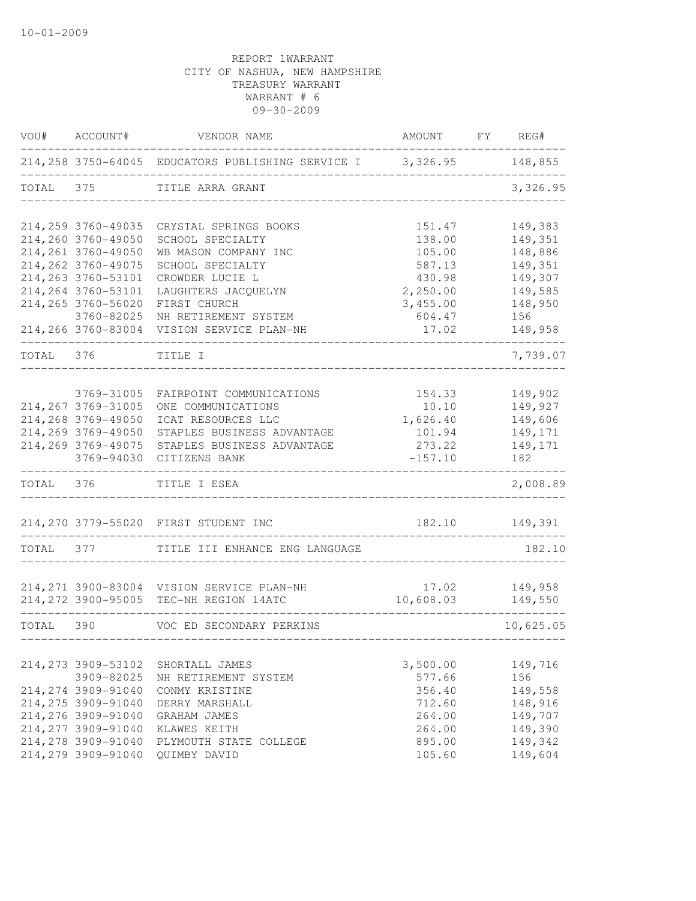10-01-2009

REPORT 1WARRANT
CITY OF NASHUA, NEW HAMPSHIRE
TREASURY WARRANT
WARRANT # 6
09-30-2009

| VOU# | ACCOUNT# | VENDOR NAME | AMOUNT | FY | REG# |
|---|---|---|---|---|---|
| 214,258 | 3750-64045 | EDUCATORS PUBLISHING SERVICE I | 3,326.95 | | 148,855 |
| TOTAL | 375 | TITLE ARRA GRANT | | | 3,326.95 |
| 214,259 | 3760-49035 | CRYSTAL SPRINGS BOOKS | 151.47 | | 149,383 |
| 214,260 | 3760-49050 | SCHOOL SPECIALTY | 138.00 | | 149,351 |
| 214,261 | 3760-49050 | WB MASON COMPANY INC | 105.00 | | 148,886 |
| 214,262 | 3760-49075 | SCHOOL SPECIALTY | 587.13 | | 149,351 |
| 214,263 | 3760-53101 | CROWDER LUCIE L | 430.98 | | 149,307 |
| 214,264 | 3760-53101 | LAUGHTERS JACQUELYN | 2,250.00 | | 149,585 |
| 214,265 | 3760-56020 | FIRST CHURCH | 3,455.00 | | 148,950 |
| | 3760-82025 | NH RETIREMENT SYSTEM | 604.47 | | 156 |
| 214,266 | 3760-83004 | VISION SERVICE PLAN-NH | 17.02 | | 149,958 |
| TOTAL | 376 | TITLE I | | | 7,739.07 |
| | 3769-31005 | FAIRPOINT COMMUNICATIONS | 154.33 | | 149,902 |
| 214,267 | 3769-31005 | ONE COMMUNICATIONS | 10.10 | | 149,927 |
| 214,268 | 3769-49050 | ICAT RESOURCES LLC | 1,626.40 | | 149,606 |
| 214,269 | 3769-49050 | STAPLES BUSINESS ADVANTAGE | 101.94 | | 149,171 |
| 214,269 | 3769-49075 | STAPLES BUSINESS ADVANTAGE | 273.22 | | 149,171 |
| | 3769-94030 | CITIZENS BANK | -157.10 | | 182 |
| TOTAL | 376 | TITLE I ESEA | | | 2,008.89 |
| 214,270 | 3779-55020 | FIRST STUDENT INC | 182.10 | | 149,391 |
| TOTAL | 377 | TITLE III ENHANCE ENG LANGUAGE | | | 182.10 |
| 214,271 | 3900-83004 | VISION SERVICE PLAN-NH | 17.02 | | 149,958 |
| 214,272 | 3900-95005 | TEC-NH REGION 14ATC | 10,608.03 | | 149,550 |
| TOTAL | 390 | VOC ED SECONDARY PERKINS | | | 10,625.05 |
| 214,273 | 3909-53102 | SHORTALL JAMES | 3,500.00 | | 149,716 |
| | 3909-82025 | NH RETIREMENT SYSTEM | 577.66 | | 156 |
| 214,274 | 3909-91040 | CONMY KRISTINE | 356.40 | | 149,558 |
| 214,275 | 3909-91040 | DERRY MARSHALL | 712.60 | | 148,916 |
| 214,276 | 3909-91040 | GRAHAM JAMES | 264.00 | | 149,707 |
| 214,277 | 3909-91040 | KLAWES KEITH | 264.00 | | 149,390 |
| 214,278 | 3909-91040 | PLYMOUTH STATE COLLEGE | 895.00 | | 149,342 |
| 214,279 | 3909-91040 | QUIMBY DAVID | 105.60 | | 149,604 |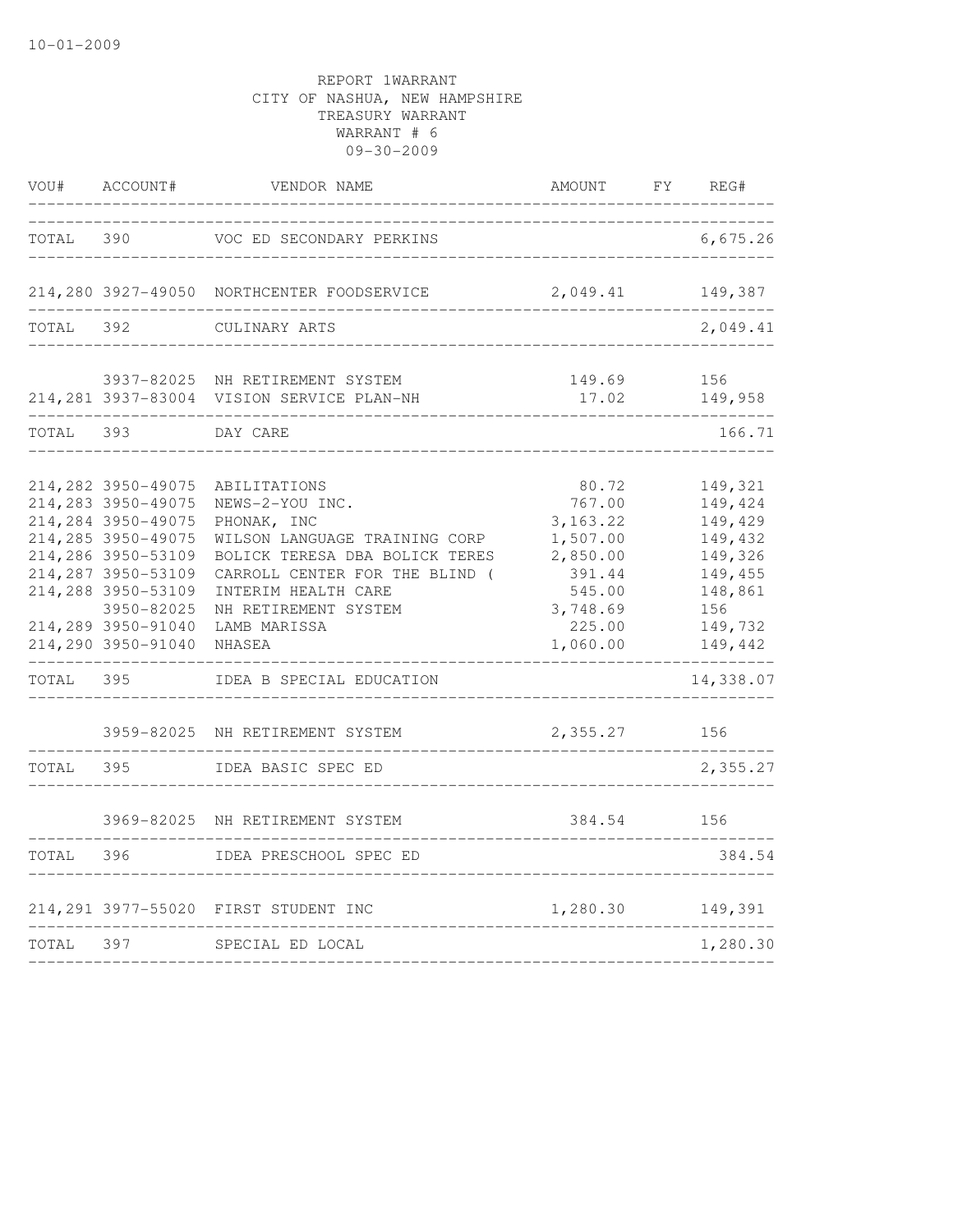10-01-2009

REPORT 1WARRANT
CITY OF NASHUA, NEW HAMPSHIRE
TREASURY WARRANT
WARRANT # 6
09-30-2009

| VOU# | ACCOUNT# | VENDOR NAME | AMOUNT | FY | REG# |
|---|---|---|---|---|---|
| TOTAL | 390 | VOC ED SECONDARY PERKINS | | | 6,675.26 |
| 214,280 | 3927-49050 | NORTHCENTER FOODSERVICE | 2,049.41 | | 149,387 |
| TOTAL | 392 | CULINARY ARTS | | | 2,049.41 |
| | 3937-82025 | NH RETIREMENT SYSTEM | 149.69 | | 156 |
| 214,281 | 3937-83004 | VISION SERVICE PLAN-NH | 17.02 | | 149,958 |
| TOTAL | 393 | DAY CARE | | | 166.71 |
| 214,282 | 3950-49075 | ABILITATIONS | 80.72 | | 149,321 |
| 214,283 | 3950-49075 | NEWS-2-YOU INC. | 767.00 | | 149,424 |
| 214,284 | 3950-49075 | PHONAK, INC | 3,163.22 | | 149,429 |
| 214,285 | 3950-49075 | WILSON LANGUAGE TRAINING CORP | 1,507.00 | | 149,432 |
| 214,286 | 3950-53109 | BOLICK TERESA DBA BOLICK TERES | 2,850.00 | | 149,326 |
| 214,287 | 3950-53109 | CARROLL CENTER FOR THE BLIND ( | 391.44 | | 149,455 |
| 214,288 | 3950-53109 | INTERIM HEALTH CARE | 545.00 | | 148,861 |
| | 3950-82025 | NH RETIREMENT SYSTEM | 3,748.69 | | 156 |
| 214,289 | 3950-91040 | LAMB MARISSA | 225.00 | | 149,732 |
| 214,290 | 3950-91040 | NHASEA | 1,060.00 | | 149,442 |
| TOTAL | 395 | IDEA B SPECIAL EDUCATION | | | 14,338.07 |
| | 3959-82025 | NH RETIREMENT SYSTEM | 2,355.27 | | 156 |
| TOTAL | 395 | IDEA BASIC SPEC ED | | | 2,355.27 |
| | 3969-82025 | NH RETIREMENT SYSTEM | 384.54 | | 156 |
| TOTAL | 396 | IDEA PRESCHOOL SPEC ED | | | 384.54 |
| 214,291 | 3977-55020 | FIRST STUDENT INC | 1,280.30 | | 149,391 |
| TOTAL | 397 | SPECIAL ED LOCAL | | | 1,280.30 |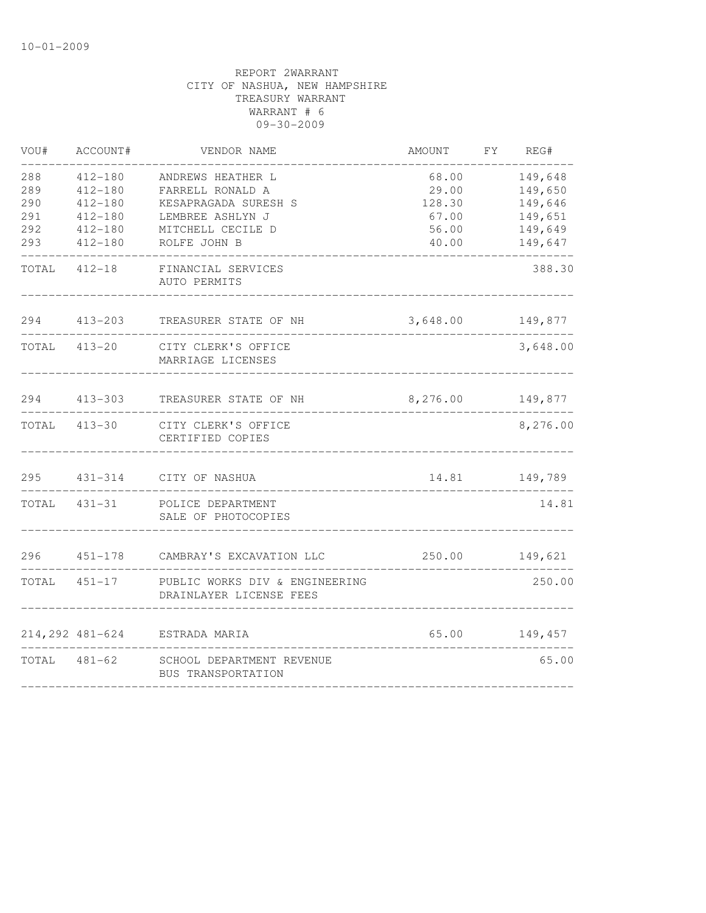10-01-2009

REPORT 2WARRANT
CITY OF NASHUA, NEW HAMPSHIRE
TREASURY WARRANT
WARRANT # 6
09-30-2009

| VOU# | ACCOUNT# | VENDOR NAME | AMOUNT | FY | REG# |
|---|---|---|---|---|---|
| 288 | 412-180 | ANDREWS HEATHER L | 68.00 | | 149,648 |
| 289 | 412-180 | FARRELL RONALD A | 29.00 | | 149,650 |
| 290 | 412-180 | KESAPRAGADA SURESH S | 128.30 | | 149,646 |
| 291 | 412-180 | LEMBREE ASHLYN J | 67.00 | | 149,651 |
| 292 | 412-180 | MITCHELL CECILE D | 56.00 | | 149,649 |
| 293 | 412-180 | ROLFE JOHN B | 40.00 | | 149,647 |
| TOTAL | 412-18 | FINANCIAL SERVICES AUTO PERMITS | | | 388.30 |
| 294 | 413-203 | TREASURER STATE OF NH | 3,648.00 | | 149,877 |
| TOTAL | 413-20 | CITY CLERK'S OFFICE MARRIAGE LICENSES | | | 3,648.00 |
| 294 | 413-303 | TREASURER STATE OF NH | 8,276.00 | | 149,877 |
| TOTAL | 413-30 | CITY CLERK'S OFFICE CERTIFIED COPIES | | | 8,276.00 |
| 295 | 431-314 | CITY OF NASHUA | 14.81 | | 149,789 |
| TOTAL | 431-31 | POLICE DEPARTMENT SALE OF PHOTOCOPIES | | | 14.81 |
| 296 | 451-178 | CAMBRAY'S EXCAVATION LLC | 250.00 | | 149,621 |
| TOTAL | 451-17 | PUBLIC WORKS DIV & ENGINEERING DRAINLAYER LICENSE FEES | | | 250.00 |
| 214,292 | 481-624 | ESTRADA MARIA | 65.00 | | 149,457 |
| TOTAL | 481-62 | SCHOOL DEPARTMENT REVENUE BUS TRANSPORTATION | | | 65.00 |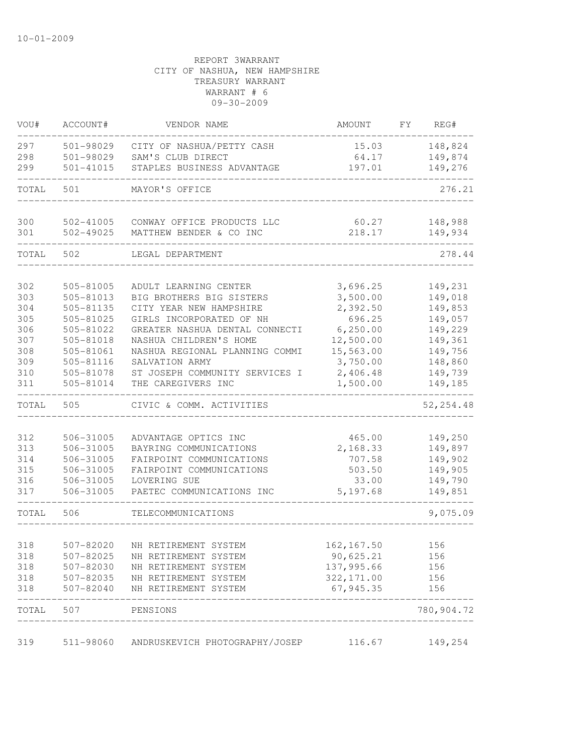10-01-2009

REPORT 3WARRANT
CITY OF NASHUA, NEW HAMPSHIRE
TREASURY WARRANT
WARRANT # 6
09-30-2009

| VOU# | ACCOUNT# | VENDOR NAME | AMOUNT | FY | REG# |
|---|---|---|---|---|---|
| 297 | 501-98029 | CITY OF NASHUA/PETTY CASH | 15.03 | | 148,824 |
| 298 | 501-98029 | SAM'S CLUB DIRECT | 64.17 | | 149,874 |
| 299 | 501-41015 | STAPLES BUSINESS ADVANTAGE | 197.01 | | 149,276 |
| TOTAL | 501 | MAYOR'S OFFICE | | | 276.21 |
| 300 | 502-41005 | CONWAY OFFICE PRODUCTS LLC | 60.27 | | 148,988 |
| 301 | 502-49025 | MATTHEW BENDER & CO INC | 218.17 | | 149,934 |
| TOTAL | 502 | LEGAL DEPARTMENT | | | 278.44 |
| 302 | 505-81005 | ADULT LEARNING CENTER | 3,696.25 | | 149,231 |
| 303 | 505-81013 | BIG BROTHERS BIG SISTERS | 3,500.00 | | 149,018 |
| 304 | 505-81135 | CITY YEAR NEW HAMPSHIRE | 2,392.50 | | 149,853 |
| 305 | 505-81025 | GIRLS INCORPORATED OF NH | 696.25 | | 149,057 |
| 306 | 505-81022 | GREATER NASHUA DENTAL CONNECTI | 6,250.00 | | 149,229 |
| 307 | 505-81018 | NASHUA CHILDREN'S HOME | 12,500.00 | | 149,361 |
| 308 | 505-81061 | NASHUA REGIONAL PLANNING COMMI | 15,563.00 | | 149,756 |
| 309 | 505-81116 | SALVATION ARMY | 3,750.00 | | 148,860 |
| 310 | 505-81078 | ST JOSEPH COMMUNITY SERVICES I | 2,406.48 | | 149,739 |
| 311 | 505-81014 | THE CAREGIVERS INC | 1,500.00 | | 149,185 |
| TOTAL | 505 | CIVIC & COMM. ACTIVITIES | | | 52,254.48 |
| 312 | 506-31005 | ADVANTAGE OPTICS INC | 465.00 | | 149,250 |
| 313 | 506-31005 | BAYRING COMMUNICATIONS | 2,168.33 | | 149,897 |
| 314 | 506-31005 | FAIRPOINT COMMUNICATIONS | 707.58 | | 149,902 |
| 315 | 506-31005 | FAIRPOINT COMMUNICATIONS | 503.50 | | 149,905 |
| 316 | 506-31005 | LOVERING SUE | 33.00 | | 149,790 |
| 317 | 506-31005 | PAETEC COMMUNICATIONS INC | 5,197.68 | | 149,851 |
| TOTAL | 506 | TELECOMMUNICATIONS | | | 9,075.09 |
| 318 | 507-82020 | NH RETIREMENT SYSTEM | 162,167.50 | | 156 |
| 318 | 507-82025 | NH RETIREMENT SYSTEM | 90,625.21 | | 156 |
| 318 | 507-82030 | NH RETIREMENT SYSTEM | 137,995.66 | | 156 |
| 318 | 507-82035 | NH RETIREMENT SYSTEM | 322,171.00 | | 156 |
| 318 | 507-82040 | NH RETIREMENT SYSTEM | 67,945.35 | | 156 |
| TOTAL | 507 | PENSIONS | | | 780,904.72 |
| 319 | 511-98060 | ANDRUSKEVICH PHOTOGRAPHY/JOSEP | 116.67 | | 149,254 |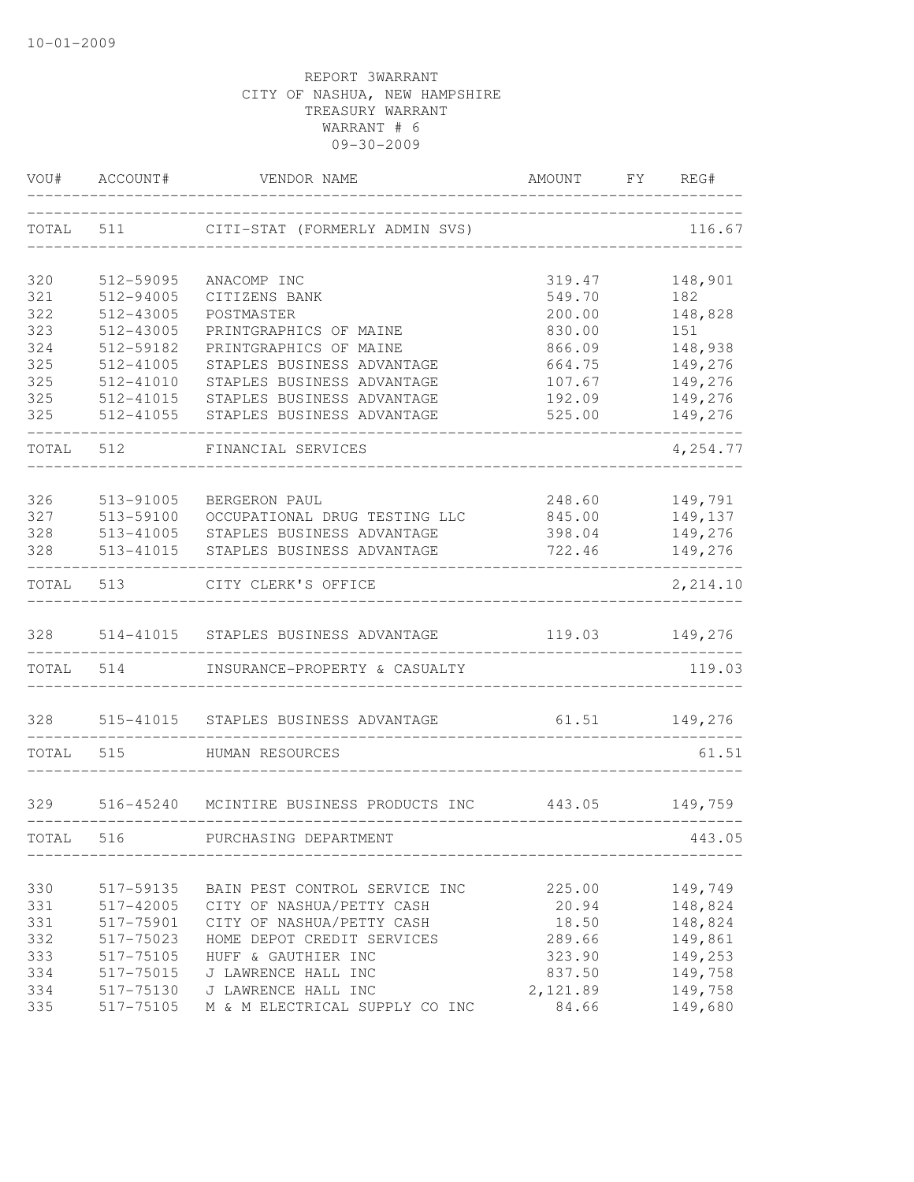10-01-2009

REPORT 3WARRANT
CITY OF NASHUA, NEW HAMPSHIRE
TREASURY WARRANT
WARRANT # 6
09-30-2009

| VOU# | ACCOUNT# | VENDOR NAME | AMOUNT | FY | REG# |
|---|---|---|---|---|---|
| TOTAL | 511 | CITI-STAT (FORMERLY ADMIN SVS) | | | 116.67 |
| 320 | 512-59095 | ANACOMP INC | 319.47 | | 148,901 |
| 321 | 512-94005 | CITIZENS BANK | 549.70 | | 182 |
| 322 | 512-43005 | POSTMASTER | 200.00 | | 148,828 |
| 323 | 512-43005 | PRINTGRAPHICS OF MAINE | 830.00 | | 151 |
| 324 | 512-59182 | PRINTGRAPHICS OF MAINE | 866.09 | | 148,938 |
| 325 | 512-41005 | STAPLES BUSINESS ADVANTAGE | 664.75 | | 149,276 |
| 325 | 512-41010 | STAPLES BUSINESS ADVANTAGE | 107.67 | | 149,276 |
| 325 | 512-41015 | STAPLES BUSINESS ADVANTAGE | 192.09 | | 149,276 |
| 325 | 512-41055 | STAPLES BUSINESS ADVANTAGE | 525.00 | | 149,276 |
| TOTAL | 512 | FINANCIAL SERVICES | | | 4,254.77 |
| 326 | 513-91005 | BERGERON PAUL | 248.60 | | 149,791 |
| 327 | 513-59100 | OCCUPATIONAL DRUG TESTING LLC | 845.00 | | 149,137 |
| 328 | 513-41005 | STAPLES BUSINESS ADVANTAGE | 398.04 | | 149,276 |
| 328 | 513-41015 | STAPLES BUSINESS ADVANTAGE | 722.46 | | 149,276 |
| TOTAL | 513 | CITY CLERK'S OFFICE | | | 2,214.10 |
| 328 | 514-41015 | STAPLES BUSINESS ADVANTAGE | 119.03 | | 149,276 |
| TOTAL | 514 | INSURANCE-PROPERTY & CASUALTY | | | 119.03 |
| 328 | 515-41015 | STAPLES BUSINESS ADVANTAGE | 61.51 | | 149,276 |
| TOTAL | 515 | HUMAN RESOURCES | | | 61.51 |
| 329 | 516-45240 | MCINTIRE BUSINESS PRODUCTS INC | 443.05 | | 149,759 |
| TOTAL | 516 | PURCHASING DEPARTMENT | | | 443.05 |
| 330 | 517-59135 | BAIN PEST CONTROL SERVICE INC | 225.00 | | 149,749 |
| 331 | 517-42005 | CITY OF NASHUA/PETTY CASH | 20.94 | | 148,824 |
| 331 | 517-75901 | CITY OF NASHUA/PETTY CASH | 18.50 | | 148,824 |
| 332 | 517-75023 | HOME DEPOT CREDIT SERVICES | 289.66 | | 149,861 |
| 333 | 517-75105 | HUFF & GAUTHIER INC | 323.90 | | 149,253 |
| 334 | 517-75015 | J LAWRENCE HALL INC | 837.50 | | 149,758 |
| 334 | 517-75130 | J LAWRENCE HALL INC | 2,121.89 | | 149,758 |
| 335 | 517-75105 | M & M ELECTRICAL SUPPLY CO INC | 84.66 | | 149,680 |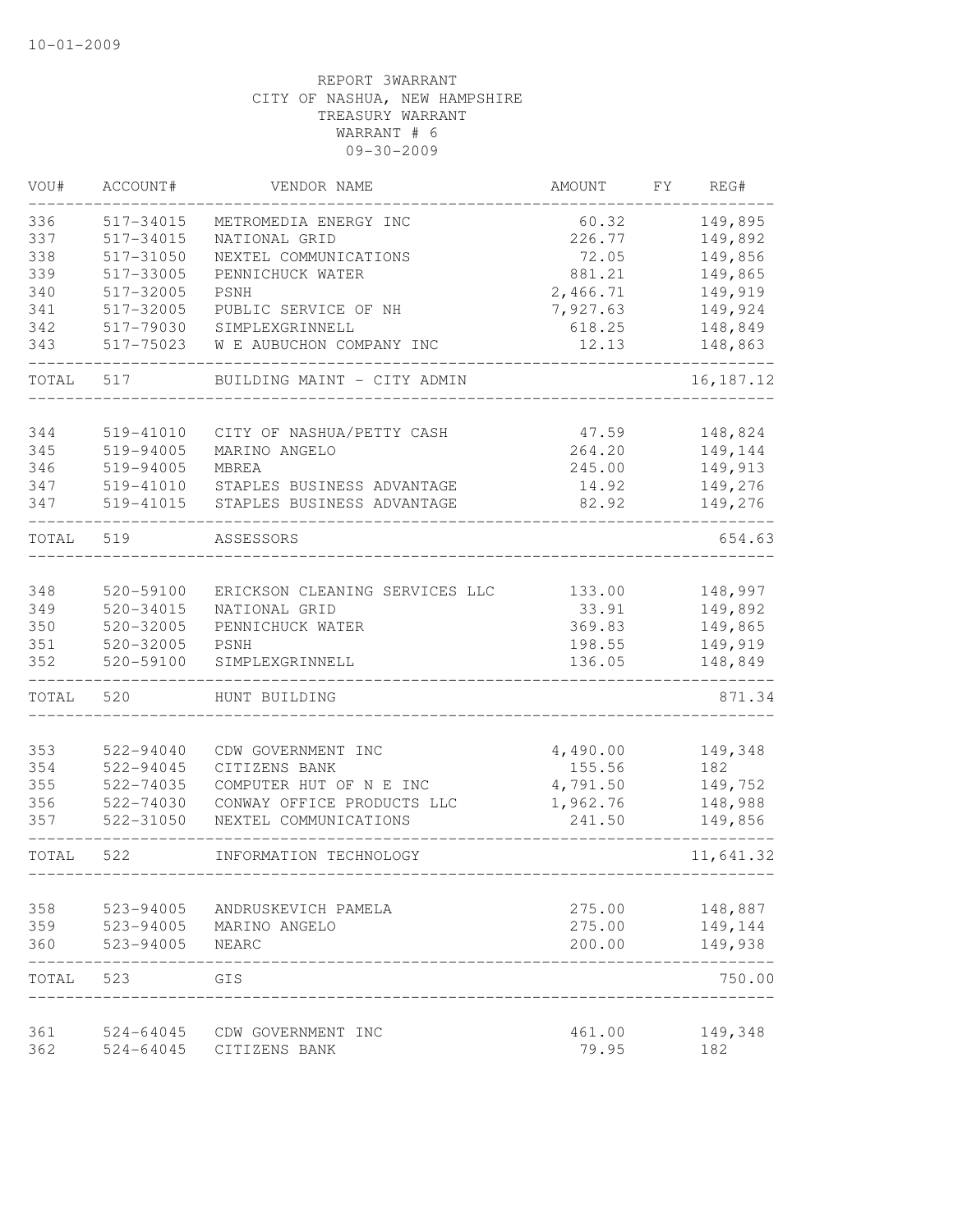10-01-2009

REPORT 3WARRANT
CITY OF NASHUA, NEW HAMPSHIRE
TREASURY WARRANT
WARRANT # 6
09-30-2009

| VOU# | ACCOUNT# | VENDOR NAME | AMOUNT | FY | REG# |
|---|---|---|---|---|---|
| 336 | 517-34015 | METROMEDIA ENERGY INC | 60.32 | | 149,895 |
| 337 | 517-34015 | NATIONAL GRID | 226.77 | | 149,892 |
| 338 | 517-31050 | NEXTEL COMMUNICATIONS | 72.05 | | 149,856 |
| 339 | 517-33005 | PENNICHUCK WATER | 881.21 | | 149,865 |
| 340 | 517-32005 | PSNH | 2,466.71 | | 149,919 |
| 341 | 517-32005 | PUBLIC SERVICE OF NH | 7,927.63 | | 149,924 |
| 342 | 517-79030 | SIMPLEXGRINNELL | 618.25 | | 148,849 |
| 343 | 517-75023 | W E AUBUCHON COMPANY INC | 12.13 | | 148,863 |
| TOTAL | 517 | BUILDING MAINT - CITY ADMIN | | | 16,187.12 |
| 344 | 519-41010 | CITY OF NASHUA/PETTY CASH | 47.59 | | 148,824 |
| 345 | 519-94005 | MARINO ANGELO | 264.20 | | 149,144 |
| 346 | 519-94005 | MBREA | 245.00 | | 149,913 |
| 347 | 519-41010 | STAPLES BUSINESS ADVANTAGE | 14.92 | | 149,276 |
| 347 | 519-41015 | STAPLES BUSINESS ADVANTAGE | 82.92 | | 149,276 |
| TOTAL | 519 | ASSESSORS | | | 654.63 |
| 348 | 520-59100 | ERICKSON CLEANING SERVICES LLC | 133.00 | | 148,997 |
| 349 | 520-34015 | NATIONAL GRID | 33.91 | | 149,892 |
| 350 | 520-32005 | PENNICHUCK WATER | 369.83 | | 149,865 |
| 351 | 520-32005 | PSNH | 198.55 | | 149,919 |
| 352 | 520-59100 | SIMPLEXGRINNELL | 136.05 | | 148,849 |
| TOTAL | 520 | HUNT BUILDING | | | 871.34 |
| 353 | 522-94040 | CDW GOVERNMENT INC | 4,490.00 | | 149,348 |
| 354 | 522-94045 | CITIZENS BANK | 155.56 | | 182 |
| 355 | 522-74035 | COMPUTER HUT OF N E INC | 4,791.50 | | 149,752 |
| 356 | 522-74030 | CONWAY OFFICE PRODUCTS LLC | 1,962.76 | | 148,988 |
| 357 | 522-31050 | NEXTEL COMMUNICATIONS | 241.50 | | 149,856 |
| TOTAL | 522 | INFORMATION TECHNOLOGY | | | 11,641.32 |
| 358 | 523-94005 | ANDRUSKEVICH PAMELA | 275.00 | | 148,887 |
| 359 | 523-94005 | MARINO ANGELO | 275.00 | | 149,144 |
| 360 | 523-94005 | NEARC | 200.00 | | 149,938 |
| TOTAL | 523 | GIS | | | 750.00 |
| 361 | 524-64045 | CDW GOVERNMENT INC | 461.00 | | 149,348 |
| 362 | 524-64045 | CITIZENS BANK | 79.95 | | 182 |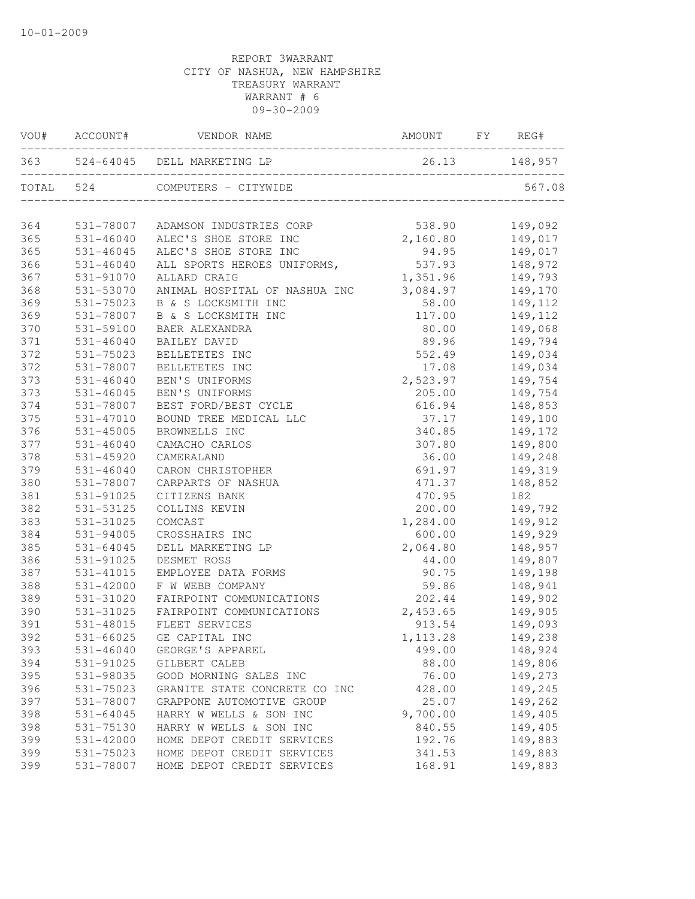10-01-2009

REPORT 3WARRANT
CITY OF NASHUA, NEW HAMPSHIRE
TREASURY WARRANT
WARRANT # 6
09-30-2009

| VOU# | ACCOUNT# | VENDOR NAME | AMOUNT | FY | REG# |
|---|---|---|---|---|---|
| 363 | 524-64045 | DELL MARKETING LP | 26.13 | | 148,957 |
| TOTAL | 524 | COMPUTERS - CITYWIDE | | | 567.08 |
| 364 | 531-78007 | ADAMSON INDUSTRIES CORP | 538.90 | | 149,092 |
| 365 | 531-46040 | ALEC'S SHOE STORE INC | 2,160.80 | | 149,017 |
| 365 | 531-46045 | ALEC'S SHOE STORE INC | 94.95 | | 149,017 |
| 366 | 531-46040 | ALL SPORTS HEROES UNIFORMS, | 537.93 | | 148,972 |
| 367 | 531-91070 | ALLARD CRAIG | 1,351.96 | | 149,793 |
| 368 | 531-53070 | ANIMAL HOSPITAL OF NASHUA INC | 3,084.97 | | 149,170 |
| 369 | 531-75023 | B & S LOCKSMITH INC | 58.00 | | 149,112 |
| 369 | 531-78007 | B & S LOCKSMITH INC | 117.00 | | 149,112 |
| 370 | 531-59100 | BAER ALEXANDRA | 80.00 | | 149,068 |
| 371 | 531-46040 | BAILEY DAVID | 89.96 | | 149,794 |
| 372 | 531-75023 | BELLETETES INC | 552.49 | | 149,034 |
| 372 | 531-78007 | BELLETETES INC | 17.08 | | 149,034 |
| 373 | 531-46040 | BEN'S UNIFORMS | 2,523.97 | | 149,754 |
| 373 | 531-46045 | BEN'S UNIFORMS | 205.00 | | 149,754 |
| 374 | 531-78007 | BEST FORD/BEST CYCLE | 616.94 | | 148,853 |
| 375 | 531-47010 | BOUND TREE MEDICAL LLC | 37.17 | | 149,100 |
| 376 | 531-45005 | BROWNELLS INC | 340.85 | | 149,172 |
| 377 | 531-46040 | CAMACHO CARLOS | 307.80 | | 149,800 |
| 378 | 531-45920 | CAMERALAND | 36.00 | | 149,248 |
| 379 | 531-46040 | CARON CHRISTOPHER | 691.97 | | 149,319 |
| 380 | 531-78007 | CARPARTS OF NASHUA | 471.37 | | 148,852 |
| 381 | 531-91025 | CITIZENS BANK | 470.95 | | 182 |
| 382 | 531-53125 | COLLINS KEVIN | 200.00 | | 149,792 |
| 383 | 531-31025 | COMCAST | 1,284.00 | | 149,912 |
| 384 | 531-94005 | CROSSHAIRS INC | 600.00 | | 149,929 |
| 385 | 531-64045 | DELL MARKETING LP | 2,064.80 | | 148,957 |
| 386 | 531-91025 | DESMET ROSS | 44.00 | | 149,807 |
| 387 | 531-41015 | EMPLOYEE DATA FORMS | 90.75 | | 149,198 |
| 388 | 531-42000 | F W WEBB COMPANY | 59.86 | | 148,941 |
| 389 | 531-31020 | FAIRPOINT COMMUNICATIONS | 202.44 | | 149,902 |
| 390 | 531-31025 | FAIRPOINT COMMUNICATIONS | 2,453.65 | | 149,905 |
| 391 | 531-48015 | FLEET SERVICES | 913.54 | | 149,093 |
| 392 | 531-66025 | GE CAPITAL INC | 1,113.28 | | 149,238 |
| 393 | 531-46040 | GEORGE'S APPAREL | 499.00 | | 148,924 |
| 394 | 531-91025 | GILBERT CALEB | 88.00 | | 149,806 |
| 395 | 531-98035 | GOOD MORNING SALES INC | 76.00 | | 149,273 |
| 396 | 531-75023 | GRANITE STATE CONCRETE CO INC | 428.00 | | 149,245 |
| 397 | 531-78007 | GRAPPONE AUTOMOTIVE GROUP | 25.07 | | 149,262 |
| 398 | 531-64045 | HARRY W WELLS & SON INC | 9,700.00 | | 149,405 |
| 398 | 531-75130 | HARRY W WELLS & SON INC | 840.55 | | 149,405 |
| 399 | 531-42000 | HOME DEPOT CREDIT SERVICES | 192.76 | | 149,883 |
| 399 | 531-75023 | HOME DEPOT CREDIT SERVICES | 341.53 | | 149,883 |
| 399 | 531-78007 | HOME DEPOT CREDIT SERVICES | 168.91 | | 149,883 |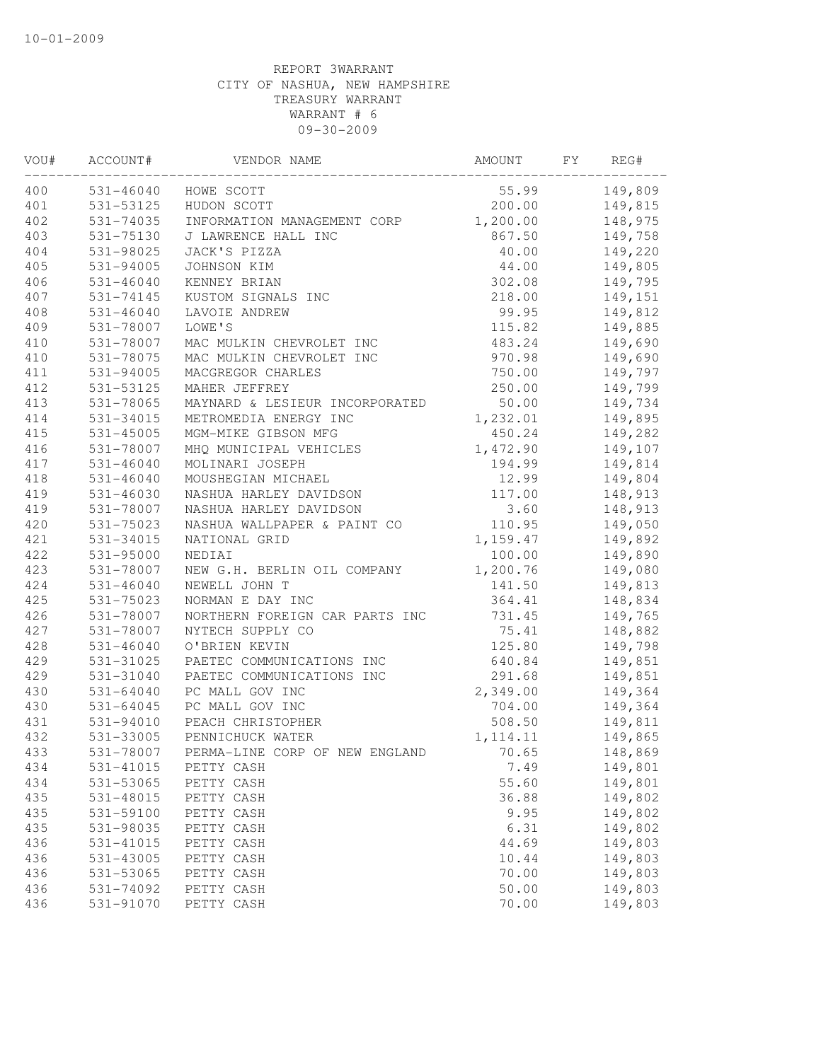10-01-2009

REPORT 3WARRANT
CITY OF NASHUA, NEW HAMPSHIRE
TREASURY WARRANT
WARRANT # 6
09-30-2009

| VOU# | ACCOUNT# | VENDOR NAME | AMOUNT | FY | REG# |
|---|---|---|---|---|---|
| 400 | 531-46040 | HOWE SCOTT | 55.99 | | 149,809 |
| 401 | 531-53125 | HUDON SCOTT | 200.00 | | 149,815 |
| 402 | 531-74035 | INFORMATION MANAGEMENT CORP | 1,200.00 | | 148,975 |
| 403 | 531-75130 | J LAWRENCE HALL INC | 867.50 | | 149,758 |
| 404 | 531-98025 | JACK'S PIZZA | 40.00 | | 149,220 |
| 405 | 531-94005 | JOHNSON KIM | 44.00 | | 149,805 |
| 406 | 531-46040 | KENNEY BRIAN | 302.08 | | 149,795 |
| 407 | 531-74145 | KUSTOM SIGNALS INC | 218.00 | | 149,151 |
| 408 | 531-46040 | LAVOIE ANDREW | 99.95 | | 149,812 |
| 409 | 531-78007 | LOWE'S | 115.82 | | 149,885 |
| 410 | 531-78007 | MAC MULKIN CHEVROLET INC | 483.24 | | 149,690 |
| 410 | 531-78075 | MAC MULKIN CHEVROLET INC | 970.98 | | 149,690 |
| 411 | 531-94005 | MACGREGOR CHARLES | 750.00 | | 149,797 |
| 412 | 531-53125 | MAHER JEFFREY | 250.00 | | 149,799 |
| 413 | 531-78065 | MAYNARD & LESIEUR INCORPORATED | 50.00 | | 149,734 |
| 414 | 531-34015 | METROMEDIA ENERGY INC | 1,232.01 | | 149,895 |
| 415 | 531-45005 | MGM-MIKE GIBSON MFG | 450.24 | | 149,282 |
| 416 | 531-78007 | MHQ MUNICIPAL VEHICLES | 1,472.90 | | 149,107 |
| 417 | 531-46040 | MOLINARI JOSEPH | 194.99 | | 149,814 |
| 418 | 531-46040 | MOUSHEGIAN MICHAEL | 12.99 | | 149,804 |
| 419 | 531-46030 | NASHUA HARLEY DAVIDSON | 117.00 | | 148,913 |
| 419 | 531-78007 | NASHUA HARLEY DAVIDSON | 3.60 | | 148,913 |
| 420 | 531-75023 | NASHUA WALLPAPER & PAINT CO | 110.95 | | 149,050 |
| 421 | 531-34015 | NATIONAL GRID | 1,159.47 | | 149,892 |
| 422 | 531-95000 | NEDIAI | 100.00 | | 149,890 |
| 423 | 531-78007 | NEW G.H. BERLIN OIL COMPANY | 1,200.76 | | 149,080 |
| 424 | 531-46040 | NEWELL JOHN T | 141.50 | | 149,813 |
| 425 | 531-75023 | NORMAN E DAY INC | 364.41 | | 148,834 |
| 426 | 531-78007 | NORTHERN FOREIGN CAR PARTS INC | 731.45 | | 149,765 |
| 427 | 531-78007 | NYTECH SUPPLY CO | 75.41 | | 148,882 |
| 428 | 531-46040 | O'BRIEN KEVIN | 125.80 | | 149,798 |
| 429 | 531-31025 | PAETEC COMMUNICATIONS INC | 640.84 | | 149,851 |
| 429 | 531-31040 | PAETEC COMMUNICATIONS INC | 291.68 | | 149,851 |
| 430 | 531-64040 | PC MALL GOV INC | 2,349.00 | | 149,364 |
| 430 | 531-64045 | PC MALL GOV INC | 704.00 | | 149,364 |
| 431 | 531-94010 | PEACH CHRISTOPHER | 508.50 | | 149,811 |
| 432 | 531-33005 | PENNICHUCK WATER | 1,114.11 | | 149,865 |
| 433 | 531-78007 | PERMA-LINE CORP OF NEW ENGLAND | 70.65 | | 148,869 |
| 434 | 531-41015 | PETTY CASH | 7.49 | | 149,801 |
| 434 | 531-53065 | PETTY CASH | 55.60 | | 149,801 |
| 435 | 531-48015 | PETTY CASH | 36.88 | | 149,802 |
| 435 | 531-59100 | PETTY CASH | 9.95 | | 149,802 |
| 435 | 531-98035 | PETTY CASH | 6.31 | | 149,802 |
| 436 | 531-41015 | PETTY CASH | 44.69 | | 149,803 |
| 436 | 531-43005 | PETTY CASH | 10.44 | | 149,803 |
| 436 | 531-53065 | PETTY CASH | 70.00 | | 149,803 |
| 436 | 531-74092 | PETTY CASH | 50.00 | | 149,803 |
| 436 | 531-91070 | PETTY CASH | 70.00 | | 149,803 |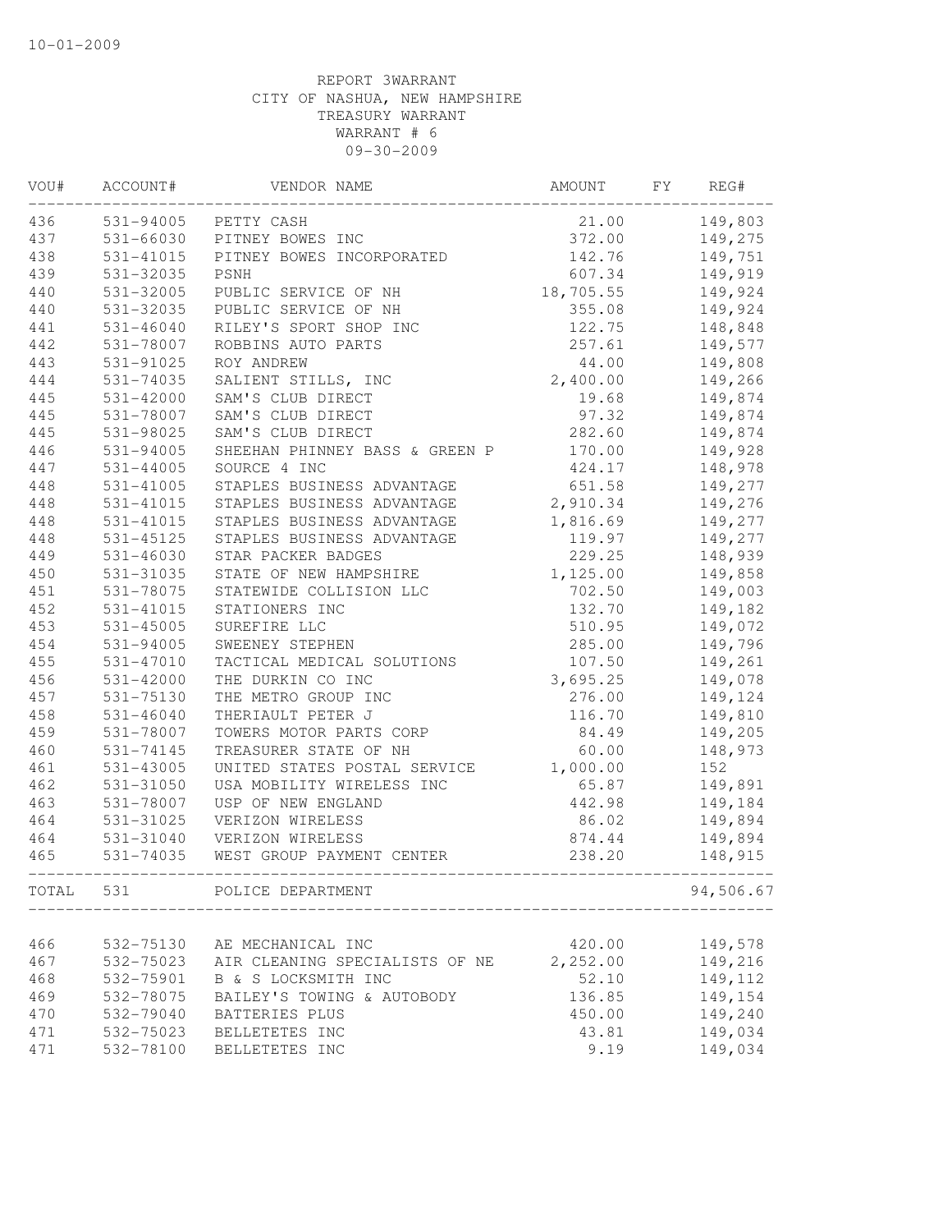10-01-2009

REPORT 3WARRANT
CITY OF NASHUA, NEW HAMPSHIRE
TREASURY WARRANT
WARRANT # 6
09-30-2009

| VOU# | ACCOUNT# | VENDOR NAME | AMOUNT | FY | REG# |
|---|---|---|---|---|---|
| 436 | 531-94005 | PETTY CASH | 21.00 | | 149,803 |
| 437 | 531-66030 | PITNEY BOWES INC | 372.00 | | 149,275 |
| 438 | 531-41015 | PITNEY BOWES INCORPORATED | 142.76 | | 149,751 |
| 439 | 531-32035 | PSNH | 607.34 | | 149,919 |
| 440 | 531-32005 | PUBLIC SERVICE OF NH | 18,705.55 | | 149,924 |
| 440 | 531-32035 | PUBLIC SERVICE OF NH | 355.08 | | 149,924 |
| 441 | 531-46040 | RILEY'S SPORT SHOP INC | 122.75 | | 148,848 |
| 442 | 531-78007 | ROBBINS AUTO PARTS | 257.61 | | 149,577 |
| 443 | 531-91025 | ROY ANDREW | 44.00 | | 149,808 |
| 444 | 531-74035 | SALIENT STILLS, INC | 2,400.00 | | 149,266 |
| 445 | 531-42000 | SAM'S CLUB DIRECT | 19.68 | | 149,874 |
| 445 | 531-78007 | SAM'S CLUB DIRECT | 97.32 | | 149,874 |
| 445 | 531-98025 | SAM'S CLUB DIRECT | 282.60 | | 149,874 |
| 446 | 531-94005 | SHEEHAN PHINNEY BASS & GREEN P | 170.00 | | 149,928 |
| 447 | 531-44005 | SOURCE 4 INC | 424.17 | | 148,978 |
| 448 | 531-41005 | STAPLES BUSINESS ADVANTAGE | 651.58 | | 149,277 |
| 448 | 531-41015 | STAPLES BUSINESS ADVANTAGE | 2,910.34 | | 149,276 |
| 448 | 531-41015 | STAPLES BUSINESS ADVANTAGE | 1,816.69 | | 149,277 |
| 448 | 531-45125 | STAPLES BUSINESS ADVANTAGE | 119.97 | | 149,277 |
| 449 | 531-46030 | STAR PACKER BADGES | 229.25 | | 148,939 |
| 450 | 531-31035 | STATE OF NEW HAMPSHIRE | 1,125.00 | | 149,858 |
| 451 | 531-78075 | STATEWIDE COLLISION LLC | 702.50 | | 149,003 |
| 452 | 531-41015 | STATIONERS INC | 132.70 | | 149,182 |
| 453 | 531-45005 | SUREFIRE LLC | 510.95 | | 149,072 |
| 454 | 531-94005 | SWEENEY STEPHEN | 285.00 | | 149,796 |
| 455 | 531-47010 | TACTICAL MEDICAL SOLUTIONS | 107.50 | | 149,261 |
| 456 | 531-42000 | THE DURKIN CO INC | 3,695.25 | | 149,078 |
| 457 | 531-75130 | THE METRO GROUP INC | 276.00 | | 149,124 |
| 458 | 531-46040 | THERIAULT PETER J | 116.70 | | 149,810 |
| 459 | 531-78007 | TOWERS MOTOR PARTS CORP | 84.49 | | 149,205 |
| 460 | 531-74145 | TREASURER STATE OF NH | 60.00 | | 148,973 |
| 461 | 531-43005 | UNITED STATES POSTAL SERVICE | 1,000.00 | | 152 |
| 462 | 531-31050 | USA MOBILITY WIRELESS INC | 65.87 | | 149,891 |
| 463 | 531-78007 | USP OF NEW ENGLAND | 442.98 | | 149,184 |
| 464 | 531-31025 | VERIZON WIRELESS | 86.02 | | 149,894 |
| 464 | 531-31040 | VERIZON WIRELESS | 874.44 | | 149,894 |
| 465 | 531-74035 | WEST GROUP PAYMENT CENTER | 238.20 | | 148,915 |
| TOTAL | 531 | POLICE DEPARTMENT | | | 94,506.67 |
| 466 | 532-75130 | AE MECHANICAL INC | 420.00 | | 149,578 |
| 467 | 532-75023 | AIR CLEANING SPECIALISTS OF NE | 2,252.00 | | 149,216 |
| 468 | 532-75901 | B & S LOCKSMITH INC | 52.10 | | 149,112 |
| 469 | 532-78075 | BAILEY'S TOWING & AUTOBODY | 136.85 | | 149,154 |
| 470 | 532-79040 | BATTERIES PLUS | 450.00 | | 149,240 |
| 471 | 532-75023 | BELLETETES INC | 43.81 | | 149,034 |
| 471 | 532-78100 | BELLETETES INC | 9.19 | | 149,034 |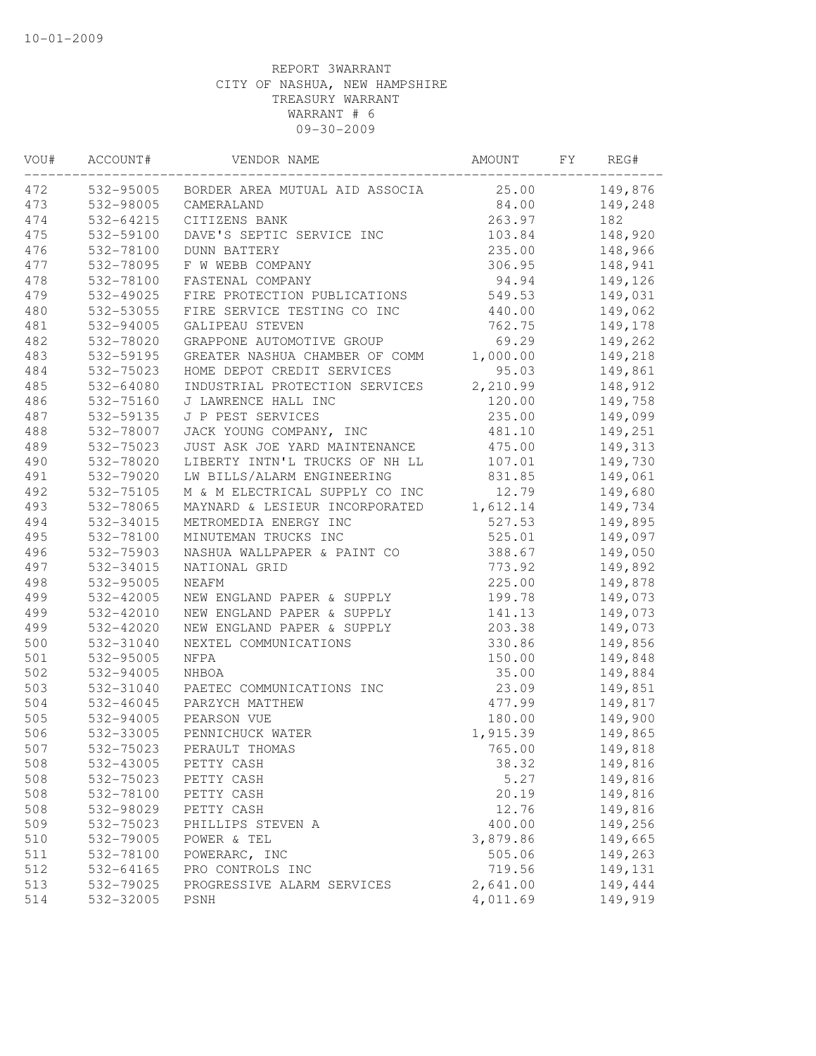10-01-2009

REPORT 3WARRANT
CITY OF NASHUA, NEW HAMPSHIRE
TREASURY WARRANT
WARRANT # 6
09-30-2009

| VOU# | ACCOUNT# | VENDOR NAME | AMOUNT | FY | REG# |
|---|---|---|---|---|---|
| 472 | 532-95005 | BORDER AREA MUTUAL AID ASSOCIA | 25.00 | | 149,876 |
| 473 | 532-98005 | CAMERALAND | 84.00 | | 149,248 |
| 474 | 532-64215 | CITIZENS BANK | 263.97 | | 182 |
| 475 | 532-59100 | DAVE'S SEPTIC SERVICE INC | 103.84 | | 148,920 |
| 476 | 532-78100 | DUNN BATTERY | 235.00 | | 148,966 |
| 477 | 532-78095 | F W WEBB COMPANY | 306.95 | | 148,941 |
| 478 | 532-78100 | FASTENAL COMPANY | 94.94 | | 149,126 |
| 479 | 532-49025 | FIRE PROTECTION PUBLICATIONS | 549.53 | | 149,031 |
| 480 | 532-53055 | FIRE SERVICE TESTING CO INC | 440.00 | | 149,062 |
| 481 | 532-94005 | GALIPEAU STEVEN | 762.75 | | 149,178 |
| 482 | 532-78020 | GRAPPONE AUTOMOTIVE GROUP | 69.29 | | 149,262 |
| 483 | 532-59195 | GREATER NASHUA CHAMBER OF COMM | 1,000.00 | | 149,218 |
| 484 | 532-75023 | HOME DEPOT CREDIT SERVICES | 95.03 | | 149,861 |
| 485 | 532-64080 | INDUSTRIAL PROTECTION SERVICES | 2,210.99 | | 148,912 |
| 486 | 532-75160 | J LAWRENCE HALL INC | 120.00 | | 149,758 |
| 487 | 532-59135 | J P PEST SERVICES | 235.00 | | 149,099 |
| 488 | 532-78007 | JACK YOUNG COMPANY, INC | 481.10 | | 149,251 |
| 489 | 532-75023 | JUST ASK JOE YARD MAINTENANCE | 475.00 | | 149,313 |
| 490 | 532-78020 | LIBERTY INTN'L TRUCKS OF NH LL | 107.01 | | 149,730 |
| 491 | 532-79020 | LW BILLS/ALARM ENGINEERING | 831.85 | | 149,061 |
| 492 | 532-75105 | M & M ELECTRICAL SUPPLY CO INC | 12.79 | | 149,680 |
| 493 | 532-78065 | MAYNARD & LESIEUR INCORPORATED | 1,612.14 | | 149,734 |
| 494 | 532-34015 | METROMEDIA ENERGY INC | 527.53 | | 149,895 |
| 495 | 532-78100 | MINUTEMAN TRUCKS INC | 525.01 | | 149,097 |
| 496 | 532-75903 | NASHUA WALLPAPER & PAINT CO | 388.67 | | 149,050 |
| 497 | 532-34015 | NATIONAL GRID | 773.92 | | 149,892 |
| 498 | 532-95005 | NEAFM | 225.00 | | 149,878 |
| 499 | 532-42005 | NEW ENGLAND PAPER & SUPPLY | 199.78 | | 149,073 |
| 499 | 532-42010 | NEW ENGLAND PAPER & SUPPLY | 141.13 | | 149,073 |
| 499 | 532-42020 | NEW ENGLAND PAPER & SUPPLY | 203.38 | | 149,073 |
| 500 | 532-31040 | NEXTEL COMMUNICATIONS | 330.86 | | 149,856 |
| 501 | 532-95005 | NFPA | 150.00 | | 149,848 |
| 502 | 532-94005 | NHBOA | 35.00 | | 149,884 |
| 503 | 532-31040 | PAETEC COMMUNICATIONS INC | 23.09 | | 149,851 |
| 504 | 532-46045 | PARZYCH MATTHEW | 477.99 | | 149,817 |
| 505 | 532-94005 | PEARSON VUE | 180.00 | | 149,900 |
| 506 | 532-33005 | PENNICHUCK WATER | 1,915.39 | | 149,865 |
| 507 | 532-75023 | PERAULT THOMAS | 765.00 | | 149,818 |
| 508 | 532-43005 | PETTY CASH | 38.32 | | 149,816 |
| 508 | 532-75023 | PETTY CASH | 5.27 | | 149,816 |
| 508 | 532-78100 | PETTY CASH | 20.19 | | 149,816 |
| 508 | 532-98029 | PETTY CASH | 12.76 | | 149,816 |
| 509 | 532-75023 | PHILLIPS STEVEN A | 400.00 | | 149,256 |
| 510 | 532-79005 | POWER & TEL | 3,879.86 | | 149,665 |
| 511 | 532-78100 | POWERARC, INC | 505.06 | | 149,263 |
| 512 | 532-64165 | PRO CONTROLS INC | 719.56 | | 149,131 |
| 513 | 532-79025 | PROGRESSIVE ALARM SERVICES | 2,641.00 | | 149,444 |
| 514 | 532-32005 | PSNH | 4,011.69 | | 149,919 |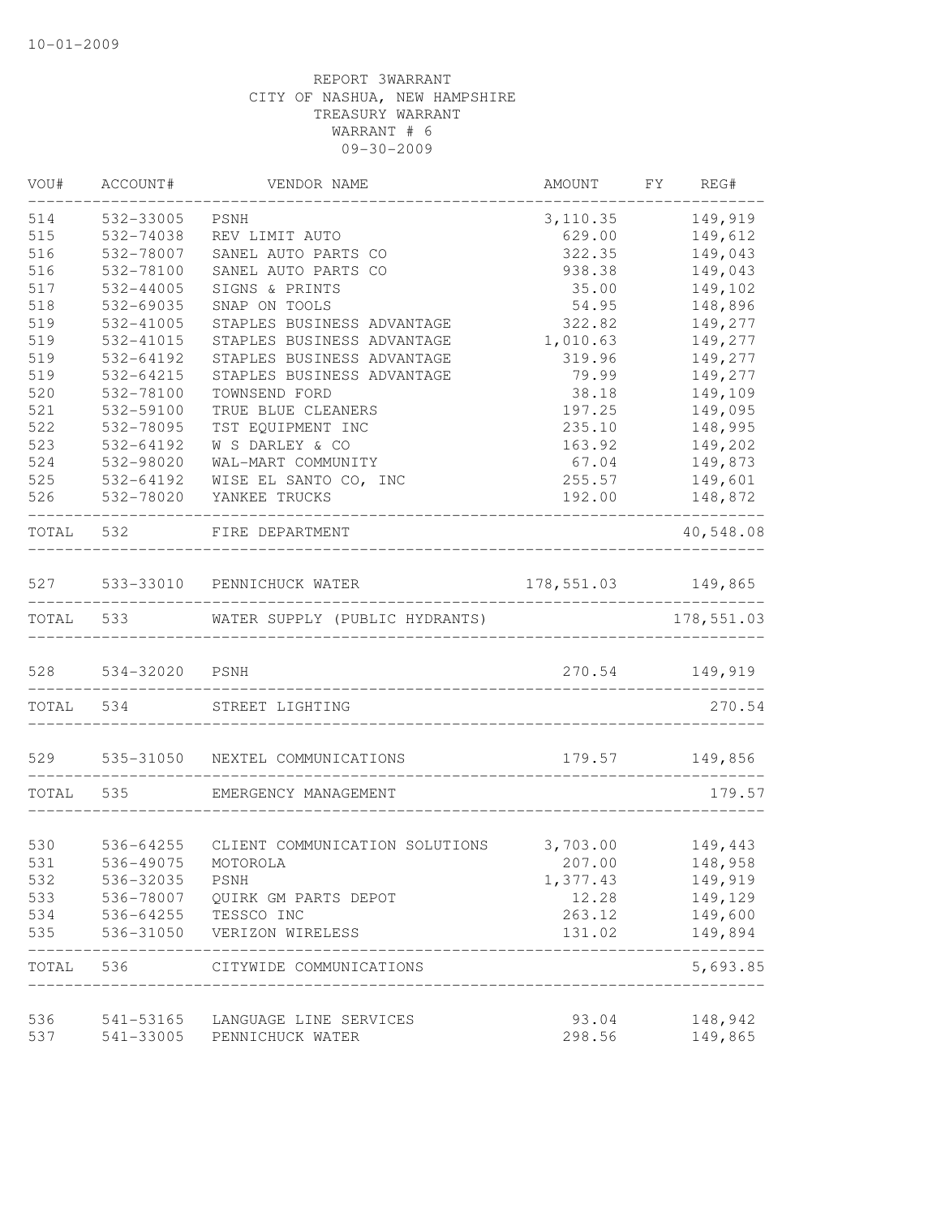10-01-2009

REPORT 3WARRANT
CITY OF NASHUA, NEW HAMPSHIRE
TREASURY WARRANT
WARRANT # 6
09-30-2009

| VOU# | ACCOUNT# | VENDOR NAME | AMOUNT | FY | REG# |
|---|---|---|---|---|---|
| 514 | 532-33005 | PSNH | 3,110.35 | | 149,919 |
| 515 | 532-74038 | REV LIMIT AUTO | 629.00 | | 149,612 |
| 516 | 532-78007 | SANEL AUTO PARTS CO | 322.35 | | 149,043 |
| 516 | 532-78100 | SANEL AUTO PARTS CO | 938.38 | | 149,043 |
| 517 | 532-44005 | SIGNS & PRINTS | 35.00 | | 149,102 |
| 518 | 532-69035 | SNAP ON TOOLS | 54.95 | | 148,896 |
| 519 | 532-41005 | STAPLES BUSINESS ADVANTAGE | 322.82 | | 149,277 |
| 519 | 532-41015 | STAPLES BUSINESS ADVANTAGE | 1,010.63 | | 149,277 |
| 519 | 532-64192 | STAPLES BUSINESS ADVANTAGE | 319.96 | | 149,277 |
| 519 | 532-64215 | STAPLES BUSINESS ADVANTAGE | 79.99 | | 149,277 |
| 520 | 532-78100 | TOWNSEND FORD | 38.18 | | 149,109 |
| 521 | 532-59100 | TRUE BLUE CLEANERS | 197.25 | | 149,095 |
| 522 | 532-78095 | TST EQUIPMENT INC | 235.10 | | 148,995 |
| 523 | 532-64192 | W S DARLEY & CO | 163.92 | | 149,202 |
| 524 | 532-98020 | WAL-MART COMMUNITY | 67.04 | | 149,873 |
| 525 | 532-64192 | WISE EL SANTO CO, INC | 255.57 | | 149,601 |
| 526 | 532-78020 | YANKEE TRUCKS | 192.00 | | 148,872 |
| TOTAL | 532 | FIRE DEPARTMENT | | | 40,548.08 |
| 527 | 533-33010 | PENNICHUCK WATER | 178,551.03 | | 149,865 |
| TOTAL | 533 | WATER SUPPLY (PUBLIC HYDRANTS) | | | 178,551.03 |
| 528 | 534-32020 | PSNH | 270.54 | | 149,919 |
| TOTAL | 534 | STREET LIGHTING | | | 270.54 |
| 529 | 535-31050 | NEXTEL COMMUNICATIONS | 179.57 | | 149,856 |
| TOTAL | 535 | EMERGENCY MANAGEMENT | | | 179.57 |
| 530 | 536-64255 | CLIENT COMMUNICATION SOLUTIONS | 3,703.00 | | 149,443 |
| 531 | 536-49075 | MOTOROLA | 207.00 | | 148,958 |
| 532 | 536-32035 | PSNH | 1,377.43 | | 149,919 |
| 533 | 536-78007 | QUIRK GM PARTS DEPOT | 12.28 | | 149,129 |
| 534 | 536-64255 | TESSCO INC | 263.12 | | 149,600 |
| 535 | 536-31050 | VERIZON WIRELESS | 131.02 | | 149,894 |
| TOTAL | 536 | CITYWIDE COMMUNICATIONS | | | 5,693.85 |
| 536 | 541-53165 | LANGUAGE LINE SERVICES | 93.04 | | 148,942 |
| 537 | 541-33005 | PENNICHUCK WATER | 298.56 | | 149,865 |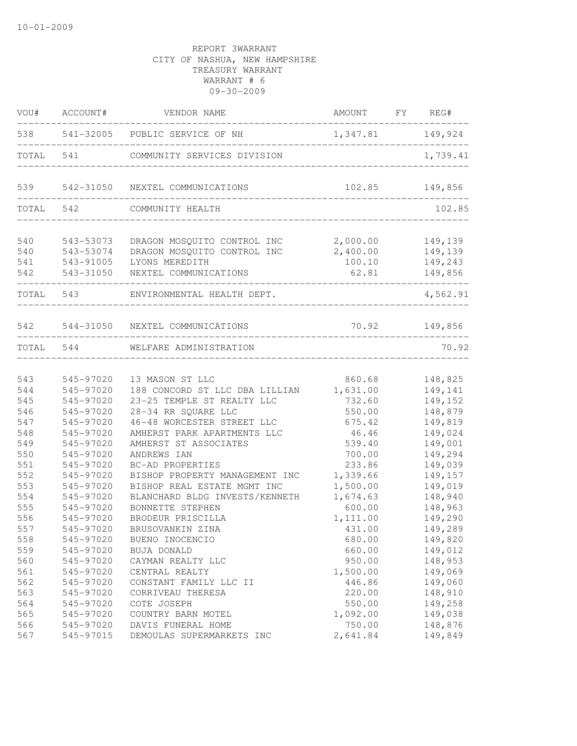10-01-2009

REPORT 3WARRANT
CITY OF NASHUA, NEW HAMPSHIRE
TREASURY WARRANT
WARRANT # 6
09-30-2009

| VOU# | ACCOUNT# | VENDOR NAME | AMOUNT | FY | REG# |
|---|---|---|---|---|---|
| 538 | 541-32005 | PUBLIC SERVICE OF NH | 1,347.81 | | 149,924 |
| TOTAL | 541 | COMMUNITY SERVICES DIVISION | | | 1,739.41 |
| 539 | 542-31050 | NEXTEL COMMUNICATIONS | 102.85 | | 149,856 |
| TOTAL | 542 | COMMUNITY HEALTH | | | 102.85 |
| 540 | 543-53073 | DRAGON MOSQUITO CONTROL INC | 2,000.00 | | 149,139 |
| 540 | 543-53074 | DRAGON MOSQUITO CONTROL INC | 2,400.00 | | 149,139 |
| 541 | 543-91005 | LYONS MEREDITH | 100.10 | | 149,243 |
| 542 | 543-31050 | NEXTEL COMMUNICATIONS | 62.81 | | 149,856 |
| TOTAL | 543 | ENVIRONMENTAL HEALTH DEPT. | | | 4,562.91 |
| 542 | 544-31050 | NEXTEL COMMUNICATIONS | 70.92 | | 149,856 |
| TOTAL | 544 | WELFARE ADMINISTRATION | | | 70.92 |
| 543 | 545-97020 | 13 MASON ST LLC | 860.68 | | 148,825 |
| 544 | 545-97020 | 188 CONCORD ST LLC DBA LILLIAN | 1,631.00 | | 149,141 |
| 545 | 545-97020 | 23-25 TEMPLE ST REALTY LLC | 732.60 | | 149,152 |
| 546 | 545-97020 | 28-34 RR SQUARE LLC | 550.00 | | 148,879 |
| 547 | 545-97020 | 46-48 WORCESTER STREET LLC | 675.42 | | 149,819 |
| 548 | 545-97020 | AMHERST PARK APARTMENTS LLC | 46.46 | | 149,024 |
| 549 | 545-97020 | AMHERST ST ASSOCIATES | 539.40 | | 149,001 |
| 550 | 545-97020 | ANDREWS IAN | 700.00 | | 149,294 |
| 551 | 545-97020 | BC-AD PROPERTIES | 233.86 | | 149,039 |
| 552 | 545-97020 | BISHOP PROPERTY MANAGEMENT INC | 1,339.66 | | 149,157 |
| 553 | 545-97020 | BISHOP REAL ESTATE MGMT INC | 1,500.00 | | 149,019 |
| 554 | 545-97020 | BLANCHARD BLDG INVESTS/KENNETH | 1,674.63 | | 148,940 |
| 555 | 545-97020 | BONNETTE STEPHEN | 600.00 | | 148,963 |
| 556 | 545-97020 | BRODEUR PRISCILLA | 1,111.00 | | 149,290 |
| 557 | 545-97020 | BRUSOVANKIN ZINA | 431.00 | | 149,289 |
| 558 | 545-97020 | BUENO INOCENCIO | 680.00 | | 149,820 |
| 559 | 545-97020 | BUJA DONALD | 660.00 | | 149,012 |
| 560 | 545-97020 | CAYMAN REALTY LLC | 950.00 | | 148,953 |
| 561 | 545-97020 | CENTRAL REALTY | 1,500.00 | | 149,069 |
| 562 | 545-97020 | CONSTANT FAMILY LLC II | 446.86 | | 149,060 |
| 563 | 545-97020 | CORRIVEAU THERESA | 220.00 | | 148,910 |
| 564 | 545-97020 | COTE JOSEPH | 550.00 | | 149,258 |
| 565 | 545-97020 | COUNTRY BARN MOTEL | 1,092.00 | | 149,038 |
| 566 | 545-97020 | DAVIS FUNERAL HOME | 750.00 | | 148,876 |
| 567 | 545-97015 | DEMOULAS SUPERMARKETS INC | 2,641.84 | | 149,849 |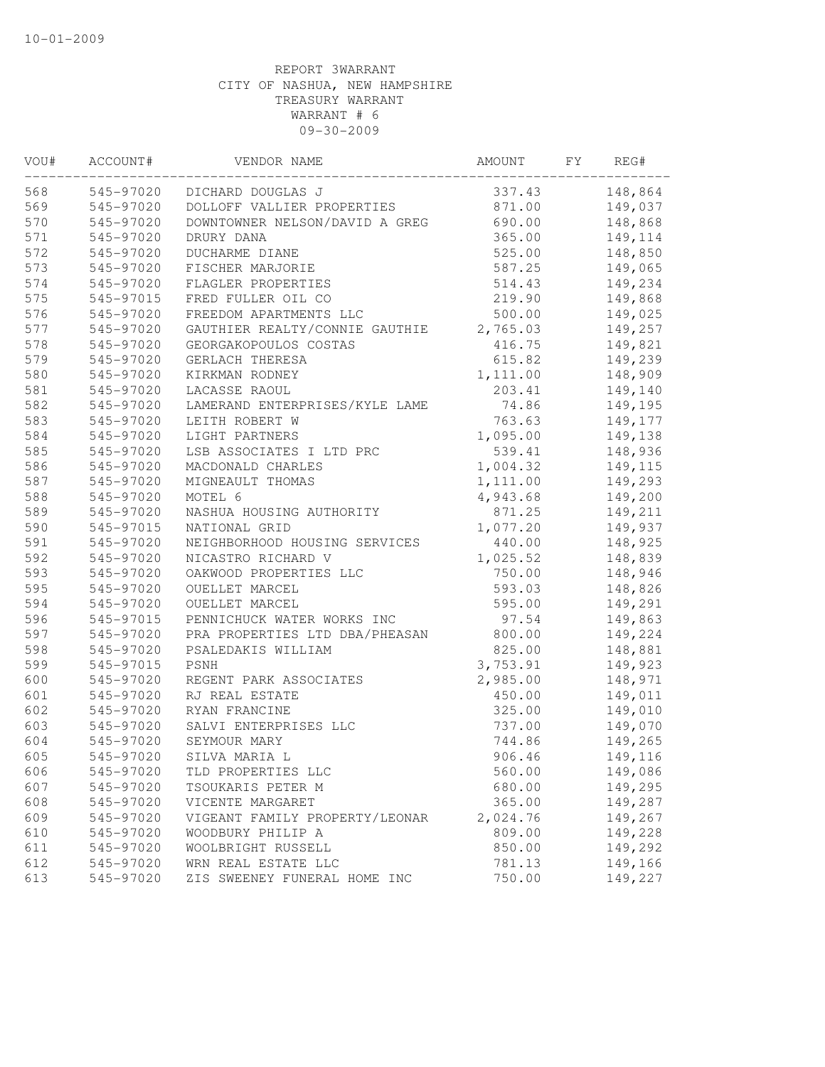10-01-2009

REPORT 3WARRANT
CITY OF NASHUA, NEW HAMPSHIRE
TREASURY WARRANT
WARRANT # 6
09-30-2009

| VOU# | ACCOUNT# | VENDOR NAME | AMOUNT | FY | REG# |
|---|---|---|---|---|---|
| 568 | 545-97020 | DICHARD DOUGLAS J | 337.43 | | 148,864 |
| 569 | 545-97020 | DOLLOFF VALLIER PROPERTIES | 871.00 | | 149,037 |
| 570 | 545-97020 | DOWNTOWNER NELSON/DAVID A GREG | 690.00 | | 148,868 |
| 571 | 545-97020 | DRURY DANA | 365.00 | | 149,114 |
| 572 | 545-97020 | DUCHARME DIANE | 525.00 | | 148,850 |
| 573 | 545-97020 | FISCHER MARJORIE | 587.25 | | 149,065 |
| 574 | 545-97020 | FLAGLER PROPERTIES | 514.43 | | 149,234 |
| 575 | 545-97015 | FRED FULLER OIL CO | 219.90 | | 149,868 |
| 576 | 545-97020 | FREEDOM APARTMENTS LLC | 500.00 | | 149,025 |
| 577 | 545-97020 | GAUTHIER REALTY/CONNIE GAUTHIE | 2,765.03 | | 149,257 |
| 578 | 545-97020 | GEORGAKOPOULOS COSTAS | 416.75 | | 149,821 |
| 579 | 545-97020 | GERLACH THERESA | 615.82 | | 149,239 |
| 580 | 545-97020 | KIRKMAN RODNEY | 1,111.00 | | 148,909 |
| 581 | 545-97020 | LACASSE RAOUL | 203.41 | | 149,140 |
| 582 | 545-97020 | LAMERAND ENTERPRISES/KYLE LAME | 74.86 | | 149,195 |
| 583 | 545-97020 | LEITH ROBERT W | 763.63 | | 149,177 |
| 584 | 545-97020 | LIGHT PARTNERS | 1,095.00 | | 149,138 |
| 585 | 545-97020 | LSB ASSOCIATES I LTD PRC | 539.41 | | 148,936 |
| 586 | 545-97020 | MACDONALD CHARLES | 1,004.32 | | 149,115 |
| 587 | 545-97020 | MIGNEAULT THOMAS | 1,111.00 | | 149,293 |
| 588 | 545-97020 | MOTEL 6 | 4,943.68 | | 149,200 |
| 589 | 545-97020 | NASHUA HOUSING AUTHORITY | 871.25 | | 149,211 |
| 590 | 545-97015 | NATIONAL GRID | 1,077.20 | | 149,937 |
| 591 | 545-97020 | NEIGHBORHOOD HOUSING SERVICES | 440.00 | | 148,925 |
| 592 | 545-97020 | NICASTRO RICHARD V | 1,025.52 | | 148,839 |
| 593 | 545-97020 | OAKWOOD PROPERTIES LLC | 750.00 | | 148,946 |
| 595 | 545-97020 | OUELLET MARCEL | 593.03 | | 148,826 |
| 594 | 545-97020 | OUELLET MARCEL | 595.00 | | 149,291 |
| 596 | 545-97015 | PENNICHUCK WATER WORKS INC | 97.54 | | 149,863 |
| 597 | 545-97020 | PRA PROPERTIES LTD DBA/PHEASAN | 800.00 | | 149,224 |
| 598 | 545-97020 | PSALEDAKIS WILLIAM | 825.00 | | 148,881 |
| 599 | 545-97015 | PSNH | 3,753.91 | | 149,923 |
| 600 | 545-97020 | REGENT PARK ASSOCIATES | 2,985.00 | | 148,971 |
| 601 | 545-97020 | RJ REAL ESTATE | 450.00 | | 149,011 |
| 602 | 545-97020 | RYAN FRANCINE | 325.00 | | 149,010 |
| 603 | 545-97020 | SALVI ENTERPRISES LLC | 737.00 | | 149,070 |
| 604 | 545-97020 | SEYMOUR MARY | 744.86 | | 149,265 |
| 605 | 545-97020 | SILVA MARIA L | 906.46 | | 149,116 |
| 606 | 545-97020 | TLD PROPERTIES LLC | 560.00 | | 149,086 |
| 607 | 545-97020 | TSOUKARIS PETER M | 680.00 | | 149,295 |
| 608 | 545-97020 | VICENTE MARGARET | 365.00 | | 149,287 |
| 609 | 545-97020 | VIGEANT FAMILY PROPERTY/LEONAR | 2,024.76 | | 149,267 |
| 610 | 545-97020 | WOODBURY PHILIP A | 809.00 | | 149,228 |
| 611 | 545-97020 | WOOLBRIGHT RUSSELL | 850.00 | | 149,292 |
| 612 | 545-97020 | WRN REAL ESTATE LLC | 781.13 | | 149,166 |
| 613 | 545-97020 | ZIS SWEENEY FUNERAL HOME INC | 750.00 | | 149,227 |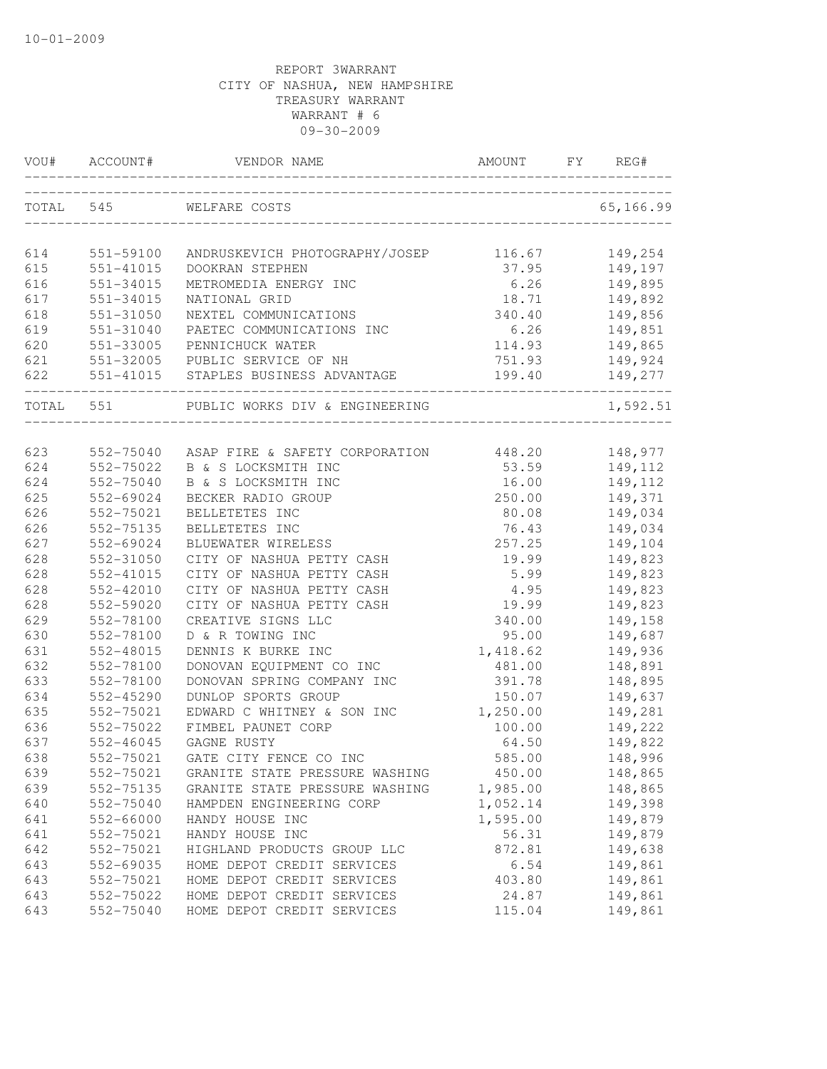10-01-2009

REPORT 3WARRANT
CITY OF NASHUA, NEW HAMPSHIRE
TREASURY WARRANT
WARRANT # 6
09-30-2009

| VOU# | ACCOUNT# | VENDOR NAME | AMOUNT | FY | REG# |
|---|---|---|---|---|---|
| TOTAL | 545 | WELFARE COSTS | | | 65,166.99 |
| 614 | 551-59100 | ANDRUSKEVICH PHOTOGRAPHY/JOSEP | 116.67 | | 149,254 |
| 615 | 551-41015 | DOOKRAN STEPHEN | 37.95 | | 149,197 |
| 616 | 551-34015 | METROMEDIA ENERGY INC | 6.26 | | 149,895 |
| 617 | 551-34015 | NATIONAL GRID | 18.71 | | 149,892 |
| 618 | 551-31050 | NEXTEL COMMUNICATIONS | 340.40 | | 149,856 |
| 619 | 551-31040 | PAETEC COMMUNICATIONS INC | 6.26 | | 149,851 |
| 620 | 551-33005 | PENNICHUCK WATER | 114.93 | | 149,865 |
| 621 | 551-32005 | PUBLIC SERVICE OF NH | 751.93 | | 149,924 |
| 622 | 551-41015 | STAPLES BUSINESS ADVANTAGE | 199.40 | | 149,277 |
| TOTAL | 551 | PUBLIC WORKS DIV & ENGINEERING | | | 1,592.51 |
| 623 | 552-75040 | ASAP FIRE & SAFETY CORPORATION | 448.20 | | 148,977 |
| 624 | 552-75022 | B & S LOCKSMITH INC | 53.59 | | 149,112 |
| 624 | 552-75040 | B & S LOCKSMITH INC | 16.00 | | 149,112 |
| 625 | 552-69024 | BECKER RADIO GROUP | 250.00 | | 149,371 |
| 626 | 552-75021 | BELLETETES INC | 80.08 | | 149,034 |
| 626 | 552-75135 | BELLETETES INC | 76.43 | | 149,034 |
| 627 | 552-69024 | BLUEWATER WIRELESS | 257.25 | | 149,104 |
| 628 | 552-31050 | CITY OF NASHUA PETTY CASH | 19.99 | | 149,823 |
| 628 | 552-41015 | CITY OF NASHUA PETTY CASH | 5.99 | | 149,823 |
| 628 | 552-42010 | CITY OF NASHUA PETTY CASH | 4.95 | | 149,823 |
| 628 | 552-59020 | CITY OF NASHUA PETTY CASH | 19.99 | | 149,823 |
| 629 | 552-78100 | CREATIVE SIGNS LLC | 340.00 | | 149,158 |
| 630 | 552-78100 | D & R TOWING INC | 95.00 | | 149,687 |
| 631 | 552-48015 | DENNIS K BURKE INC | 1,418.62 | | 149,936 |
| 632 | 552-78100 | DONOVAN EQUIPMENT CO INC | 481.00 | | 148,891 |
| 633 | 552-78100 | DONOVAN SPRING COMPANY INC | 391.78 | | 148,895 |
| 634 | 552-45290 | DUNLOP SPORTS GROUP | 150.07 | | 149,637 |
| 635 | 552-75021 | EDWARD C WHITNEY & SON INC | 1,250.00 | | 149,281 |
| 636 | 552-75022 | FIMBEL PAUNET CORP | 100.00 | | 149,222 |
| 637 | 552-46045 | GAGNE RUSTY | 64.50 | | 149,822 |
| 638 | 552-75021 | GATE CITY FENCE CO INC | 585.00 | | 148,996 |
| 639 | 552-75021 | GRANITE STATE PRESSURE WASHING | 450.00 | | 148,865 |
| 639 | 552-75135 | GRANITE STATE PRESSURE WASHING | 1,985.00 | | 148,865 |
| 640 | 552-75040 | HAMPDEN ENGINEERING CORP | 1,052.14 | | 149,398 |
| 641 | 552-66000 | HANDY HOUSE INC | 1,595.00 | | 149,879 |
| 641 | 552-75021 | HANDY HOUSE INC | 56.31 | | 149,879 |
| 642 | 552-75021 | HIGHLAND PRODUCTS GROUP LLC | 872.81 | | 149,638 |
| 643 | 552-69035 | HOME DEPOT CREDIT SERVICES | 6.54 | | 149,861 |
| 643 | 552-75021 | HOME DEPOT CREDIT SERVICES | 403.80 | | 149,861 |
| 643 | 552-75022 | HOME DEPOT CREDIT SERVICES | 24.87 | | 149,861 |
| 643 | 552-75040 | HOME DEPOT CREDIT SERVICES | 115.04 | | 149,861 |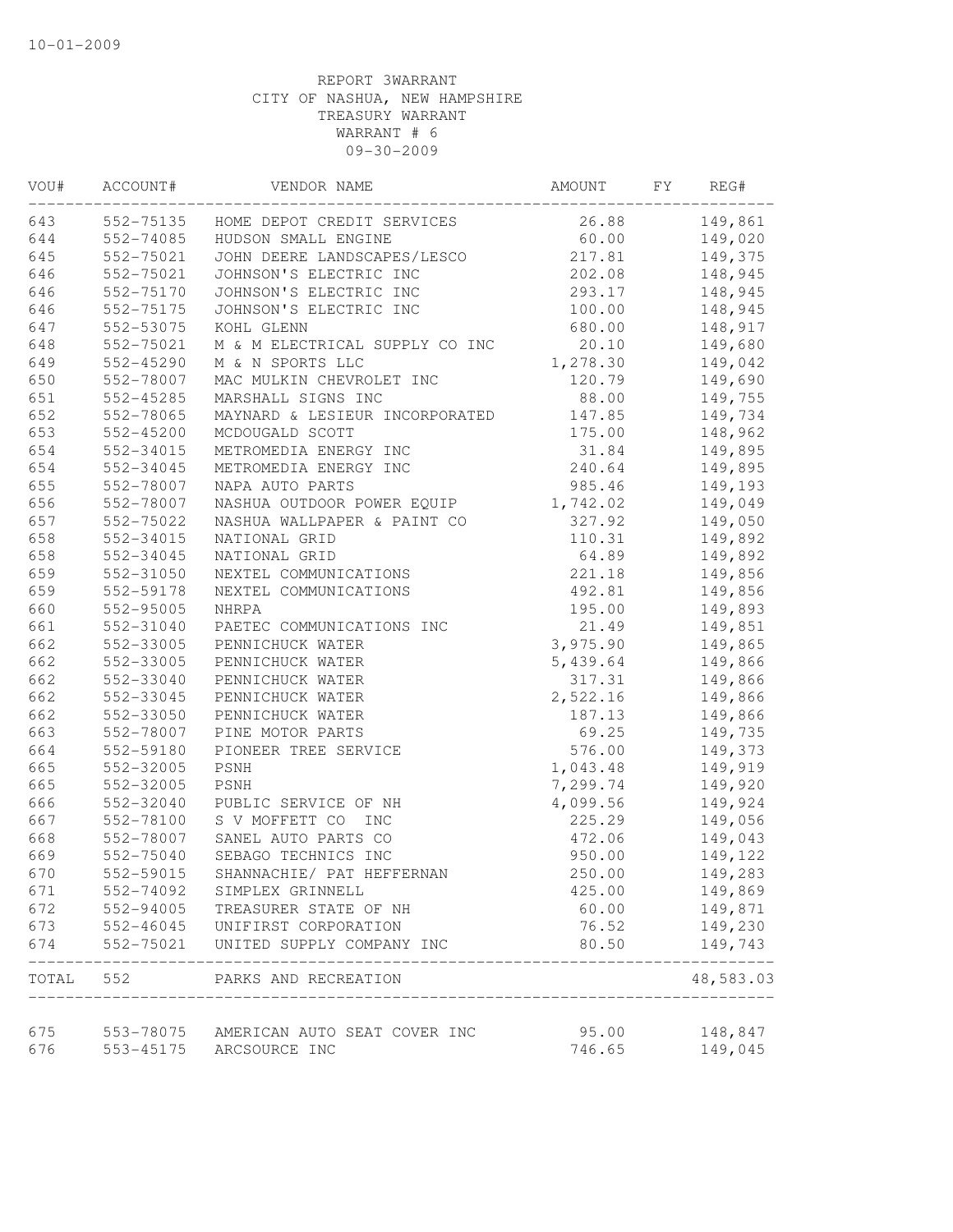10-01-2009

REPORT 3WARRANT
CITY OF NASHUA, NEW HAMPSHIRE
TREASURY WARRANT
WARRANT # 6
09-30-2009

| VOU# | ACCOUNT# | VENDOR NAME | AMOUNT | FY | REG# |
|---|---|---|---|---|---|
| 643 | 552-75135 | HOME DEPOT CREDIT SERVICES | 26.88 | | 149,861 |
| 644 | 552-74085 | HUDSON SMALL ENGINE | 60.00 | | 149,020 |
| 645 | 552-75021 | JOHN DEERE LANDSCAPES/LESCO | 217.81 | | 149,375 |
| 646 | 552-75021 | JOHNSON'S ELECTRIC INC | 202.08 | | 148,945 |
| 646 | 552-75170 | JOHNSON'S ELECTRIC INC | 293.17 | | 148,945 |
| 646 | 552-75175 | JOHNSON'S ELECTRIC INC | 100.00 | | 148,945 |
| 647 | 552-53075 | KOHL GLENN | 680.00 | | 148,917 |
| 648 | 552-75021 | M & M ELECTRICAL SUPPLY CO INC | 20.10 | | 149,680 |
| 649 | 552-45290 | M & N SPORTS LLC | 1,278.30 | | 149,042 |
| 650 | 552-78007 | MAC MULKIN CHEVROLET INC | 120.79 | | 149,690 |
| 651 | 552-45285 | MARSHALL SIGNS INC | 88.00 | | 149,755 |
| 652 | 552-78065 | MAYNARD & LESIEUR INCORPORATED | 147.85 | | 149,734 |
| 653 | 552-45200 | MCDOUGALD SCOTT | 175.00 | | 148,962 |
| 654 | 552-34015 | METROMEDIA ENERGY INC | 31.84 | | 149,895 |
| 654 | 552-34045 | METROMEDIA ENERGY INC | 240.64 | | 149,895 |
| 655 | 552-78007 | NAPA AUTO PARTS | 985.46 | | 149,193 |
| 656 | 552-78007 | NASHUA OUTDOOR POWER EQUIP | 1,742.02 | | 149,049 |
| 657 | 552-75022 | NASHUA WALLPAPER & PAINT CO | 327.92 | | 149,050 |
| 658 | 552-34015 | NATIONAL GRID | 110.31 | | 149,892 |
| 658 | 552-34045 | NATIONAL GRID | 64.89 | | 149,892 |
| 659 | 552-31050 | NEXTEL COMMUNICATIONS | 221.18 | | 149,856 |
| 659 | 552-59178 | NEXTEL COMMUNICATIONS | 492.81 | | 149,856 |
| 660 | 552-95005 | NHRPA | 195.00 | | 149,893 |
| 661 | 552-31040 | PAETEC COMMUNICATIONS INC | 21.49 | | 149,851 |
| 662 | 552-33005 | PENNICHUCK WATER | 3,975.90 | | 149,865 |
| 662 | 552-33005 | PENNICHUCK WATER | 5,439.64 | | 149,866 |
| 662 | 552-33040 | PENNICHUCK WATER | 317.31 | | 149,866 |
| 662 | 552-33045 | PENNICHUCK WATER | 2,522.16 | | 149,866 |
| 662 | 552-33050 | PENNICHUCK WATER | 187.13 | | 149,866 |
| 663 | 552-78007 | PINE MOTOR PARTS | 69.25 | | 149,735 |
| 664 | 552-59180 | PIONEER TREE SERVICE | 576.00 | | 149,373 |
| 665 | 552-32005 | PSNH | 1,043.48 | | 149,919 |
| 665 | 552-32005 | PSNH | 7,299.74 | | 149,920 |
| 666 | 552-32040 | PUBLIC SERVICE OF NH | 4,099.56 | | 149,924 |
| 667 | 552-78100 | S V MOFFETT CO INC | 225.29 | | 149,056 |
| 668 | 552-78007 | SANEL AUTO PARTS CO | 472.06 | | 149,043 |
| 669 | 552-75040 | SEBAGO TECHNICS INC | 950.00 | | 149,122 |
| 670 | 552-59015 | SHANNACHIE/ PAT HEFFERNAN | 250.00 | | 149,283 |
| 671 | 552-74092 | SIMPLEX GRINNELL | 425.00 | | 149,869 |
| 672 | 552-94005 | TREASURER STATE OF NH | 60.00 | | 149,871 |
| 673 | 552-46045 | UNIFIRST CORPORATION | 76.52 | | 149,230 |
| 674 | 552-75021 | UNITED SUPPLY COMPANY INC | 80.50 | | 149,743 |
| TOTAL | 552 | PARKS AND RECREATION | | | 48,583.03 |
| 675 | 553-78075 | AMERICAN AUTO SEAT COVER INC | 95.00 | | 148,847 |
| 676 | 553-45175 | ARCSOURCE INC | 746.65 | | 149,045 |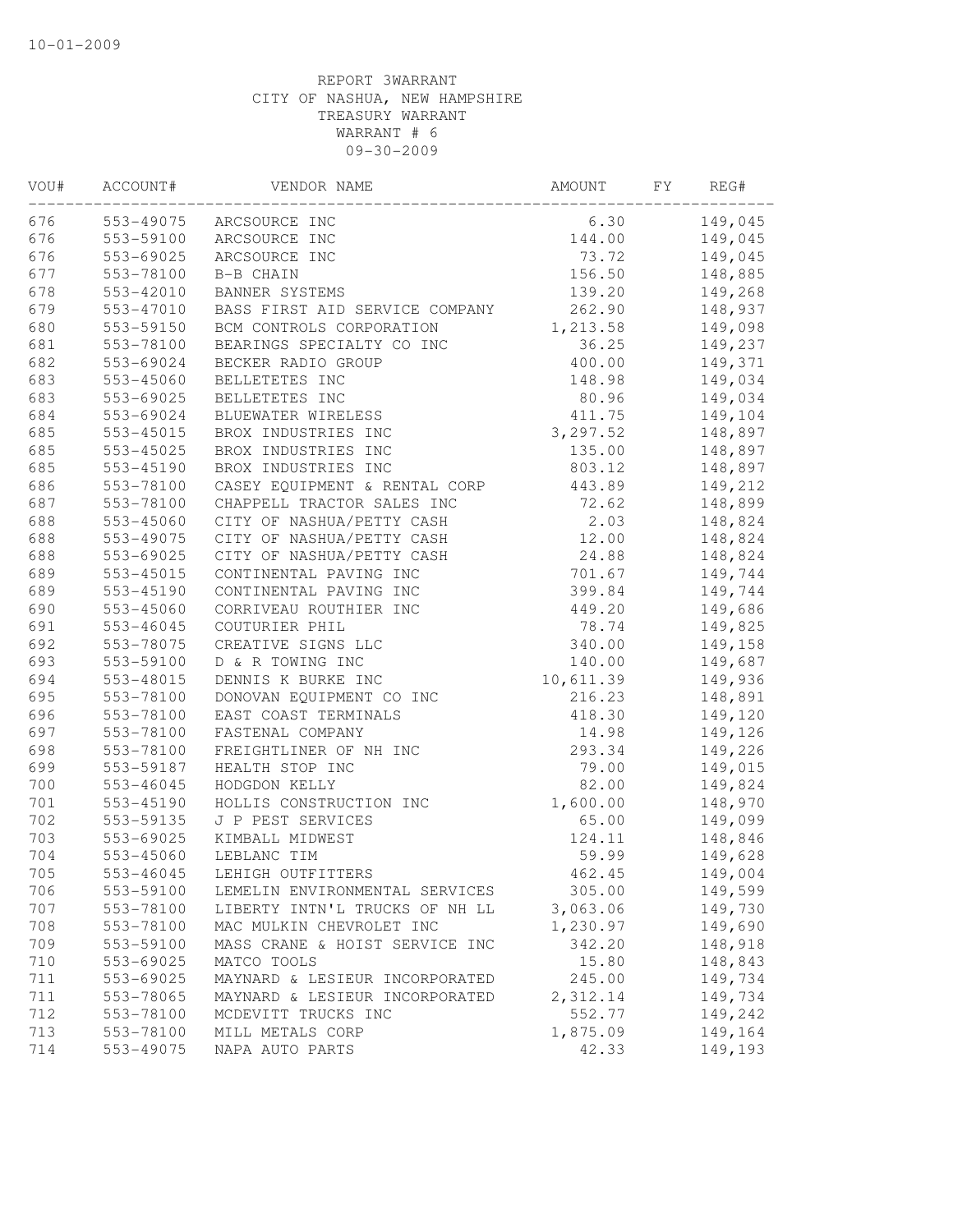10-01-2009

REPORT 3WARRANT
CITY OF NASHUA, NEW HAMPSHIRE
TREASURY WARRANT
WARRANT # 6
09-30-2009

| VOU# | ACCOUNT# | VENDOR NAME | AMOUNT | FY | REG# |
|---|---|---|---|---|---|
| 676 | 553-49075 | ARCSOURCE INC | 6.30 | | 149,045 |
| 676 | 553-59100 | ARCSOURCE INC | 144.00 | | 149,045 |
| 676 | 553-69025 | ARCSOURCE INC | 73.72 | | 149,045 |
| 677 | 553-78100 | B-B CHAIN | 156.50 | | 148,885 |
| 678 | 553-42010 | BANNER SYSTEMS | 139.20 | | 149,268 |
| 679 | 553-47010 | BASS FIRST AID SERVICE COMPANY | 262.90 | | 148,937 |
| 680 | 553-59150 | BCM CONTROLS CORPORATION | 1,213.58 | | 149,098 |
| 681 | 553-78100 | BEARINGS SPECIALTY CO INC | 36.25 | | 149,237 |
| 682 | 553-69024 | BECKER RADIO GROUP | 400.00 | | 149,371 |
| 683 | 553-45060 | BELLETETES INC | 148.98 | | 149,034 |
| 683 | 553-69025 | BELLETETES INC | 80.96 | | 149,034 |
| 684 | 553-69024 | BLUEWATER WIRELESS | 411.75 | | 149,104 |
| 685 | 553-45015 | BROX INDUSTRIES INC | 3,297.52 | | 148,897 |
| 685 | 553-45025 | BROX INDUSTRIES INC | 135.00 | | 148,897 |
| 685 | 553-45190 | BROX INDUSTRIES INC | 803.12 | | 148,897 |
| 686 | 553-78100 | CASEY EQUIPMENT & RENTAL CORP | 443.89 | | 149,212 |
| 687 | 553-78100 | CHAPPELL TRACTOR SALES INC | 72.62 | | 148,899 |
| 688 | 553-45060 | CITY OF NASHUA/PETTY CASH | 2.03 | | 148,824 |
| 688 | 553-49075 | CITY OF NASHUA/PETTY CASH | 12.00 | | 148,824 |
| 688 | 553-69025 | CITY OF NASHUA/PETTY CASH | 24.88 | | 148,824 |
| 689 | 553-45015 | CONTINENTAL PAVING INC | 701.67 | | 149,744 |
| 689 | 553-45190 | CONTINENTAL PAVING INC | 399.84 | | 149,744 |
| 690 | 553-45060 | CORRIVEAU ROUTHIER INC | 449.20 | | 149,686 |
| 691 | 553-46045 | COUTURIER PHIL | 78.74 | | 149,825 |
| 692 | 553-78075 | CREATIVE SIGNS LLC | 340.00 | | 149,158 |
| 693 | 553-59100 | D & R TOWING INC | 140.00 | | 149,687 |
| 694 | 553-48015 | DENNIS K BURKE INC | 10,611.39 | | 149,936 |
| 695 | 553-78100 | DONOVAN EQUIPMENT CO INC | 216.23 | | 148,891 |
| 696 | 553-78100 | EAST COAST TERMINALS | 418.30 | | 149,120 |
| 697 | 553-78100 | FASTENAL COMPANY | 14.98 | | 149,126 |
| 698 | 553-78100 | FREIGHTLINER OF NH INC | 293.34 | | 149,226 |
| 699 | 553-59187 | HEALTH STOP INC | 79.00 | | 149,015 |
| 700 | 553-46045 | HODGDON KELLY | 82.00 | | 149,824 |
| 701 | 553-45190 | HOLLIS CONSTRUCTION INC | 1,600.00 | | 148,970 |
| 702 | 553-59135 | J P PEST SERVICES | 65.00 | | 149,099 |
| 703 | 553-69025 | KIMBALL MIDWEST | 124.11 | | 148,846 |
| 704 | 553-45060 | LEBLANC TIM | 59.99 | | 149,628 |
| 705 | 553-46045 | LEHIGH OUTFITTERS | 462.45 | | 149,004 |
| 706 | 553-59100 | LEMELIN ENVIRONMENTAL SERVICES | 305.00 | | 149,599 |
| 707 | 553-78100 | LIBERTY INTN'L TRUCKS OF NH LL | 3,063.06 | | 149,730 |
| 708 | 553-78100 | MAC MULKIN CHEVROLET INC | 1,230.97 | | 149,690 |
| 709 | 553-59100 | MASS CRANE & HOIST SERVICE INC | 342.20 | | 148,918 |
| 710 | 553-69025 | MATCO TOOLS | 15.80 | | 148,843 |
| 711 | 553-69025 | MAYNARD & LESIEUR INCORPORATED | 245.00 | | 149,734 |
| 711 | 553-78065 | MAYNARD & LESIEUR INCORPORATED | 2,312.14 | | 149,734 |
| 712 | 553-78100 | MCDEVITT TRUCKS INC | 552.77 | | 149,242 |
| 713 | 553-78100 | MILL METALS CORP | 1,875.09 | | 149,164 |
| 714 | 553-49075 | NAPA AUTO PARTS | 42.33 | | 149,193 |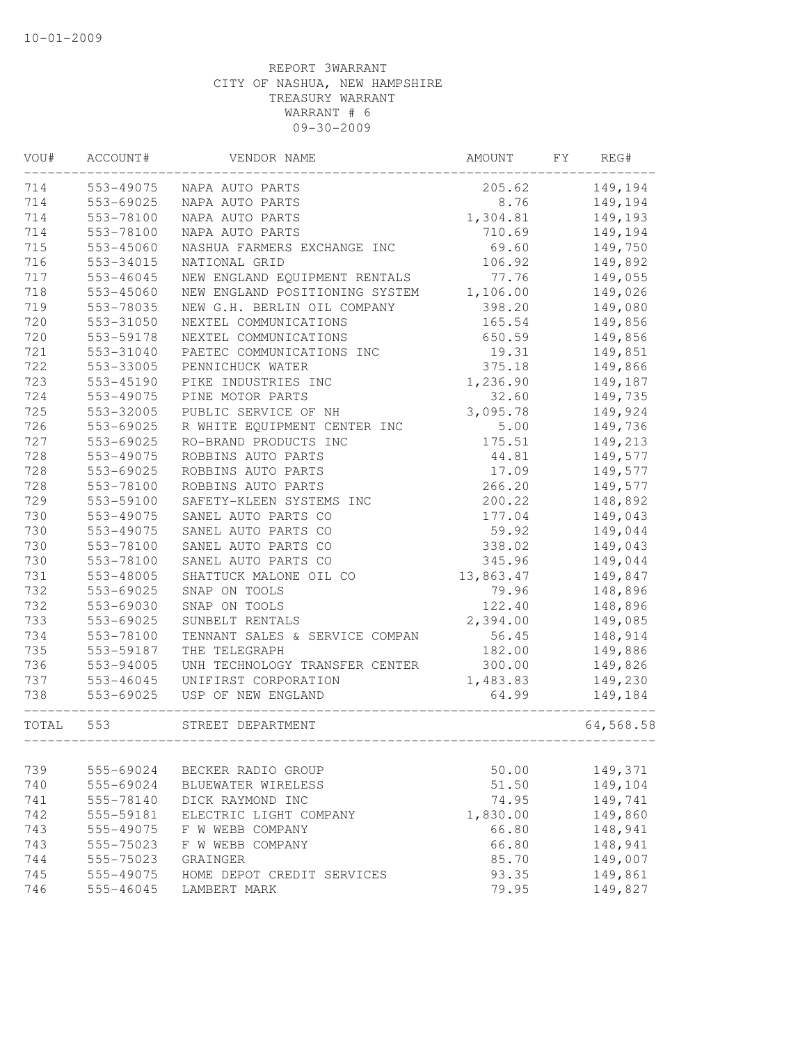10-01-2009

REPORT 3WARRANT
CITY OF NASHUA, NEW HAMPSHIRE
TREASURY WARRANT
WARRANT # 6
09-30-2009

| VOU# | ACCOUNT# | VENDOR NAME | AMOUNT | FY | REG# |
|---|---|---|---|---|---|
| 714 | 553-49075 | NAPA AUTO PARTS | 205.62 | | 149,194 |
| 714 | 553-69025 | NAPA AUTO PARTS | 8.76 | | 149,194 |
| 714 | 553-78100 | NAPA AUTO PARTS | 1,304.81 | | 149,193 |
| 714 | 553-78100 | NAPA AUTO PARTS | 710.69 | | 149,194 |
| 715 | 553-45060 | NASHUA FARMERS EXCHANGE INC | 69.60 | | 149,750 |
| 716 | 553-34015 | NATIONAL GRID | 106.92 | | 149,892 |
| 717 | 553-46045 | NEW ENGLAND EQUIPMENT RENTALS | 77.76 | | 149,055 |
| 718 | 553-45060 | NEW ENGLAND POSITIONING SYSTEM | 1,106.00 | | 149,026 |
| 719 | 553-78035 | NEW G.H. BERLIN OIL COMPANY | 398.20 | | 149,080 |
| 720 | 553-31050 | NEXTEL COMMUNICATIONS | 165.54 | | 149,856 |
| 720 | 553-59178 | NEXTEL COMMUNICATIONS | 650.59 | | 149,856 |
| 721 | 553-31040 | PAETEC COMMUNICATIONS INC | 19.31 | | 149,851 |
| 722 | 553-33005 | PENNICHUCK WATER | 375.18 | | 149,866 |
| 723 | 553-45190 | PIKE INDUSTRIES INC | 1,236.90 | | 149,187 |
| 724 | 553-49075 | PINE MOTOR PARTS | 32.60 | | 149,735 |
| 725 | 553-32005 | PUBLIC SERVICE OF NH | 3,095.78 | | 149,924 |
| 726 | 553-69025 | R WHITE EQUIPMENT CENTER INC | 5.00 | | 149,736 |
| 727 | 553-69025 | RO-BRAND PRODUCTS INC | 175.51 | | 149,213 |
| 728 | 553-49075 | ROBBINS AUTO PARTS | 44.81 | | 149,577 |
| 728 | 553-69025 | ROBBINS AUTO PARTS | 17.09 | | 149,577 |
| 728 | 553-78100 | ROBBINS AUTO PARTS | 266.20 | | 149,577 |
| 729 | 553-59100 | SAFETY-KLEEN SYSTEMS INC | 200.22 | | 148,892 |
| 730 | 553-49075 | SANEL AUTO PARTS CO | 177.04 | | 149,043 |
| 730 | 553-49075 | SANEL AUTO PARTS CO | 59.92 | | 149,044 |
| 730 | 553-78100 | SANEL AUTO PARTS CO | 338.02 | | 149,043 |
| 730 | 553-78100 | SANEL AUTO PARTS CO | 345.96 | | 149,044 |
| 731 | 553-48005 | SHATTUCK MALONE OIL CO | 13,863.47 | | 149,847 |
| 732 | 553-69025 | SNAP ON TOOLS | 79.96 | | 148,896 |
| 732 | 553-69030 | SNAP ON TOOLS | 122.40 | | 148,896 |
| 733 | 553-69025 | SUNBELT RENTALS | 2,394.00 | | 149,085 |
| 734 | 553-78100 | TENNANT SALES & SERVICE COMPAN | 56.45 | | 148,914 |
| 735 | 553-59187 | THE TELEGRAPH | 182.00 | | 149,886 |
| 736 | 553-94005 | UNH TECHNOLOGY TRANSFER CENTER | 300.00 | | 149,826 |
| 737 | 553-46045 | UNIFIRST CORPORATION | 1,483.83 | | 149,230 |
| 738 | 553-69025 | USP OF NEW ENGLAND | 64.99 | | 149,184 |
| TOTAL | 553 | STREET DEPARTMENT | | | 64,568.58 |
| 739 | 555-69024 | BECKER RADIO GROUP | 50.00 | | 149,371 |
| 740 | 555-69024 | BLUEWATER WIRELESS | 51.50 | | 149,104 |
| 741 | 555-78140 | DICK RAYMOND INC | 74.95 | | 149,741 |
| 742 | 555-59181 | ELECTRIC LIGHT COMPANY | 1,830.00 | | 149,860 |
| 743 | 555-49075 | F W WEBB COMPANY | 66.80 | | 148,941 |
| 743 | 555-75023 | F W WEBB COMPANY | 66.80 | | 148,941 |
| 744 | 555-75023 | GRAINGER | 85.70 | | 149,007 |
| 745 | 555-49075 | HOME DEPOT CREDIT SERVICES | 93.35 | | 149,861 |
| 746 | 555-46045 | LAMBERT MARK | 79.95 | | 149,827 |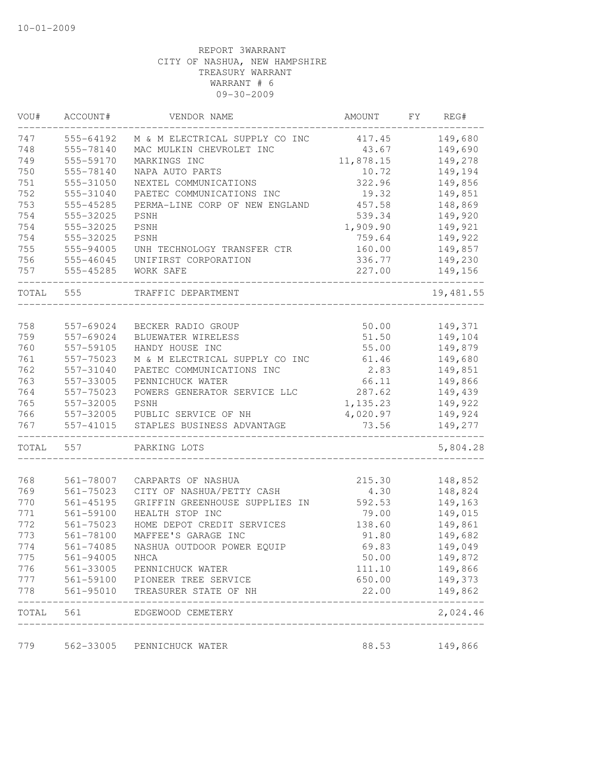10-01-2009

REPORT 3WARRANT
CITY OF NASHUA, NEW HAMPSHIRE
TREASURY WARRANT
WARRANT # 6
09-30-2009

| VOU# | ACCOUNT# | VENDOR NAME | AMOUNT | FY | REG# |
|---|---|---|---|---|---|
| 747 | 555-64192 | M & M ELECTRICAL SUPPLY CO INC | 417.45 | | 149,680 |
| 748 | 555-78140 | MAC MULKIN CHEVROLET INC | 43.67 | | 149,690 |
| 749 | 555-59170 | MARKINGS INC | 11,878.15 | | 149,278 |
| 750 | 555-78140 | NAPA AUTO PARTS | 10.72 | | 149,194 |
| 751 | 555-31050 | NEXTEL COMMUNICATIONS | 322.96 | | 149,856 |
| 752 | 555-31040 | PAETEC COMMUNICATIONS INC | 19.32 | | 149,851 |
| 753 | 555-45285 | PERMA-LINE CORP OF NEW ENGLAND | 457.58 | | 148,869 |
| 754 | 555-32025 | PSNH | 539.34 | | 149,920 |
| 754 | 555-32025 | PSNH | 1,909.90 | | 149,921 |
| 754 | 555-32025 | PSNH | 759.64 | | 149,922 |
| 755 | 555-94005 | UNH TECHNOLOGY TRANSFER CTR | 160.00 | | 149,857 |
| 756 | 555-46045 | UNIFIRST CORPORATION | 336.77 | | 149,230 |
| 757 | 555-45285 | WORK SAFE | 227.00 | | 149,156 |
| TOTAL | 555 | TRAFFIC DEPARTMENT | | | 19,481.55 |
| 758 | 557-69024 | BECKER RADIO GROUP | 50.00 | | 149,371 |
| 759 | 557-69024 | BLUEWATER WIRELESS | 51.50 | | 149,104 |
| 760 | 557-59105 | HANDY HOUSE INC | 55.00 | | 149,879 |
| 761 | 557-75023 | M & M ELECTRICAL SUPPLY CO INC | 61.46 | | 149,680 |
| 762 | 557-31040 | PAETEC COMMUNICATIONS INC | 2.83 | | 149,851 |
| 763 | 557-33005 | PENNICHUCK WATER | 66.11 | | 149,866 |
| 764 | 557-75023 | POWERS GENERATOR SERVICE LLC | 287.62 | | 149,439 |
| 765 | 557-32005 | PSNH | 1,135.23 | | 149,922 |
| 766 | 557-32005 | PUBLIC SERVICE OF NH | 4,020.97 | | 149,924 |
| 767 | 557-41015 | STAPLES BUSINESS ADVANTAGE | 73.56 | | 149,277 |
| TOTAL | 557 | PARKING LOTS | | | 5,804.28 |
| 768 | 561-78007 | CARPARTS OF NASHUA | 215.30 | | 148,852 |
| 769 | 561-75023 | CITY OF NASHUA/PETTY CASH | 4.30 | | 148,824 |
| 770 | 561-45195 | GRIFFIN GREENHOUSE SUPPLIES IN | 592.53 | | 149,163 |
| 771 | 561-59100 | HEALTH STOP INC | 79.00 | | 149,015 |
| 772 | 561-75023 | HOME DEPOT CREDIT SERVICES | 138.60 | | 149,861 |
| 773 | 561-78100 | MAFFEE'S GARAGE INC | 91.80 | | 149,682 |
| 774 | 561-74085 | NASHUA OUTDOOR POWER EQUIP | 69.83 | | 149,049 |
| 775 | 561-94005 | NHCA | 50.00 | | 149,872 |
| 776 | 561-33005 | PENNICHUCK WATER | 111.10 | | 149,866 |
| 777 | 561-59100 | PIONEER TREE SERVICE | 650.00 | | 149,373 |
| 778 | 561-95010 | TREASURER STATE OF NH | 22.00 | | 149,862 |
| TOTAL | 561 | EDGEWOOD CEMETERY | | | 2,024.46 |
| 779 | 562-33005 | PENNICHUCK WATER | 88.53 | | 149,866 |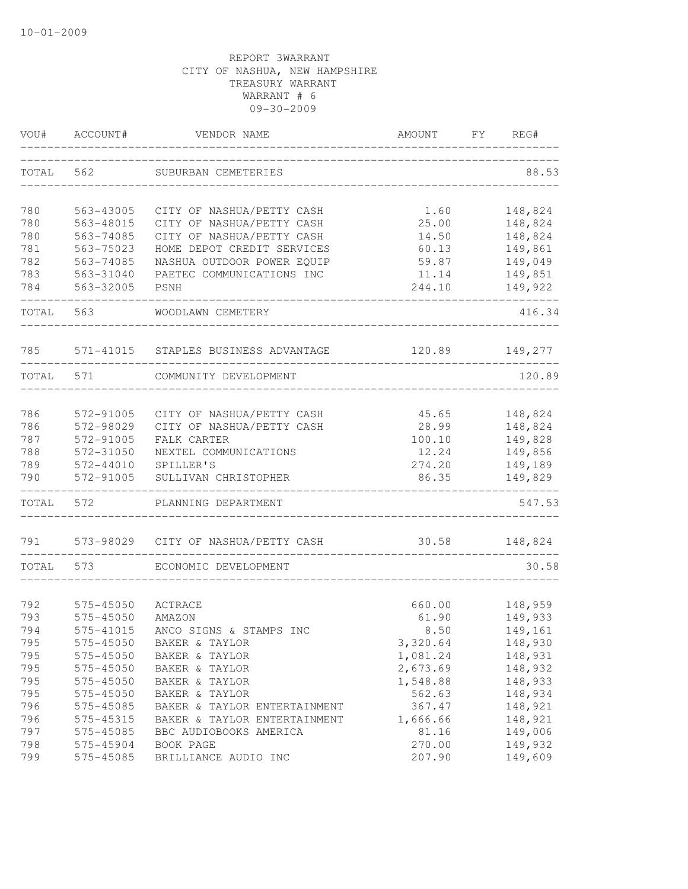10-01-2009

REPORT 3WARRANT
CITY OF NASHUA, NEW HAMPSHIRE
TREASURY WARRANT
WARRANT # 6
09-30-2009

| VOU# | ACCOUNT# | VENDOR NAME | AMOUNT | FY | REG# |
|---|---|---|---|---|---|
| TOTAL | 562 | SUBURBAN CEMETERIES | | | 88.53 |
| 780 | 563-43005 | CITY OF NASHUA/PETTY CASH | 1.60 | | 148,824 |
| 780 | 563-48015 | CITY OF NASHUA/PETTY CASH | 25.00 | | 148,824 |
| 780 | 563-74085 | CITY OF NASHUA/PETTY CASH | 14.50 | | 148,824 |
| 781 | 563-75023 | HOME DEPOT CREDIT SERVICES | 60.13 | | 149,861 |
| 782 | 563-74085 | NASHUA OUTDOOR POWER EQUIP | 59.87 | | 149,049 |
| 783 | 563-31040 | PAETEC COMMUNICATIONS INC | 11.14 | | 149,851 |
| 784 | 563-32005 | PSNH | 244.10 | | 149,922 |
| TOTAL | 563 | WOODLAWN CEMETERY | | | 416.34 |
| 785 | 571-41015 | STAPLES BUSINESS ADVANTAGE | 120.89 | | 149,277 |
| TOTAL | 571 | COMMUNITY DEVELOPMENT | | | 120.89 |
| 786 | 572-91005 | CITY OF NASHUA/PETTY CASH | 45.65 | | 148,824 |
| 786 | 572-98029 | CITY OF NASHUA/PETTY CASH | 28.99 | | 148,824 |
| 787 | 572-91005 | FALK CARTER | 100.10 | | 149,828 |
| 788 | 572-31050 | NEXTEL COMMUNICATIONS | 12.24 | | 149,856 |
| 789 | 572-44010 | SPILLER'S | 274.20 | | 149,189 |
| 790 | 572-91005 | SULLIVAN CHRISTOPHER | 86.35 | | 149,829 |
| TOTAL | 572 | PLANNING DEPARTMENT | | | 547.53 |
| 791 | 573-98029 | CITY OF NASHUA/PETTY CASH | 30.58 | | 148,824 |
| TOTAL | 573 | ECONOMIC DEVELOPMENT | | | 30.58 |
| 792 | 575-45050 | ACTRACE | 660.00 | | 148,959 |
| 793 | 575-45050 | AMAZON | 61.90 | | 149,933 |
| 794 | 575-41015 | ANCO SIGNS & STAMPS INC | 8.50 | | 149,161 |
| 795 | 575-45050 | BAKER & TAYLOR | 3,320.64 | | 148,930 |
| 795 | 575-45050 | BAKER & TAYLOR | 1,081.24 | | 148,931 |
| 795 | 575-45050 | BAKER & TAYLOR | 2,673.69 | | 148,932 |
| 795 | 575-45050 | BAKER & TAYLOR | 1,548.88 | | 148,933 |
| 795 | 575-45050 | BAKER & TAYLOR | 562.63 | | 148,934 |
| 796 | 575-45085 | BAKER & TAYLOR ENTERTAINMENT | 367.47 | | 148,921 |
| 796 | 575-45315 | BAKER & TAYLOR ENTERTAINMENT | 1,666.66 | | 148,921 |
| 797 | 575-45085 | BBC AUDIOBOOKS AMERICA | 81.16 | | 149,006 |
| 798 | 575-45904 | BOOK PAGE | 270.00 | | 149,932 |
| 799 | 575-45085 | BRILLIANCE AUDIO INC | 207.90 | | 149,609 |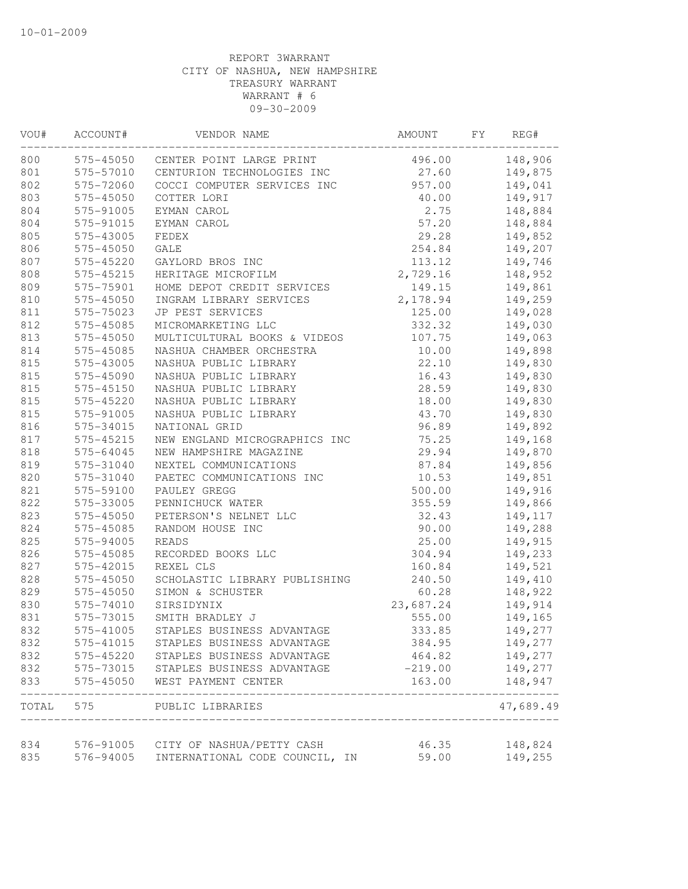10-01-2009

REPORT 3WARRANT
CITY OF NASHUA, NEW HAMPSHIRE
TREASURY WARRANT
WARRANT # 6
09-30-2009

| VOU# | ACCOUNT# | VENDOR NAME | AMOUNT | FY | REG# |
|---|---|---|---|---|---|
| 800 | 575-45050 | CENTER POINT LARGE PRINT | 496.00 | | 148,906 |
| 801 | 575-57010 | CENTURION TECHNOLOGIES INC | 27.60 | | 149,875 |
| 802 | 575-72060 | COCCI COMPUTER SERVICES INC | 957.00 | | 149,041 |
| 803 | 575-45050 | COTTER LORI | 40.00 | | 149,917 |
| 804 | 575-91005 | EYMAN CAROL | 2.75 | | 148,884 |
| 804 | 575-91015 | EYMAN CAROL | 57.20 | | 148,884 |
| 805 | 575-43005 | FEDEX | 29.28 | | 149,852 |
| 806 | 575-45050 | GALE | 254.84 | | 149,207 |
| 807 | 575-45220 | GAYLORD BROS INC | 113.12 | | 149,746 |
| 808 | 575-45215 | HERITAGE MICROFILM | 2,729.16 | | 148,952 |
| 809 | 575-75901 | HOME DEPOT CREDIT SERVICES | 149.15 | | 149,861 |
| 810 | 575-45050 | INGRAM LIBRARY SERVICES | 2,178.94 | | 149,259 |
| 811 | 575-75023 | JP PEST SERVICES | 125.00 | | 149,028 |
| 812 | 575-45085 | MICROMARKETING LLC | 332.32 | | 149,030 |
| 813 | 575-45050 | MULTICULTURAL BOOKS & VIDEOS | 107.75 | | 149,063 |
| 814 | 575-45085 | NASHUA CHAMBER ORCHESTRA | 10.00 | | 149,898 |
| 815 | 575-43005 | NASHUA PUBLIC LIBRARY | 22.10 | | 149,830 |
| 815 | 575-45090 | NASHUA PUBLIC LIBRARY | 16.43 | | 149,830 |
| 815 | 575-45150 | NASHUA PUBLIC LIBRARY | 28.59 | | 149,830 |
| 815 | 575-45220 | NASHUA PUBLIC LIBRARY | 18.00 | | 149,830 |
| 815 | 575-91005 | NASHUA PUBLIC LIBRARY | 43.70 | | 149,830 |
| 816 | 575-34015 | NATIONAL GRID | 96.89 | | 149,892 |
| 817 | 575-45215 | NEW ENGLAND MICROGRAPHICS INC | 75.25 | | 149,168 |
| 818 | 575-64045 | NEW HAMPSHIRE MAGAZINE | 29.94 | | 149,870 |
| 819 | 575-31040 | NEXTEL COMMUNICATIONS | 87.84 | | 149,856 |
| 820 | 575-31040 | PAETEC COMMUNICATIONS INC | 10.53 | | 149,851 |
| 821 | 575-59100 | PAULEY GREGG | 500.00 | | 149,916 |
| 822 | 575-33005 | PENNICHUCK WATER | 355.59 | | 149,866 |
| 823 | 575-45050 | PETERSON'S NELNET LLC | 32.43 | | 149,117 |
| 824 | 575-45085 | RANDOM HOUSE INC | 90.00 | | 149,288 |
| 825 | 575-94005 | READS | 25.00 | | 149,915 |
| 826 | 575-45085 | RECORDED BOOKS LLC | 304.94 | | 149,233 |
| 827 | 575-42015 | REXEL CLS | 160.84 | | 149,521 |
| 828 | 575-45050 | SCHOLASTIC LIBRARY PUBLISHING | 240.50 | | 149,410 |
| 829 | 575-45050 | SIMON & SCHUSTER | 60.28 | | 148,922 |
| 830 | 575-74010 | SIRSIDYNIX | 23,687.24 | | 149,914 |
| 831 | 575-73015 | SMITH BRADLEY J | 555.00 | | 149,165 |
| 832 | 575-41005 | STAPLES BUSINESS ADVANTAGE | 333.85 | | 149,277 |
| 832 | 575-41015 | STAPLES BUSINESS ADVANTAGE | 384.95 | | 149,277 |
| 832 | 575-45220 | STAPLES BUSINESS ADVANTAGE | 464.82 | | 149,277 |
| 832 | 575-73015 | STAPLES BUSINESS ADVANTAGE | -219.00 | | 149,277 |
| 833 | 575-45050 | WEST PAYMENT CENTER | 163.00 | | 148,947 |
| TOTAL | 575 | PUBLIC LIBRARIES | | | 47,689.49 |
| 834 | 576-91005 | CITY OF NASHUA/PETTY CASH | 46.35 | | 148,824 |
| 835 | 576-94005 | INTERNATIONAL CODE COUNCIL, IN | 59.00 | | 149,255 |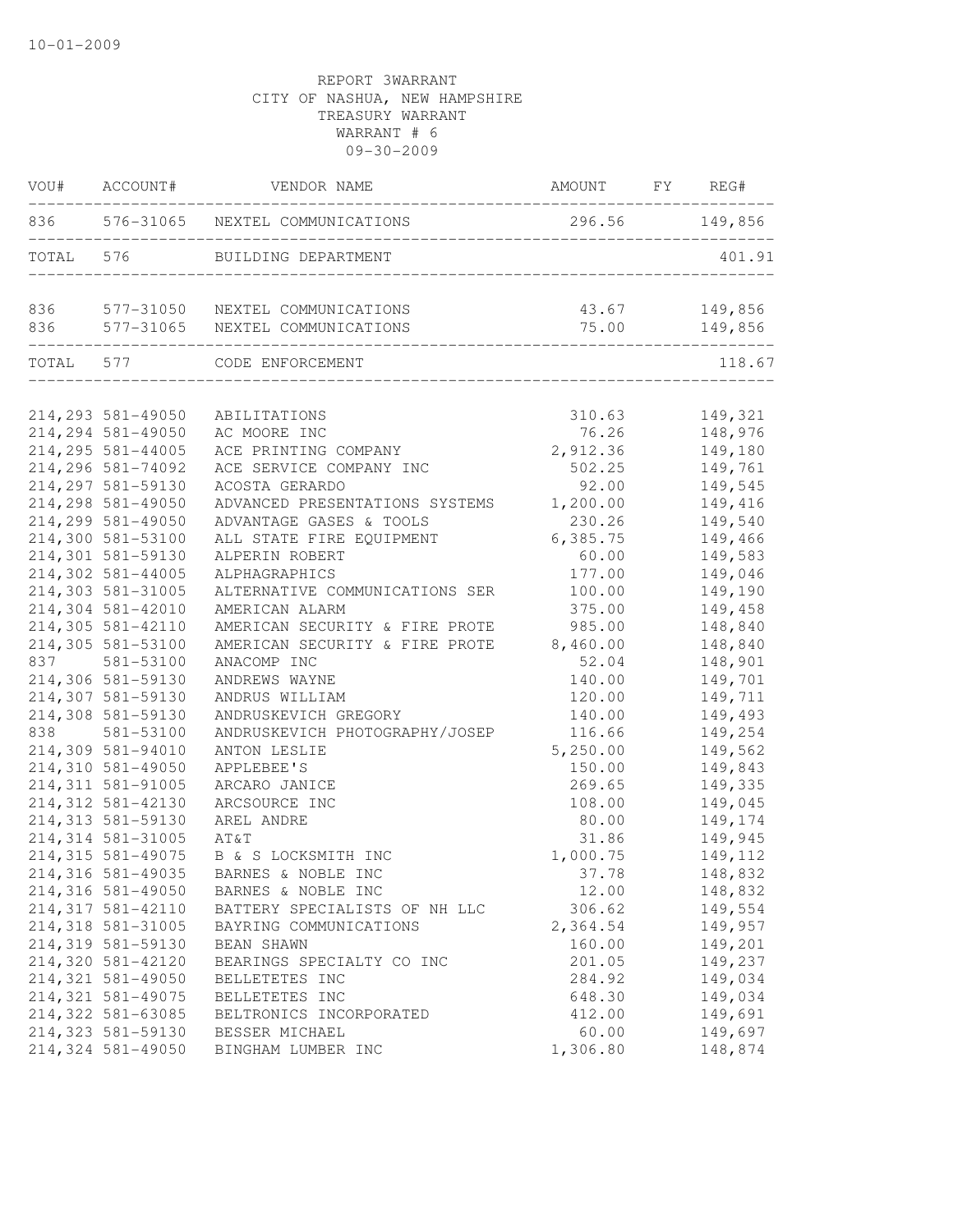10-01-2009

REPORT 3WARRANT
CITY OF NASHUA, NEW HAMPSHIRE
TREASURY WARRANT
WARRANT # 6
09-30-2009

| VOU# | ACCOUNT# | VENDOR NAME | AMOUNT | FY | REG# |
|---|---|---|---|---|---|
| 836 | 576-31065 | NEXTEL COMMUNICATIONS | 296.56 | | 149,856 |
| TOTAL | 576 | BUILDING DEPARTMENT | | | 401.91 |
| 836 | 577-31050 | NEXTEL COMMUNICATIONS | 43.67 | | 149,856 |
| 836 | 577-31065 | NEXTEL COMMUNICATIONS | 75.00 | | 149,856 |
| TOTAL | 577 | CODE ENFORCEMENT | | | 118.67 |
| 214,293 | 581-49050 | ABILITATIONS | 310.63 | | 149,321 |
| 214,294 | 581-49050 | AC MOORE INC | 76.26 | | 148,976 |
| 214,295 | 581-44005 | ACE PRINTING COMPANY | 2,912.36 | | 149,180 |
| 214,296 | 581-74092 | ACE SERVICE COMPANY INC | 502.25 | | 149,761 |
| 214,297 | 581-59130 | ACOSTA GERARDO | 92.00 | | 149,545 |
| 214,298 | 581-49050 | ADVANCED PRESENTATIONS SYSTEMS | 1,200.00 | | 149,416 |
| 214,299 | 581-49050 | ADVANTAGE GASES & TOOLS | 230.26 | | 149,540 |
| 214,300 | 581-53100 | ALL STATE FIRE EQUIPMENT | 6,385.75 | | 149,466 |
| 214,301 | 581-59130 | ALPERIN ROBERT | 60.00 | | 149,583 |
| 214,302 | 581-44005 | ALPHAGRAPHICS | 177.00 | | 149,046 |
| 214,303 | 581-31005 | ALTERNATIVE COMMUNICATIONS SER | 100.00 | | 149,190 |
| 214,304 | 581-42010 | AMERICAN ALARM | 375.00 | | 149,458 |
| 214,305 | 581-42110 | AMERICAN SECURITY & FIRE PROTE | 985.00 | | 148,840 |
| 214,305 | 581-53100 | AMERICAN SECURITY & FIRE PROTE | 8,460.00 | | 148,840 |
| 837 | 581-53100 | ANACOMP INC | 52.04 | | 148,901 |
| 214,306 | 581-59130 | ANDREWS WAYNE | 140.00 | | 149,701 |
| 214,307 | 581-59130 | ANDRUS WILLIAM | 120.00 | | 149,711 |
| 214,308 | 581-59130 | ANDRUSKEVICH GREGORY | 140.00 | | 149,493 |
| 838 | 581-53100 | ANDRUSKEVICH PHOTOGRAPHY/JOSEP | 116.66 | | 149,254 |
| 214,309 | 581-94010 | ANTON LESLIE | 5,250.00 | | 149,562 |
| 214,310 | 581-49050 | APPLEBEE'S | 150.00 | | 149,843 |
| 214,311 | 581-91005 | ARCARO JANICE | 269.65 | | 149,335 |
| 214,312 | 581-42130 | ARCSOURCE INC | 108.00 | | 149,045 |
| 214,313 | 581-59130 | AREL ANDRE | 80.00 | | 149,174 |
| 214,314 | 581-31005 | AT&T | 31.86 | | 149,945 |
| 214,315 | 581-49075 | B & S LOCKSMITH INC | 1,000.75 | | 149,112 |
| 214,316 | 581-49035 | BARNES & NOBLE INC | 37.78 | | 148,832 |
| 214,316 | 581-49050 | BARNES & NOBLE INC | 12.00 | | 148,832 |
| 214,317 | 581-42110 | BATTERY SPECIALISTS OF NH LLC | 306.62 | | 149,554 |
| 214,318 | 581-31005 | BAYRING COMMUNICATIONS | 2,364.54 | | 149,957 |
| 214,319 | 581-59130 | BEAN SHAWN | 160.00 | | 149,201 |
| 214,320 | 581-42120 | BEARINGS SPECIALTY CO INC | 201.05 | | 149,237 |
| 214,321 | 581-49050 | BELLETETES INC | 284.92 | | 149,034 |
| 214,321 | 581-49075 | BELLETETES INC | 648.30 | | 149,034 |
| 214,322 | 581-63085 | BELTRONICS INCORPORATED | 412.00 | | 149,691 |
| 214,323 | 581-59130 | BESSER MICHAEL | 60.00 | | 149,697 |
| 214,324 | 581-49050 | BINGHAM LUMBER INC | 1,306.80 | | 148,874 |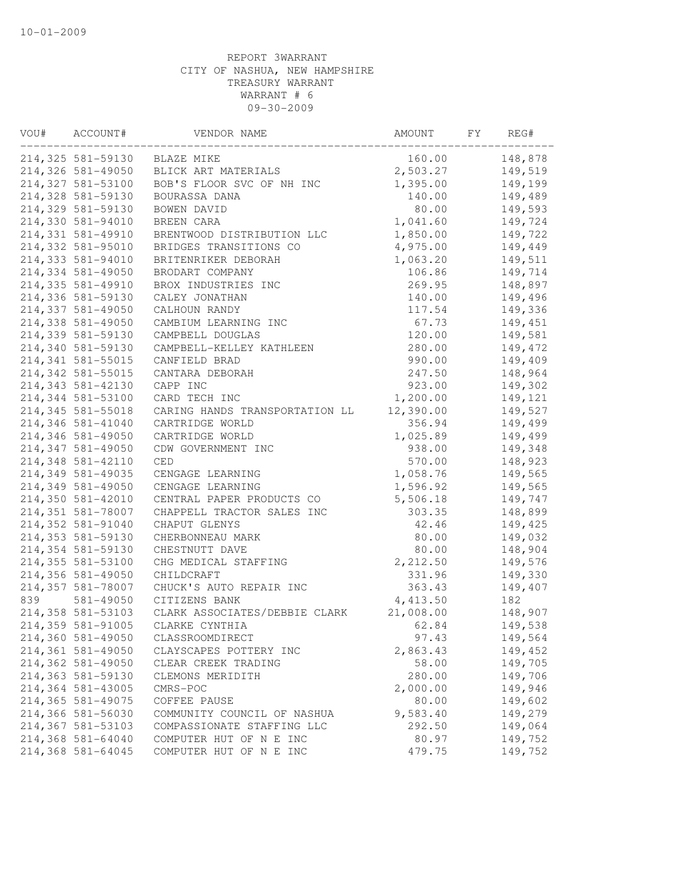10-01-2009

REPORT 3WARRANT
CITY OF NASHUA, NEW HAMPSHIRE
TREASURY WARRANT
WARRANT # 6
09-30-2009

| VOU# | ACCOUNT# | VENDOR NAME | AMOUNT | FY | REG# |
|---|---|---|---|---|---|
| 214,325 | 581-59130 | BLAZE MIKE | 160.00 | | 148,878 |
| 214,326 | 581-49050 | BLICK ART MATERIALS | 2,503.27 | | 149,519 |
| 214,327 | 581-53100 | BOB'S FLOOR SVC OF NH INC | 1,395.00 | | 149,199 |
| 214,328 | 581-59130 | BOURASSA DANA | 140.00 | | 149,489 |
| 214,329 | 581-59130 | BOWEN DAVID | 80.00 | | 149,593 |
| 214,330 | 581-94010 | BREEN CARA | 1,041.60 | | 149,724 |
| 214,331 | 581-49910 | BRENTWOOD DISTRIBUTION LLC | 1,850.00 | | 149,722 |
| 214,332 | 581-95010 | BRIDGES TRANSITIONS CO | 4,975.00 | | 149,449 |
| 214,333 | 581-94010 | BRITENRIKER DEBORAH | 1,063.20 | | 149,511 |
| 214,334 | 581-49050 | BRODART COMPANY | 106.86 | | 149,714 |
| 214,335 | 581-49910 | BROX INDUSTRIES INC | 269.95 | | 148,897 |
| 214,336 | 581-59130 | CALEY JONATHAN | 140.00 | | 149,496 |
| 214,337 | 581-49050 | CALHOUN RANDY | 117.54 | | 149,336 |
| 214,338 | 581-49050 | CAMBIUM LEARNING INC | 67.73 | | 149,451 |
| 214,339 | 581-59130 | CAMPBELL DOUGLAS | 120.00 | | 149,581 |
| 214,340 | 581-59130 | CAMPBELL-KELLEY KATHLEEN | 280.00 | | 149,472 |
| 214,341 | 581-55015 | CANFIELD BRAD | 990.00 | | 149,409 |
| 214,342 | 581-55015 | CANTARA DEBORAH | 247.50 | | 148,964 |
| 214,343 | 581-42130 | CAPP INC | 923.00 | | 149,302 |
| 214,344 | 581-53100 | CARD TECH INC | 1,200.00 | | 149,121 |
| 214,345 | 581-55018 | CARING HANDS TRANSPORTATION LL | 12,390.00 | | 149,527 |
| 214,346 | 581-41040 | CARTRIDGE WORLD | 356.94 | | 149,499 |
| 214,346 | 581-49050 | CARTRIDGE WORLD | 1,025.89 | | 149,499 |
| 214,347 | 581-49050 | CDW GOVERNMENT INC | 938.00 | | 149,348 |
| 214,348 | 581-42110 | CED | 570.00 | | 148,923 |
| 214,349 | 581-49035 | CENGAGE LEARNING | 1,058.76 | | 149,565 |
| 214,349 | 581-49050 | CENGAGE LEARNING | 1,596.92 | | 149,565 |
| 214,350 | 581-42010 | CENTRAL PAPER PRODUCTS CO | 5,506.18 | | 149,747 |
| 214,351 | 581-78007 | CHAPPELL TRACTOR SALES INC | 303.35 | | 148,899 |
| 214,352 | 581-91040 | CHAPUT GLENYS | 42.46 | | 149,425 |
| 214,353 | 581-59130 | CHERBONNEAU MARK | 80.00 | | 149,032 |
| 214,354 | 581-59130 | CHESTNUTT DAVE | 80.00 | | 148,904 |
| 214,355 | 581-53100 | CHG MEDICAL STAFFING | 2,212.50 | | 149,576 |
| 214,356 | 581-49050 | CHILDCRAFT | 331.96 | | 149,330 |
| 214,357 | 581-78007 | CHUCK'S AUTO REPAIR INC | 363.43 | | 149,407 |
| 839 | 581-49050 | CITIZENS BANK | 4,413.50 | | 182 |
| 214,358 | 581-53103 | CLARK ASSOCIATES/DEBBIE CLARK | 21,008.00 | | 148,907 |
| 214,359 | 581-91005 | CLARKE CYNTHIA | 62.84 | | 149,538 |
| 214,360 | 581-49050 | CLASSROOMDIRECT | 97.43 | | 149,564 |
| 214,361 | 581-49050 | CLAYSCAPES POTTERY INC | 2,863.43 | | 149,452 |
| 214,362 | 581-49050 | CLEAR CREEK TRADING | 58.00 | | 149,705 |
| 214,363 | 581-59130 | CLEMONS MERIDITH | 280.00 | | 149,706 |
| 214,364 | 581-43005 | CMRS-POC | 2,000.00 | | 149,946 |
| 214,365 | 581-49075 | COFFEE PAUSE | 80.00 | | 149,602 |
| 214,366 | 581-56030 | COMMUNITY COUNCIL OF NASHUA | 9,583.40 | | 149,279 |
| 214,367 | 581-53103 | COMPASSIONATE STAFFING LLC | 292.50 | | 149,064 |
| 214,368 | 581-64040 | COMPUTER HUT OF N E INC | 80.97 | | 149,752 |
| 214,368 | 581-64045 | COMPUTER HUT OF N E INC | 479.75 | | 149,752 |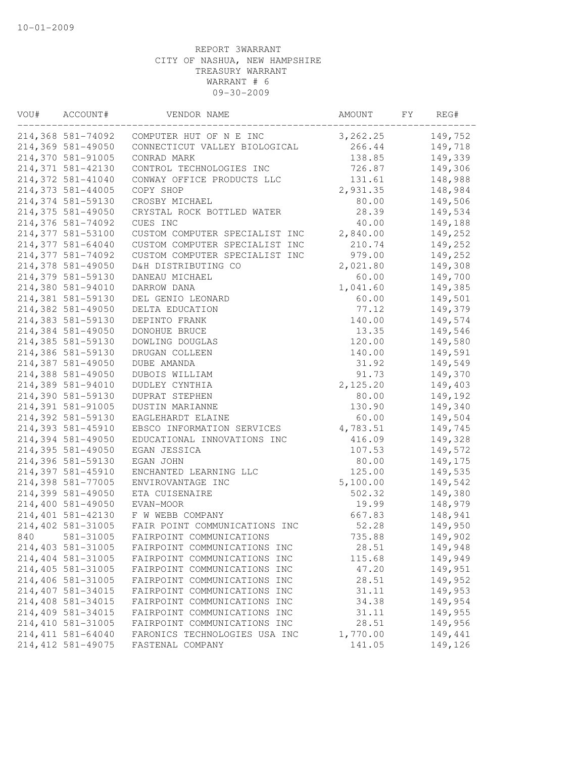10-01-2009

REPORT 3WARRANT
CITY OF NASHUA, NEW HAMPSHIRE
TREASURY WARRANT
WARRANT # 6
09-30-2009

| VOU# | ACCOUNT# | VENDOR NAME | AMOUNT | FY | REG# |
|---|---|---|---|---|---|
| 214,368 | 581-74092 | COMPUTER HUT OF N E INC | 3,262.25 | | 149,752 |
| 214,369 | 581-49050 | CONNECTICUT VALLEY BIOLOGICAL | 266.44 | | 149,718 |
| 214,370 | 581-91005 | CONRAD MARK | 138.85 | | 149,339 |
| 214,371 | 581-42130 | CONTROL TECHNOLOGIES INC | 726.87 | | 149,306 |
| 214,372 | 581-41040 | CONWAY OFFICE PRODUCTS LLC | 131.61 | | 148,988 |
| 214,373 | 581-44005 | COPY SHOP | 2,931.35 | | 148,984 |
| 214,374 | 581-59130 | CROSBY MICHAEL | 80.00 | | 149,506 |
| 214,375 | 581-49050 | CRYSTAL ROCK BOTTLED WATER | 28.39 | | 149,534 |
| 214,376 | 581-74092 | CUES INC | 40.00 | | 149,188 |
| 214,377 | 581-53100 | CUSTOM COMPUTER SPECIALIST INC | 2,840.00 | | 149,252 |
| 214,377 | 581-64040 | CUSTOM COMPUTER SPECIALIST INC | 210.74 | | 149,252 |
| 214,377 | 581-74092 | CUSTOM COMPUTER SPECIALIST INC | 979.00 | | 149,252 |
| 214,378 | 581-49050 | D&H DISTRIBUTING CO | 2,021.80 | | 149,308 |
| 214,379 | 581-59130 | DANEAU MICHAEL | 60.00 | | 149,700 |
| 214,380 | 581-94010 | DARROW DANA | 1,041.60 | | 149,385 |
| 214,381 | 581-59130 | DEL GENIO LEONARD | 60.00 | | 149,501 |
| 214,382 | 581-49050 | DELTA EDUCATION | 77.12 | | 149,379 |
| 214,383 | 581-59130 | DEPINTO FRANK | 140.00 | | 149,574 |
| 214,384 | 581-49050 | DONOHUE BRUCE | 13.35 | | 149,546 |
| 214,385 | 581-59130 | DOWLING DOUGLAS | 120.00 | | 149,580 |
| 214,386 | 581-59130 | DRUGAN COLLEEN | 140.00 | | 149,591 |
| 214,387 | 581-49050 | DUBE AMANDA | 31.92 | | 149,549 |
| 214,388 | 581-49050 | DUBOIS WILLIAM | 91.73 | | 149,370 |
| 214,389 | 581-94010 | DUDLEY CYNTHIA | 2,125.20 | | 149,403 |
| 214,390 | 581-59130 | DUPRAT STEPHEN | 80.00 | | 149,192 |
| 214,391 | 581-91005 | DUSTIN MARIANNE | 130.90 | | 149,340 |
| 214,392 | 581-59130 | EAGLEHARDT ELAINE | 60.00 | | 149,504 |
| 214,393 | 581-45910 | EBSCO INFORMATION SERVICES | 4,783.51 | | 149,745 |
| 214,394 | 581-49050 | EDUCATIONAL INNOVATIONS INC | 416.09 | | 149,328 |
| 214,395 | 581-49050 | EGAN JESSICA | 107.53 | | 149,572 |
| 214,396 | 581-59130 | EGAN JOHN | 80.00 | | 149,175 |
| 214,397 | 581-45910 | ENCHANTED LEARNING LLC | 125.00 | | 149,535 |
| 214,398 | 581-77005 | ENVIROVANTAGE INC | 5,100.00 | | 149,542 |
| 214,399 | 581-49050 | ETA CUISENAIRE | 502.32 | | 149,380 |
| 214,400 | 581-49050 | EVAN-MOOR | 19.99 | | 148,979 |
| 214,401 | 581-42130 | F W WEBB COMPANY | 667.83 | | 148,941 |
| 214,402 | 581-31005 | FAIR POINT COMMUNICATIONS INC | 52.28 | | 149,950 |
| 840 | 581-31005 | FAIRPOINT COMMUNICATIONS | 735.88 | | 149,902 |
| 214,403 | 581-31005 | FAIRPOINT COMMUNICATIONS INC | 28.51 | | 149,948 |
| 214,404 | 581-31005 | FAIRPOINT COMMUNICATIONS INC | 115.68 | | 149,949 |
| 214,405 | 581-31005 | FAIRPOINT COMMUNICATIONS INC | 47.20 | | 149,951 |
| 214,406 | 581-31005 | FAIRPOINT COMMUNICATIONS INC | 28.51 | | 149,952 |
| 214,407 | 581-34015 | FAIRPOINT COMMUNICATIONS INC | 31.11 | | 149,953 |
| 214,408 | 581-34015 | FAIRPOINT COMMUNICATIONS INC | 34.38 | | 149,954 |
| 214,409 | 581-34015 | FAIRPOINT COMMUNICATIONS INC | 31.11 | | 149,955 |
| 214,410 | 581-31005 | FAIRPOINT COMMUNICATIONS INC | 28.51 | | 149,956 |
| 214,411 | 581-64040 | FARONICS TECHNOLOGIES USA INC | 1,770.00 | | 149,441 |
| 214,412 | 581-49075 | FASTENAL COMPANY | 141.05 | | 149,126 |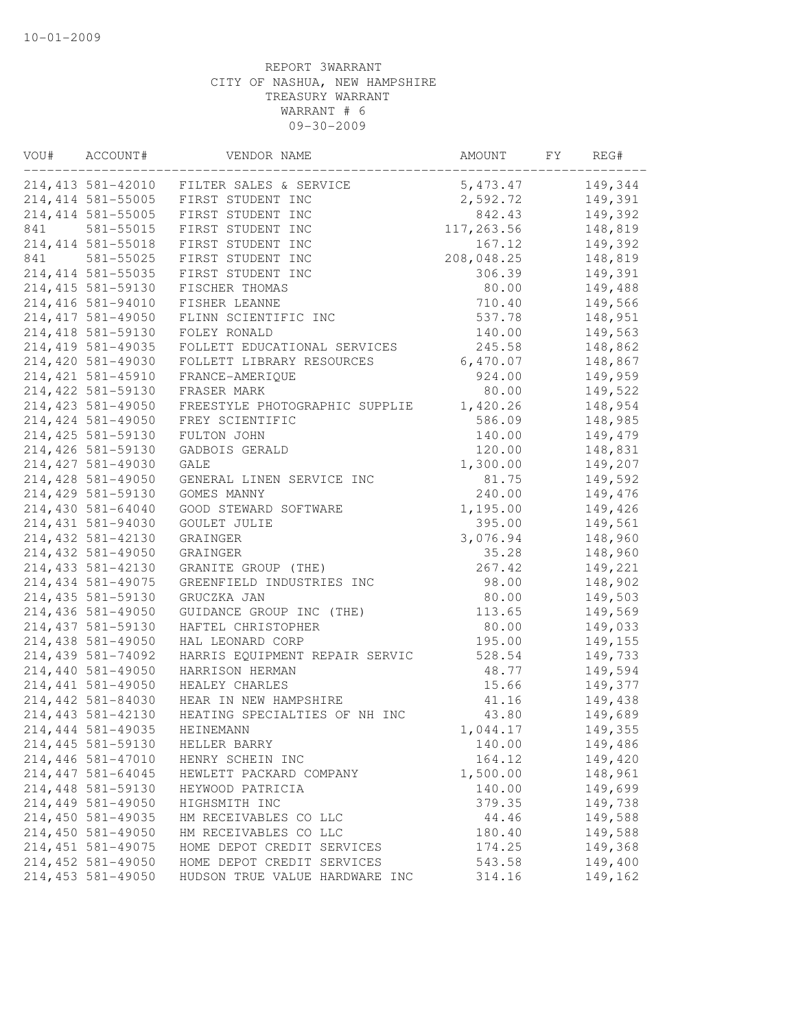10-01-2009

REPORT 3WARRANT
CITY OF NASHUA, NEW HAMPSHIRE
TREASURY WARRANT
WARRANT # 6
09-30-2009

| VOU# | ACCOUNT# | VENDOR NAME | AMOUNT | FY | REG# |
|---|---|---|---|---|---|
| 214,413 | 581-42010 | FILTER SALES & SERVICE | 5,473.47 | | 149,344 |
| 214,414 | 581-55005 | FIRST STUDENT INC | 2,592.72 | | 149,391 |
| 214,414 | 581-55005 | FIRST STUDENT INC | 842.43 | | 149,392 |
| 841 | 581-55015 | FIRST STUDENT INC | 117,263.56 | | 148,819 |
| 214,414 | 581-55018 | FIRST STUDENT INC | 167.12 | | 149,392 |
| 841 | 581-55025 | FIRST STUDENT INC | 208,048.25 | | 148,819 |
| 214,414 | 581-55035 | FIRST STUDENT INC | 306.39 | | 149,391 |
| 214,415 | 581-59130 | FISCHER THOMAS | 80.00 | | 149,488 |
| 214,416 | 581-94010 | FISHER LEANNE | 710.40 | | 149,566 |
| 214,417 | 581-49050 | FLINN SCIENTIFIC INC | 537.78 | | 148,951 |
| 214,418 | 581-59130 | FOLEY RONALD | 140.00 | | 149,563 |
| 214,419 | 581-49035 | FOLLETT EDUCATIONAL SERVICES | 245.58 | | 148,862 |
| 214,420 | 581-49030 | FOLLETT LIBRARY RESOURCES | 6,470.07 | | 148,867 |
| 214,421 | 581-45910 | FRANCE-AMERIQUE | 924.00 | | 149,959 |
| 214,422 | 581-59130 | FRASER MARK | 80.00 | | 149,522 |
| 214,423 | 581-49050 | FREESTYLE PHOTOGRAPHIC SUPPLIE | 1,420.26 | | 148,954 |
| 214,424 | 581-49050 | FREY SCIENTIFIC | 586.09 | | 148,985 |
| 214,425 | 581-59130 | FULTON JOHN | 140.00 | | 149,479 |
| 214,426 | 581-59130 | GADBOIS GERALD | 120.00 | | 148,831 |
| 214,427 | 581-49030 | GALE | 1,300.00 | | 149,207 |
| 214,428 | 581-49050 | GENERAL LINEN SERVICE INC | 81.75 | | 149,592 |
| 214,429 | 581-59130 | GOMES MANNY | 240.00 | | 149,476 |
| 214,430 | 581-64040 | GOOD STEWARD SOFTWARE | 1,195.00 | | 149,426 |
| 214,431 | 581-94030 | GOULET JULIE | 395.00 | | 149,561 |
| 214,432 | 581-42130 | GRAINGER | 3,076.94 | | 148,960 |
| 214,432 | 581-49050 | GRAINGER | 35.28 | | 148,960 |
| 214,433 | 581-42130 | GRANITE GROUP (THE) | 267.42 | | 149,221 |
| 214,434 | 581-49075 | GREENFIELD INDUSTRIES INC | 98.00 | | 148,902 |
| 214,435 | 581-59130 | GRUCZKA JAN | 80.00 | | 149,503 |
| 214,436 | 581-49050 | GUIDANCE GROUP INC (THE) | 113.65 | | 149,569 |
| 214,437 | 581-59130 | HAFTEL CHRISTOPHER | 80.00 | | 149,033 |
| 214,438 | 581-49050 | HAL LEONARD CORP | 195.00 | | 149,155 |
| 214,439 | 581-74092 | HARRIS EQUIPMENT REPAIR SERVIC | 528.54 | | 149,733 |
| 214,440 | 581-49050 | HARRISON HERMAN | 48.77 | | 149,594 |
| 214,441 | 581-49050 | HEALEY CHARLES | 15.66 | | 149,377 |
| 214,442 | 581-84030 | HEAR IN NEW HAMPSHIRE | 41.16 | | 149,438 |
| 214,443 | 581-42130 | HEATING SPECIALTIES OF NH INC | 43.80 | | 149,689 |
| 214,444 | 581-49035 | HEINEMANN | 1,044.17 | | 149,355 |
| 214,445 | 581-59130 | HELLER BARRY | 140.00 | | 149,486 |
| 214,446 | 581-47010 | HENRY SCHEIN INC | 164.12 | | 149,420 |
| 214,447 | 581-64045 | HEWLETT PACKARD COMPANY | 1,500.00 | | 148,961 |
| 214,448 | 581-59130 | HEYWOOD PATRICIA | 140.00 | | 149,699 |
| 214,449 | 581-49050 | HIGHSMITH INC | 379.35 | | 149,738 |
| 214,450 | 581-49035 | HM RECEIVABLES CO LLC | 44.46 | | 149,588 |
| 214,450 | 581-49050 | HM RECEIVABLES CO LLC | 180.40 | | 149,588 |
| 214,451 | 581-49075 | HOME DEPOT CREDIT SERVICES | 174.25 | | 149,368 |
| 214,452 | 581-49050 | HOME DEPOT CREDIT SERVICES | 543.58 | | 149,400 |
| 214,453 | 581-49050 | HUDSON TRUE VALUE HARDWARE INC | 314.16 | | 149,162 |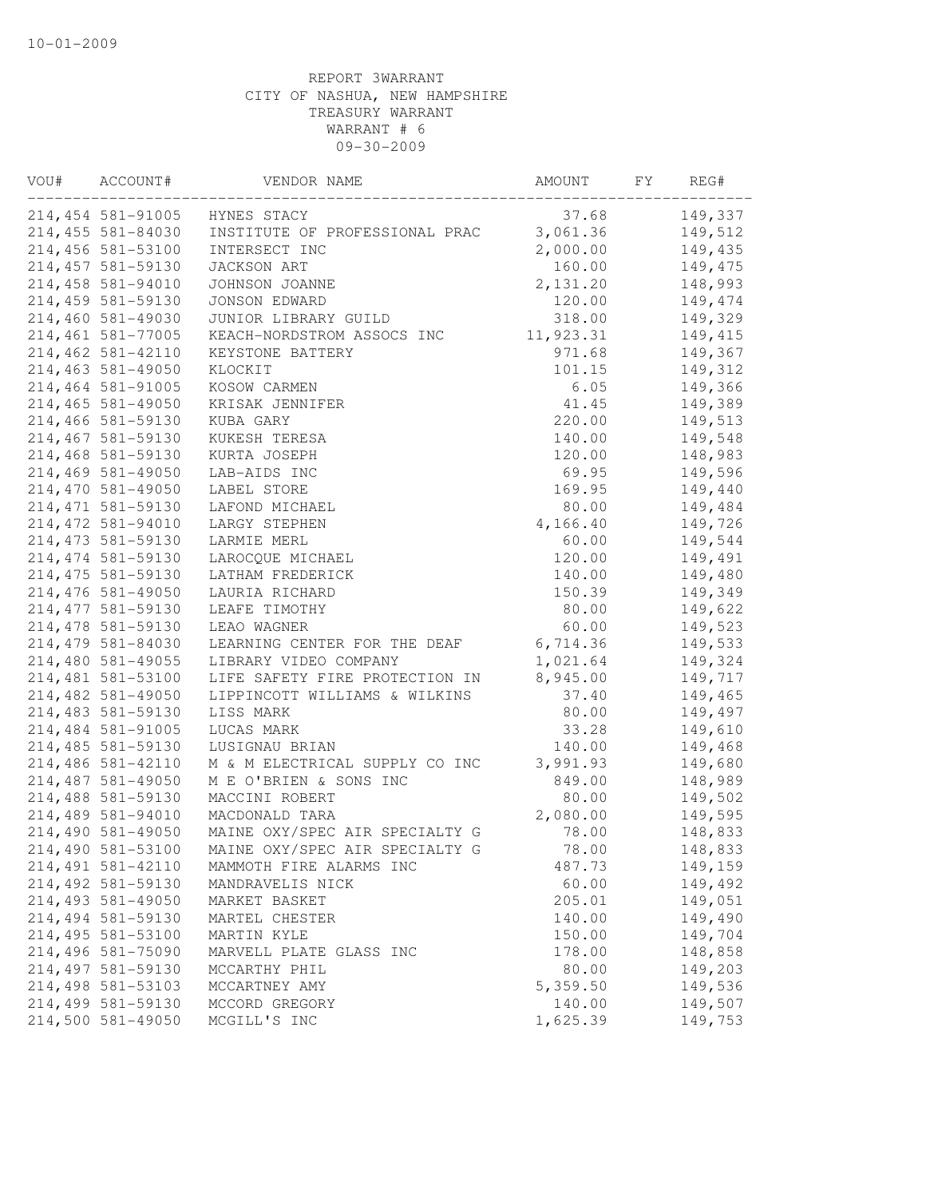10-01-2009

REPORT 3WARRANT
CITY OF NASHUA, NEW HAMPSHIRE
TREASURY WARRANT
WARRANT # 6
09-30-2009

| VOU# | ACCOUNT# | VENDOR NAME | AMOUNT | FY | REG# |
|---|---|---|---|---|---|
| 214,454 | 581-91005 | HYNES STACY | 37.68 | | 149,337 |
| 214,455 | 581-84030 | INSTITUTE OF PROFESSIONAL PRAC | 3,061.36 | | 149,512 |
| 214,456 | 581-53100 | INTERSECT INC | 2,000.00 | | 149,435 |
| 214,457 | 581-59130 | JACKSON ART | 160.00 | | 149,475 |
| 214,458 | 581-94010 | JOHNSON JOANNE | 2,131.20 | | 148,993 |
| 214,459 | 581-59130 | JONSON EDWARD | 120.00 | | 149,474 |
| 214,460 | 581-49030 | JUNIOR LIBRARY GUILD | 318.00 | | 149,329 |
| 214,461 | 581-77005 | KEACH-NORDSTROM ASSOCS INC | 11,923.31 | | 149,415 |
| 214,462 | 581-42110 | KEYSTONE BATTERY | 971.68 | | 149,367 |
| 214,463 | 581-49050 | KLOCKIT | 101.15 | | 149,312 |
| 214,464 | 581-91005 | KOSOW CARMEN | 6.05 | | 149,366 |
| 214,465 | 581-49050 | KRISAK JENNIFER | 41.45 | | 149,389 |
| 214,466 | 581-59130 | KUBA GARY | 220.00 | | 149,513 |
| 214,467 | 581-59130 | KUKESH TERESA | 140.00 | | 149,548 |
| 214,468 | 581-59130 | KURTA JOSEPH | 120.00 | | 148,983 |
| 214,469 | 581-49050 | LAB-AIDS INC | 69.95 | | 149,596 |
| 214,470 | 581-49050 | LABEL STORE | 169.95 | | 149,440 |
| 214,471 | 581-59130 | LAFOND MICHAEL | 80.00 | | 149,484 |
| 214,472 | 581-94010 | LARGY STEPHEN | 4,166.40 | | 149,726 |
| 214,473 | 581-59130 | LARMIE MERL | 60.00 | | 149,544 |
| 214,474 | 581-59130 | LAROCQUE MICHAEL | 120.00 | | 149,491 |
| 214,475 | 581-59130 | LATHAM FREDERICK | 140.00 | | 149,480 |
| 214,476 | 581-49050 | LAURIA RICHARD | 150.39 | | 149,349 |
| 214,477 | 581-59130 | LEAFE TIMOTHY | 80.00 | | 149,622 |
| 214,478 | 581-59130 | LEAO WAGNER | 60.00 | | 149,523 |
| 214,479 | 581-84030 | LEARNING CENTER FOR THE DEAF | 6,714.36 | | 149,533 |
| 214,480 | 581-49055 | LIBRARY VIDEO COMPANY | 1,021.64 | | 149,324 |
| 214,481 | 581-53100 | LIFE SAFETY FIRE PROTECTION IN | 8,945.00 | | 149,717 |
| 214,482 | 581-49050 | LIPPINCOTT WILLIAMS & WILKINS | 37.40 | | 149,465 |
| 214,483 | 581-59130 | LISS MARK | 80.00 | | 149,497 |
| 214,484 | 581-91005 | LUCAS MARK | 33.28 | | 149,610 |
| 214,485 | 581-59130 | LUSIGNAU BRIAN | 140.00 | | 149,468 |
| 214,486 | 581-42110 | M & M ELECTRICAL SUPPLY CO INC | 3,991.93 | | 149,680 |
| 214,487 | 581-49050 | M E O'BRIEN & SONS INC | 849.00 | | 148,989 |
| 214,488 | 581-59130 | MACCINI ROBERT | 80.00 | | 149,502 |
| 214,489 | 581-94010 | MACDONALD TARA | 2,080.00 | | 149,595 |
| 214,490 | 581-49050 | MAINE OXY/SPEC AIR SPECIALTY G | 78.00 | | 148,833 |
| 214,490 | 581-53100 | MAINE OXY/SPEC AIR SPECIALTY G | 78.00 | | 148,833 |
| 214,491 | 581-42110 | MAMMOTH FIRE ALARMS INC | 487.73 | | 149,159 |
| 214,492 | 581-59130 | MANDRAVELIS NICK | 60.00 | | 149,492 |
| 214,493 | 581-49050 | MARKET BASKET | 205.01 | | 149,051 |
| 214,494 | 581-59130 | MARTEL CHESTER | 140.00 | | 149,490 |
| 214,495 | 581-53100 | MARTIN KYLE | 150.00 | | 149,704 |
| 214,496 | 581-75090 | MARVELL PLATE GLASS INC | 178.00 | | 148,858 |
| 214,497 | 581-59130 | MCCARTHY PHIL | 80.00 | | 149,203 |
| 214,498 | 581-53103 | MCCARTNEY AMY | 5,359.50 | | 149,536 |
| 214,499 | 581-59130 | MCCORD GREGORY | 140.00 | | 149,507 |
| 214,500 | 581-49050 | MCGILL'S INC | 1,625.39 | | 149,753 |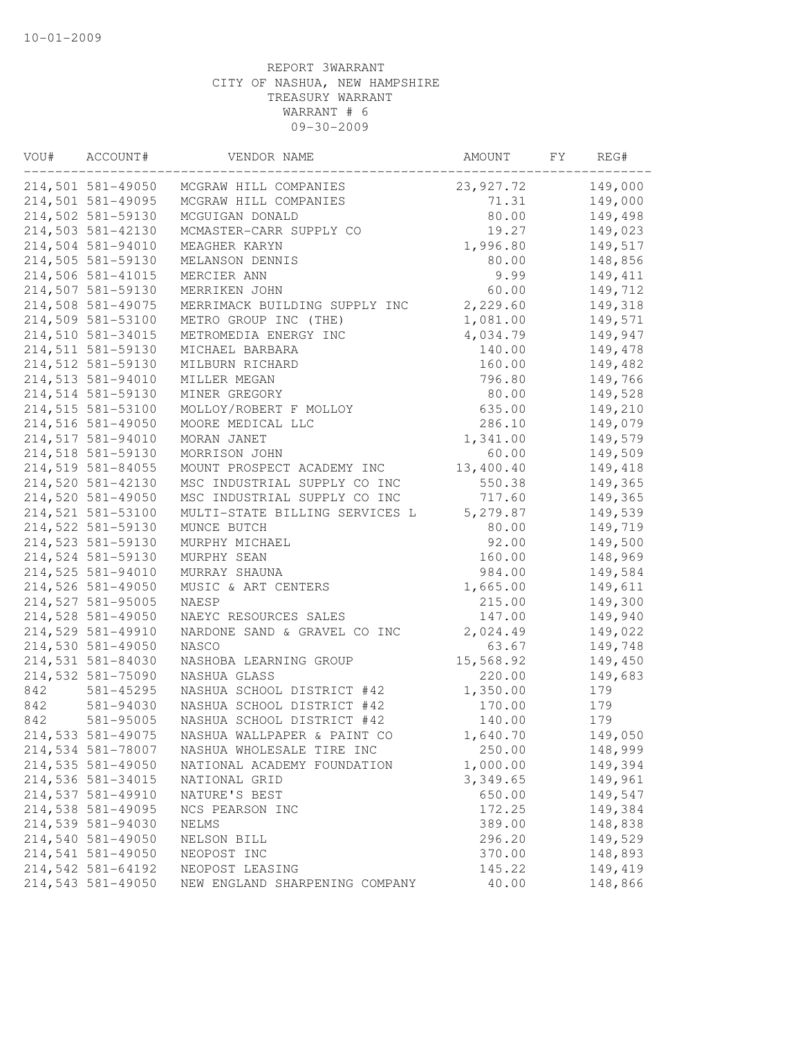10-01-2009

REPORT 3WARRANT
CITY OF NASHUA, NEW HAMPSHIRE
TREASURY WARRANT
WARRANT # 6
09-30-2009

| VOU# | ACCOUNT# | VENDOR NAME | AMOUNT | FY | REG# |
|---|---|---|---|---|---|
| 214,501 | 581-49050 | MCGRAW HILL COMPANIES | 23,927.72 | | 149,000 |
| 214,501 | 581-49095 | MCGRAW HILL COMPANIES | 71.31 | | 149,000 |
| 214,502 | 581-59130 | MCGUIGAN DONALD | 80.00 | | 149,498 |
| 214,503 | 581-42130 | MCMASTER-CARR SUPPLY CO | 19.27 | | 149,023 |
| 214,504 | 581-94010 | MEAGHER KARYN | 1,996.80 | | 149,517 |
| 214,505 | 581-59130 | MELANSON DENNIS | 80.00 | | 148,856 |
| 214,506 | 581-41015 | MERCIER ANN | 9.99 | | 149,411 |
| 214,507 | 581-59130 | MERRIKEN JOHN | 60.00 | | 149,712 |
| 214,508 | 581-49075 | MERRIMACK BUILDING SUPPLY INC | 2,229.60 | | 149,318 |
| 214,509 | 581-53100 | METRO GROUP INC (THE) | 1,081.00 | | 149,571 |
| 214,510 | 581-34015 | METROMEDIA ENERGY INC | 4,034.79 | | 149,947 |
| 214,511 | 581-59130 | MICHAEL BARBARA | 140.00 | | 149,478 |
| 214,512 | 581-59130 | MILBURN RICHARD | 160.00 | | 149,482 |
| 214,513 | 581-94010 | MILLER MEGAN | 796.80 | | 149,766 |
| 214,514 | 581-59130 | MINER GREGORY | 80.00 | | 149,528 |
| 214,515 | 581-53100 | MOLLOY/ROBERT F MOLLOY | 635.00 | | 149,210 |
| 214,516 | 581-49050 | MOORE MEDICAL LLC | 286.10 | | 149,079 |
| 214,517 | 581-94010 | MORAN JANET | 1,341.00 | | 149,579 |
| 214,518 | 581-59130 | MORRISON JOHN | 60.00 | | 149,509 |
| 214,519 | 581-84055 | MOUNT PROSPECT ACADEMY INC | 13,400.40 | | 149,418 |
| 214,520 | 581-42130 | MSC INDUSTRIAL SUPPLY CO INC | 550.38 | | 149,365 |
| 214,520 | 581-49050 | MSC INDUSTRIAL SUPPLY CO INC | 717.60 | | 149,365 |
| 214,521 | 581-53100 | MULTI-STATE BILLING SERVICES L | 5,279.87 | | 149,539 |
| 214,522 | 581-59130 | MUNCE BUTCH | 80.00 | | 149,719 |
| 214,523 | 581-59130 | MURPHY MICHAEL | 92.00 | | 149,500 |
| 214,524 | 581-59130 | MURPHY SEAN | 160.00 | | 148,969 |
| 214,525 | 581-94010 | MURRAY SHAUNA | 984.00 | | 149,584 |
| 214,526 | 581-49050 | MUSIC & ART CENTERS | 1,665.00 | | 149,611 |
| 214,527 | 581-95005 | NAESP | 215.00 | | 149,300 |
| 214,528 | 581-49050 | NAEYC RESOURCES SALES | 147.00 | | 149,940 |
| 214,529 | 581-49910 | NARDONE SAND & GRAVEL CO INC | 2,024.49 | | 149,022 |
| 214,530 | 581-49050 | NASCO | 63.67 | | 149,748 |
| 214,531 | 581-84030 | NASHOBA LEARNING GROUP | 15,568.92 | | 149,450 |
| 214,532 | 581-75090 | NASHUA GLASS | 220.00 | | 149,683 |
| 842 | 581-45295 | NASHUA SCHOOL DISTRICT #42 | 1,350.00 | | 179 |
| 842 | 581-94030 | NASHUA SCHOOL DISTRICT #42 | 170.00 | | 179 |
| 842 | 581-95005 | NASHUA SCHOOL DISTRICT #42 | 140.00 | | 179 |
| 214,533 | 581-49075 | NASHUA WALLPAPER & PAINT CO | 1,640.70 | | 149,050 |
| 214,534 | 581-78007 | NASHUA WHOLESALE TIRE INC | 250.00 | | 148,999 |
| 214,535 | 581-49050 | NATIONAL ACADEMY FOUNDATION | 1,000.00 | | 149,394 |
| 214,536 | 581-34015 | NATIONAL GRID | 3,349.65 | | 149,961 |
| 214,537 | 581-49910 | NATURE'S BEST | 650.00 | | 149,547 |
| 214,538 | 581-49095 | NCS PEARSON INC | 172.25 | | 149,384 |
| 214,539 | 581-94030 | NELMS | 389.00 | | 148,838 |
| 214,540 | 581-49050 | NELSON BILL | 296.20 | | 149,529 |
| 214,541 | 581-49050 | NEOPOST INC | 370.00 | | 148,893 |
| 214,542 | 581-64192 | NEOPOST LEASING | 145.22 | | 149,419 |
| 214,543 | 581-49050 | NEW ENGLAND SHARPENING COMPANY | 40.00 | | 148,866 |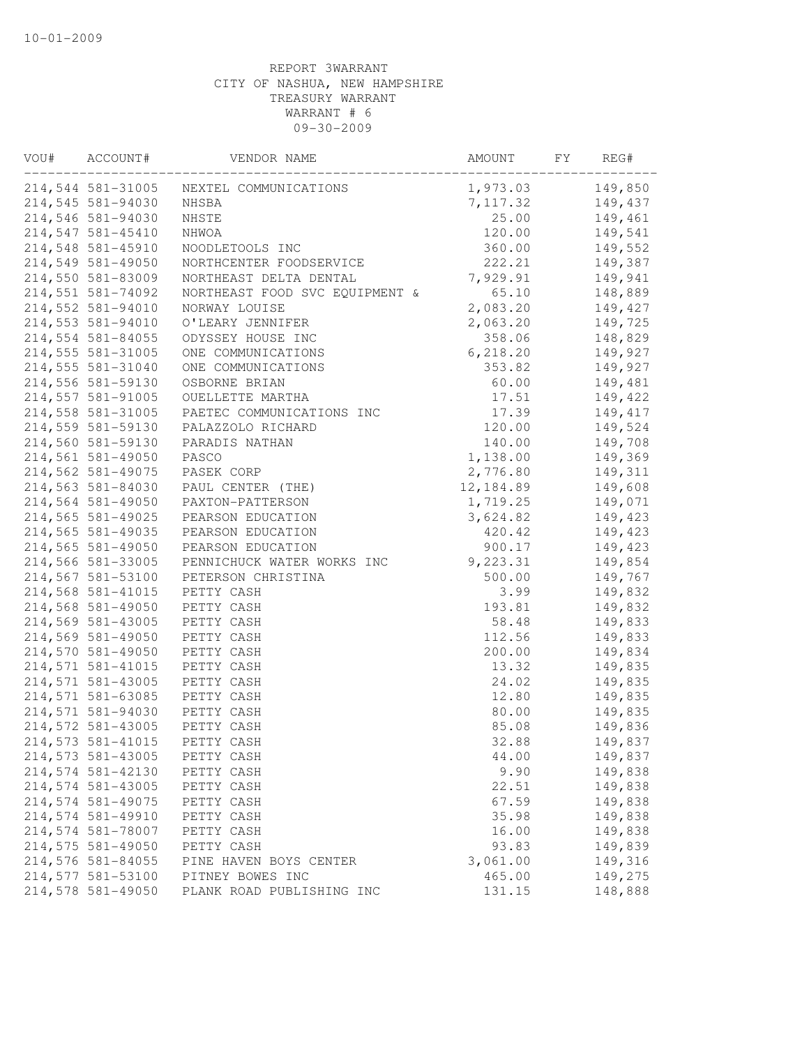10-01-2009

REPORT 3WARRANT
CITY OF NASHUA, NEW HAMPSHIRE
TREASURY WARRANT
WARRANT # 6
09-30-2009

| VOU# | ACCOUNT# | VENDOR NAME | AMOUNT | FY | REG# |
|---|---|---|---|---|---|
| 214,544 | 581-31005 | NEXTEL COMMUNICATIONS | 1,973.03 | | 149,850 |
| 214,545 | 581-94030 | NHSBA | 7,117.32 | | 149,437 |
| 214,546 | 581-94030 | NHSTE | 25.00 | | 149,461 |
| 214,547 | 581-45410 | NHWOA | 120.00 | | 149,541 |
| 214,548 | 581-45910 | NOODLETOOLS INC | 360.00 | | 149,552 |
| 214,549 | 581-49050 | NORTHCENTER FOODSERVICE | 222.21 | | 149,387 |
| 214,550 | 581-83009 | NORTHEAST DELTA DENTAL | 7,929.91 | | 149,941 |
| 214,551 | 581-74092 | NORTHEAST FOOD SVC EQUIPMENT & | 65.10 | | 148,889 |
| 214,552 | 581-94010 | NORWAY LOUISE | 2,083.20 | | 149,427 |
| 214,553 | 581-94010 | O'LEARY JENNIFER | 2,063.20 | | 149,725 |
| 214,554 | 581-84055 | ODYSSEY HOUSE INC | 358.06 | | 148,829 |
| 214,555 | 581-31005 | ONE COMMUNICATIONS | 6,218.20 | | 149,927 |
| 214,555 | 581-31040 | ONE COMMUNICATIONS | 353.82 | | 149,927 |
| 214,556 | 581-59130 | OSBORNE BRIAN | 60.00 | | 149,481 |
| 214,557 | 581-91005 | OUELLETTE MARTHA | 17.51 | | 149,422 |
| 214,558 | 581-31005 | PAETEC COMMUNICATIONS INC | 17.39 | | 149,417 |
| 214,559 | 581-59130 | PALAZZOLO RICHARD | 120.00 | | 149,524 |
| 214,560 | 581-59130 | PARADIS NATHAN | 140.00 | | 149,708 |
| 214,561 | 581-49050 | PASCO | 1,138.00 | | 149,369 |
| 214,562 | 581-49075 | PASEK CORP | 2,776.80 | | 149,311 |
| 214,563 | 581-84030 | PAUL CENTER (THE) | 12,184.89 | | 149,608 |
| 214,564 | 581-49050 | PAXTON-PATTERSON | 1,719.25 | | 149,071 |
| 214,565 | 581-49025 | PEARSON EDUCATION | 3,624.82 | | 149,423 |
| 214,565 | 581-49035 | PEARSON EDUCATION | 420.42 | | 149,423 |
| 214,565 | 581-49050 | PEARSON EDUCATION | 900.17 | | 149,423 |
| 214,566 | 581-33005 | PENNICHUCK WATER WORKS INC | 9,223.31 | | 149,854 |
| 214,567 | 581-53100 | PETERSON CHRISTINA | 500.00 | | 149,767 |
| 214,568 | 581-41015 | PETTY CASH | 3.99 | | 149,832 |
| 214,568 | 581-49050 | PETTY CASH | 193.81 | | 149,832 |
| 214,569 | 581-43005 | PETTY CASH | 58.48 | | 149,833 |
| 214,569 | 581-49050 | PETTY CASH | 112.56 | | 149,833 |
| 214,570 | 581-49050 | PETTY CASH | 200.00 | | 149,834 |
| 214,571 | 581-41015 | PETTY CASH | 13.32 | | 149,835 |
| 214,571 | 581-43005 | PETTY CASH | 24.02 | | 149,835 |
| 214,571 | 581-63085 | PETTY CASH | 12.80 | | 149,835 |
| 214,571 | 581-94030 | PETTY CASH | 80.00 | | 149,835 |
| 214,572 | 581-43005 | PETTY CASH | 85.08 | | 149,836 |
| 214,573 | 581-41015 | PETTY CASH | 32.88 | | 149,837 |
| 214,573 | 581-43005 | PETTY CASH | 44.00 | | 149,837 |
| 214,574 | 581-42130 | PETTY CASH | 9.90 | | 149,838 |
| 214,574 | 581-43005 | PETTY CASH | 22.51 | | 149,838 |
| 214,574 | 581-49075 | PETTY CASH | 67.59 | | 149,838 |
| 214,574 | 581-49910 | PETTY CASH | 35.98 | | 149,838 |
| 214,574 | 581-78007 | PETTY CASH | 16.00 | | 149,838 |
| 214,575 | 581-49050 | PETTY CASH | 93.83 | | 149,839 |
| 214,576 | 581-84055 | PINE HAVEN BOYS CENTER | 3,061.00 | | 149,316 |
| 214,577 | 581-53100 | PITNEY BOWES INC | 465.00 | | 149,275 |
| 214,578 | 581-49050 | PLANK ROAD PUBLISHING INC | 131.15 | | 148,888 |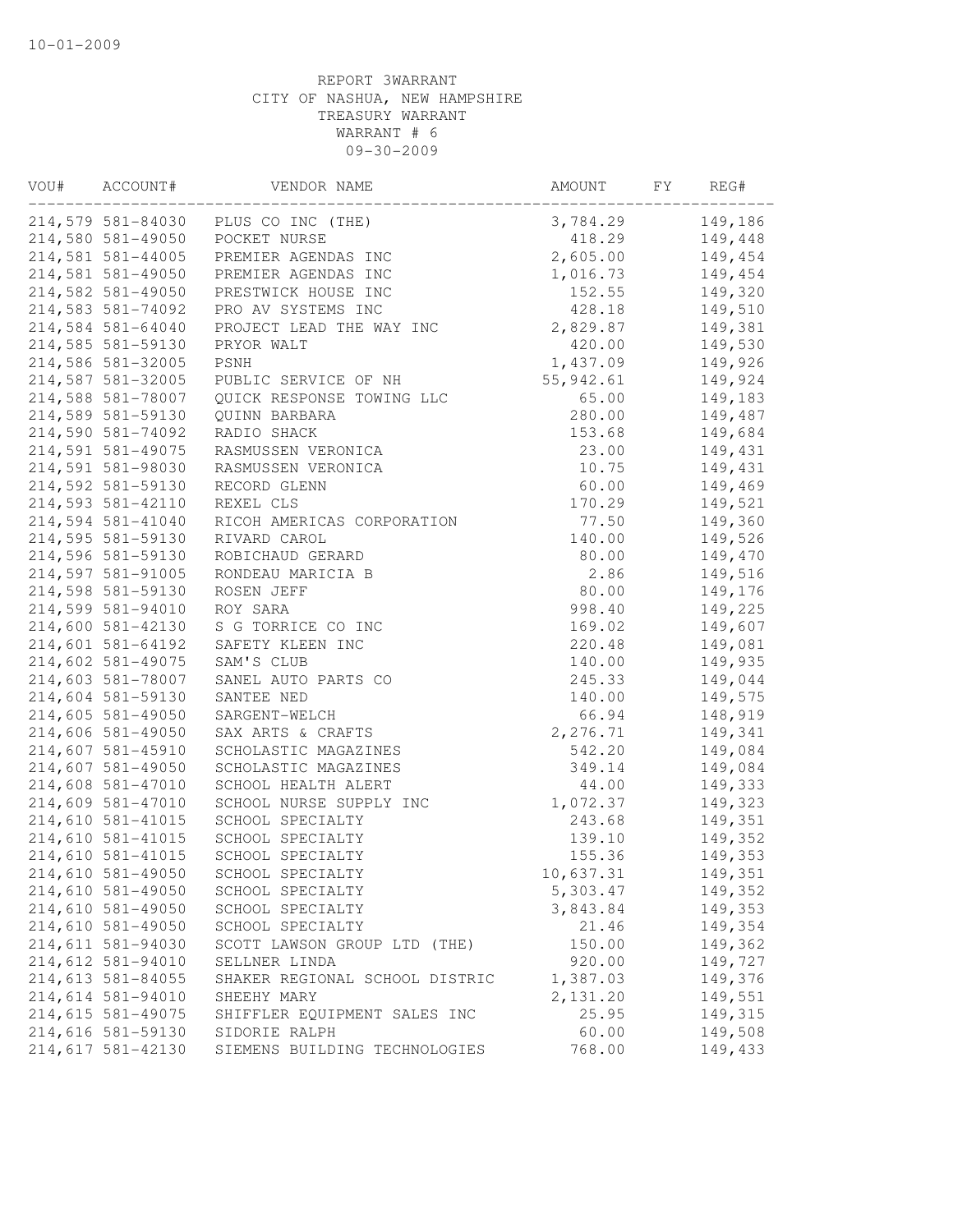10-01-2009

REPORT 3WARRANT
CITY OF NASHUA, NEW HAMPSHIRE
TREASURY WARRANT
WARRANT # 6
09-30-2009

| VOU# | ACCOUNT# | VENDOR NAME | AMOUNT | FY | REG# |
|---|---|---|---|---|---|
| 214,579 | 581-84030 | PLUS CO INC (THE) | 3,784.29 | | 149,186 |
| 214,580 | 581-49050 | POCKET NURSE | 418.29 | | 149,448 |
| 214,581 | 581-44005 | PREMIER AGENDAS INC | 2,605.00 | | 149,454 |
| 214,581 | 581-49050 | PREMIER AGENDAS INC | 1,016.73 | | 149,454 |
| 214,582 | 581-49050 | PRESTWICK HOUSE INC | 152.55 | | 149,320 |
| 214,583 | 581-74092 | PRO AV SYSTEMS INC | 428.18 | | 149,510 |
| 214,584 | 581-64040 | PROJECT LEAD THE WAY INC | 2,829.87 | | 149,381 |
| 214,585 | 581-59130 | PRYOR WALT | 420.00 | | 149,530 |
| 214,586 | 581-32005 | PSNH | 1,437.09 | | 149,926 |
| 214,587 | 581-32005 | PUBLIC SERVICE OF NH | 55,942.61 | | 149,924 |
| 214,588 | 581-78007 | QUICK RESPONSE TOWING LLC | 65.00 | | 149,183 |
| 214,589 | 581-59130 | QUINN BARBARA | 280.00 | | 149,487 |
| 214,590 | 581-74092 | RADIO SHACK | 153.68 | | 149,684 |
| 214,591 | 581-49075 | RASMUSSEN VERONICA | 23.00 | | 149,431 |
| 214,591 | 581-98030 | RASMUSSEN VERONICA | 10.75 | | 149,431 |
| 214,592 | 581-59130 | RECORD GLENN | 60.00 | | 149,469 |
| 214,593 | 581-42110 | REXEL CLS | 170.29 | | 149,521 |
| 214,594 | 581-41040 | RICOH AMERICAS CORPORATION | 77.50 | | 149,360 |
| 214,595 | 581-59130 | RIVARD CAROL | 140.00 | | 149,526 |
| 214,596 | 581-59130 | ROBICHAUD GERARD | 80.00 | | 149,470 |
| 214,597 | 581-91005 | RONDEAU MARICIA B | 2.86 | | 149,516 |
| 214,598 | 581-59130 | ROSEN JEFF | 80.00 | | 149,176 |
| 214,599 | 581-94010 | ROY SARA | 998.40 | | 149,225 |
| 214,600 | 581-42130 | S G TORRICE CO INC | 169.02 | | 149,607 |
| 214,601 | 581-64192 | SAFETY KLEEN INC | 220.48 | | 149,081 |
| 214,602 | 581-49075 | SAM'S CLUB | 140.00 | | 149,935 |
| 214,603 | 581-78007 | SANEL AUTO PARTS CO | 245.33 | | 149,044 |
| 214,604 | 581-59130 | SANTEE NED | 140.00 | | 149,575 |
| 214,605 | 581-49050 | SARGENT-WELCH | 66.94 | | 148,919 |
| 214,606 | 581-49050 | SAX ARTS & CRAFTS | 2,276.71 | | 149,341 |
| 214,607 | 581-45910 | SCHOLASTIC MAGAZINES | 542.20 | | 149,084 |
| 214,607 | 581-49050 | SCHOLASTIC MAGAZINES | 349.14 | | 149,084 |
| 214,608 | 581-47010 | SCHOOL HEALTH ALERT | 44.00 | | 149,333 |
| 214,609 | 581-47010 | SCHOOL NURSE SUPPLY INC | 1,072.37 | | 149,323 |
| 214,610 | 581-41015 | SCHOOL SPECIALTY | 243.68 | | 149,351 |
| 214,610 | 581-41015 | SCHOOL SPECIALTY | 139.10 | | 149,352 |
| 214,610 | 581-41015 | SCHOOL SPECIALTY | 155.36 | | 149,353 |
| 214,610 | 581-49050 | SCHOOL SPECIALTY | 10,637.31 | | 149,351 |
| 214,610 | 581-49050 | SCHOOL SPECIALTY | 5,303.47 | | 149,352 |
| 214,610 | 581-49050 | SCHOOL SPECIALTY | 3,843.84 | | 149,353 |
| 214,610 | 581-49050 | SCHOOL SPECIALTY | 21.46 | | 149,354 |
| 214,611 | 581-94030 | SCOTT LAWSON GROUP LTD (THE) | 150.00 | | 149,362 |
| 214,612 | 581-94010 | SELLNER LINDA | 920.00 | | 149,727 |
| 214,613 | 581-84055 | SHAKER REGIONAL SCHOOL DISTRIC | 1,387.03 | | 149,376 |
| 214,614 | 581-94010 | SHEEHY MARY | 2,131.20 | | 149,551 |
| 214,615 | 581-49075 | SHIFFLER EQUIPMENT SALES INC | 25.95 | | 149,315 |
| 214,616 | 581-59130 | SIDORIE RALPH | 60.00 | | 149,508 |
| 214,617 | 581-42130 | SIEMENS BUILDING TECHNOLOGIES | 768.00 | | 149,433 |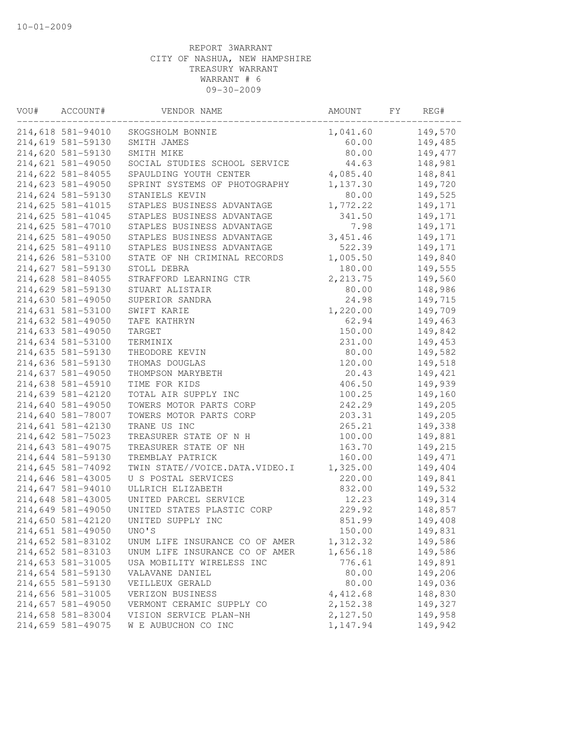10-01-2009

REPORT 3WARRANT
CITY OF NASHUA, NEW HAMPSHIRE
TREASURY WARRANT
WARRANT # 6
09-30-2009

| VOU# | ACCOUNT# | VENDOR NAME | AMOUNT | FY | REG# |
|---|---|---|---|---|---|
| 214,618 | 581-94010 | SKOGSHOLM BONNIE | 1,041.60 | | 149,570 |
| 214,619 | 581-59130 | SMITH JAMES | 60.00 | | 149,485 |
| 214,620 | 581-59130 | SMITH MIKE | 80.00 | | 149,477 |
| 214,621 | 581-49050 | SOCIAL STUDIES SCHOOL SERVICE | 44.63 | | 148,981 |
| 214,622 | 581-84055 | SPAULDING YOUTH CENTER | 4,085.40 | | 148,841 |
| 214,623 | 581-49050 | SPRINT SYSTEMS OF PHOTOGRAPHY | 1,137.30 | | 149,720 |
| 214,624 | 581-59130 | STANIELS KEVIN | 80.00 | | 149,525 |
| 214,625 | 581-41015 | STAPLES BUSINESS ADVANTAGE | 1,772.22 | | 149,171 |
| 214,625 | 581-41045 | STAPLES BUSINESS ADVANTAGE | 341.50 | | 149,171 |
| 214,625 | 581-47010 | STAPLES BUSINESS ADVANTAGE | 7.98 | | 149,171 |
| 214,625 | 581-49050 | STAPLES BUSINESS ADVANTAGE | 3,451.46 | | 149,171 |
| 214,625 | 581-49110 | STAPLES BUSINESS ADVANTAGE | 522.39 | | 149,171 |
| 214,626 | 581-53100 | STATE OF NH CRIMINAL RECORDS | 1,005.50 | | 149,840 |
| 214,627 | 581-59130 | STOLL DEBRA | 180.00 | | 149,555 |
| 214,628 | 581-84055 | STRAFFORD LEARNING CTR | 2,213.75 | | 149,560 |
| 214,629 | 581-59130 | STUART ALISTAIR | 80.00 | | 148,986 |
| 214,630 | 581-49050 | SUPERIOR SANDRA | 24.98 | | 149,715 |
| 214,631 | 581-53100 | SWIFT KARIE | 1,220.00 | | 149,709 |
| 214,632 | 581-49050 | TAFE KATHRYN | 62.94 | | 149,463 |
| 214,633 | 581-49050 | TARGET | 150.00 | | 149,842 |
| 214,634 | 581-53100 | TERMINIX | 231.00 | | 149,453 |
| 214,635 | 581-59130 | THEODORE KEVIN | 80.00 | | 149,582 |
| 214,636 | 581-59130 | THOMAS DOUGLAS | 120.00 | | 149,518 |
| 214,637 | 581-49050 | THOMPSON MARYBETH | 20.43 | | 149,421 |
| 214,638 | 581-45910 | TIME FOR KIDS | 406.50 | | 149,939 |
| 214,639 | 581-42120 | TOTAL AIR SUPPLY INC | 100.25 | | 149,160 |
| 214,640 | 581-49050 | TOWERS MOTOR PARTS CORP | 242.29 | | 149,205 |
| 214,640 | 581-78007 | TOWERS MOTOR PARTS CORP | 203.31 | | 149,205 |
| 214,641 | 581-42130 | TRANE US INC | 265.21 | | 149,338 |
| 214,642 | 581-75023 | TREASURER STATE OF N H | 100.00 | | 149,881 |
| 214,643 | 581-49075 | TREASURER STATE OF NH | 163.70 | | 149,215 |
| 214,644 | 581-59130 | TREMBLAY PATRICK | 160.00 | | 149,471 |
| 214,645 | 581-74092 | TWIN STATE//VOICE.DATA.VIDEO.I | 1,325.00 | | 149,404 |
| 214,646 | 581-43005 | U S POSTAL SERVICES | 220.00 | | 149,841 |
| 214,647 | 581-94010 | ULLRICH ELIZABETH | 832.00 | | 149,532 |
| 214,648 | 581-43005 | UNITED PARCEL SERVICE | 12.23 | | 149,314 |
| 214,649 | 581-49050 | UNITED STATES PLASTIC CORP | 229.92 | | 148,857 |
| 214,650 | 581-42120 | UNITED SUPPLY INC | 851.99 | | 149,408 |
| 214,651 | 581-49050 | UNO'S | 150.00 | | 149,831 |
| 214,652 | 581-83102 | UNUM LIFE INSURANCE CO OF AMER | 1,312.32 | | 149,586 |
| 214,652 | 581-83103 | UNUM LIFE INSURANCE CO OF AMER | 1,656.18 | | 149,586 |
| 214,653 | 581-31005 | USA MOBILITY WIRELESS INC | 776.61 | | 149,891 |
| 214,654 | 581-59130 | VALAVANE DANIEL | 80.00 | | 149,206 |
| 214,655 | 581-59130 | VEILLEUX GERALD | 80.00 | | 149,036 |
| 214,656 | 581-31005 | VERIZON BUSINESS | 4,412.68 | | 148,830 |
| 214,657 | 581-49050 | VERMONT CERAMIC SUPPLY CO | 2,152.38 | | 149,327 |
| 214,658 | 581-83004 | VISION SERVICE PLAN-NH | 2,127.50 | | 149,958 |
| 214,659 | 581-49075 | W E AUBUCHON CO INC | 1,147.94 | | 149,942 |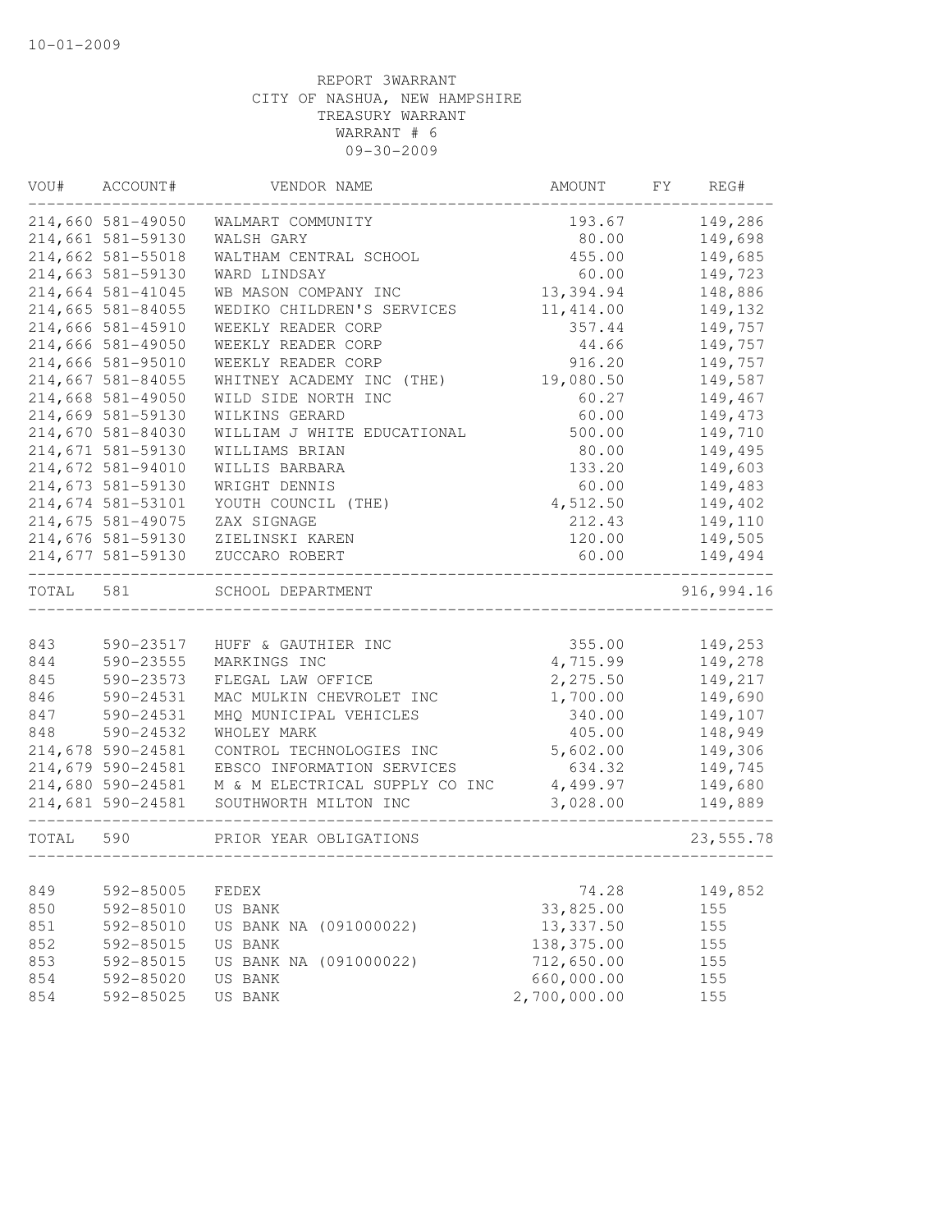10-01-2009

REPORT 3WARRANT
CITY OF NASHUA, NEW HAMPSHIRE
TREASURY WARRANT
WARRANT # 6
09-30-2009

| VOU# | ACCOUNT# | VENDOR NAME | AMOUNT | FY | REG# |
|---|---|---|---|---|---|
| 214,660 | 581-49050 | WALMART COMMUNITY | 193.67 | | 149,286 |
| 214,661 | 581-59130 | WALSH GARY | 80.00 | | 149,698 |
| 214,662 | 581-55018 | WALTHAM CENTRAL SCHOOL | 455.00 | | 149,685 |
| 214,663 | 581-59130 | WARD LINDSAY | 60.00 | | 149,723 |
| 214,664 | 581-41045 | WB MASON COMPANY INC | 13,394.94 | | 148,886 |
| 214,665 | 581-84055 | WEDIKO CHILDREN'S SERVICES | 11,414.00 | | 149,132 |
| 214,666 | 581-45910 | WEEKLY READER CORP | 357.44 | | 149,757 |
| 214,666 | 581-49050 | WEEKLY READER CORP | 44.66 | | 149,757 |
| 214,666 | 581-95010 | WEEKLY READER CORP | 916.20 | | 149,757 |
| 214,667 | 581-84055 | WHITNEY ACADEMY INC (THE) | 19,080.50 | | 149,587 |
| 214,668 | 581-49050 | WILD SIDE NORTH INC | 60.27 | | 149,467 |
| 214,669 | 581-59130 | WILKINS GERARD | 60.00 | | 149,473 |
| 214,670 | 581-84030 | WILLIAM J WHITE EDUCATIONAL | 500.00 | | 149,710 |
| 214,671 | 581-59130 | WILLIAMS BRIAN | 80.00 | | 149,495 |
| 214,672 | 581-94010 | WILLIS BARBARA | 133.20 | | 149,603 |
| 214,673 | 581-59130 | WRIGHT DENNIS | 60.00 | | 149,483 |
| 214,674 | 581-53101 | YOUTH COUNCIL (THE) | 4,512.50 | | 149,402 |
| 214,675 | 581-49075 | ZAX SIGNAGE | 212.43 | | 149,110 |
| 214,676 | 581-59130 | ZIELINSKI KAREN | 120.00 | | 149,505 |
| 214,677 | 581-59130 | ZUCCARO ROBERT | 60.00 | | 149,494 |
| TOTAL | 581 | SCHOOL DEPARTMENT | | | 916,994.16 |
| 843 | 590-23517 | HUFF & GAUTHIER INC | 355.00 | | 149,253 |
| 844 | 590-23555 | MARKINGS INC | 4,715.99 | | 149,278 |
| 845 | 590-23573 | FLEGAL LAW OFFICE | 2,275.50 | | 149,217 |
| 846 | 590-24531 | MAC MULKIN CHEVROLET INC | 1,700.00 | | 149,690 |
| 847 | 590-24531 | MHQ MUNICIPAL VEHICLES | 340.00 | | 149,107 |
| 848 | 590-24532 | WHOLEY MARK | 405.00 | | 148,949 |
| 214,678 | 590-24581 | CONTROL TECHNOLOGIES INC | 5,602.00 | | 149,306 |
| 214,679 | 590-24581 | EBSCO INFORMATION SERVICES | 634.32 | | 149,745 |
| 214,680 | 590-24581 | M & M ELECTRICAL SUPPLY CO INC | 4,499.97 | | 149,680 |
| 214,681 | 590-24581 | SOUTHWORTH MILTON INC | 3,028.00 | | 149,889 |
| TOTAL | 590 | PRIOR YEAR OBLIGATIONS | | | 23,555.78 |
| 849 | 592-85005 | FEDEX | 74.28 | | 149,852 |
| 850 | 592-85010 | US BANK | 33,825.00 | | 155 |
| 851 | 592-85010 | US BANK NA (091000022) | 13,337.50 | | 155 |
| 852 | 592-85015 | US BANK | 138,375.00 | | 155 |
| 853 | 592-85015 | US BANK NA (091000022) | 712,650.00 | | 155 |
| 854 | 592-85020 | US BANK | 660,000.00 | | 155 |
| 854 | 592-85025 | US BANK | 2,700,000.00 | | 155 |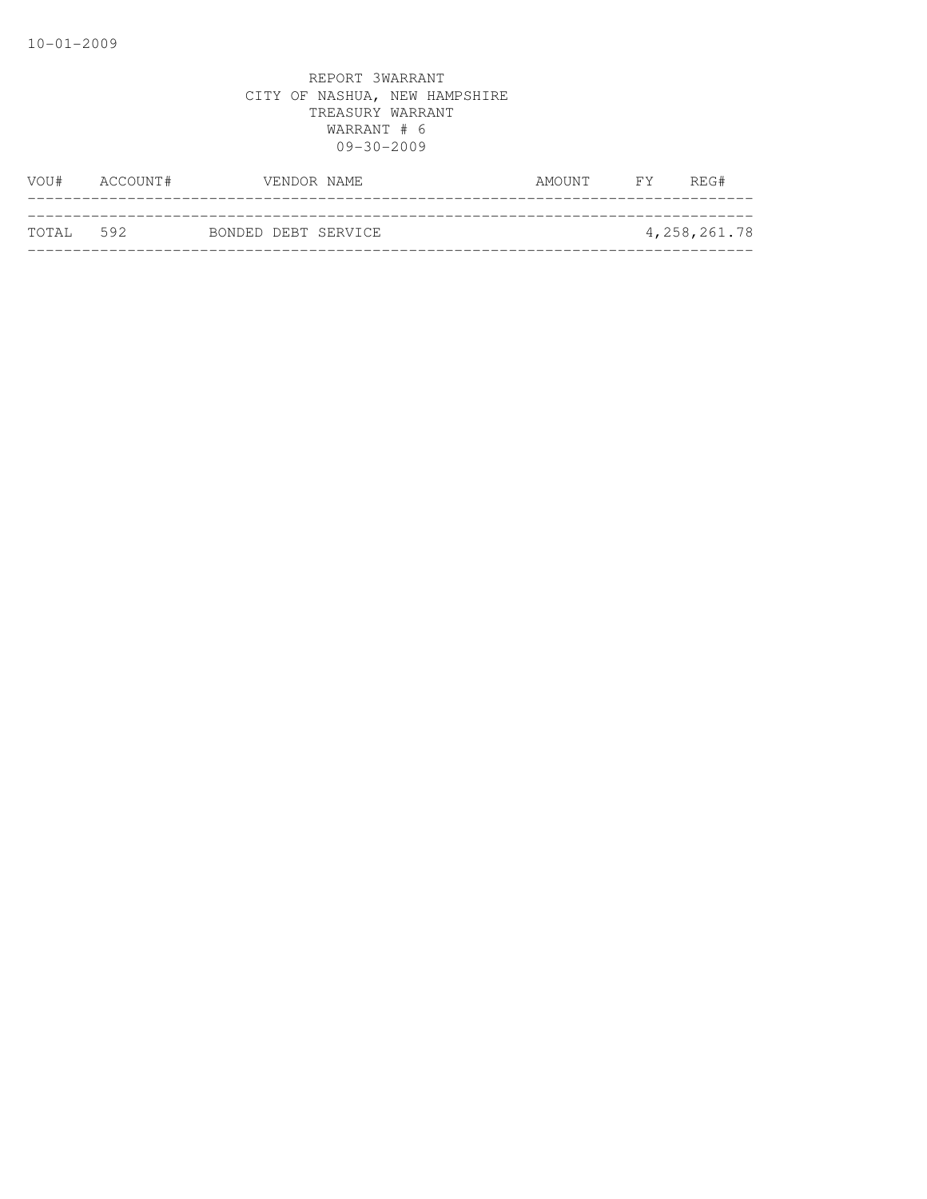10-01-2009

REPORT 3WARRANT
CITY OF NASHUA, NEW HAMPSHIRE
TREASURY WARRANT
WARRANT # 6
09-30-2009

| VOU# | ACCOUNT# | VENDOR NAME | AMOUNT | FY | REG# |
|---|---|---|---|---|---|
| TOTAL | 592 | BONDED DEBT SERVICE | | | 4,258,261.78 |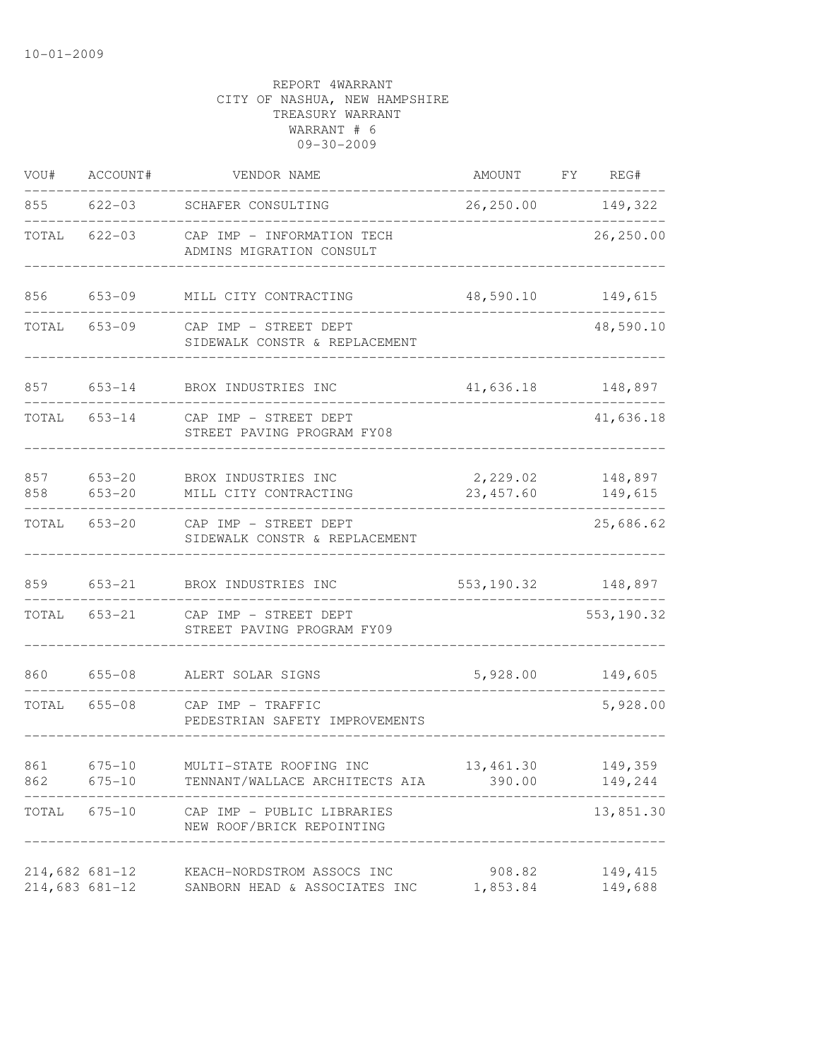10-01-2009

REPORT 4WARRANT
CITY OF NASHUA, NEW HAMPSHIRE
TREASURY WARRANT
WARRANT # 6
09-30-2009

| VOU# | ACCOUNT# | VENDOR NAME | AMOUNT | FY | REG# |
|---|---|---|---|---|---|
| 855 | 622-03 | SCHAFER CONSULTING | 26,250.00 | | 149,322 |
| TOTAL | 622-03 | CAP IMP - INFORMATION TECH<br>ADMINS MIGRATION CONSULT | | | 26,250.00 |
| 856 | 653-09 | MILL CITY CONTRACTING | 48,590.10 | | 149,615 |
| TOTAL | 653-09 | CAP IMP - STREET DEPT<br>SIDEWALK CONSTR & REPLACEMENT | | | 48,590.10 |
| 857 | 653-14 | BROX INDUSTRIES INC | 41,636.18 | | 148,897 |
| TOTAL | 653-14 | CAP IMP - STREET DEPT<br>STREET PAVING PROGRAM FY08 | | | 41,636.18 |
| 857 | 653-20 | BROX INDUSTRIES INC | 2,229.02 | | 148,897 |
| 858 | 653-20 | MILL CITY CONTRACTING | 23,457.60 | | 149,615 |
| TOTAL | 653-20 | CAP IMP - STREET DEPT<br>SIDEWALK CONSTR & REPLACEMENT | | | 25,686.62 |
| 859 | 653-21 | BROX INDUSTRIES INC | 553,190.32 | | 148,897 |
| TOTAL | 653-21 | CAP IMP - STREET DEPT<br>STREET PAVING PROGRAM FY09 | | | 553,190.32 |
| 860 | 655-08 | ALERT SOLAR SIGNS | 5,928.00 | | 149,605 |
| TOTAL | 655-08 | CAP IMP - TRAFFIC<br>PEDESTRIAN SAFETY IMPROVEMENTS | | | 5,928.00 |
| 861 | 675-10 | MULTI-STATE ROOFING INC | 13,461.30 | | 149,359 |
| 862 | 675-10 | TENNANT/WALLACE ARCHITECTS AIA | 390.00 | | 149,244 |
| TOTAL | 675-10 | CAP IMP - PUBLIC LIBRARIES<br>NEW ROOF/BRICK REPOINTING | | | 13,851.30 |
| 214,682 | 681-12 | KEACH-NORDSTROM ASSOCS INC | 908.82 | | 149,415 |
| 214,683 | 681-12 | SANBORN HEAD & ASSOCIATES INC | 1,853.84 | | 149,688 |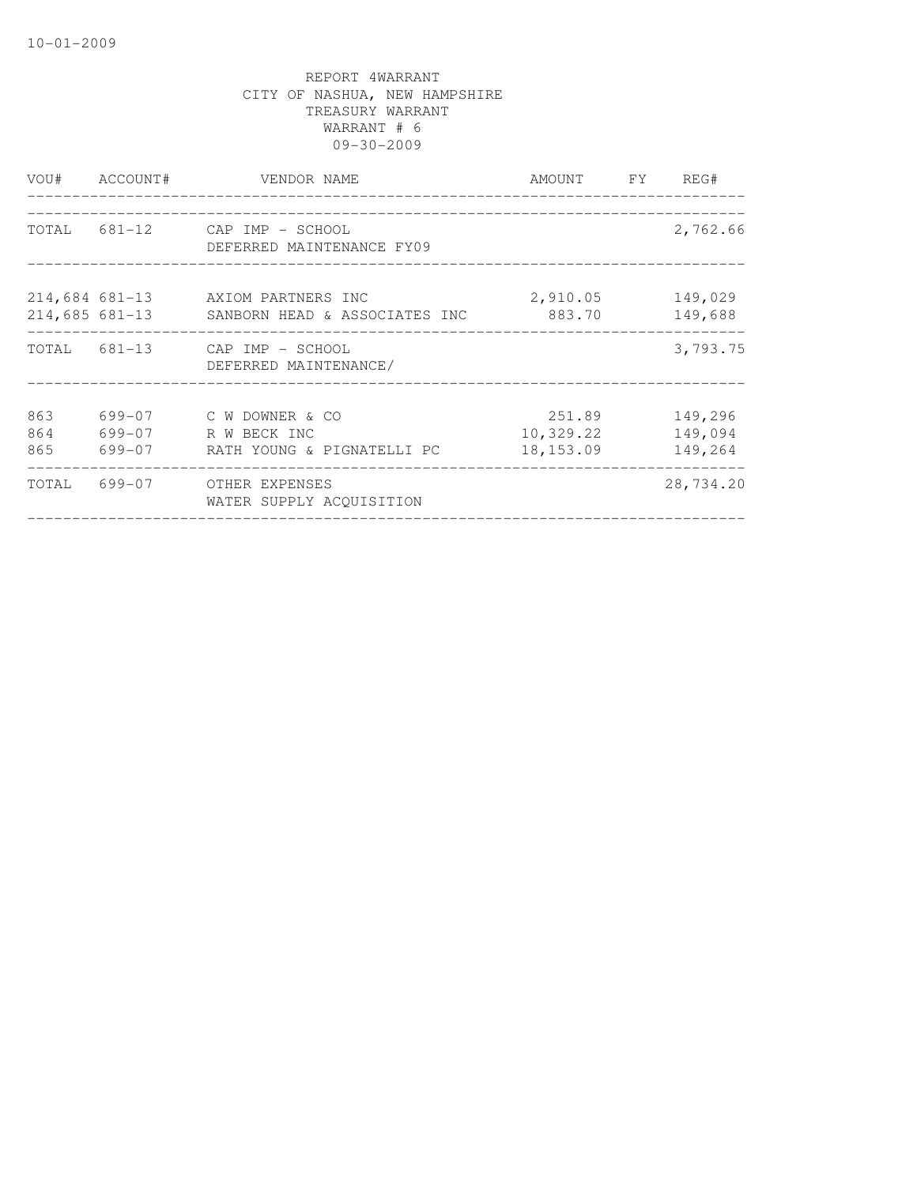10-01-2009

REPORT 4WARRANT
CITY OF NASHUA, NEW HAMPSHIRE
TREASURY WARRANT
WARRANT # 6
09-30-2009

| VOU# | ACCOUNT# | VENDOR NAME | AMOUNT | FY | REG# |
|---|---|---|---|---|---|
| TOTAL | 681-12 | CAP IMP - SCHOOL<br>DEFERRED MAINTENANCE FY09 | | | 2,762.66 |
| 214,684 | 681-13 | AXIOM PARTNERS INC | 2,910.05 | | 149,029 |
| 214,685 | 681-13 | SANBORN HEAD & ASSOCIATES INC | 883.70 | | 149,688 |
| TOTAL | 681-13 | CAP IMP - SCHOOL<br>DEFERRED MAINTENANCE/ | | | 3,793.75 |
| 863 | 699-07 | C W DOWNER & CO | 251.89 | | 149,296 |
| 864 | 699-07 | R W BECK INC | 10,329.22 | | 149,094 |
| 865 | 699-07 | RATH YOUNG & PIGNATELLI PC | 18,153.09 | | 149,264 |
| TOTAL | 699-07 | OTHER EXPENSES<br>WATER SUPPLY ACQUISITION | | | 28,734.20 |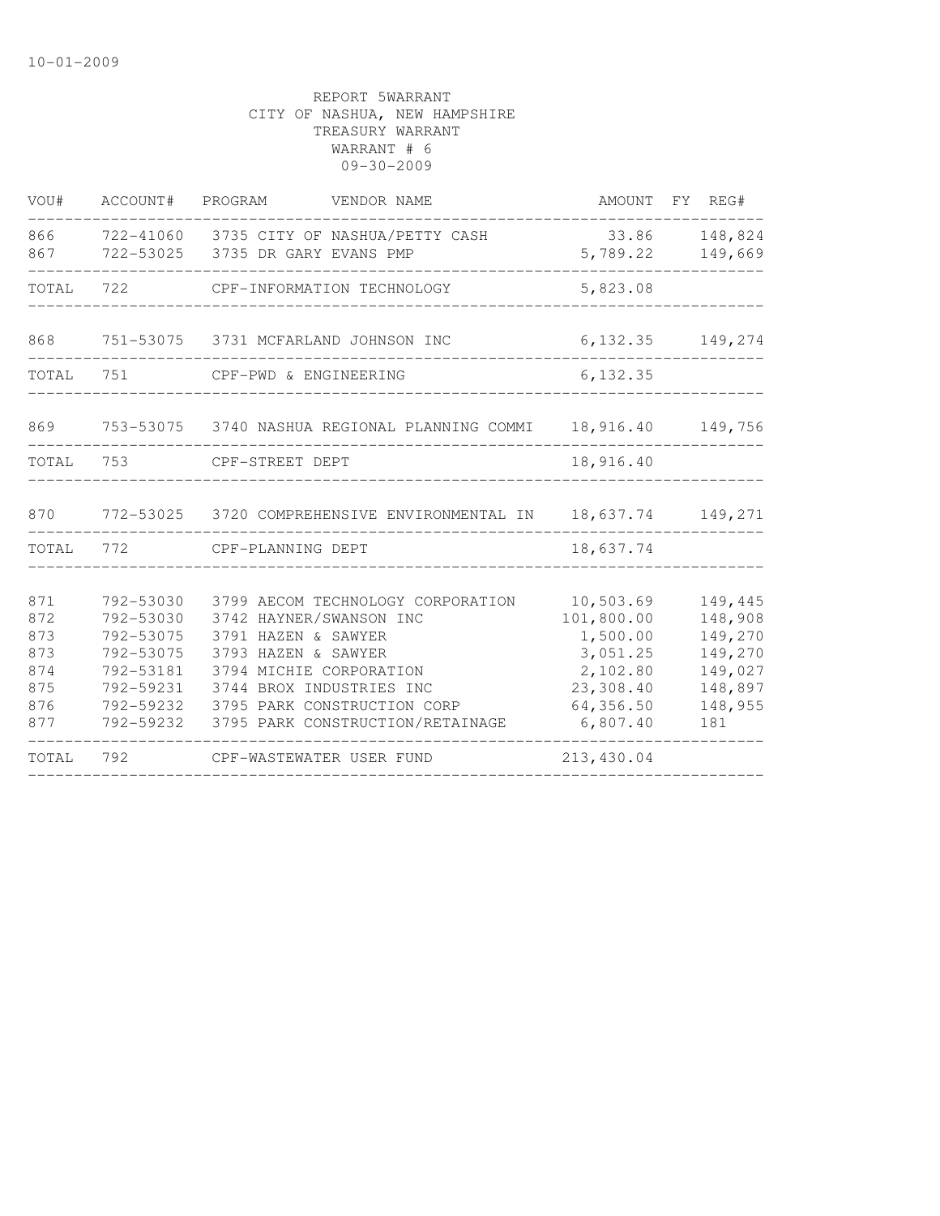10-01-2009

REPORT 5WARRANT
CITY OF NASHUA, NEW HAMPSHIRE
TREASURY WARRANT
WARRANT # 6
09-30-2009

| VOU# | ACCOUNT# | PROGRAM | VENDOR NAME | AMOUNT | FY | REG# |
|---|---|---|---|---|---|---|
| 866 | 722-41060 | 3735 | CITY OF NASHUA/PETTY CASH | 33.86 | | 148,824 |
| 867 | 722-53025 | 3735 | DR GARY EVANS PMP | 5,789.22 | | 149,669 |
| TOTAL | 722 | | CPF-INFORMATION TECHNOLOGY | 5,823.08 | | |
| 868 | 751-53075 | 3731 | MCFARLAND JOHNSON INC | 6,132.35 | | 149,274 |
| TOTAL | 751 | | CPF-PWD & ENGINEERING | 6,132.35 | | |
| 869 | 753-53075 | 3740 | NASHUA REGIONAL PLANNING COMMI | 18,916.40 | | 149,756 |
| TOTAL | 753 | | CPF-STREET DEPT | 18,916.40 | | |
| 870 | 772-53025 | 3720 | COMPREHENSIVE ENVIRONMENTAL IN | 18,637.74 | | 149,271 |
| TOTAL | 772 | | CPF-PLANNING DEPT | 18,637.74 | | |
| 871 | 792-53030 | 3799 | AECOM TECHNOLOGY CORPORATION | 10,503.69 | | 149,445 |
| 872 | 792-53030 | 3742 | HAYNER/SWANSON INC | 101,800.00 | | 148,908 |
| 873 | 792-53075 | 3791 | HAZEN & SAWYER | 1,500.00 | | 149,270 |
| 873 | 792-53075 | 3793 | HAZEN & SAWYER | 3,051.25 | | 149,270 |
| 874 | 792-53181 | 3794 | MICHIE CORPORATION | 2,102.80 | | 149,027 |
| 875 | 792-59231 | 3744 | BROX INDUSTRIES INC | 23,308.40 | | 148,897 |
| 876 | 792-59232 | 3795 | PARK CONSTRUCTION CORP | 64,356.50 | | 148,955 |
| 877 | 792-59232 | 3795 | PARK CONSTRUCTION/RETAINAGE | 6,807.40 | | 181 |
| TOTAL | 792 | | CPF-WASTEWATER USER FUND | 213,430.04 | | |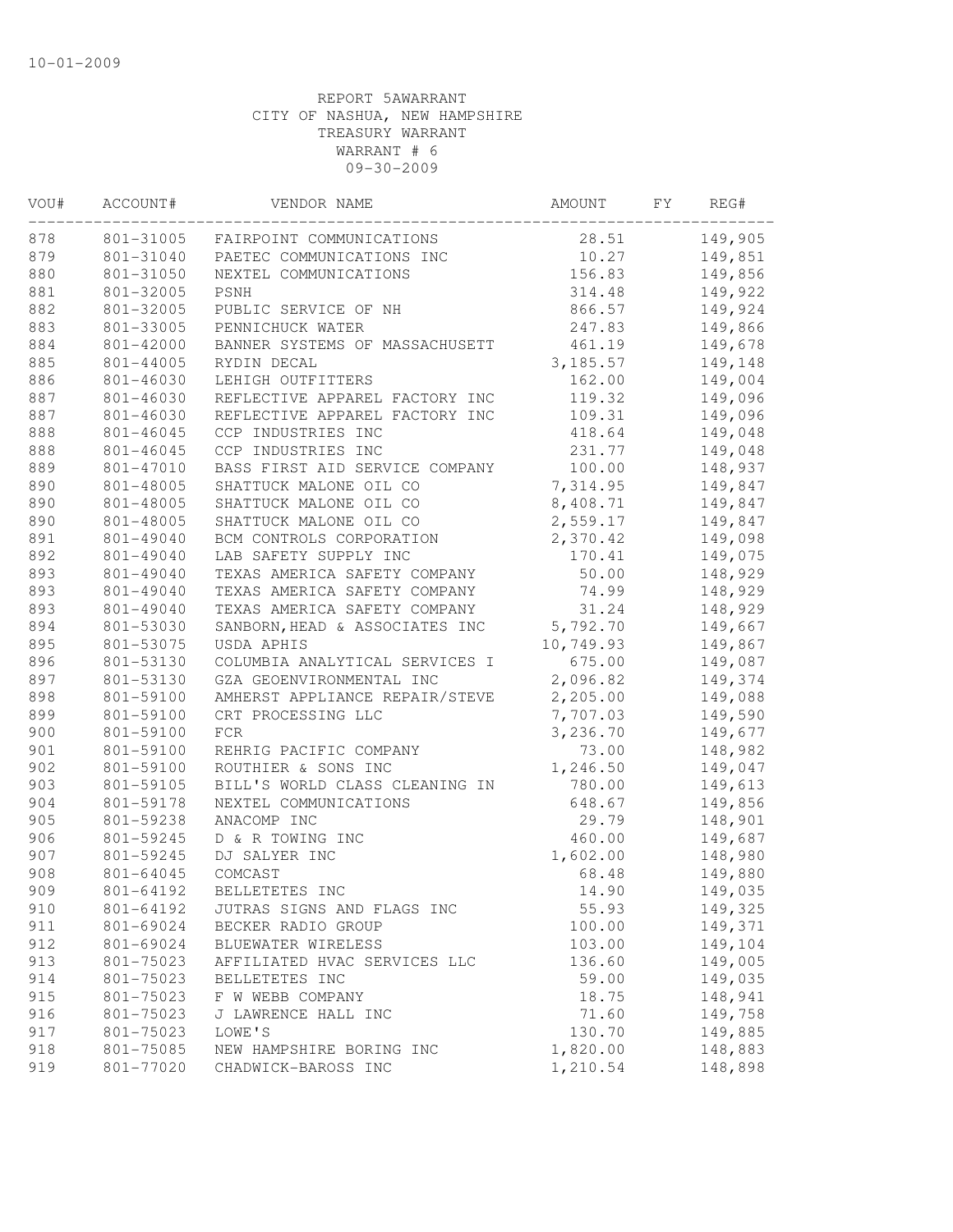10-01-2009

REPORT 5AWARRANT
CITY OF NASHUA, NEW HAMPSHIRE
TREASURY WARRANT
WARRANT # 6
09-30-2009

| VOU# | ACCOUNT# | VENDOR NAME | AMOUNT | FY | REG# |
|---|---|---|---|---|---|
| 878 | 801-31005 | FAIRPOINT COMMUNICATIONS | 28.51 | | 149,905 |
| 879 | 801-31040 | PAETEC COMMUNICATIONS INC | 10.27 | | 149,851 |
| 880 | 801-31050 | NEXTEL COMMUNICATIONS | 156.83 | | 149,856 |
| 881 | 801-32005 | PSNH | 314.48 | | 149,922 |
| 882 | 801-32005 | PUBLIC SERVICE OF NH | 866.57 | | 149,924 |
| 883 | 801-33005 | PENNICHUCK WATER | 247.83 | | 149,866 |
| 884 | 801-42000 | BANNER SYSTEMS OF MASSACHUSETT | 461.19 | | 149,678 |
| 885 | 801-44005 | RYDIN DECAL | 3,185.57 | | 149,148 |
| 886 | 801-46030 | LEHIGH OUTFITTERS | 162.00 | | 149,004 |
| 887 | 801-46030 | REFLECTIVE APPAREL FACTORY INC | 119.32 | | 149,096 |
| 887 | 801-46030 | REFLECTIVE APPAREL FACTORY INC | 109.31 | | 149,096 |
| 888 | 801-46045 | CCP INDUSTRIES INC | 418.64 | | 149,048 |
| 888 | 801-46045 | CCP INDUSTRIES INC | 231.77 | | 149,048 |
| 889 | 801-47010 | BASS FIRST AID SERVICE COMPANY | 100.00 | | 148,937 |
| 890 | 801-48005 | SHATTUCK MALONE OIL CO | 7,314.95 | | 149,847 |
| 890 | 801-48005 | SHATTUCK MALONE OIL CO | 8,408.71 | | 149,847 |
| 890 | 801-48005 | SHATTUCK MALONE OIL CO | 2,559.17 | | 149,847 |
| 891 | 801-49040 | BCM CONTROLS CORPORATION | 2,370.42 | | 149,098 |
| 892 | 801-49040 | LAB SAFETY SUPPLY INC | 170.41 | | 149,075 |
| 893 | 801-49040 | TEXAS AMERICA SAFETY COMPANY | 50.00 | | 148,929 |
| 893 | 801-49040 | TEXAS AMERICA SAFETY COMPANY | 74.99 | | 148,929 |
| 893 | 801-49040 | TEXAS AMERICA SAFETY COMPANY | 31.24 | | 148,929 |
| 894 | 801-53030 | SANBORN,HEAD & ASSOCIATES INC | 5,792.70 | | 149,667 |
| 895 | 801-53075 | USDA APHIS | 10,749.93 | | 149,867 |
| 896 | 801-53130 | COLUMBIA ANALYTICAL SERVICES I | 675.00 | | 149,087 |
| 897 | 801-53130 | GZA GEOENVIRONMENTAL INC | 2,096.82 | | 149,374 |
| 898 | 801-59100 | AMHERST APPLIANCE REPAIR/STEVE | 2,205.00 | | 149,088 |
| 899 | 801-59100 | CRT PROCESSING LLC | 7,707.03 | | 149,590 |
| 900 | 801-59100 | FCR | 3,236.70 | | 149,677 |
| 901 | 801-59100 | REHRIG PACIFIC COMPANY | 73.00 | | 148,982 |
| 902 | 801-59100 | ROUTHIER & SONS INC | 1,246.50 | | 149,047 |
| 903 | 801-59105 | BILL'S WORLD CLASS CLEANING IN | 780.00 | | 149,613 |
| 904 | 801-59178 | NEXTEL COMMUNICATIONS | 648.67 | | 149,856 |
| 905 | 801-59238 | ANACOMP INC | 29.79 | | 148,901 |
| 906 | 801-59245 | D & R TOWING INC | 460.00 | | 149,687 |
| 907 | 801-59245 | DJ SALYER INC | 1,602.00 | | 148,980 |
| 908 | 801-64045 | COMCAST | 68.48 | | 149,880 |
| 909 | 801-64192 | BELLETETES INC | 14.90 | | 149,035 |
| 910 | 801-64192 | JUTRAS SIGNS AND FLAGS INC | 55.93 | | 149,325 |
| 911 | 801-69024 | BECKER RADIO GROUP | 100.00 | | 149,371 |
| 912 | 801-69024 | BLUEWATER WIRELESS | 103.00 | | 149,104 |
| 913 | 801-75023 | AFFILIATED HVAC SERVICES LLC | 136.60 | | 149,005 |
| 914 | 801-75023 | BELLETETES INC | 59.00 | | 149,035 |
| 915 | 801-75023 | F W WEBB COMPANY | 18.75 | | 148,941 |
| 916 | 801-75023 | J LAWRENCE HALL INC | 71.60 | | 149,758 |
| 917 | 801-75023 | LOWE'S | 130.70 | | 149,885 |
| 918 | 801-75085 | NEW HAMPSHIRE BORING INC | 1,820.00 | | 148,883 |
| 919 | 801-77020 | CHADWICK-BAROSS INC | 1,210.54 | | 148,898 |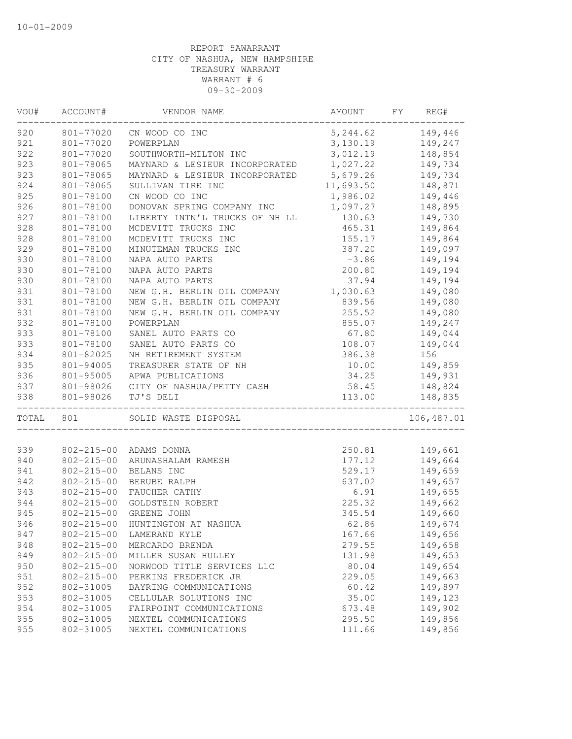10-01-2009

REPORT 5AWARRANT
CITY OF NASHUA, NEW HAMPSHIRE
TREASURY WARRANT
WARRANT # 6
09-30-2009

| VOU# | ACCOUNT# | VENDOR NAME | AMOUNT | FY | REG# |
|---|---|---|---|---|---|
| 920 | 801-77020 | CN WOOD CO INC | 5,244.62 | | 149,446 |
| 921 | 801-77020 | POWERPLAN | 3,130.19 | | 149,247 |
| 922 | 801-77020 | SOUTHWORTH-MILTON INC | 3,012.19 | | 148,854 |
| 923 | 801-78065 | MAYNARD & LESIEUR INCORPORATED | 1,027.22 | | 149,734 |
| 923 | 801-78065 | MAYNARD & LESIEUR INCORPORATED | 5,679.26 | | 149,734 |
| 924 | 801-78065 | SULLIVAN TIRE INC | 11,693.50 | | 148,871 |
| 925 | 801-78100 | CN WOOD CO INC | 1,986.02 | | 149,446 |
| 926 | 801-78100 | DONOVAN SPRING COMPANY INC | 1,097.27 | | 148,895 |
| 927 | 801-78100 | LIBERTY INTN'L TRUCKS OF NH LL | 130.63 | | 149,730 |
| 928 | 801-78100 | MCDEVITT TRUCKS INC | 465.31 | | 149,864 |
| 928 | 801-78100 | MCDEVITT TRUCKS INC | 155.17 | | 149,864 |
| 929 | 801-78100 | MINUTEMAN TRUCKS INC | 387.20 | | 149,097 |
| 930 | 801-78100 | NAPA AUTO PARTS | -3.86 | | 149,194 |
| 930 | 801-78100 | NAPA AUTO PARTS | 200.80 | | 149,194 |
| 930 | 801-78100 | NAPA AUTO PARTS | 37.94 | | 149,194 |
| 931 | 801-78100 | NEW G.H. BERLIN OIL COMPANY | 1,030.63 | | 149,080 |
| 931 | 801-78100 | NEW G.H. BERLIN OIL COMPANY | 839.56 | | 149,080 |
| 931 | 801-78100 | NEW G.H. BERLIN OIL COMPANY | 255.52 | | 149,080 |
| 932 | 801-78100 | POWERPLAN | 855.07 | | 149,247 |
| 933 | 801-78100 | SANEL AUTO PARTS CO | 67.80 | | 149,044 |
| 933 | 801-78100 | SANEL AUTO PARTS CO | 108.07 | | 149,044 |
| 934 | 801-82025 | NH RETIREMENT SYSTEM | 386.38 | | 156 |
| 935 | 801-94005 | TREASURER STATE OF NH | 10.00 | | 149,859 |
| 936 | 801-95005 | APWA PUBLICATIONS | 34.25 | | 149,931 |
| 937 | 801-98026 | CITY OF NASHUA/PETTY CASH | 58.45 | | 148,824 |
| 938 | 801-98026 | TJ'S DELI | 113.00 | | 148,835 |
| TOTAL | 801 | SOLID WASTE DISPOSAL | | | 106,487.01 |
| 939 | 802-215-00 | ADAMS DONNA | 250.81 | | 149,661 |
| 940 | 802-215-00 | ARUNASHALAM RAMESH | 177.12 | | 149,664 |
| 941 | 802-215-00 | BELANS INC | 529.17 | | 149,659 |
| 942 | 802-215-00 | BERUBE RALPH | 637.02 | | 149,657 |
| 943 | 802-215-00 | FAUCHER CATHY | 6.91 | | 149,655 |
| 944 | 802-215-00 | GOLDSTEIN ROBERT | 225.32 | | 149,662 |
| 945 | 802-215-00 | GREENE JOHN | 345.54 | | 149,660 |
| 946 | 802-215-00 | HUNTINGTON AT NASHUA | 62.86 | | 149,674 |
| 947 | 802-215-00 | LAMERAND KYLE | 167.66 | | 149,656 |
| 948 | 802-215-00 | MERCARDO BRENDA | 279.55 | | 149,658 |
| 949 | 802-215-00 | MILLER SUSAN HULLEY | 131.98 | | 149,653 |
| 950 | 802-215-00 | NORWOOD TITLE SERVICES LLC | 80.04 | | 149,654 |
| 951 | 802-215-00 | PERKINS FREDERICK JR | 229.05 | | 149,663 |
| 952 | 802-31005 | BAYRING COMMUNICATIONS | 60.42 | | 149,897 |
| 953 | 802-31005 | CELLULAR SOLUTIONS INC | 35.00 | | 149,123 |
| 954 | 802-31005 | FAIRPOINT COMMUNICATIONS | 673.48 | | 149,902 |
| 955 | 802-31005 | NEXTEL COMMUNICATIONS | 295.50 | | 149,856 |
| 955 | 802-31005 | NEXTEL COMMUNICATIONS | 111.66 | | 149,856 |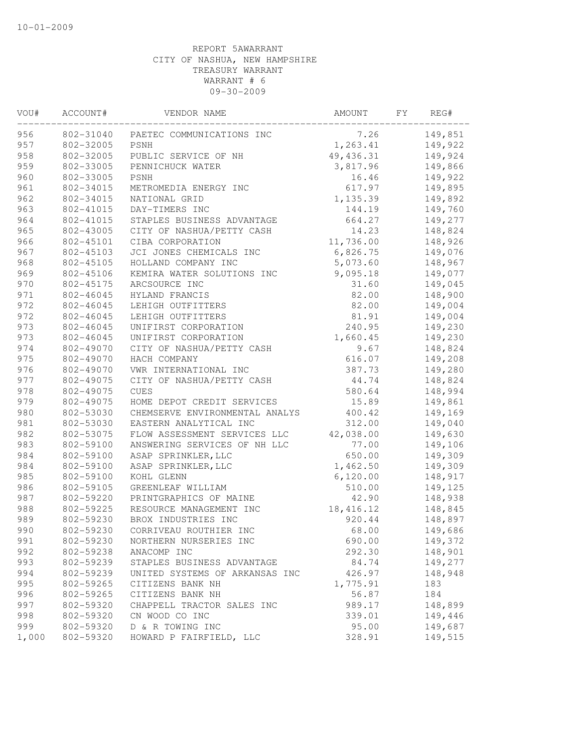10-01-2009

REPORT 5AWARRANT
CITY OF NASHUA, NEW HAMPSHIRE
TREASURY WARRANT
WARRANT # 6
09-30-2009

| VOU# | ACCOUNT# | VENDOR NAME | AMOUNT | FY | REG# |
|---|---|---|---|---|---|
| 956 | 802-31040 | PAETEC COMMUNICATIONS INC | 7.26 | | 149,851 |
| 957 | 802-32005 | PSNH | 1,263.41 | | 149,922 |
| 958 | 802-32005 | PUBLIC SERVICE OF NH | 49,436.31 | | 149,924 |
| 959 | 802-33005 | PENNICHUCK WATER | 3,817.96 | | 149,866 |
| 960 | 802-33005 | PSNH | 16.46 | | 149,922 |
| 961 | 802-34015 | METROMEDIA ENERGY INC | 617.97 | | 149,895 |
| 962 | 802-34015 | NATIONAL GRID | 1,135.39 | | 149,892 |
| 963 | 802-41015 | DAY-TIMERS INC | 144.19 | | 149,760 |
| 964 | 802-41015 | STAPLES BUSINESS ADVANTAGE | 664.27 | | 149,277 |
| 965 | 802-43005 | CITY OF NASHUA/PETTY CASH | 14.23 | | 148,824 |
| 966 | 802-45101 | CIBA CORPORATION | 11,736.00 | | 148,926 |
| 967 | 802-45103 | JCI JONES CHEMICALS INC | 6,826.75 | | 149,076 |
| 968 | 802-45105 | HOLLAND COMPANY INC | 5,073.60 | | 148,967 |
| 969 | 802-45106 | KEMIRA WATER SOLUTIONS INC | 9,095.18 | | 149,077 |
| 970 | 802-45175 | ARCSOURCE INC | 31.60 | | 149,045 |
| 971 | 802-46045 | HYLAND FRANCIS | 82.00 | | 148,900 |
| 972 | 802-46045 | LEHIGH OUTFITTERS | 82.00 | | 149,004 |
| 972 | 802-46045 | LEHIGH OUTFITTERS | 81.91 | | 149,004 |
| 973 | 802-46045 | UNIFIRST CORPORATION | 240.95 | | 149,230 |
| 973 | 802-46045 | UNIFIRST CORPORATION | 1,660.45 | | 149,230 |
| 974 | 802-49070 | CITY OF NASHUA/PETTY CASH | 9.67 | | 148,824 |
| 975 | 802-49070 | HACH COMPANY | 616.07 | | 149,208 |
| 976 | 802-49070 | VWR INTERNATIONAL INC | 387.73 | | 149,280 |
| 977 | 802-49075 | CITY OF NASHUA/PETTY CASH | 44.74 | | 148,824 |
| 978 | 802-49075 | CUES | 580.64 | | 148,994 |
| 979 | 802-49075 | HOME DEPOT CREDIT SERVICES | 15.89 | | 149,861 |
| 980 | 802-53030 | CHEMSERVE ENVIRONMENTAL ANALYS | 400.42 | | 149,169 |
| 981 | 802-53030 | EASTERN ANALYTICAL INC | 312.00 | | 149,040 |
| 982 | 802-53075 | FLOW ASSESSMENT SERVICES LLC | 42,038.00 | | 149,630 |
| 983 | 802-59100 | ANSWERING SERVICES OF NH LLC | 77.00 | | 149,106 |
| 984 | 802-59100 | ASAP SPRINKLER,LLC | 650.00 | | 149,309 |
| 984 | 802-59100 | ASAP SPRINKLER,LLC | 1,462.50 | | 149,309 |
| 985 | 802-59100 | KOHL GLENN | 6,120.00 | | 148,917 |
| 986 | 802-59105 | GREENLEAF WILLIAM | 510.00 | | 149,125 |
| 987 | 802-59220 | PRINTGRAPHICS OF MAINE | 42.90 | | 148,938 |
| 988 | 802-59225 | RESOURCE MANAGEMENT INC | 18,416.12 | | 148,845 |
| 989 | 802-59230 | BROX INDUSTRIES INC | 920.44 | | 148,897 |
| 990 | 802-59230 | CORRIVEAU ROUTHIER INC | 68.00 | | 149,686 |
| 991 | 802-59230 | NORTHERN NURSERIES INC | 690.00 | | 149,372 |
| 992 | 802-59238 | ANACOMP INC | 292.30 | | 148,901 |
| 993 | 802-59239 | STAPLES BUSINESS ADVANTAGE | 84.74 | | 149,277 |
| 994 | 802-59239 | UNITED SYSTEMS OF ARKANSAS INC | 426.97 | | 148,948 |
| 995 | 802-59265 | CITIZENS BANK NH | 1,775.91 | | 183 |
| 996 | 802-59265 | CITIZENS BANK NH | 56.87 | | 184 |
| 997 | 802-59320 | CHAPPELL TRACTOR SALES INC | 989.17 | | 148,899 |
| 998 | 802-59320 | CN WOOD CO INC | 339.01 | | 149,446 |
| 999 | 802-59320 | D & R TOWING INC | 95.00 | | 149,687 |
| 1,000 | 802-59320 | HOWARD P FAIRFIELD, LLC | 328.91 | | 149,515 |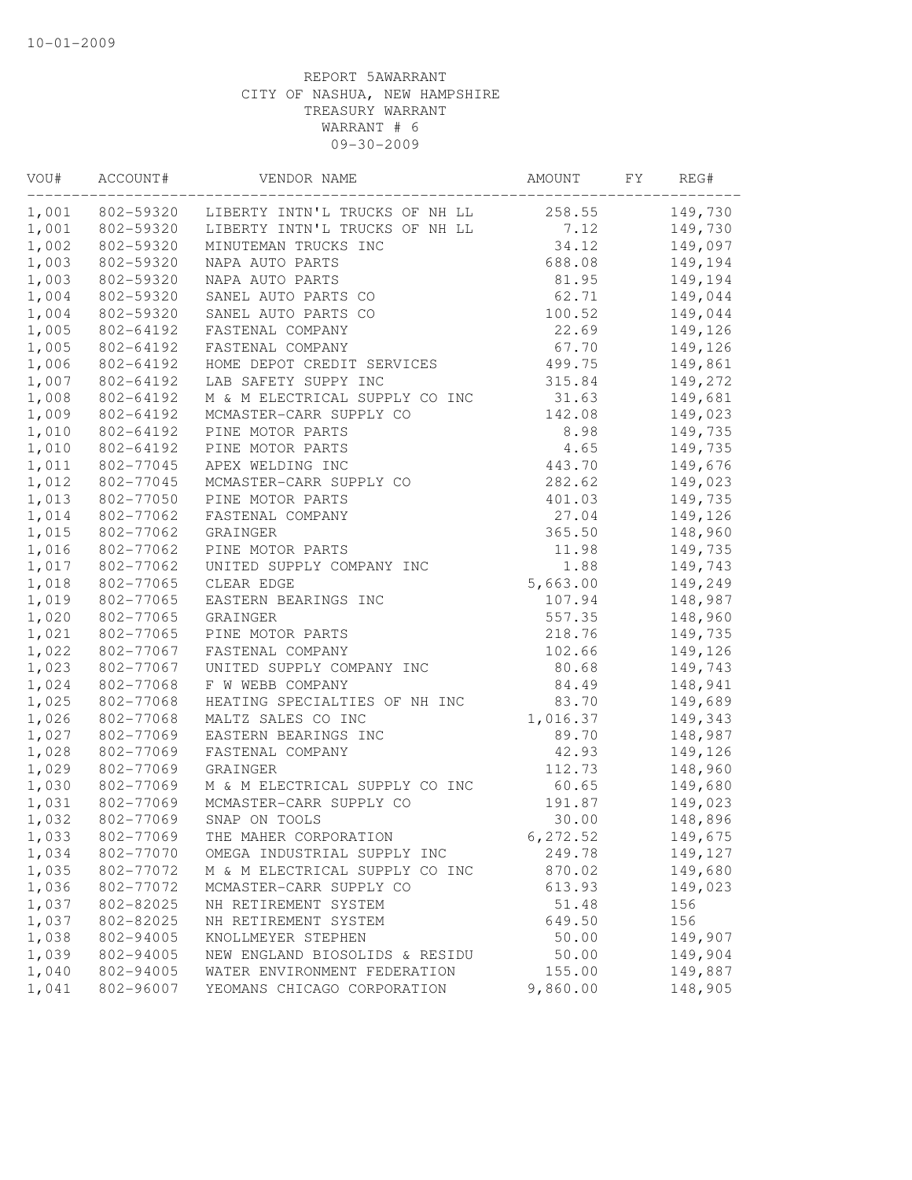10-01-2009

REPORT 5AWARRANT
CITY OF NASHUA, NEW HAMPSHIRE
TREASURY WARRANT
WARRANT # 6
09-30-2009

| VOU# | ACCOUNT# | VENDOR NAME | AMOUNT | FY | REG# |
|---|---|---|---|---|---|
| 1,001 | 802-59320 | LIBERTY INTN'L TRUCKS OF NH LL | 258.55 | | 149,730 |
| 1,001 | 802-59320 | LIBERTY INTN'L TRUCKS OF NH LL | 7.12 | | 149,730 |
| 1,002 | 802-59320 | MINUTEMAN TRUCKS INC | 34.12 | | 149,097 |
| 1,003 | 802-59320 | NAPA AUTO PARTS | 688.08 | | 149,194 |
| 1,003 | 802-59320 | NAPA AUTO PARTS | 81.95 | | 149,194 |
| 1,004 | 802-59320 | SANEL AUTO PARTS CO | 62.71 | | 149,044 |
| 1,004 | 802-59320 | SANEL AUTO PARTS CO | 100.52 | | 149,044 |
| 1,005 | 802-64192 | FASTENAL COMPANY | 22.69 | | 149,126 |
| 1,005 | 802-64192 | FASTENAL COMPANY | 67.70 | | 149,126 |
| 1,006 | 802-64192 | HOME DEPOT CREDIT SERVICES | 499.75 | | 149,861 |
| 1,007 | 802-64192 | LAB SAFETY SUPPY INC | 315.84 | | 149,272 |
| 1,008 | 802-64192 | M & M ELECTRICAL SUPPLY CO INC | 31.63 | | 149,681 |
| 1,009 | 802-64192 | MCMASTER-CARR SUPPLY CO | 142.08 | | 149,023 |
| 1,010 | 802-64192 | PINE MOTOR PARTS | 8.98 | | 149,735 |
| 1,010 | 802-64192 | PINE MOTOR PARTS | 4.65 | | 149,735 |
| 1,011 | 802-77045 | APEX WELDING INC | 443.70 | | 149,676 |
| 1,012 | 802-77045 | MCMASTER-CARR SUPPLY CO | 282.62 | | 149,023 |
| 1,013 | 802-77050 | PINE MOTOR PARTS | 401.03 | | 149,735 |
| 1,014 | 802-77062 | FASTENAL COMPANY | 27.04 | | 149,126 |
| 1,015 | 802-77062 | GRAINGER | 365.50 | | 148,960 |
| 1,016 | 802-77062 | PINE MOTOR PARTS | 11.98 | | 149,735 |
| 1,017 | 802-77062 | UNITED SUPPLY COMPANY INC | 1.88 | | 149,743 |
| 1,018 | 802-77065 | CLEAR EDGE | 5,663.00 | | 149,249 |
| 1,019 | 802-77065 | EASTERN BEARINGS INC | 107.94 | | 148,987 |
| 1,020 | 802-77065 | GRAINGER | 557.35 | | 148,960 |
| 1,021 | 802-77065 | PINE MOTOR PARTS | 218.76 | | 149,735 |
| 1,022 | 802-77067 | FASTENAL COMPANY | 102.66 | | 149,126 |
| 1,023 | 802-77067 | UNITED SUPPLY COMPANY INC | 80.68 | | 149,743 |
| 1,024 | 802-77068 | F W WEBB COMPANY | 84.49 | | 148,941 |
| 1,025 | 802-77068 | HEATING SPECIALTIES OF NH INC | 83.70 | | 149,689 |
| 1,026 | 802-77068 | MALTZ SALES CO INC | 1,016.37 | | 149,343 |
| 1,027 | 802-77069 | EASTERN BEARINGS INC | 89.70 | | 148,987 |
| 1,028 | 802-77069 | FASTENAL COMPANY | 42.93 | | 149,126 |
| 1,029 | 802-77069 | GRAINGER | 112.73 | | 148,960 |
| 1,030 | 802-77069 | M & M ELECTRICAL SUPPLY CO INC | 60.65 | | 149,680 |
| 1,031 | 802-77069 | MCMASTER-CARR SUPPLY CO | 191.87 | | 149,023 |
| 1,032 | 802-77069 | SNAP ON TOOLS | 30.00 | | 148,896 |
| 1,033 | 802-77069 | THE MAHER CORPORATION | 6,272.52 | | 149,675 |
| 1,034 | 802-77070 | OMEGA INDUSTRIAL SUPPLY INC | 249.78 | | 149,127 |
| 1,035 | 802-77072 | M & M ELECTRICAL SUPPLY CO INC | 870.02 | | 149,680 |
| 1,036 | 802-77072 | MCMASTER-CARR SUPPLY CO | 613.93 | | 149,023 |
| 1,037 | 802-82025 | NH RETIREMENT SYSTEM | 51.48 | | 156 |
| 1,037 | 802-82025 | NH RETIREMENT SYSTEM | 649.50 | | 156 |
| 1,038 | 802-94005 | KNOLLMEYER STEPHEN | 50.00 | | 149,907 |
| 1,039 | 802-94005 | NEW ENGLAND BIOSOLIDS & RESIDU | 50.00 | | 149,904 |
| 1,040 | 802-94005 | WATER ENVIRONMENT FEDERATION | 155.00 | | 149,887 |
| 1,041 | 802-96007 | YEOMANS CHICAGO CORPORATION | 9,860.00 | | 148,905 |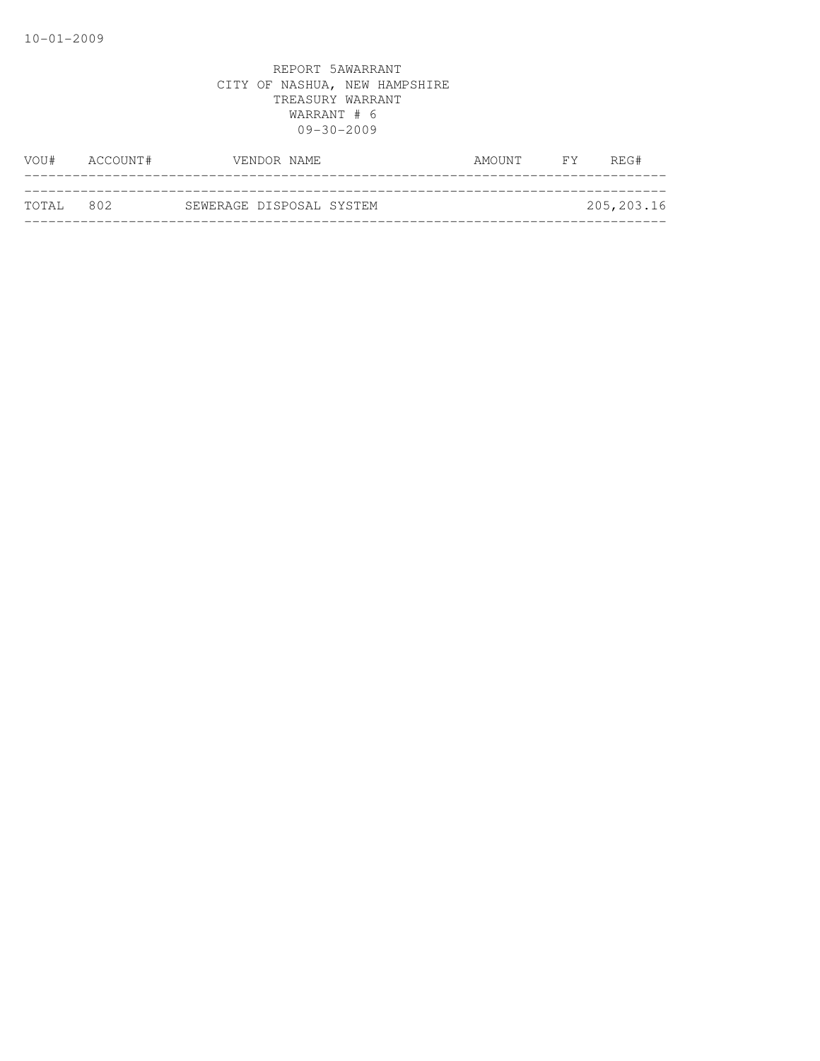10-01-2009

REPORT 5AWARRANT
CITY OF NASHUA, NEW HAMPSHIRE
TREASURY WARRANT
WARRANT # 6
09-30-2009

| VOU# | ACCOUNT# | VENDOR NAME | AMOUNT | FY | REG# |
|---|---|---|---|---|---|
| TOTAL | 802 | SEWERAGE DISPOSAL SYSTEM | | | 205,203.16 |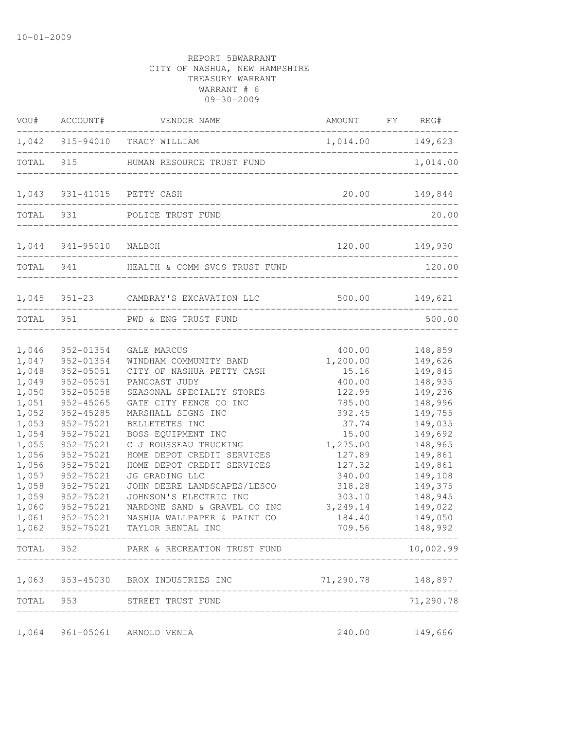10-01-2009

REPORT 5BWARRANT
CITY OF NASHUA, NEW HAMPSHIRE
TREASURY WARRANT
WARRANT # 6
09-30-2009

| VOU# | ACCOUNT# | VENDOR NAME | AMOUNT | FY | REG# |
|---|---|---|---|---|---|
| 1,042 | 915-94010 | TRACY WILLIAM | 1,014.00 | | 149,623 |
| TOTAL | 915 | HUMAN RESOURCE TRUST FUND | | | 1,014.00 |
| 1,043 | 931-41015 | PETTY CASH | 20.00 | | 149,844 |
| TOTAL | 931 | POLICE TRUST FUND | | | 20.00 |
| 1,044 | 941-95010 | NALBOH | 120.00 | | 149,930 |
| TOTAL | 941 | HEALTH & COMM SVCS TRUST FUND | | | 120.00 |
| 1,045 | 951-23 | CAMBRAY'S EXCAVATION LLC | 500.00 | | 149,621 |
| TOTAL | 951 | PWD & ENG TRUST FUND | | | 500.00 |
| 1,046 | 952-01354 | GALE MARCUS | 400.00 | | 148,859 |
| 1,047 | 952-01354 | WINDHAM COMMUNITY BAND | 1,200.00 | | 149,626 |
| 1,048 | 952-05051 | CITY OF NASHUA PETTY CASH | 15.16 | | 149,845 |
| 1,049 | 952-05051 | PANCOAST JUDY | 400.00 | | 148,935 |
| 1,050 | 952-05058 | SEASONAL SPECIALTY STORES | 122.95 | | 149,236 |
| 1,051 | 952-45065 | GATE CITY FENCE CO INC | 785.00 | | 148,996 |
| 1,052 | 952-45285 | MARSHALL SIGNS INC | 392.45 | | 149,755 |
| 1,053 | 952-75021 | BELLETETES INC | 37.74 | | 149,035 |
| 1,054 | 952-75021 | BOSS EQUIPMENT INC | 15.00 | | 149,692 |
| 1,055 | 952-75021 | C J ROUSSEAU TRUCKING | 1,275.00 | | 148,965 |
| 1,056 | 952-75021 | HOME DEPOT CREDIT SERVICES | 127.89 | | 149,861 |
| 1,056 | 952-75021 | HOME DEPOT CREDIT SERVICES | 127.32 | | 149,861 |
| 1,057 | 952-75021 | JG GRADING LLC | 340.00 | | 149,108 |
| 1,058 | 952-75021 | JOHN DEERE LANDSCAPES/LESCO | 318.28 | | 149,375 |
| 1,059 | 952-75021 | JOHNSON'S ELECTRIC INC | 303.10 | | 148,945 |
| 1,060 | 952-75021 | NARDONE SAND & GRAVEL CO INC | 3,249.14 | | 149,022 |
| 1,061 | 952-75021 | NASHUA WALLPAPER & PAINT CO | 184.40 | | 149,050 |
| 1,062 | 952-75021 | TAYLOR RENTAL INC | 709.56 | | 148,992 |
| TOTAL | 952 | PARK & RECREATION TRUST FUND | | | 10,002.99 |
| 1,063 | 953-45030 | BROX INDUSTRIES INC | 71,290.78 | | 148,897 |
| TOTAL | 953 | STREET TRUST FUND | | | 71,290.78 |
| 1,064 | 961-05061 | ARNOLD VENIA | 240.00 | | 149,666 |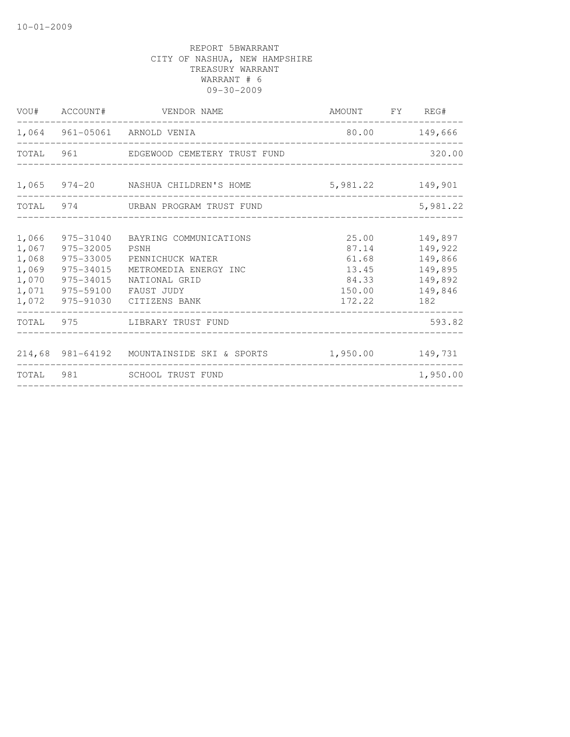10-01-2009

REPORT 5BWARRANT
CITY OF NASHUA, NEW HAMPSHIRE
TREASURY WARRANT
WARRANT # 6
09-30-2009

| VOU# | ACCOUNT# | VENDOR NAME | AMOUNT | FY | REG# |
|---|---|---|---|---|---|
| 1,064 | 961-05061 | ARNOLD VENIA | 80.00 | | 149,666 |
| TOTAL | 961 | EDGEWOOD CEMETERY TRUST FUND | | | 320.00 |
| 1,065 | 974-20 | NASHUA CHILDREN'S HOME | 5,981.22 | | 149,901 |
| TOTAL | 974 | URBAN PROGRAM TRUST FUND | | | 5,981.22 |
| 1,066 | 975-31040 | BAYRING COMMUNICATIONS | 25.00 | | 149,897 |
| 1,067 | 975-32005 | PSNH | 87.14 | | 149,922 |
| 1,068 | 975-33005 | PENNICHUCK WATER | 61.68 | | 149,866 |
| 1,069 | 975-34015 | METROMEDIA ENERGY INC | 13.45 | | 149,895 |
| 1,070 | 975-34015 | NATIONAL GRID | 84.33 | | 149,892 |
| 1,071 | 975-59100 | FAUST JUDY | 150.00 | | 149,846 |
| 1,072 | 975-91030 | CITIZENS BANK | 172.22 | | 182 |
| TOTAL | 975 | LIBRARY TRUST FUND | | | 593.82 |
| 214,68 | 981-64192 | MOUNTAINSIDE SKI & SPORTS | 1,950.00 | | 149,731 |
| TOTAL | 981 | SCHOOL TRUST FUND | | | 1,950.00 |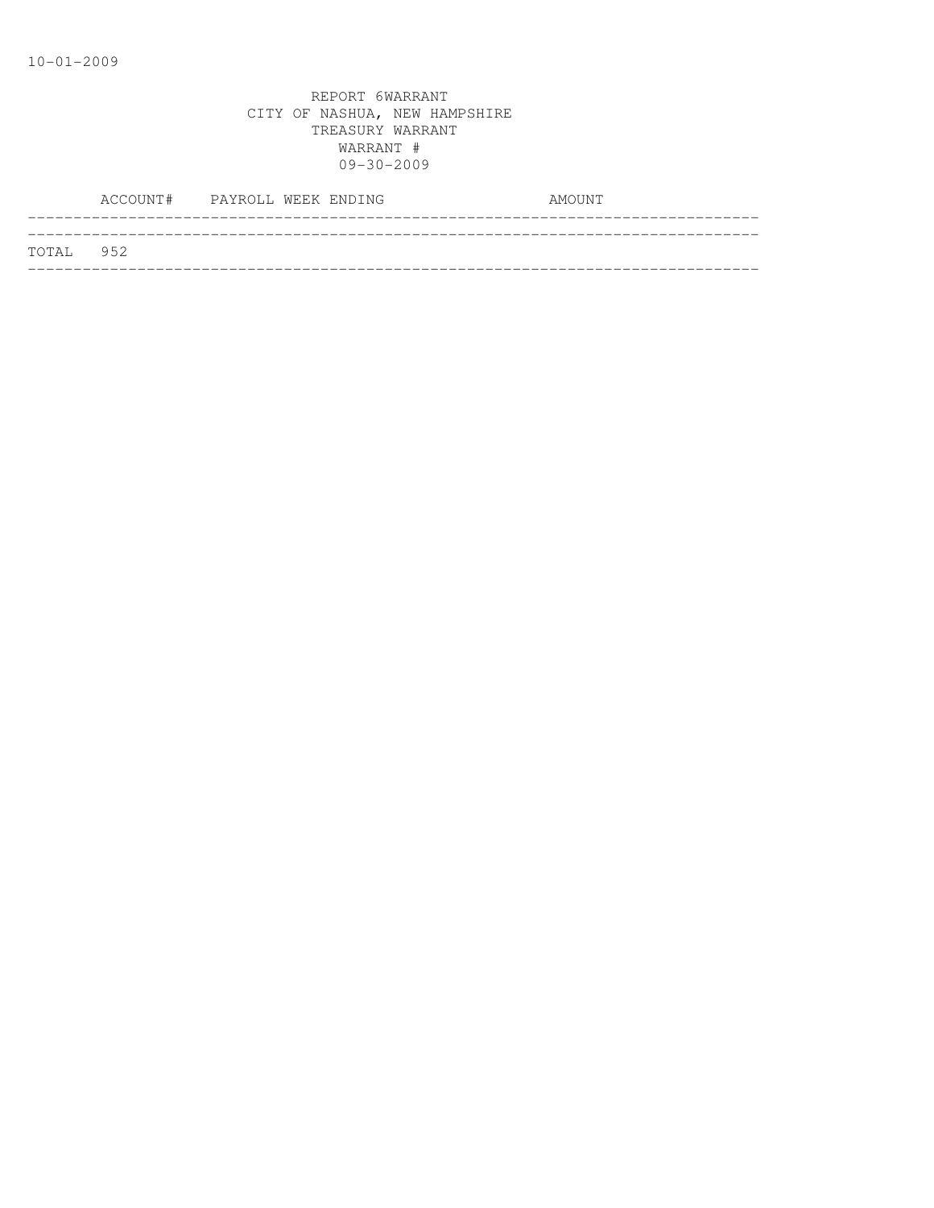10-01-2009

REPORT 6WARRANT
CITY OF NASHUA, NEW HAMPSHIRE
TREASURY WARRANT
WARRANT #
09-30-2009

| ACCOUNT# | PAYROLL WEEK ENDING | AMOUNT |
|---|---|---|
| TOTAL 952 | | |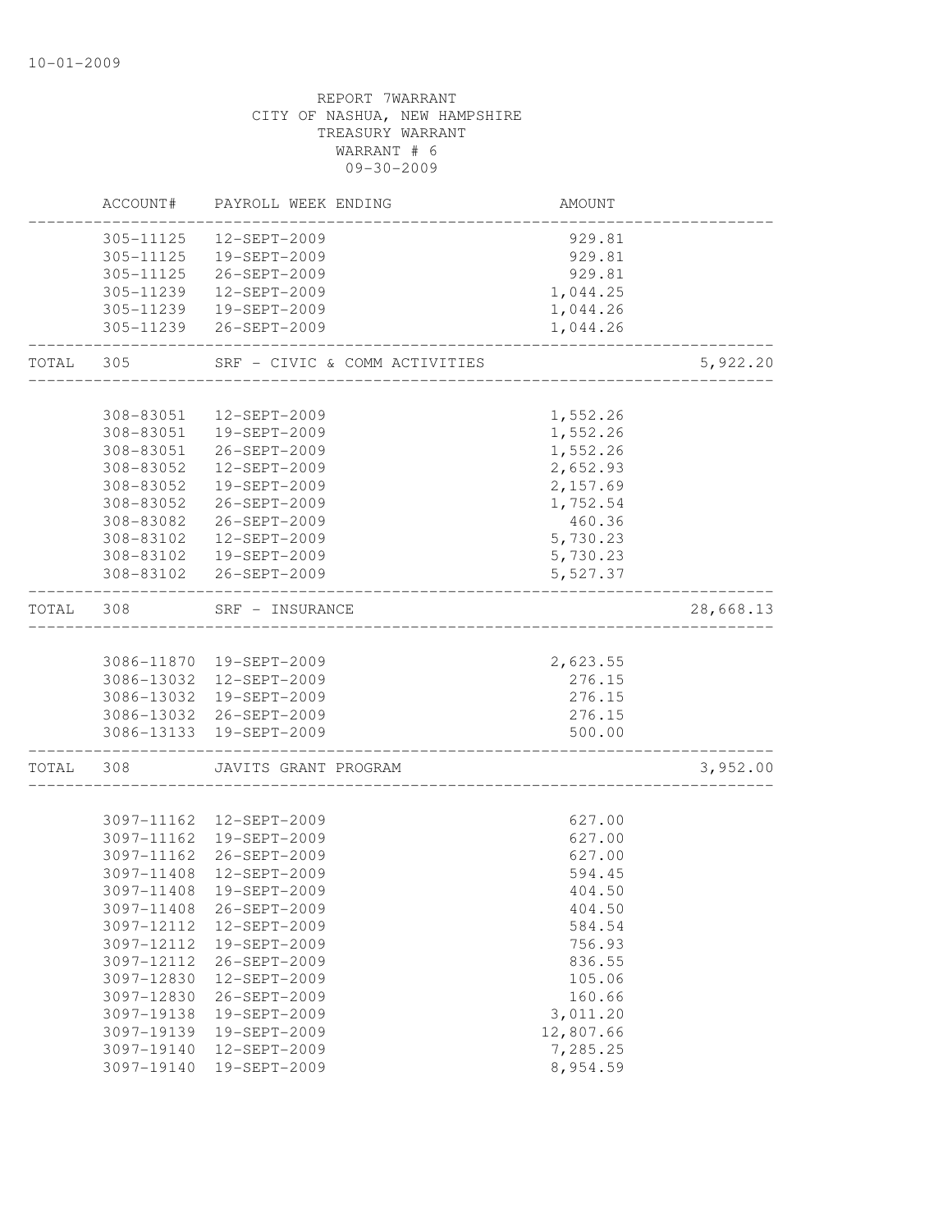10-01-2009

REPORT 7WARRANT
CITY OF NASHUA, NEW HAMPSHIRE
TREASURY WARRANT
WARRANT # 6
09-30-2009

| | ACCOUNT# | PAYROLL WEEK ENDING | AMOUNT | |
|---|---|---|---|---|
| | 305-11125 | 12-SEPT-2009 | 929.81 | |
| | 305-11125 | 19-SEPT-2009 | 929.81 | |
| | 305-11125 | 26-SEPT-2009 | 929.81 | |
| | 305-11239 | 12-SEPT-2009 | 1,044.25 | |
| | 305-11239 | 19-SEPT-2009 | 1,044.26 | |
| | 305-11239 | 26-SEPT-2009 | 1,044.26 | |
| TOTAL | 305 | SRF - CIVIC & COMM ACTIVITIES | | 5,922.20 |
| | 308-83051 | 12-SEPT-2009 | 1,552.26 | |
| | 308-83051 | 19-SEPT-2009 | 1,552.26 | |
| | 308-83051 | 26-SEPT-2009 | 1,552.26 | |
| | 308-83052 | 12-SEPT-2009 | 2,652.93 | |
| | 308-83052 | 19-SEPT-2009 | 2,157.69 | |
| | 308-83052 | 26-SEPT-2009 | 1,752.54 | |
| | 308-83082 | 26-SEPT-2009 | 460.36 | |
| | 308-83102 | 12-SEPT-2009 | 5,730.23 | |
| | 308-83102 | 19-SEPT-2009 | 5,730.23 | |
| | 308-83102 | 26-SEPT-2009 | 5,527.37 | |
| TOTAL | 308 | SRF - INSURANCE | | 28,668.13 |
| | 3086-11870 | 19-SEPT-2009 | 2,623.55 | |
| | 3086-13032 | 12-SEPT-2009 | 276.15 | |
| | 3086-13032 | 19-SEPT-2009 | 276.15 | |
| | 3086-13032 | 26-SEPT-2009 | 276.15 | |
| | 3086-13133 | 19-SEPT-2009 | 500.00 | |
| TOTAL | 308 | JAVITS GRANT PROGRAM | | 3,952.00 |
| | 3097-11162 | 12-SEPT-2009 | 627.00 | |
| | 3097-11162 | 19-SEPT-2009 | 627.00 | |
| | 3097-11162 | 26-SEPT-2009 | 627.00 | |
| | 3097-11408 | 12-SEPT-2009 | 594.45 | |
| | 3097-11408 | 19-SEPT-2009 | 404.50 | |
| | 3097-11408 | 26-SEPT-2009 | 404.50 | |
| | 3097-12112 | 12-SEPT-2009 | 584.54 | |
| | 3097-12112 | 19-SEPT-2009 | 756.93 | |
| | 3097-12112 | 26-SEPT-2009 | 836.55 | |
| | 3097-12830 | 12-SEPT-2009 | 105.06 | |
| | 3097-12830 | 26-SEPT-2009 | 160.66 | |
| | 3097-19138 | 19-SEPT-2009 | 3,011.20 | |
| | 3097-19139 | 19-SEPT-2009 | 12,807.66 | |
| | 3097-19140 | 12-SEPT-2009 | 7,285.25 | |
| | 3097-19140 | 19-SEPT-2009 | 8,954.59 | |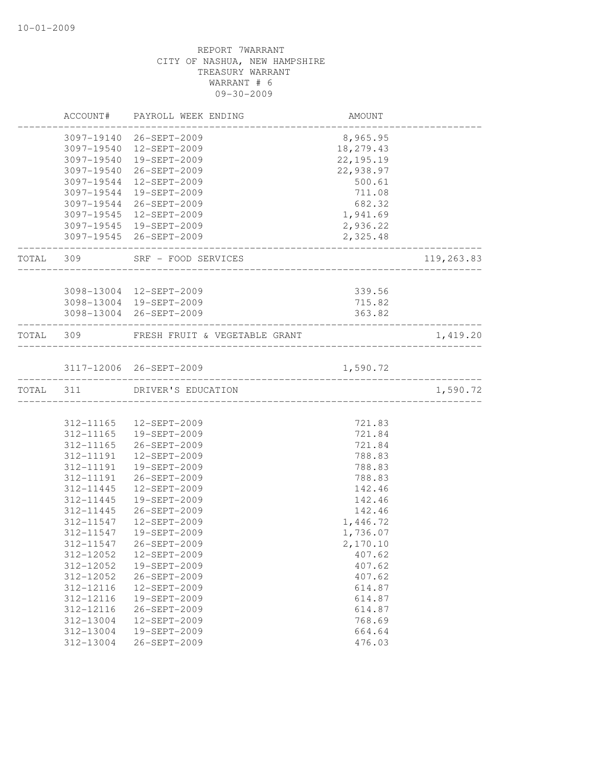10-01-2009

REPORT 7WARRANT
CITY OF NASHUA, NEW HAMPSHIRE
TREASURY WARRANT
WARRANT # 6
09-30-2009

| | ACCOUNT# | PAYROLL WEEK ENDING | AMOUNT | |
|---|---|---|---|---|
| | 3097-19140 | 26-SEPT-2009 | 8,965.95 | |
| | 3097-19540 | 12-SEPT-2009 | 18,279.43 | |
| | 3097-19540 | 19-SEPT-2009 | 22,195.19 | |
| | 3097-19540 | 26-SEPT-2009 | 22,938.97 | |
| | 3097-19544 | 12-SEPT-2009 | 500.61 | |
| | 3097-19544 | 19-SEPT-2009 | 711.08 | |
| | 3097-19544 | 26-SEPT-2009 | 682.32 | |
| | 3097-19545 | 12-SEPT-2009 | 1,941.69 | |
| | 3097-19545 | 19-SEPT-2009 | 2,936.22 | |
| | 3097-19545 | 26-SEPT-2009 | 2,325.48 | |
| TOTAL | 309 | SRF - FOOD SERVICES | | 119,263.83 |
| | 3098-13004 | 12-SEPT-2009 | 339.56 | |
| | 3098-13004 | 19-SEPT-2009 | 715.82 | |
| | 3098-13004 | 26-SEPT-2009 | 363.82 | |
| TOTAL | 309 | FRESH FRUIT & VEGETABLE GRANT | | 1,419.20 |
| | 3117-12006 | 26-SEPT-2009 | 1,590.72 | |
| TOTAL | 311 | DRIVER'S EDUCATION | | 1,590.72 |
| | 312-11165 | 12-SEPT-2009 | 721.83 | |
| | 312-11165 | 19-SEPT-2009 | 721.84 | |
| | 312-11165 | 26-SEPT-2009 | 721.84 | |
| | 312-11191 | 12-SEPT-2009 | 788.83 | |
| | 312-11191 | 19-SEPT-2009 | 788.83 | |
| | 312-11191 | 26-SEPT-2009 | 788.83 | |
| | 312-11445 | 12-SEPT-2009 | 142.46 | |
| | 312-11445 | 19-SEPT-2009 | 142.46 | |
| | 312-11445 | 26-SEPT-2009 | 142.46 | |
| | 312-11547 | 12-SEPT-2009 | 1,446.72 | |
| | 312-11547 | 19-SEPT-2009 | 1,736.07 | |
| | 312-11547 | 26-SEPT-2009 | 2,170.10 | |
| | 312-12052 | 12-SEPT-2009 | 407.62 | |
| | 312-12052 | 19-SEPT-2009 | 407.62 | |
| | 312-12052 | 26-SEPT-2009 | 407.62 | |
| | 312-12116 | 12-SEPT-2009 | 614.87 | |
| | 312-12116 | 19-SEPT-2009 | 614.87 | |
| | 312-12116 | 26-SEPT-2009 | 614.87 | |
| | 312-13004 | 12-SEPT-2009 | 768.69 | |
| | 312-13004 | 19-SEPT-2009 | 664.64 | |
| | 312-13004 | 26-SEPT-2009 | 476.03 | |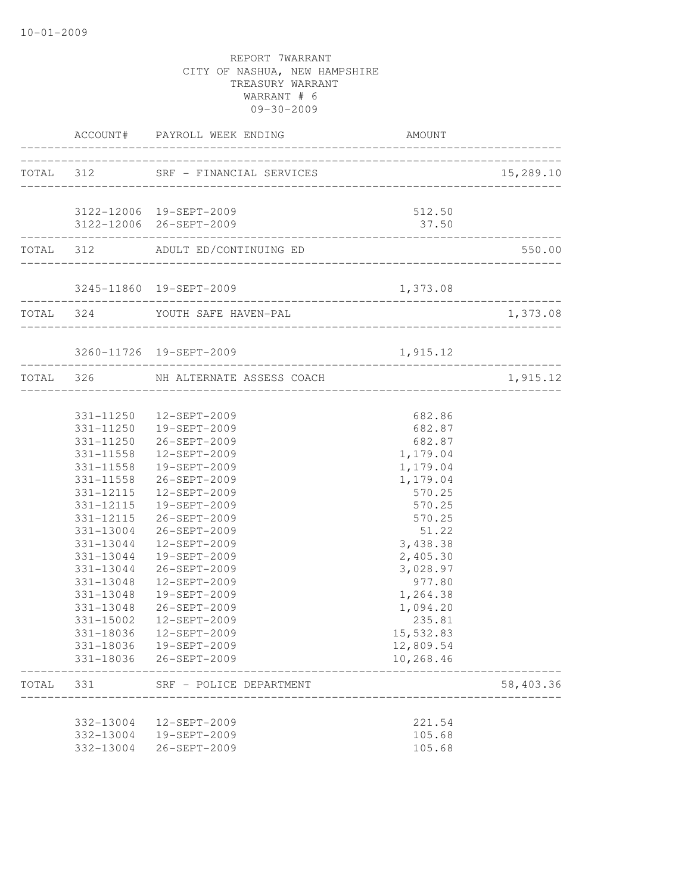10-01-2009

REPORT 7WARRANT
CITY OF NASHUA, NEW HAMPSHIRE
TREASURY WARRANT
WARRANT # 6
09-30-2009

| | ACCOUNT# | PAYROLL WEEK ENDING | AMOUNT | |
|---|---|---|---|---|
| TOTAL | 312 | SRF - FINANCIAL SERVICES | | 15,289.10 |
| | 3122-12006 | 19-SEPT-2009 | 512.50 | |
| | 3122-12006 | 26-SEPT-2009 | 37.50 | |
| TOTAL | 312 | ADULT ED/CONTINUING ED | | 550.00 |
| | 3245-11860 | 19-SEPT-2009 | 1,373.08 | |
| TOTAL | 324 | YOUTH SAFE HAVEN-PAL | | 1,373.08 |
| | 3260-11726 | 19-SEPT-2009 | 1,915.12 | |
| TOTAL | 326 | NH ALTERNATE ASSESS COACH | | 1,915.12 |
| | 331-11250 | 12-SEPT-2009 | 682.86 | |
| | 331-11250 | 19-SEPT-2009 | 682.87 | |
| | 331-11250 | 26-SEPT-2009 | 682.87 | |
| | 331-11558 | 12-SEPT-2009 | 1,179.04 | |
| | 331-11558 | 19-SEPT-2009 | 1,179.04 | |
| | 331-11558 | 26-SEPT-2009 | 1,179.04 | |
| | 331-12115 | 12-SEPT-2009 | 570.25 | |
| | 331-12115 | 19-SEPT-2009 | 570.25 | |
| | 331-12115 | 26-SEPT-2009 | 570.25 | |
| | 331-13004 | 26-SEPT-2009 | 51.22 | |
| | 331-13044 | 12-SEPT-2009 | 3,438.38 | |
| | 331-13044 | 19-SEPT-2009 | 2,405.30 | |
| | 331-13044 | 26-SEPT-2009 | 3,028.97 | |
| | 331-13048 | 12-SEPT-2009 | 977.80 | |
| | 331-13048 | 19-SEPT-2009 | 1,264.38 | |
| | 331-13048 | 26-SEPT-2009 | 1,094.20 | |
| | 331-15002 | 12-SEPT-2009 | 235.81 | |
| | 331-18036 | 12-SEPT-2009 | 15,532.83 | |
| | 331-18036 | 19-SEPT-2009 | 12,809.54 | |
| | 331-18036 | 26-SEPT-2009 | 10,268.46 | |
| TOTAL | 331 | SRF - POLICE DEPARTMENT | | 58,403.36 |
| | 332-13004 | 12-SEPT-2009 | 221.54 | |
| | 332-13004 | 19-SEPT-2009 | 105.68 | |
| | 332-13004 | 26-SEPT-2009 | 105.68 | |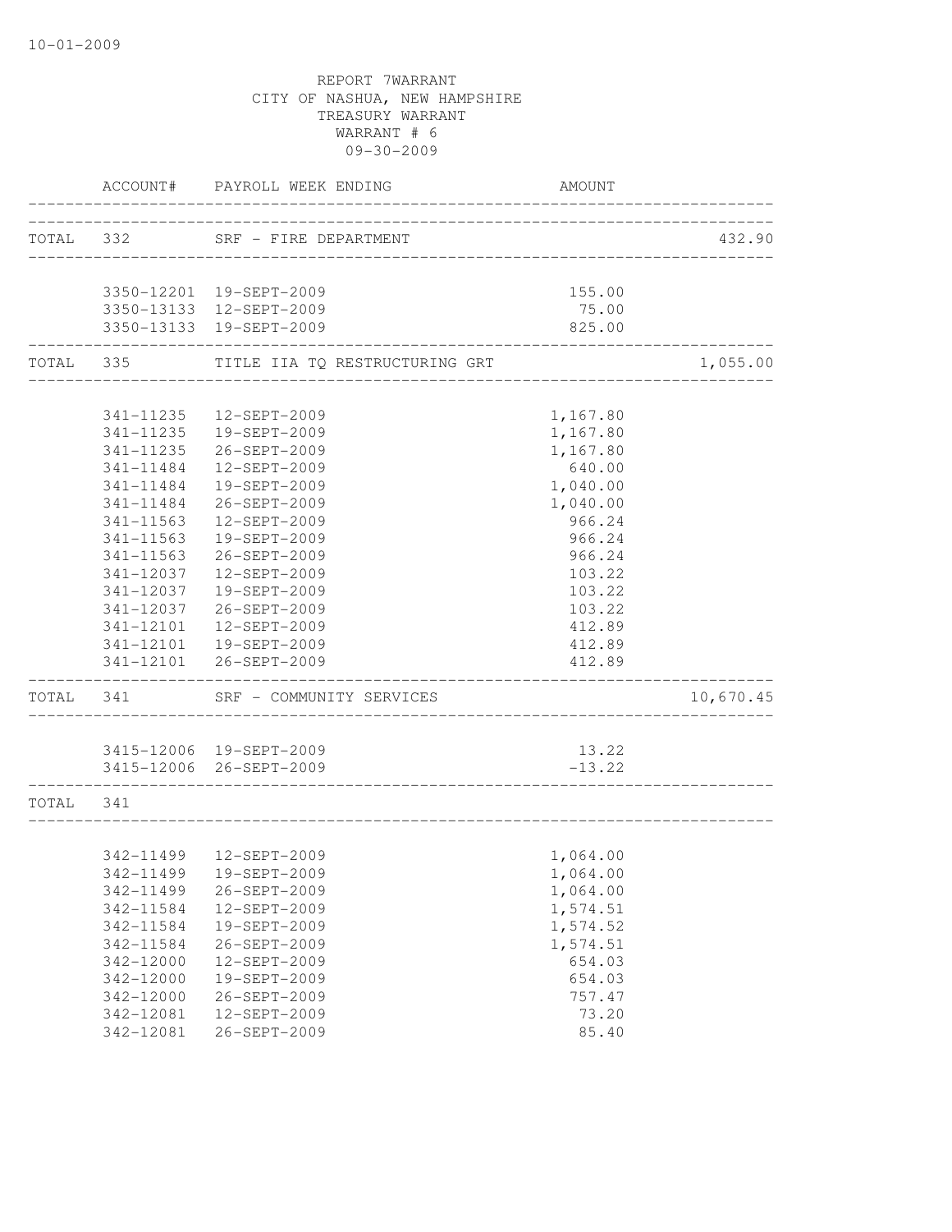REPORT 7WARRANT
CITY OF NASHUA, NEW HAMPSHIRE
TREASURY WARRANT
WARRANT # 6
09-30-2009

| | ACCOUNT# | PAYROLL WEEK ENDING | AMOUNT | |
|---|---|---|---|---|
| TOTAL | 332 | SRF - FIRE DEPARTMENT | | 432.90 |
| | 3350-12201 | 19-SEPT-2009 | 155.00 | |
| | 3350-13133 | 12-SEPT-2009 | 75.00 | |
| | 3350-13133 | 19-SEPT-2009 | 825.00 | |
| TOTAL | 335 | TITLE IIA TQ RESTRUCTURING GRT | | 1,055.00 |
| | 341-11235 | 12-SEPT-2009 | 1,167.80 | |
| | 341-11235 | 19-SEPT-2009 | 1,167.80 | |
| | 341-11235 | 26-SEPT-2009 | 1,167.80 | |
| | 341-11484 | 12-SEPT-2009 | 640.00 | |
| | 341-11484 | 19-SEPT-2009 | 1,040.00 | |
| | 341-11484 | 26-SEPT-2009 | 1,040.00 | |
| | 341-11563 | 12-SEPT-2009 | 966.24 | |
| | 341-11563 | 19-SEPT-2009 | 966.24 | |
| | 341-11563 | 26-SEPT-2009 | 966.24 | |
| | 341-12037 | 12-SEPT-2009 | 103.22 | |
| | 341-12037 | 19-SEPT-2009 | 103.22 | |
| | 341-12037 | 26-SEPT-2009 | 103.22 | |
| | 341-12101 | 12-SEPT-2009 | 412.89 | |
| | 341-12101 | 19-SEPT-2009 | 412.89 | |
| | 341-12101 | 26-SEPT-2009 | 412.89 | |
| TOTAL | 341 | SRF - COMMUNITY SERVICES | | 10,670.45 |
| | 3415-12006 | 19-SEPT-2009 | 13.22 | |
| | 3415-12006 | 26-SEPT-2009 | -13.22 | |
| TOTAL | 341 | | | |
| | 342-11499 | 12-SEPT-2009 | 1,064.00 | |
| | 342-11499 | 19-SEPT-2009 | 1,064.00 | |
| | 342-11499 | 26-SEPT-2009 | 1,064.00 | |
| | 342-11584 | 12-SEPT-2009 | 1,574.51 | |
| | 342-11584 | 19-SEPT-2009 | 1,574.52 | |
| | 342-11584 | 26-SEPT-2009 | 1,574.51 | |
| | 342-12000 | 12-SEPT-2009 | 654.03 | |
| | 342-12000 | 19-SEPT-2009 | 654.03 | |
| | 342-12000 | 26-SEPT-2009 | 757.47 | |
| | 342-12081 | 12-SEPT-2009 | 73.20 | |
| | 342-12081 | 26-SEPT-2009 | 85.40 | |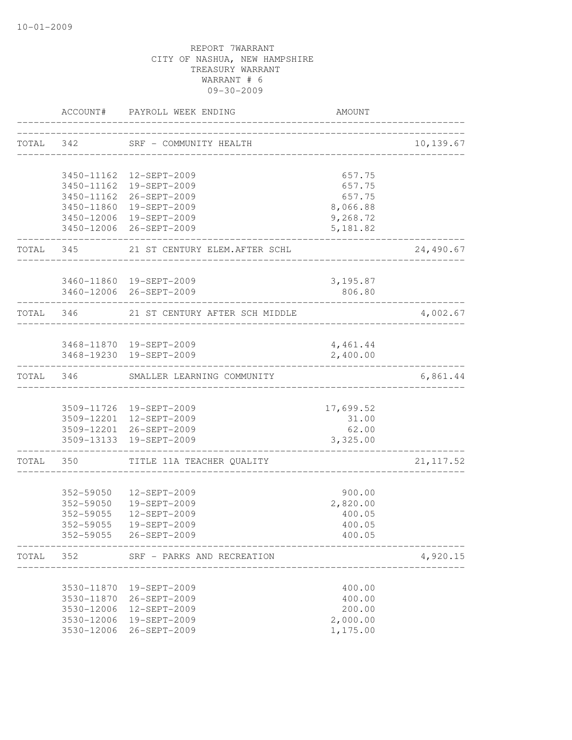10-01-2009

REPORT 7WARRANT
CITY OF NASHUA, NEW HAMPSHIRE
TREASURY WARRANT
WARRANT # 6
09-30-2009

| | ACCOUNT# | PAYROLL WEEK ENDING | AMOUNT | |
|---|---|---|---|---|
| TOTAL | 342 | SRF - COMMUNITY HEALTH | | 10,139.67 |
| | 3450-11162 | 12-SEPT-2009 | 657.75 | |
| | 3450-11162 | 19-SEPT-2009 | 657.75 | |
| | 3450-11162 | 26-SEPT-2009 | 657.75 | |
| | 3450-11860 | 19-SEPT-2009 | 8,066.88 | |
| | 3450-12006 | 19-SEPT-2009 | 9,268.72 | |
| | 3450-12006 | 26-SEPT-2009 | 5,181.82 | |
| TOTAL | 345 | 21 ST CENTURY ELEM.AFTER SCHL | | 24,490.67 |
| | 3460-11860 | 19-SEPT-2009 | 3,195.87 | |
| | 3460-12006 | 26-SEPT-2009 | 806.80 | |
| TOTAL | 346 | 21 ST CENTURY AFTER SCH MIDDLE | | 4,002.67 |
| | 3468-11870 | 19-SEPT-2009 | 4,461.44 | |
| | 3468-19230 | 19-SEPT-2009 | 2,400.00 | |
| TOTAL | 346 | SMALLER LEARNING COMMUNITY | | 6,861.44 |
| | 3509-11726 | 19-SEPT-2009 | 17,699.52 | |
| | 3509-12201 | 12-SEPT-2009 | 31.00 | |
| | 3509-12201 | 26-SEPT-2009 | 62.00 | |
| | 3509-13133 | 19-SEPT-2009 | 3,325.00 | |
| TOTAL | 350 | TITLE 11A TEACHER QUALITY | | 21,117.52 |
| | 352-59050 | 12-SEPT-2009 | 900.00 | |
| | 352-59050 | 19-SEPT-2009 | 2,820.00 | |
| | 352-59055 | 12-SEPT-2009 | 400.05 | |
| | 352-59055 | 19-SEPT-2009 | 400.05 | |
| | 352-59055 | 26-SEPT-2009 | 400.05 | |
| TOTAL | 352 | SRF - PARKS AND RECREATION | | 4,920.15 |
| | 3530-11870 | 19-SEPT-2009 | 400.00 | |
| | 3530-11870 | 26-SEPT-2009 | 400.00 | |
| | 3530-12006 | 12-SEPT-2009 | 200.00 | |
| | 3530-12006 | 19-SEPT-2009 | 2,000.00 | |
| | 3530-12006 | 26-SEPT-2009 | 1,175.00 | |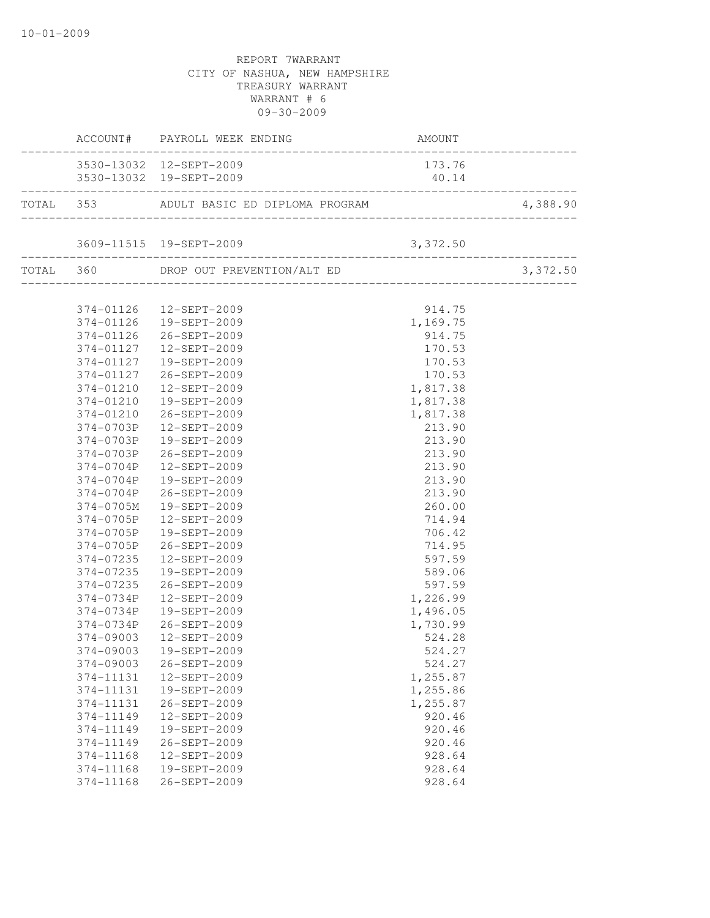10-01-2009

REPORT 7WARRANT
CITY OF NASHUA, NEW HAMPSHIRE
TREASURY WARRANT
WARRANT # 6
09-30-2009

| | ACCOUNT# | PAYROLL WEEK ENDING | AMOUNT | |
|---|---|---|---|---|
| | 3530-13032 | 12-SEPT-2009 | 173.76 | |
| | 3530-13032 | 19-SEPT-2009 | 40.14 | |
| TOTAL | 353 | ADULT BASIC ED DIPLOMA PROGRAM | | 4,388.90 |
| | 3609-11515 | 19-SEPT-2009 | 3,372.50 | |
| TOTAL | 360 | DROP OUT PREVENTION/ALT ED | | 3,372.50 |
| | 374-01126 | 12-SEPT-2009 | 914.75 | |
| | 374-01126 | 19-SEPT-2009 | 1,169.75 | |
| | 374-01126 | 26-SEPT-2009 | 914.75 | |
| | 374-01127 | 12-SEPT-2009 | 170.53 | |
| | 374-01127 | 19-SEPT-2009 | 170.53 | |
| | 374-01127 | 26-SEPT-2009 | 170.53 | |
| | 374-01210 | 12-SEPT-2009 | 1,817.38 | |
| | 374-01210 | 19-SEPT-2009 | 1,817.38 | |
| | 374-01210 | 26-SEPT-2009 | 1,817.38 | |
| | 374-0703P | 12-SEPT-2009 | 213.90 | |
| | 374-0703P | 19-SEPT-2009 | 213.90 | |
| | 374-0703P | 26-SEPT-2009 | 213.90 | |
| | 374-0704P | 12-SEPT-2009 | 213.90 | |
| | 374-0704P | 19-SEPT-2009 | 213.90 | |
| | 374-0704P | 26-SEPT-2009 | 213.90 | |
| | 374-0705M | 19-SEPT-2009 | 260.00 | |
| | 374-0705P | 12-SEPT-2009 | 714.94 | |
| | 374-0705P | 19-SEPT-2009 | 706.42 | |
| | 374-0705P | 26-SEPT-2009 | 714.95 | |
| | 374-07235 | 12-SEPT-2009 | 597.59 | |
| | 374-07235 | 19-SEPT-2009 | 589.06 | |
| | 374-07235 | 26-SEPT-2009 | 597.59 | |
| | 374-0734P | 12-SEPT-2009 | 1,226.99 | |
| | 374-0734P | 19-SEPT-2009 | 1,496.05 | |
| | 374-0734P | 26-SEPT-2009 | 1,730.99 | |
| | 374-09003 | 12-SEPT-2009 | 524.28 | |
| | 374-09003 | 19-SEPT-2009 | 524.27 | |
| | 374-09003 | 26-SEPT-2009 | 524.27 | |
| | 374-11131 | 12-SEPT-2009 | 1,255.87 | |
| | 374-11131 | 19-SEPT-2009 | 1,255.86 | |
| | 374-11131 | 26-SEPT-2009 | 1,255.87 | |
| | 374-11149 | 12-SEPT-2009 | 920.46 | |
| | 374-11149 | 19-SEPT-2009 | 920.46 | |
| | 374-11149 | 26-SEPT-2009 | 920.46 | |
| | 374-11168 | 12-SEPT-2009 | 928.64 | |
| | 374-11168 | 19-SEPT-2009 | 928.64 | |
| | 374-11168 | 26-SEPT-2009 | 928.64 | |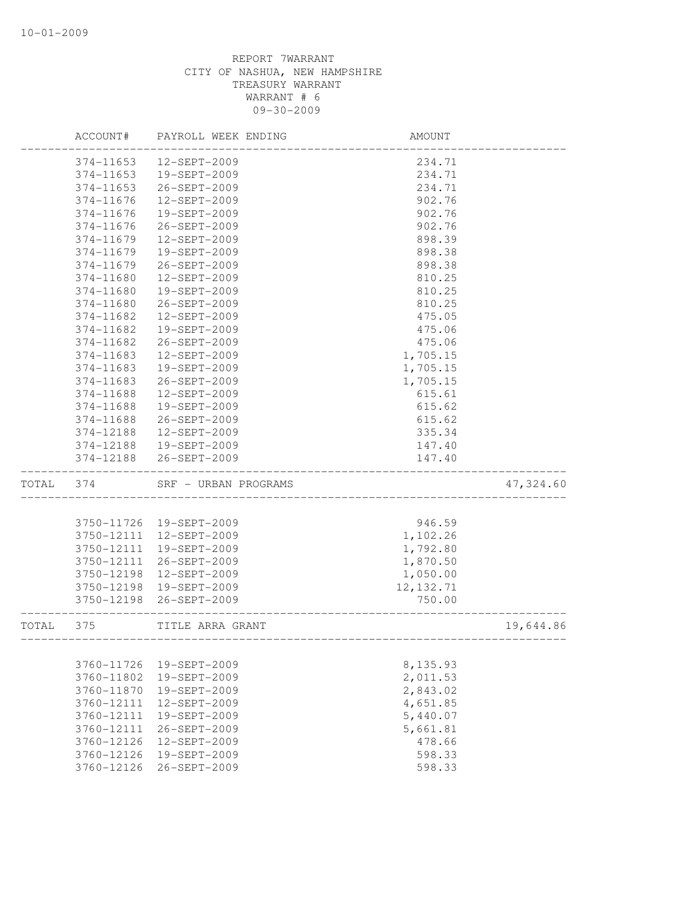REPORT 7WARRANT
CITY OF NASHUA, NEW HAMPSHIRE
TREASURY WARRANT
WARRANT # 6
09-30-2009

| | ACCOUNT# | PAYROLL WEEK ENDING | AMOUNT | |
|---|---|---|---|---|
| | 374-11653 | 12-SEPT-2009 | 234.71 | |
| | 374-11653 | 19-SEPT-2009 | 234.71 | |
| | 374-11653 | 26-SEPT-2009 | 234.71 | |
| | 374-11676 | 12-SEPT-2009 | 902.76 | |
| | 374-11676 | 19-SEPT-2009 | 902.76 | |
| | 374-11676 | 26-SEPT-2009 | 902.76 | |
| | 374-11679 | 12-SEPT-2009 | 898.39 | |
| | 374-11679 | 19-SEPT-2009 | 898.38 | |
| | 374-11679 | 26-SEPT-2009 | 898.38 | |
| | 374-11680 | 12-SEPT-2009 | 810.25 | |
| | 374-11680 | 19-SEPT-2009 | 810.25 | |
| | 374-11680 | 26-SEPT-2009 | 810.25 | |
| | 374-11682 | 12-SEPT-2009 | 475.05 | |
| | 374-11682 | 19-SEPT-2009 | 475.06 | |
| | 374-11682 | 26-SEPT-2009 | 475.06 | |
| | 374-11683 | 12-SEPT-2009 | 1,705.15 | |
| | 374-11683 | 19-SEPT-2009 | 1,705.15 | |
| | 374-11683 | 26-SEPT-2009 | 1,705.15 | |
| | 374-11688 | 12-SEPT-2009 | 615.61 | |
| | 374-11688 | 19-SEPT-2009 | 615.62 | |
| | 374-11688 | 26-SEPT-2009 | 615.62 | |
| | 374-12188 | 12-SEPT-2009 | 335.34 | |
| | 374-12188 | 19-SEPT-2009 | 147.40 | |
| | 374-12188 | 26-SEPT-2009 | 147.40 | |
| TOTAL | 374 | SRF - URBAN PROGRAMS | | 47,324.60 |
| | 3750-11726 | 19-SEPT-2009 | 946.59 | |
| | 3750-12111 | 12-SEPT-2009 | 1,102.26 | |
| | 3750-12111 | 19-SEPT-2009 | 1,792.80 | |
| | 3750-12111 | 26-SEPT-2009 | 1,870.50 | |
| | 3750-12198 | 12-SEPT-2009 | 1,050.00 | |
| | 3750-12198 | 19-SEPT-2009 | 12,132.71 | |
| | 3750-12198 | 26-SEPT-2009 | 750.00 | |
| TOTAL | 375 | TITLE ARRA GRANT | | 19,644.86 |
| | 3760-11726 | 19-SEPT-2009 | 8,135.93 | |
| | 3760-11802 | 19-SEPT-2009 | 2,011.53 | |
| | 3760-11870 | 19-SEPT-2009 | 2,843.02 | |
| | 3760-12111 | 12-SEPT-2009 | 4,651.85 | |
| | 3760-12111 | 19-SEPT-2009 | 5,440.07 | |
| | 3760-12111 | 26-SEPT-2009 | 5,661.81 | |
| | 3760-12126 | 12-SEPT-2009 | 478.66 | |
| | 3760-12126 | 19-SEPT-2009 | 598.33 | |
| | 3760-12126 | 26-SEPT-2009 | 598.33 | |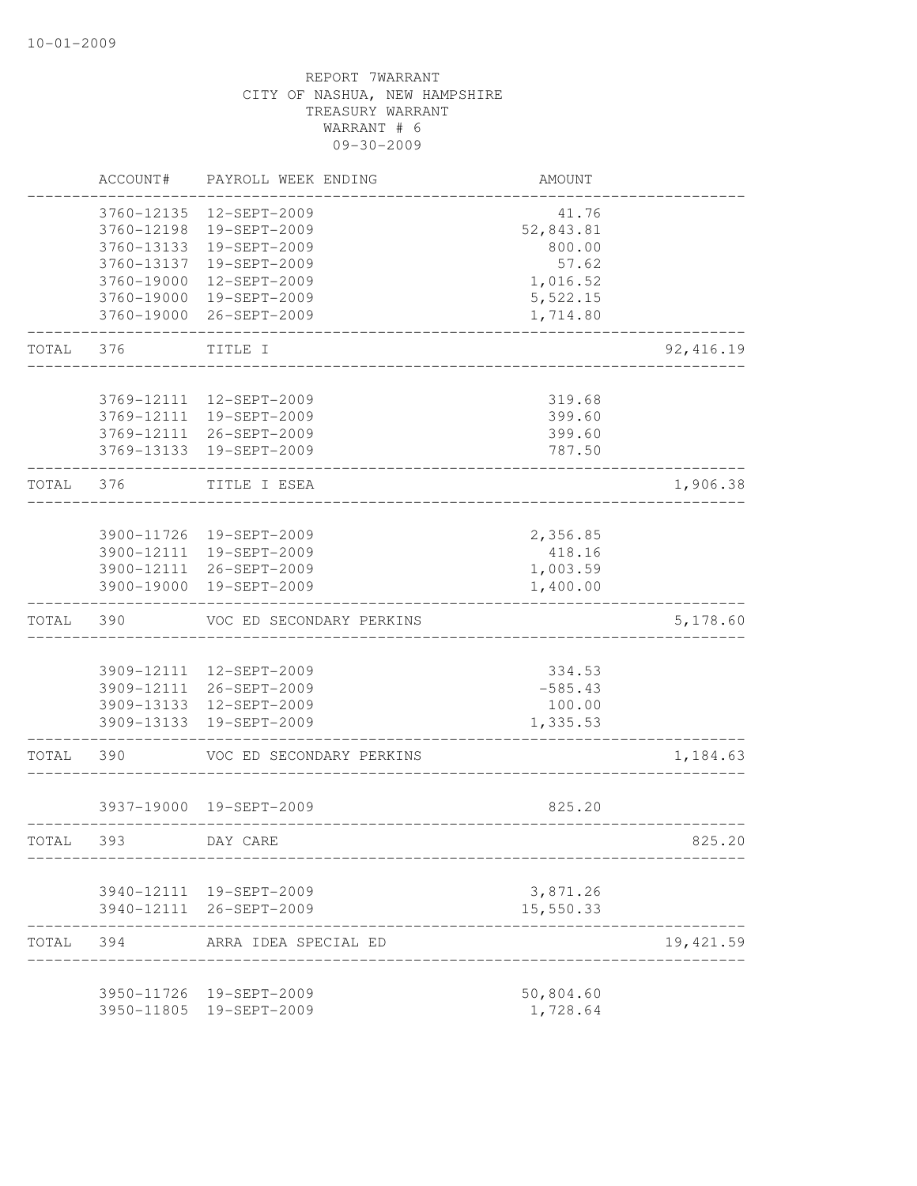REPORT 7WARRANT
CITY OF NASHUA, NEW HAMPSHIRE
TREASURY WARRANT
WARRANT # 6
09-30-2009

| | ACCOUNT# | PAYROLL WEEK ENDING | AMOUNT | |
|---|---|---|---|---|
| | 3760-12135 | 12-SEPT-2009 | 41.76 | |
| | 3760-12198 | 19-SEPT-2009 | 52,843.81 | |
| | 3760-13133 | 19-SEPT-2009 | 800.00 | |
| | 3760-13137 | 19-SEPT-2009 | 57.62 | |
| | 3760-19000 | 12-SEPT-2009 | 1,016.52 | |
| | 3760-19000 | 19-SEPT-2009 | 5,522.15 | |
| | 3760-19000 | 26-SEPT-2009 | 1,714.80 | |
| TOTAL | 376 | TITLE I | | 92,416.19 |
| | 3769-12111 | 12-SEPT-2009 | 319.68 | |
| | 3769-12111 | 19-SEPT-2009 | 399.60 | |
| | 3769-12111 | 26-SEPT-2009 | 399.60 | |
| | 3769-13133 | 19-SEPT-2009 | 787.50 | |
| TOTAL | 376 | TITLE I ESEA | | 1,906.38 |
| | 3900-11726 | 19-SEPT-2009 | 2,356.85 | |
| | 3900-12111 | 19-SEPT-2009 | 418.16 | |
| | 3900-12111 | 26-SEPT-2009 | 1,003.59 | |
| | 3900-19000 | 19-SEPT-2009 | 1,400.00 | |
| TOTAL | 390 | VOC ED SECONDARY PERKINS | | 5,178.60 |
| | 3909-12111 | 12-SEPT-2009 | 334.53 | |
| | 3909-12111 | 26-SEPT-2009 | -585.43 | |
| | 3909-13133 | 12-SEPT-2009 | 100.00 | |
| | 3909-13133 | 19-SEPT-2009 | 1,335.53 | |
| TOTAL | 390 | VOC ED SECONDARY PERKINS | | 1,184.63 |
| | 3937-19000 | 19-SEPT-2009 | 825.20 | |
| TOTAL | 393 | DAY CARE | | 825.20 |
| | 3940-12111 | 19-SEPT-2009 | 3,871.26 | |
| | 3940-12111 | 26-SEPT-2009 | 15,550.33 | |
| TOTAL | 394 | ARRA IDEA SPECIAL ED | | 19,421.59 |
| | 3950-11726 | 19-SEPT-2009 | 50,804.60 | |
| | 3950-11805 | 19-SEPT-2009 | 1,728.64 | |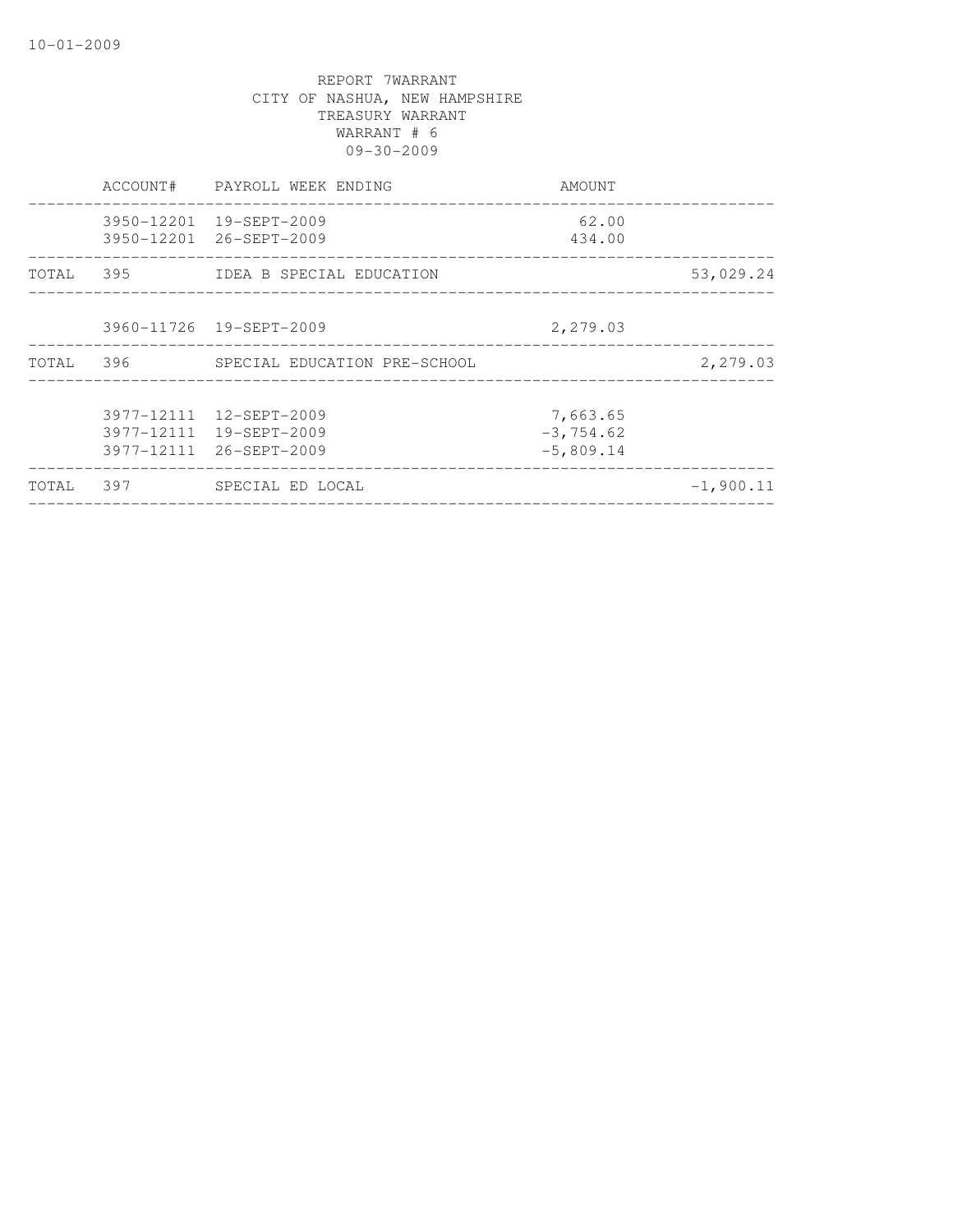REPORT 7WARRANT
CITY OF NASHUA, NEW HAMPSHIRE
TREASURY WARRANT
WARRANT # 6
09-30-2009

| | ACCOUNT# | PAYROLL WEEK ENDING | AMOUNT | |
|---|---|---|---|---|
| | 3950-12201 | 19-SEPT-2009 | 62.00 | |
| | 3950-12201 | 26-SEPT-2009 | 434.00 | |
| TOTAL | 395 | IDEA B SPECIAL EDUCATION | | 53,029.24 |
| | 3960-11726 | 19-SEPT-2009 | 2,279.03 | |
| TOTAL | 396 | SPECIAL EDUCATION PRE-SCHOOL | | 2,279.03 |
| | 3977-12111 | 12-SEPT-2009 | 7,663.65 | |
| | 3977-12111 | 19-SEPT-2009 | -3,754.62 | |
| | 3977-12111 | 26-SEPT-2009 | -5,809.14 | |
| TOTAL | 397 | SPECIAL ED LOCAL | | -1,900.11 |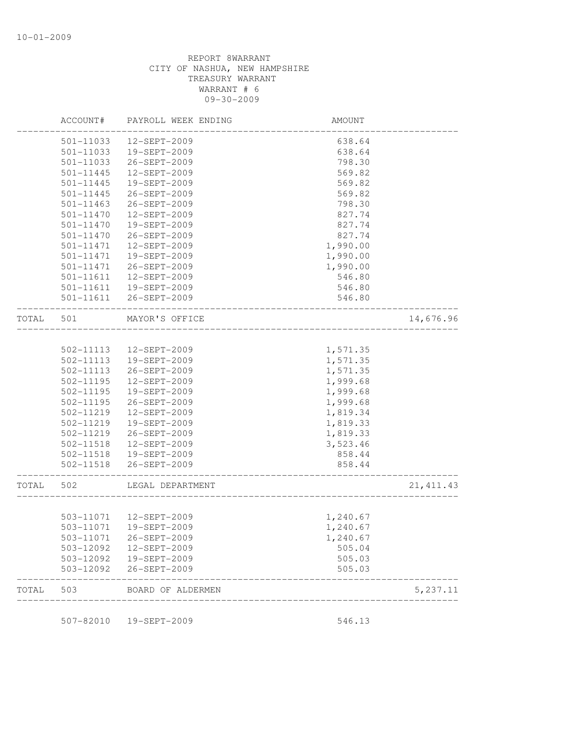10-01-2009

REPORT 8WARRANT
CITY OF NASHUA, NEW HAMPSHIRE
TREASURY WARRANT
WARRANT # 6
09-30-2009

| | ACCOUNT# | PAYROLL WEEK ENDING | AMOUNT | |
|---|---|---|---|---|
| | 501-11033 | 12-SEPT-2009 | 638.64 | |
| | 501-11033 | 19-SEPT-2009 | 638.64 | |
| | 501-11033 | 26-SEPT-2009 | 798.30 | |
| | 501-11445 | 12-SEPT-2009 | 569.82 | |
| | 501-11445 | 19-SEPT-2009 | 569.82 | |
| | 501-11445 | 26-SEPT-2009 | 569.82 | |
| | 501-11463 | 26-SEPT-2009 | 798.30 | |
| | 501-11470 | 12-SEPT-2009 | 827.74 | |
| | 501-11470 | 19-SEPT-2009 | 827.74 | |
| | 501-11470 | 26-SEPT-2009 | 827.74 | |
| | 501-11471 | 12-SEPT-2009 | 1,990.00 | |
| | 501-11471 | 19-SEPT-2009 | 1,990.00 | |
| | 501-11471 | 26-SEPT-2009 | 1,990.00 | |
| | 501-11611 | 12-SEPT-2009 | 546.80 | |
| | 501-11611 | 19-SEPT-2009 | 546.80 | |
| | 501-11611 | 26-SEPT-2009 | 546.80 | |
| TOTAL | 501 | MAYOR'S OFFICE | | 14,676.96 |
| | 502-11113 | 12-SEPT-2009 | 1,571.35 | |
| | 502-11113 | 19-SEPT-2009 | 1,571.35 | |
| | 502-11113 | 26-SEPT-2009 | 1,571.35 | |
| | 502-11195 | 12-SEPT-2009 | 1,999.68 | |
| | 502-11195 | 19-SEPT-2009 | 1,999.68 | |
| | 502-11195 | 26-SEPT-2009 | 1,999.68 | |
| | 502-11219 | 12-SEPT-2009 | 1,819.34 | |
| | 502-11219 | 19-SEPT-2009 | 1,819.33 | |
| | 502-11219 | 26-SEPT-2009 | 1,819.33 | |
| | 502-11518 | 12-SEPT-2009 | 3,523.46 | |
| | 502-11518 | 19-SEPT-2009 | 858.44 | |
| | 502-11518 | 26-SEPT-2009 | 858.44 | |
| TOTAL | 502 | LEGAL DEPARTMENT | | 21,411.43 |
| | 503-11071 | 12-SEPT-2009 | 1,240.67 | |
| | 503-11071 | 19-SEPT-2009 | 1,240.67 | |
| | 503-11071 | 26-SEPT-2009 | 1,240.67 | |
| | 503-12092 | 12-SEPT-2009 | 505.04 | |
| | 503-12092 | 19-SEPT-2009 | 505.03 | |
| | 503-12092 | 26-SEPT-2009 | 505.03 | |
| TOTAL | 503 | BOARD OF ALDERMEN | | 5,237.11 |
| | 507-82010 | 19-SEPT-2009 | 546.13 | |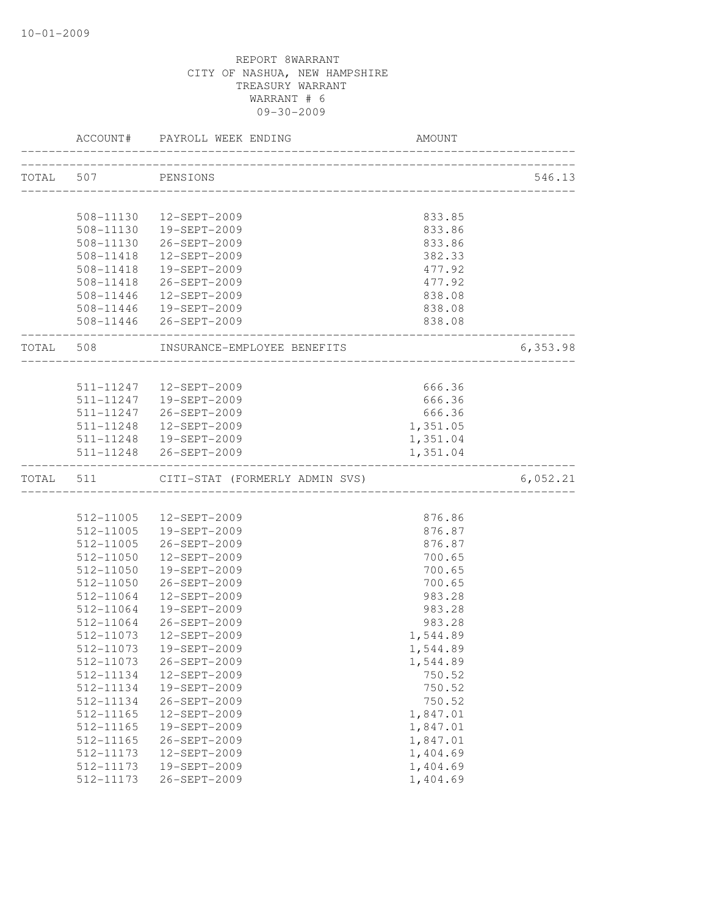REPORT 8WARRANT
CITY OF NASHUA, NEW HAMPSHIRE
TREASURY WARRANT
WARRANT # 6
09-30-2009

| | ACCOUNT# | PAYROLL WEEK ENDING | AMOUNT | |
|---|---|---|---|---|
| TOTAL | 507 | PENSIONS | | 546.13 |
| | 508-11130 | 12-SEPT-2009 | 833.85 | |
| | 508-11130 | 19-SEPT-2009 | 833.86 | |
| | 508-11130 | 26-SEPT-2009 | 833.86 | |
| | 508-11418 | 12-SEPT-2009 | 382.33 | |
| | 508-11418 | 19-SEPT-2009 | 477.92 | |
| | 508-11418 | 26-SEPT-2009 | 477.92 | |
| | 508-11446 | 12-SEPT-2009 | 838.08 | |
| | 508-11446 | 19-SEPT-2009 | 838.08 | |
| | 508-11446 | 26-SEPT-2009 | 838.08 | |
| TOTAL | 508 | INSURANCE-EMPLOYEE BENEFITS | | 6,353.98 |
| | 511-11247 | 12-SEPT-2009 | 666.36 | |
| | 511-11247 | 19-SEPT-2009 | 666.36 | |
| | 511-11247 | 26-SEPT-2009 | 666.36 | |
| | 511-11248 | 12-SEPT-2009 | 1,351.05 | |
| | 511-11248 | 19-SEPT-2009 | 1,351.04 | |
| | 511-11248 | 26-SEPT-2009 | 1,351.04 | |
| TOTAL | 511 | CITI-STAT (FORMERLY ADMIN SVS) | | 6,052.21 |
| | 512-11005 | 12-SEPT-2009 | 876.86 | |
| | 512-11005 | 19-SEPT-2009 | 876.87 | |
| | 512-11005 | 26-SEPT-2009 | 876.87 | |
| | 512-11050 | 12-SEPT-2009 | 700.65 | |
| | 512-11050 | 19-SEPT-2009 | 700.65 | |
| | 512-11050 | 26-SEPT-2009 | 700.65 | |
| | 512-11064 | 12-SEPT-2009 | 983.28 | |
| | 512-11064 | 19-SEPT-2009 | 983.28 | |
| | 512-11064 | 26-SEPT-2009 | 983.28 | |
| | 512-11073 | 12-SEPT-2009 | 1,544.89 | |
| | 512-11073 | 19-SEPT-2009 | 1,544.89 | |
| | 512-11073 | 26-SEPT-2009 | 1,544.89 | |
| | 512-11134 | 12-SEPT-2009 | 750.52 | |
| | 512-11134 | 19-SEPT-2009 | 750.52 | |
| | 512-11134 | 26-SEPT-2009 | 750.52 | |
| | 512-11165 | 12-SEPT-2009 | 1,847.01 | |
| | 512-11165 | 19-SEPT-2009 | 1,847.01 | |
| | 512-11165 | 26-SEPT-2009 | 1,847.01 | |
| | 512-11173 | 12-SEPT-2009 | 1,404.69 | |
| | 512-11173 | 19-SEPT-2009 | 1,404.69 | |
| | 512-11173 | 26-SEPT-2009 | 1,404.69 | |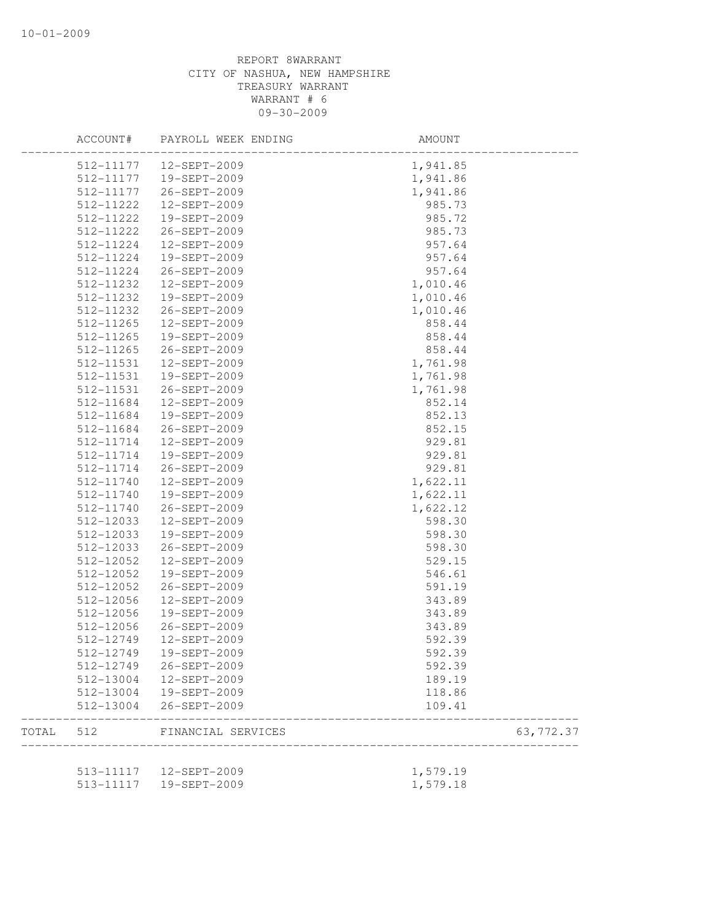10-01-2009

REPORT 8WARRANT
CITY OF NASHUA, NEW HAMPSHIRE
TREASURY WARRANT
WARRANT # 6
09-30-2009

| | ACCOUNT# | PAYROLL WEEK ENDING | AMOUNT | |
|---|---|---|---|---|
| | 512-11177 | 12-SEPT-2009 | 1,941.85 | |
| | 512-11177 | 19-SEPT-2009 | 1,941.86 | |
| | 512-11177 | 26-SEPT-2009 | 1,941.86 | |
| | 512-11222 | 12-SEPT-2009 | 985.73 | |
| | 512-11222 | 19-SEPT-2009 | 985.72 | |
| | 512-11222 | 26-SEPT-2009 | 985.73 | |
| | 512-11224 | 12-SEPT-2009 | 957.64 | |
| | 512-11224 | 19-SEPT-2009 | 957.64 | |
| | 512-11224 | 26-SEPT-2009 | 957.64 | |
| | 512-11232 | 12-SEPT-2009 | 1,010.46 | |
| | 512-11232 | 19-SEPT-2009 | 1,010.46 | |
| | 512-11232 | 26-SEPT-2009 | 1,010.46 | |
| | 512-11265 | 12-SEPT-2009 | 858.44 | |
| | 512-11265 | 19-SEPT-2009 | 858.44 | |
| | 512-11265 | 26-SEPT-2009 | 858.44 | |
| | 512-11531 | 12-SEPT-2009 | 1,761.98 | |
| | 512-11531 | 19-SEPT-2009 | 1,761.98 | |
| | 512-11531 | 26-SEPT-2009 | 1,761.98 | |
| | 512-11684 | 12-SEPT-2009 | 852.14 | |
| | 512-11684 | 19-SEPT-2009 | 852.13 | |
| | 512-11684 | 26-SEPT-2009 | 852.15 | |
| | 512-11714 | 12-SEPT-2009 | 929.81 | |
| | 512-11714 | 19-SEPT-2009 | 929.81 | |
| | 512-11714 | 26-SEPT-2009 | 929.81 | |
| | 512-11740 | 12-SEPT-2009 | 1,622.11 | |
| | 512-11740 | 19-SEPT-2009 | 1,622.11 | |
| | 512-11740 | 26-SEPT-2009 | 1,622.12 | |
| | 512-12033 | 12-SEPT-2009 | 598.30 | |
| | 512-12033 | 19-SEPT-2009 | 598.30 | |
| | 512-12033 | 26-SEPT-2009 | 598.30 | |
| | 512-12052 | 12-SEPT-2009 | 529.15 | |
| | 512-12052 | 19-SEPT-2009 | 546.61 | |
| | 512-12052 | 26-SEPT-2009 | 591.19 | |
| | 512-12056 | 12-SEPT-2009 | 343.89 | |
| | 512-12056 | 19-SEPT-2009 | 343.89 | |
| | 512-12056 | 26-SEPT-2009 | 343.89 | |
| | 512-12749 | 12-SEPT-2009 | 592.39 | |
| | 512-12749 | 19-SEPT-2009 | 592.39 | |
| | 512-12749 | 26-SEPT-2009 | 592.39 | |
| | 512-13004 | 12-SEPT-2009 | 189.19 | |
| | 512-13004 | 19-SEPT-2009 | 118.86 | |
| | 512-13004 | 26-SEPT-2009 | 109.41 | |
| TOTAL | 512 | FINANCIAL SERVICES | | 63,772.37 |
| | 513-11117 | 12-SEPT-2009 | 1,579.19 | |
| | 513-11117 | 19-SEPT-2009 | 1,579.18 | |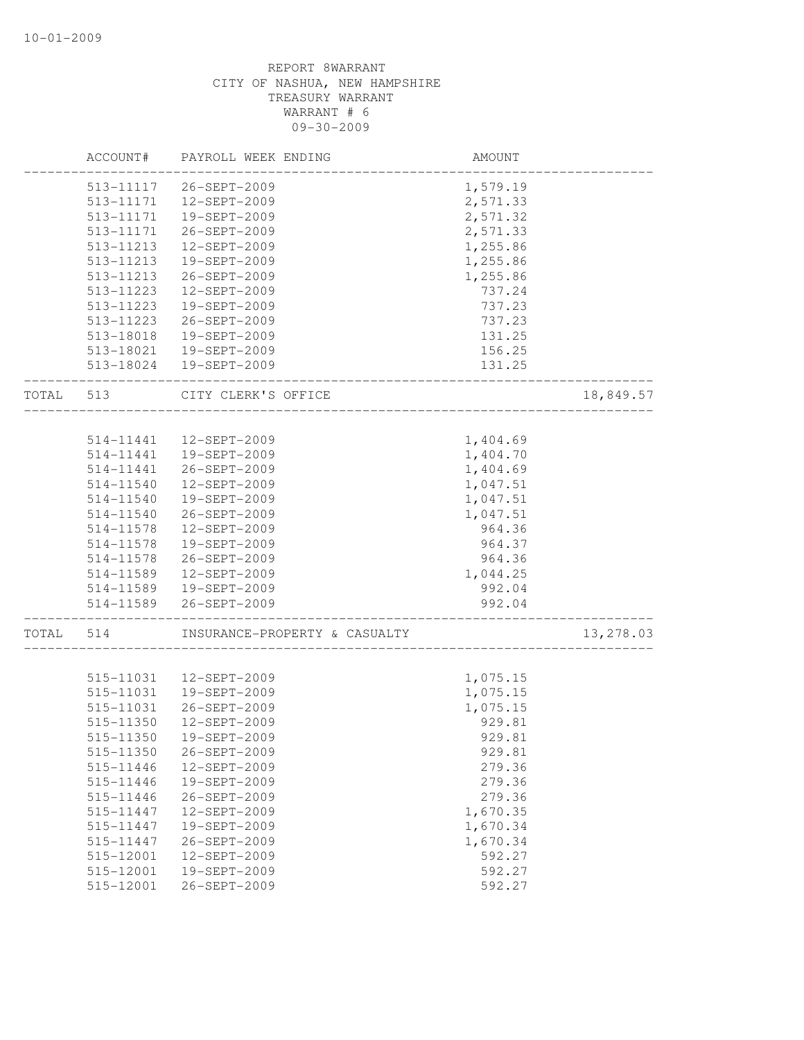10-01-2009

REPORT 8WARRANT
CITY OF NASHUA, NEW HAMPSHIRE
TREASURY WARRANT
WARRANT # 6
09-30-2009

| | ACCOUNT# | PAYROLL WEEK ENDING | AMOUNT | |
|---|---|---|---|---|
| | 513-11117 | 26-SEPT-2009 | 1,579.19 | |
| | 513-11171 | 12-SEPT-2009 | 2,571.33 | |
| | 513-11171 | 19-SEPT-2009 | 2,571.32 | |
| | 513-11171 | 26-SEPT-2009 | 2,571.33 | |
| | 513-11213 | 12-SEPT-2009 | 1,255.86 | |
| | 513-11213 | 19-SEPT-2009 | 1,255.86 | |
| | 513-11213 | 26-SEPT-2009 | 1,255.86 | |
| | 513-11223 | 12-SEPT-2009 | 737.24 | |
| | 513-11223 | 19-SEPT-2009 | 737.23 | |
| | 513-11223 | 26-SEPT-2009 | 737.23 | |
| | 513-18018 | 19-SEPT-2009 | 131.25 | |
| | 513-18021 | 19-SEPT-2009 | 156.25 | |
| | 513-18024 | 19-SEPT-2009 | 131.25 | |
| TOTAL | 513 | CITY CLERK'S OFFICE | | 18,849.57 |
| | 514-11441 | 12-SEPT-2009 | 1,404.69 | |
| | 514-11441 | 19-SEPT-2009 | 1,404.70 | |
| | 514-11441 | 26-SEPT-2009 | 1,404.69 | |
| | 514-11540 | 12-SEPT-2009 | 1,047.51 | |
| | 514-11540 | 19-SEPT-2009 | 1,047.51 | |
| | 514-11540 | 26-SEPT-2009 | 1,047.51 | |
| | 514-11578 | 12-SEPT-2009 | 964.36 | |
| | 514-11578 | 19-SEPT-2009 | 964.37 | |
| | 514-11578 | 26-SEPT-2009 | 964.36 | |
| | 514-11589 | 12-SEPT-2009 | 1,044.25 | |
| | 514-11589 | 19-SEPT-2009 | 992.04 | |
| | 514-11589 | 26-SEPT-2009 | 992.04 | |
| TOTAL | 514 | INSURANCE-PROPERTY & CASUALTY | | 13,278.03 |
| | 515-11031 | 12-SEPT-2009 | 1,075.15 | |
| | 515-11031 | 19-SEPT-2009 | 1,075.15 | |
| | 515-11031 | 26-SEPT-2009 | 1,075.15 | |
| | 515-11350 | 12-SEPT-2009 | 929.81 | |
| | 515-11350 | 19-SEPT-2009 | 929.81 | |
| | 515-11350 | 26-SEPT-2009 | 929.81 | |
| | 515-11446 | 12-SEPT-2009 | 279.36 | |
| | 515-11446 | 19-SEPT-2009 | 279.36 | |
| | 515-11446 | 26-SEPT-2009 | 279.36 | |
| | 515-11447 | 12-SEPT-2009 | 1,670.35 | |
| | 515-11447 | 19-SEPT-2009 | 1,670.34 | |
| | 515-11447 | 26-SEPT-2009 | 1,670.34 | |
| | 515-12001 | 12-SEPT-2009 | 592.27 | |
| | 515-12001 | 19-SEPT-2009 | 592.27 | |
| | 515-12001 | 26-SEPT-2009 | 592.27 | |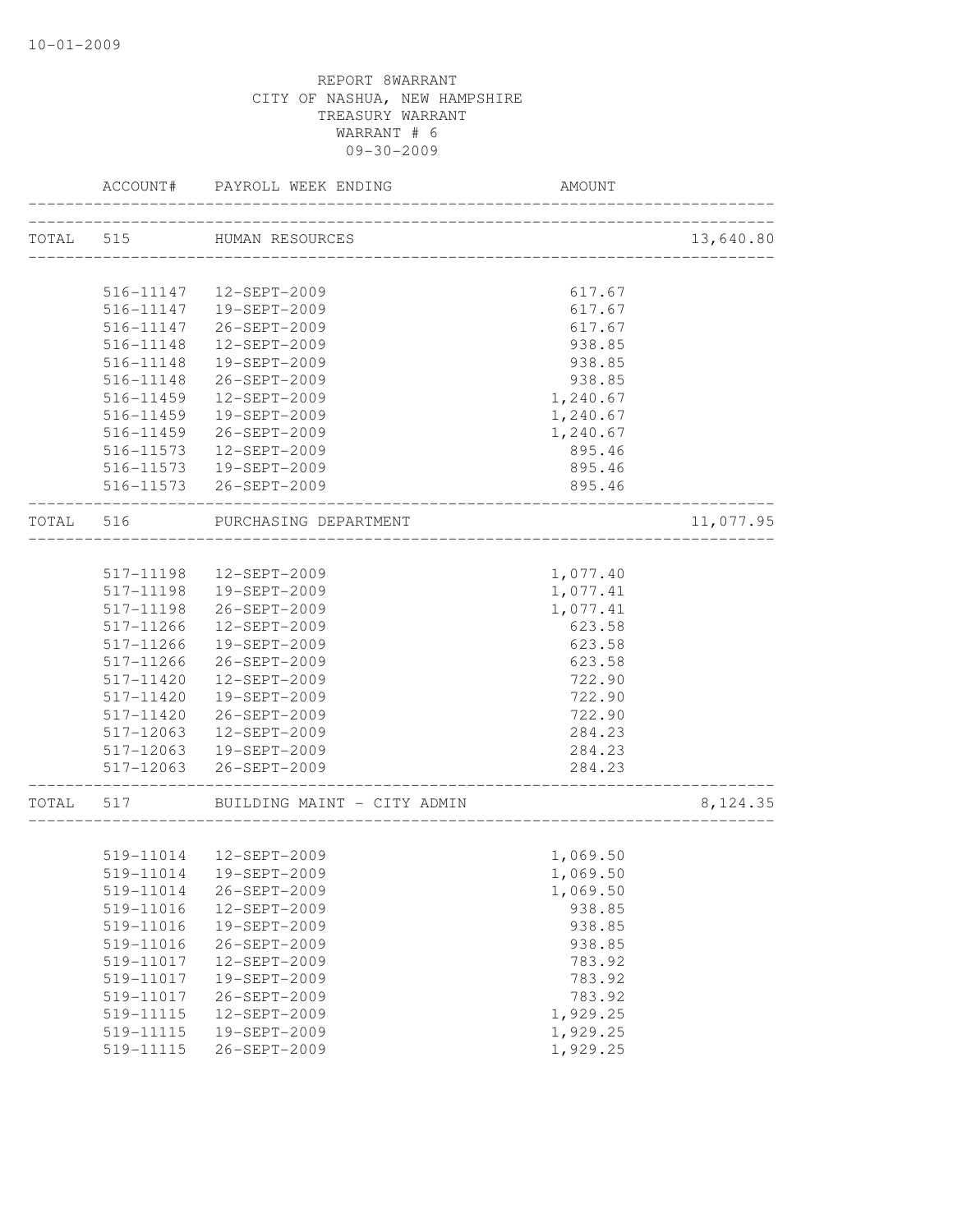REPORT 8WARRANT
CITY OF NASHUA, NEW HAMPSHIRE
TREASURY WARRANT
WARRANT # 6
09-30-2009

| ACCOUNT# | PAYROLL WEEK ENDING | AMOUNT | |
|---|---|---|---|
| TOTAL 515 | HUMAN RESOURCES | | 13,640.80 |
| 516-11147 | 12-SEPT-2009 | 617.67 | |
| 516-11147 | 19-SEPT-2009 | 617.67 | |
| 516-11147 | 26-SEPT-2009 | 617.67 | |
| 516-11148 | 12-SEPT-2009 | 938.85 | |
| 516-11148 | 19-SEPT-2009 | 938.85 | |
| 516-11148 | 26-SEPT-2009 | 938.85 | |
| 516-11459 | 12-SEPT-2009 | 1,240.67 | |
| 516-11459 | 19-SEPT-2009 | 1,240.67 | |
| 516-11459 | 26-SEPT-2009 | 1,240.67 | |
| 516-11573 | 12-SEPT-2009 | 895.46 | |
| 516-11573 | 19-SEPT-2009 | 895.46 | |
| 516-11573 | 26-SEPT-2009 | 895.46 | |
| TOTAL 516 | PURCHASING DEPARTMENT | | 11,077.95 |
| 517-11198 | 12-SEPT-2009 | 1,077.40 | |
| 517-11198 | 19-SEPT-2009 | 1,077.41 | |
| 517-11198 | 26-SEPT-2009 | 1,077.41 | |
| 517-11266 | 12-SEPT-2009 | 623.58 | |
| 517-11266 | 19-SEPT-2009 | 623.58 | |
| 517-11266 | 26-SEPT-2009 | 623.58 | |
| 517-11420 | 12-SEPT-2009 | 722.90 | |
| 517-11420 | 19-SEPT-2009 | 722.90 | |
| 517-11420 | 26-SEPT-2009 | 722.90 | |
| 517-12063 | 12-SEPT-2009 | 284.23 | |
| 517-12063 | 19-SEPT-2009 | 284.23 | |
| 517-12063 | 26-SEPT-2009 | 284.23 | |
| TOTAL 517 | BUILDING MAINT - CITY ADMIN | | 8,124.35 |
| 519-11014 | 12-SEPT-2009 | 1,069.50 | |
| 519-11014 | 19-SEPT-2009 | 1,069.50 | |
| 519-11014 | 26-SEPT-2009 | 1,069.50 | |
| 519-11016 | 12-SEPT-2009 | 938.85 | |
| 519-11016 | 19-SEPT-2009 | 938.85 | |
| 519-11016 | 26-SEPT-2009 | 938.85 | |
| 519-11017 | 12-SEPT-2009 | 783.92 | |
| 519-11017 | 19-SEPT-2009 | 783.92 | |
| 519-11017 | 26-SEPT-2009 | 783.92 | |
| 519-11115 | 12-SEPT-2009 | 1,929.25 | |
| 519-11115 | 19-SEPT-2009 | 1,929.25 | |
| 519-11115 | 26-SEPT-2009 | 1,929.25 | |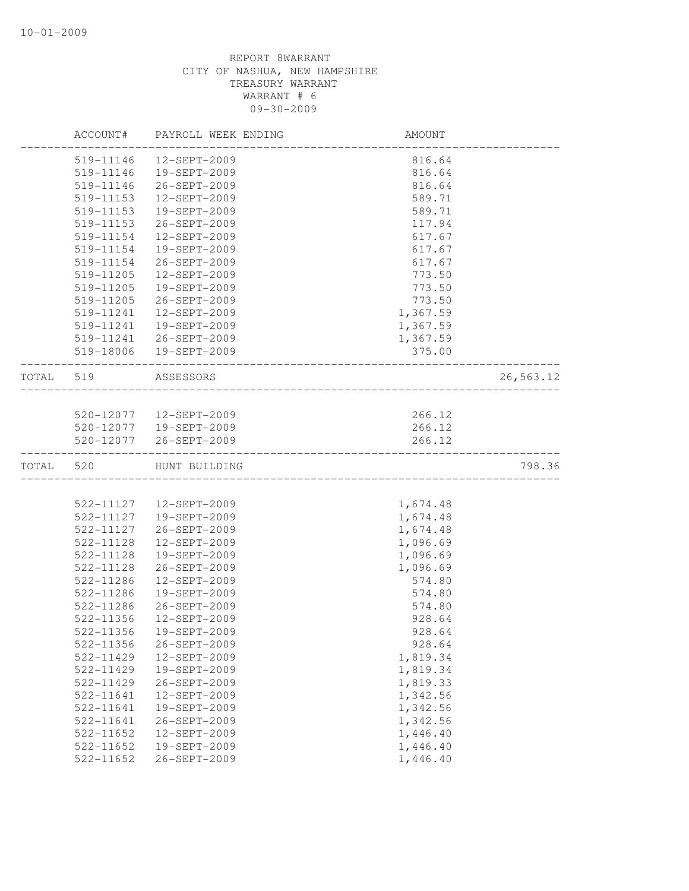REPORT 8WARRANT
CITY OF NASHUA, NEW HAMPSHIRE
TREASURY WARRANT
WARRANT # 6
09-30-2009

| | ACCOUNT# | PAYROLL WEEK ENDING | AMOUNT | |
|---|---|---|---|---|
| | 519-11146 | 12-SEPT-2009 | 816.64 | |
| | 519-11146 | 19-SEPT-2009 | 816.64 | |
| | 519-11146 | 26-SEPT-2009 | 816.64 | |
| | 519-11153 | 12-SEPT-2009 | 589.71 | |
| | 519-11153 | 19-SEPT-2009 | 589.71 | |
| | 519-11153 | 26-SEPT-2009 | 117.94 | |
| | 519-11154 | 12-SEPT-2009 | 617.67 | |
| | 519-11154 | 19-SEPT-2009 | 617.67 | |
| | 519-11154 | 26-SEPT-2009 | 617.67 | |
| | 519-11205 | 12-SEPT-2009 | 773.50 | |
| | 519-11205 | 19-SEPT-2009 | 773.50 | |
| | 519-11205 | 26-SEPT-2009 | 773.50 | |
| | 519-11241 | 12-SEPT-2009 | 1,367.59 | |
| | 519-11241 | 19-SEPT-2009 | 1,367.59 | |
| | 519-11241 | 26-SEPT-2009 | 1,367.59 | |
| | 519-18006 | 19-SEPT-2009 | 375.00 | |
| TOTAL | 519 | ASSESSORS | | 26,563.12 |
| | 520-12077 | 12-SEPT-2009 | 266.12 | |
| | 520-12077 | 19-SEPT-2009 | 266.12 | |
| | 520-12077 | 26-SEPT-2009 | 266.12 | |
| TOTAL | 520 | HUNT BUILDING | | 798.36 |
| | 522-11127 | 12-SEPT-2009 | 1,674.48 | |
| | 522-11127 | 19-SEPT-2009 | 1,674.48 | |
| | 522-11127 | 26-SEPT-2009 | 1,674.48 | |
| | 522-11128 | 12-SEPT-2009 | 1,096.69 | |
| | 522-11128 | 19-SEPT-2009 | 1,096.69 | |
| | 522-11128 | 26-SEPT-2009 | 1,096.69 | |
| | 522-11286 | 12-SEPT-2009 | 574.80 | |
| | 522-11286 | 19-SEPT-2009 | 574.80 | |
| | 522-11286 | 26-SEPT-2009 | 574.80 | |
| | 522-11356 | 12-SEPT-2009 | 928.64 | |
| | 522-11356 | 19-SEPT-2009 | 928.64 | |
| | 522-11356 | 26-SEPT-2009 | 928.64 | |
| | 522-11429 | 12-SEPT-2009 | 1,819.34 | |
| | 522-11429 | 19-SEPT-2009 | 1,819.34 | |
| | 522-11429 | 26-SEPT-2009 | 1,819.33 | |
| | 522-11641 | 12-SEPT-2009 | 1,342.56 | |
| | 522-11641 | 19-SEPT-2009 | 1,342.56 | |
| | 522-11641 | 26-SEPT-2009 | 1,342.56 | |
| | 522-11652 | 12-SEPT-2009 | 1,446.40 | |
| | 522-11652 | 19-SEPT-2009 | 1,446.40 | |
| | 522-11652 | 26-SEPT-2009 | 1,446.40 | |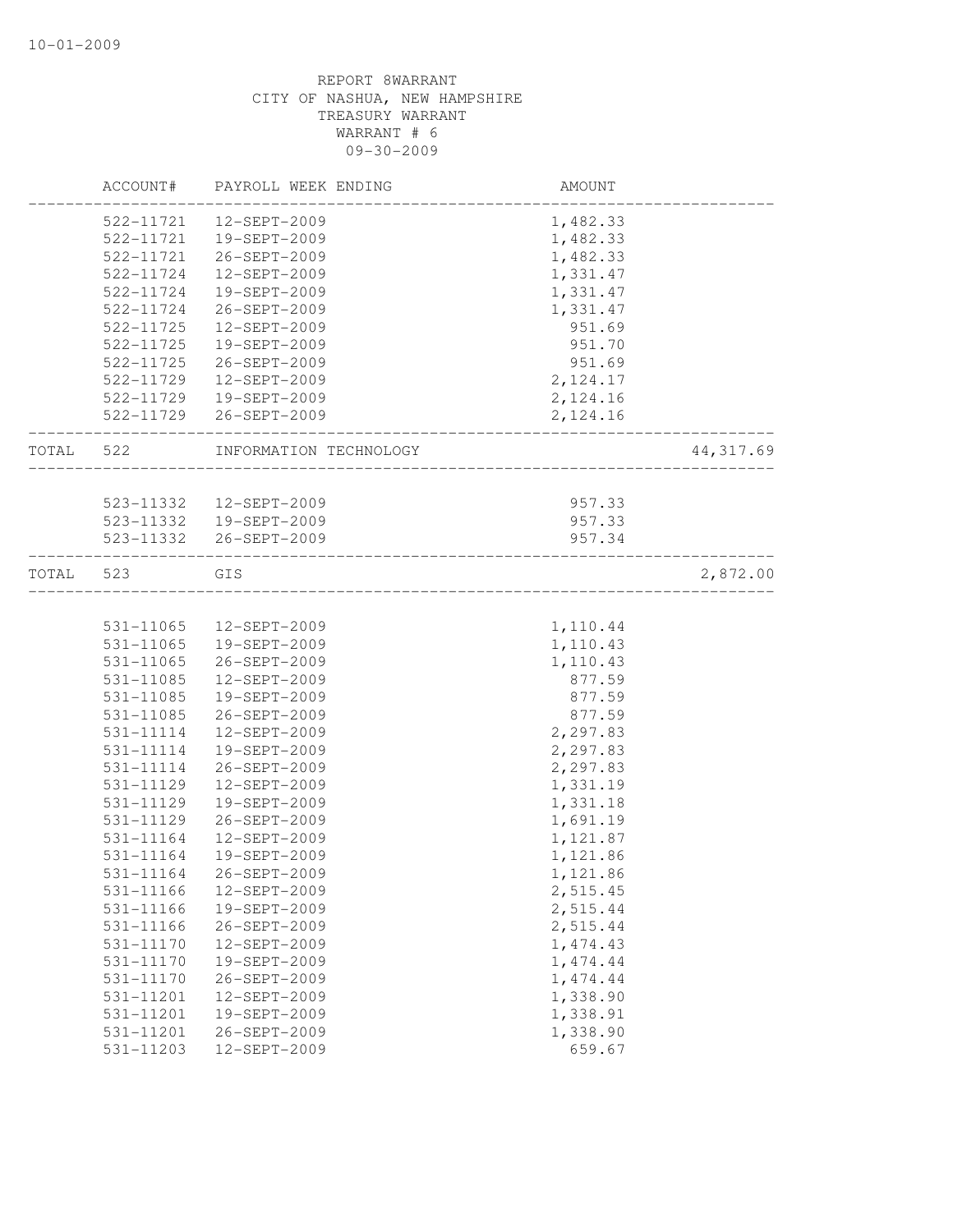10-01-2009

REPORT 8WARRANT
CITY OF NASHUA, NEW HAMPSHIRE
TREASURY WARRANT
WARRANT # 6
09-30-2009

| | ACCOUNT# | PAYROLL WEEK ENDING | AMOUNT | |
|---|---|---|---|---|
| | 522-11721 | 12-SEPT-2009 | 1,482.33 | |
| | 522-11721 | 19-SEPT-2009 | 1,482.33 | |
| | 522-11721 | 26-SEPT-2009 | 1,482.33 | |
| | 522-11724 | 12-SEPT-2009 | 1,331.47 | |
| | 522-11724 | 19-SEPT-2009 | 1,331.47 | |
| | 522-11724 | 26-SEPT-2009 | 1,331.47 | |
| | 522-11725 | 12-SEPT-2009 | 951.69 | |
| | 522-11725 | 19-SEPT-2009 | 951.70 | |
| | 522-11725 | 26-SEPT-2009 | 951.69 | |
| | 522-11729 | 12-SEPT-2009 | 2,124.17 | |
| | 522-11729 | 19-SEPT-2009 | 2,124.16 | |
| | 522-11729 | 26-SEPT-2009 | 2,124.16 | |
| TOTAL | 522 | INFORMATION TECHNOLOGY | | 44,317.69 |
| | 523-11332 | 12-SEPT-2009 | 957.33 | |
| | 523-11332 | 19-SEPT-2009 | 957.33 | |
| | 523-11332 | 26-SEPT-2009 | 957.34 | |
| TOTAL | 523 | GIS | | 2,872.00 |
| | 531-11065 | 12-SEPT-2009 | 1,110.44 | |
| | 531-11065 | 19-SEPT-2009 | 1,110.43 | |
| | 531-11065 | 26-SEPT-2009 | 1,110.43 | |
| | 531-11085 | 12-SEPT-2009 | 877.59 | |
| | 531-11085 | 19-SEPT-2009 | 877.59 | |
| | 531-11085 | 26-SEPT-2009 | 877.59 | |
| | 531-11114 | 12-SEPT-2009 | 2,297.83 | |
| | 531-11114 | 19-SEPT-2009 | 2,297.83 | |
| | 531-11114 | 26-SEPT-2009 | 2,297.83 | |
| | 531-11129 | 12-SEPT-2009 | 1,331.19 | |
| | 531-11129 | 19-SEPT-2009 | 1,331.18 | |
| | 531-11129 | 26-SEPT-2009 | 1,691.19 | |
| | 531-11164 | 12-SEPT-2009 | 1,121.87 | |
| | 531-11164 | 19-SEPT-2009 | 1,121.86 | |
| | 531-11164 | 26-SEPT-2009 | 1,121.86 | |
| | 531-11166 | 12-SEPT-2009 | 2,515.45 | |
| | 531-11166 | 19-SEPT-2009 | 2,515.44 | |
| | 531-11166 | 26-SEPT-2009 | 2,515.44 | |
| | 531-11170 | 12-SEPT-2009 | 1,474.43 | |
| | 531-11170 | 19-SEPT-2009 | 1,474.44 | |
| | 531-11170 | 26-SEPT-2009 | 1,474.44 | |
| | 531-11201 | 12-SEPT-2009 | 1,338.90 | |
| | 531-11201 | 19-SEPT-2009 | 1,338.91 | |
| | 531-11201 | 26-SEPT-2009 | 1,338.90 | |
| | 531-11203 | 12-SEPT-2009 | 659.67 | |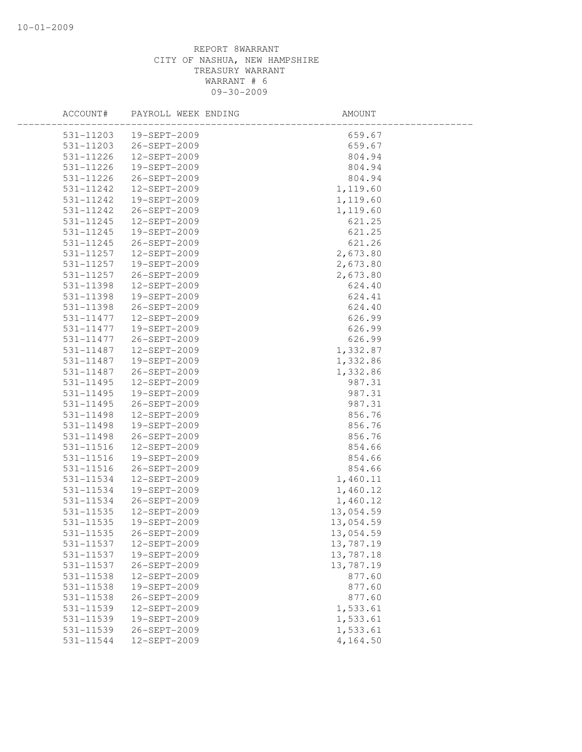REPORT 8WARRANT
CITY OF NASHUA, NEW HAMPSHIRE
TREASURY WARRANT
WARRANT # 6
09-30-2009

| ACCOUNT# | PAYROLL WEEK ENDING | AMOUNT |
|---|---|---|
| 531-11203 | 19-SEPT-2009 | 659.67 |
| 531-11203 | 26-SEPT-2009 | 659.67 |
| 531-11226 | 12-SEPT-2009 | 804.94 |
| 531-11226 | 19-SEPT-2009 | 804.94 |
| 531-11226 | 26-SEPT-2009 | 804.94 |
| 531-11242 | 12-SEPT-2009 | 1,119.60 |
| 531-11242 | 19-SEPT-2009 | 1,119.60 |
| 531-11242 | 26-SEPT-2009 | 1,119.60 |
| 531-11245 | 12-SEPT-2009 | 621.25 |
| 531-11245 | 19-SEPT-2009 | 621.25 |
| 531-11245 | 26-SEPT-2009 | 621.26 |
| 531-11257 | 12-SEPT-2009 | 2,673.80 |
| 531-11257 | 19-SEPT-2009 | 2,673.80 |
| 531-11257 | 26-SEPT-2009 | 2,673.80 |
| 531-11398 | 12-SEPT-2009 | 624.40 |
| 531-11398 | 19-SEPT-2009 | 624.41 |
| 531-11398 | 26-SEPT-2009 | 624.40 |
| 531-11477 | 12-SEPT-2009 | 626.99 |
| 531-11477 | 19-SEPT-2009 | 626.99 |
| 531-11477 | 26-SEPT-2009 | 626.99 |
| 531-11487 | 12-SEPT-2009 | 1,332.87 |
| 531-11487 | 19-SEPT-2009 | 1,332.86 |
| 531-11487 | 26-SEPT-2009 | 1,332.86 |
| 531-11495 | 12-SEPT-2009 | 987.31 |
| 531-11495 | 19-SEPT-2009 | 987.31 |
| 531-11495 | 26-SEPT-2009 | 987.31 |
| 531-11498 | 12-SEPT-2009 | 856.76 |
| 531-11498 | 19-SEPT-2009 | 856.76 |
| 531-11498 | 26-SEPT-2009 | 856.76 |
| 531-11516 | 12-SEPT-2009 | 854.66 |
| 531-11516 | 19-SEPT-2009 | 854.66 |
| 531-11516 | 26-SEPT-2009 | 854.66 |
| 531-11534 | 12-SEPT-2009 | 1,460.11 |
| 531-11534 | 19-SEPT-2009 | 1,460.12 |
| 531-11534 | 26-SEPT-2009 | 1,460.12 |
| 531-11535 | 12-SEPT-2009 | 13,054.59 |
| 531-11535 | 19-SEPT-2009 | 13,054.59 |
| 531-11535 | 26-SEPT-2009 | 13,054.59 |
| 531-11537 | 12-SEPT-2009 | 13,787.19 |
| 531-11537 | 19-SEPT-2009 | 13,787.18 |
| 531-11537 | 26-SEPT-2009 | 13,787.19 |
| 531-11538 | 12-SEPT-2009 | 877.60 |
| 531-11538 | 19-SEPT-2009 | 877.60 |
| 531-11538 | 26-SEPT-2009 | 877.60 |
| 531-11539 | 12-SEPT-2009 | 1,533.61 |
| 531-11539 | 19-SEPT-2009 | 1,533.61 |
| 531-11539 | 26-SEPT-2009 | 1,533.61 |
| 531-11544 | 12-SEPT-2009 | 4,164.50 |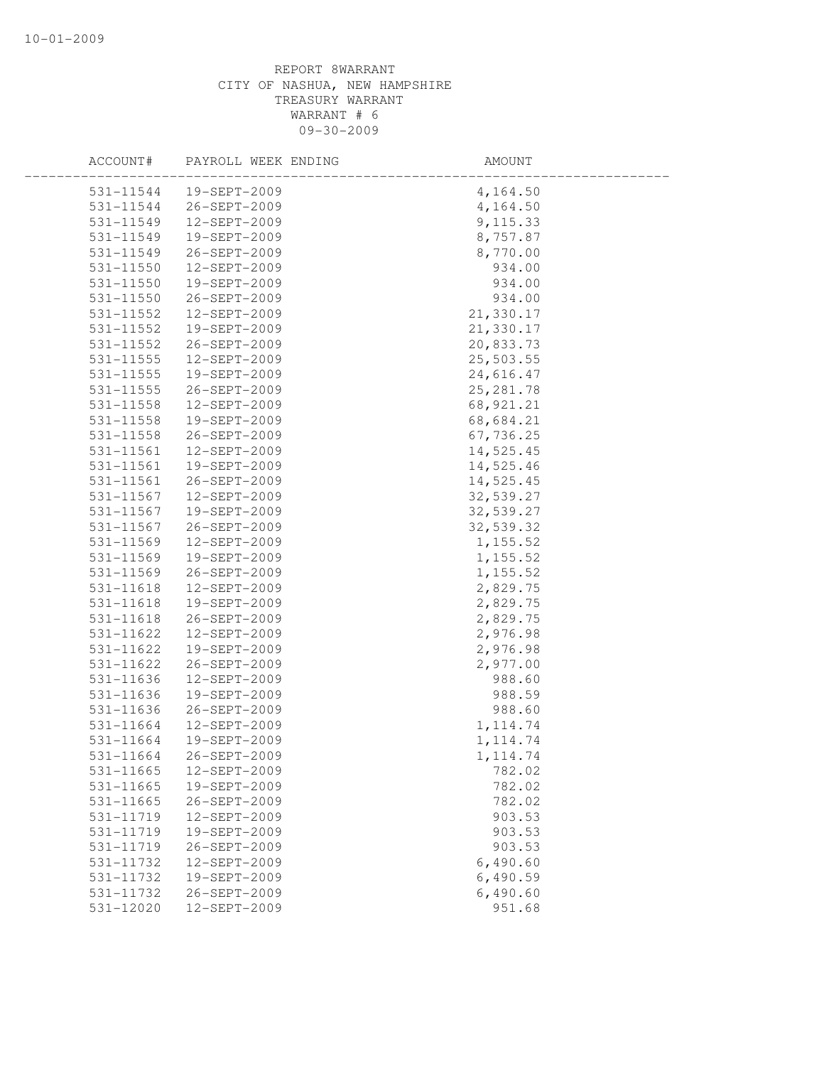REPORT 8WARRANT
CITY OF NASHUA, NEW HAMPSHIRE
TREASURY WARRANT
WARRANT # 6
09-30-2009

| ACCOUNT# | PAYROLL WEEK ENDING | AMOUNT |
|---|---|---|
| 531-11544 | 19-SEPT-2009 | 4,164.50 |
| 531-11544 | 26-SEPT-2009 | 4,164.50 |
| 531-11549 | 12-SEPT-2009 | 9,115.33 |
| 531-11549 | 19-SEPT-2009 | 8,757.87 |
| 531-11549 | 26-SEPT-2009 | 8,770.00 |
| 531-11550 | 12-SEPT-2009 | 934.00 |
| 531-11550 | 19-SEPT-2009 | 934.00 |
| 531-11550 | 26-SEPT-2009 | 934.00 |
| 531-11552 | 12-SEPT-2009 | 21,330.17 |
| 531-11552 | 19-SEPT-2009 | 21,330.17 |
| 531-11552 | 26-SEPT-2009 | 20,833.73 |
| 531-11555 | 12-SEPT-2009 | 25,503.55 |
| 531-11555 | 19-SEPT-2009 | 24,616.47 |
| 531-11555 | 26-SEPT-2009 | 25,281.78 |
| 531-11558 | 12-SEPT-2009 | 68,921.21 |
| 531-11558 | 19-SEPT-2009 | 68,684.21 |
| 531-11558 | 26-SEPT-2009 | 67,736.25 |
| 531-11561 | 12-SEPT-2009 | 14,525.45 |
| 531-11561 | 19-SEPT-2009 | 14,525.46 |
| 531-11561 | 26-SEPT-2009 | 14,525.45 |
| 531-11567 | 12-SEPT-2009 | 32,539.27 |
| 531-11567 | 19-SEPT-2009 | 32,539.27 |
| 531-11567 | 26-SEPT-2009 | 32,539.32 |
| 531-11569 | 12-SEPT-2009 | 1,155.52 |
| 531-11569 | 19-SEPT-2009 | 1,155.52 |
| 531-11569 | 26-SEPT-2009 | 1,155.52 |
| 531-11618 | 12-SEPT-2009 | 2,829.75 |
| 531-11618 | 19-SEPT-2009 | 2,829.75 |
| 531-11618 | 26-SEPT-2009 | 2,829.75 |
| 531-11622 | 12-SEPT-2009 | 2,976.98 |
| 531-11622 | 19-SEPT-2009 | 2,976.98 |
| 531-11622 | 26-SEPT-2009 | 2,977.00 |
| 531-11636 | 12-SEPT-2009 | 988.60 |
| 531-11636 | 19-SEPT-2009 | 988.59 |
| 531-11636 | 26-SEPT-2009 | 988.60 |
| 531-11664 | 12-SEPT-2009 | 1,114.74 |
| 531-11664 | 19-SEPT-2009 | 1,114.74 |
| 531-11664 | 26-SEPT-2009 | 1,114.74 |
| 531-11665 | 12-SEPT-2009 | 782.02 |
| 531-11665 | 19-SEPT-2009 | 782.02 |
| 531-11665 | 26-SEPT-2009 | 782.02 |
| 531-11719 | 12-SEPT-2009 | 903.53 |
| 531-11719 | 19-SEPT-2009 | 903.53 |
| 531-11719 | 26-SEPT-2009 | 903.53 |
| 531-11732 | 12-SEPT-2009 | 6,490.60 |
| 531-11732 | 19-SEPT-2009 | 6,490.59 |
| 531-11732 | 26-SEPT-2009 | 6,490.60 |
| 531-12020 | 12-SEPT-2009 | 951.68 |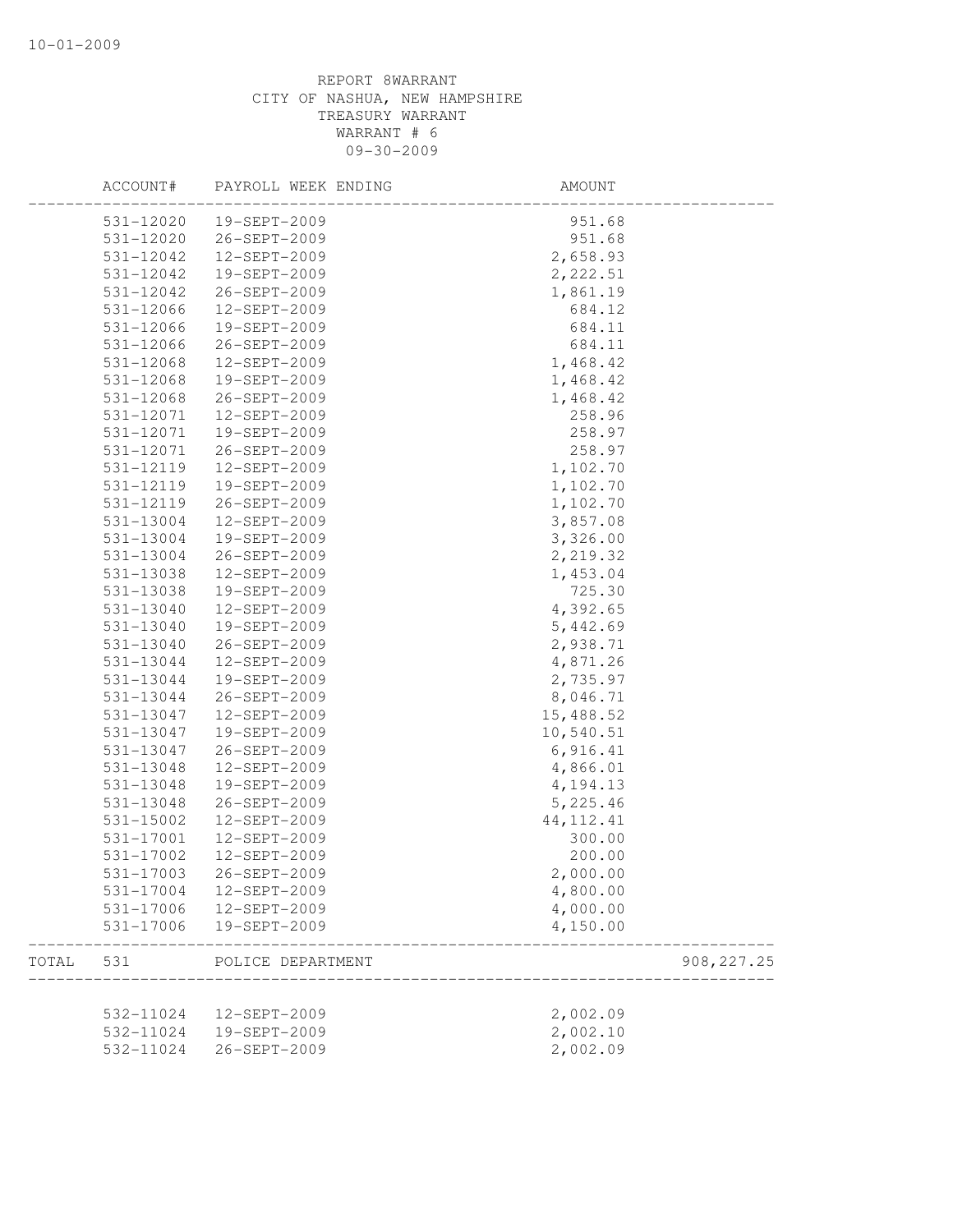REPORT 8WARRANT
CITY OF NASHUA, NEW HAMPSHIRE
TREASURY WARRANT
WARRANT # 6
09-30-2009

| ACCOUNT# | PAYROLL WEEK ENDING | AMOUNT | |
|---|---|---|---|
| 531-12020 | 19-SEPT-2009 | 951.68 | |
| 531-12020 | 26-SEPT-2009 | 951.68 | |
| 531-12042 | 12-SEPT-2009 | 2,658.93 | |
| 531-12042 | 19-SEPT-2009 | 2,222.51 | |
| 531-12042 | 26-SEPT-2009 | 1,861.19 | |
| 531-12066 | 12-SEPT-2009 | 684.12 | |
| 531-12066 | 19-SEPT-2009 | 684.11 | |
| 531-12066 | 26-SEPT-2009 | 684.11 | |
| 531-12068 | 12-SEPT-2009 | 1,468.42 | |
| 531-12068 | 19-SEPT-2009 | 1,468.42 | |
| 531-12068 | 26-SEPT-2009 | 1,468.42 | |
| 531-12071 | 12-SEPT-2009 | 258.96 | |
| 531-12071 | 19-SEPT-2009 | 258.97 | |
| 531-12071 | 26-SEPT-2009 | 258.97 | |
| 531-12119 | 12-SEPT-2009 | 1,102.70 | |
| 531-12119 | 19-SEPT-2009 | 1,102.70 | |
| 531-12119 | 26-SEPT-2009 | 1,102.70 | |
| 531-13004 | 12-SEPT-2009 | 3,857.08 | |
| 531-13004 | 19-SEPT-2009 | 3,326.00 | |
| 531-13004 | 26-SEPT-2009 | 2,219.32 | |
| 531-13038 | 12-SEPT-2009 | 1,453.04 | |
| 531-13038 | 19-SEPT-2009 | 725.30 | |
| 531-13040 | 12-SEPT-2009 | 4,392.65 | |
| 531-13040 | 19-SEPT-2009 | 5,442.69 | |
| 531-13040 | 26-SEPT-2009 | 2,938.71 | |
| 531-13044 | 12-SEPT-2009 | 4,871.26 | |
| 531-13044 | 19-SEPT-2009 | 2,735.97 | |
| 531-13044 | 26-SEPT-2009 | 8,046.71 | |
| 531-13047 | 12-SEPT-2009 | 15,488.52 | |
| 531-13047 | 19-SEPT-2009 | 10,540.51 | |
| 531-13047 | 26-SEPT-2009 | 6,916.41 | |
| 531-13048 | 12-SEPT-2009 | 4,866.01 | |
| 531-13048 | 19-SEPT-2009 | 4,194.13 | |
| 531-13048 | 26-SEPT-2009 | 5,225.46 | |
| 531-15002 | 12-SEPT-2009 | 44,112.41 | |
| 531-17001 | 12-SEPT-2009 | 300.00 | |
| 531-17002 | 12-SEPT-2009 | 200.00 | |
| 531-17003 | 26-SEPT-2009 | 2,000.00 | |
| 531-17004 | 12-SEPT-2009 | 4,800.00 | |
| 531-17006 | 12-SEPT-2009 | 4,000.00 | |
| 531-17006 | 19-SEPT-2009 | 4,150.00 | |
| TOTAL 531 | POLICE DEPARTMENT | | 908,227.25 |
| 532-11024 | 12-SEPT-2009 | 2,002.09 | |
| 532-11024 | 19-SEPT-2009 | 2,002.10 | |
| 532-11024 | 26-SEPT-2009 | 2,002.09 | |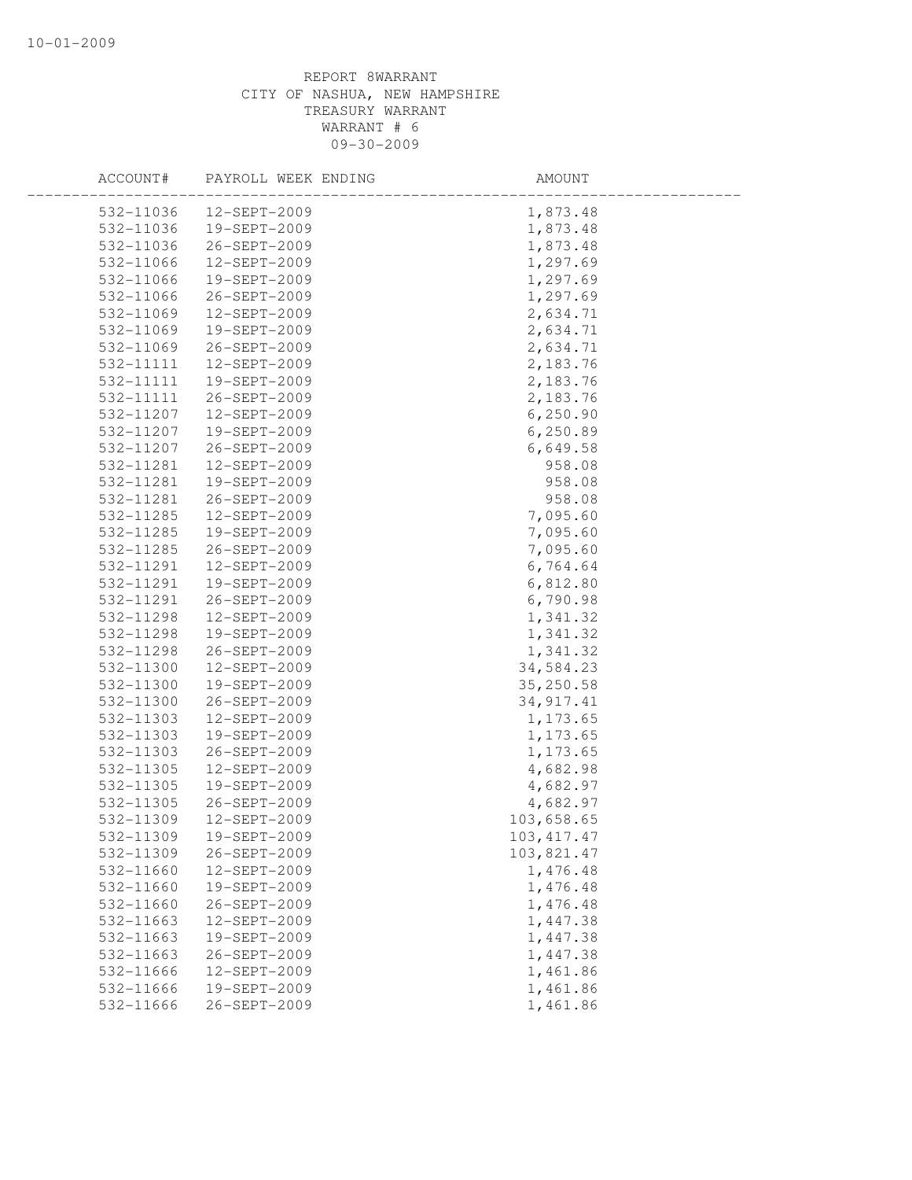REPORT 8WARRANT
CITY OF NASHUA, NEW HAMPSHIRE
TREASURY WARRANT
WARRANT # 6
09-30-2009

| ACCOUNT# | PAYROLL WEEK ENDING | AMOUNT |
|---|---|---|
| 532-11036 | 12-SEPT-2009 | 1,873.48 |
| 532-11036 | 19-SEPT-2009 | 1,873.48 |
| 532-11036 | 26-SEPT-2009 | 1,873.48 |
| 532-11066 | 12-SEPT-2009 | 1,297.69 |
| 532-11066 | 19-SEPT-2009 | 1,297.69 |
| 532-11066 | 26-SEPT-2009 | 1,297.69 |
| 532-11069 | 12-SEPT-2009 | 2,634.71 |
| 532-11069 | 19-SEPT-2009 | 2,634.71 |
| 532-11069 | 26-SEPT-2009 | 2,634.71 |
| 532-11111 | 12-SEPT-2009 | 2,183.76 |
| 532-11111 | 19-SEPT-2009 | 2,183.76 |
| 532-11111 | 26-SEPT-2009 | 2,183.76 |
| 532-11207 | 12-SEPT-2009 | 6,250.90 |
| 532-11207 | 19-SEPT-2009 | 6,250.89 |
| 532-11207 | 26-SEPT-2009 | 6,649.58 |
| 532-11281 | 12-SEPT-2009 | 958.08 |
| 532-11281 | 19-SEPT-2009 | 958.08 |
| 532-11281 | 26-SEPT-2009 | 958.08 |
| 532-11285 | 12-SEPT-2009 | 7,095.60 |
| 532-11285 | 19-SEPT-2009 | 7,095.60 |
| 532-11285 | 26-SEPT-2009 | 7,095.60 |
| 532-11291 | 12-SEPT-2009 | 6,764.64 |
| 532-11291 | 19-SEPT-2009 | 6,812.80 |
| 532-11291 | 26-SEPT-2009 | 6,790.98 |
| 532-11298 | 12-SEPT-2009 | 1,341.32 |
| 532-11298 | 19-SEPT-2009 | 1,341.32 |
| 532-11298 | 26-SEPT-2009 | 1,341.32 |
| 532-11300 | 12-SEPT-2009 | 34,584.23 |
| 532-11300 | 19-SEPT-2009 | 35,250.58 |
| 532-11300 | 26-SEPT-2009 | 34,917.41 |
| 532-11303 | 12-SEPT-2009 | 1,173.65 |
| 532-11303 | 19-SEPT-2009 | 1,173.65 |
| 532-11303 | 26-SEPT-2009 | 1,173.65 |
| 532-11305 | 12-SEPT-2009 | 4,682.98 |
| 532-11305 | 19-SEPT-2009 | 4,682.97 |
| 532-11305 | 26-SEPT-2009 | 4,682.97 |
| 532-11309 | 12-SEPT-2009 | 103,658.65 |
| 532-11309 | 19-SEPT-2009 | 103,417.47 |
| 532-11309 | 26-SEPT-2009 | 103,821.47 |
| 532-11660 | 12-SEPT-2009 | 1,476.48 |
| 532-11660 | 19-SEPT-2009 | 1,476.48 |
| 532-11660 | 26-SEPT-2009 | 1,476.48 |
| 532-11663 | 12-SEPT-2009 | 1,447.38 |
| 532-11663 | 19-SEPT-2009 | 1,447.38 |
| 532-11663 | 26-SEPT-2009 | 1,447.38 |
| 532-11666 | 12-SEPT-2009 | 1,461.86 |
| 532-11666 | 19-SEPT-2009 | 1,461.86 |
| 532-11666 | 26-SEPT-2009 | 1,461.86 |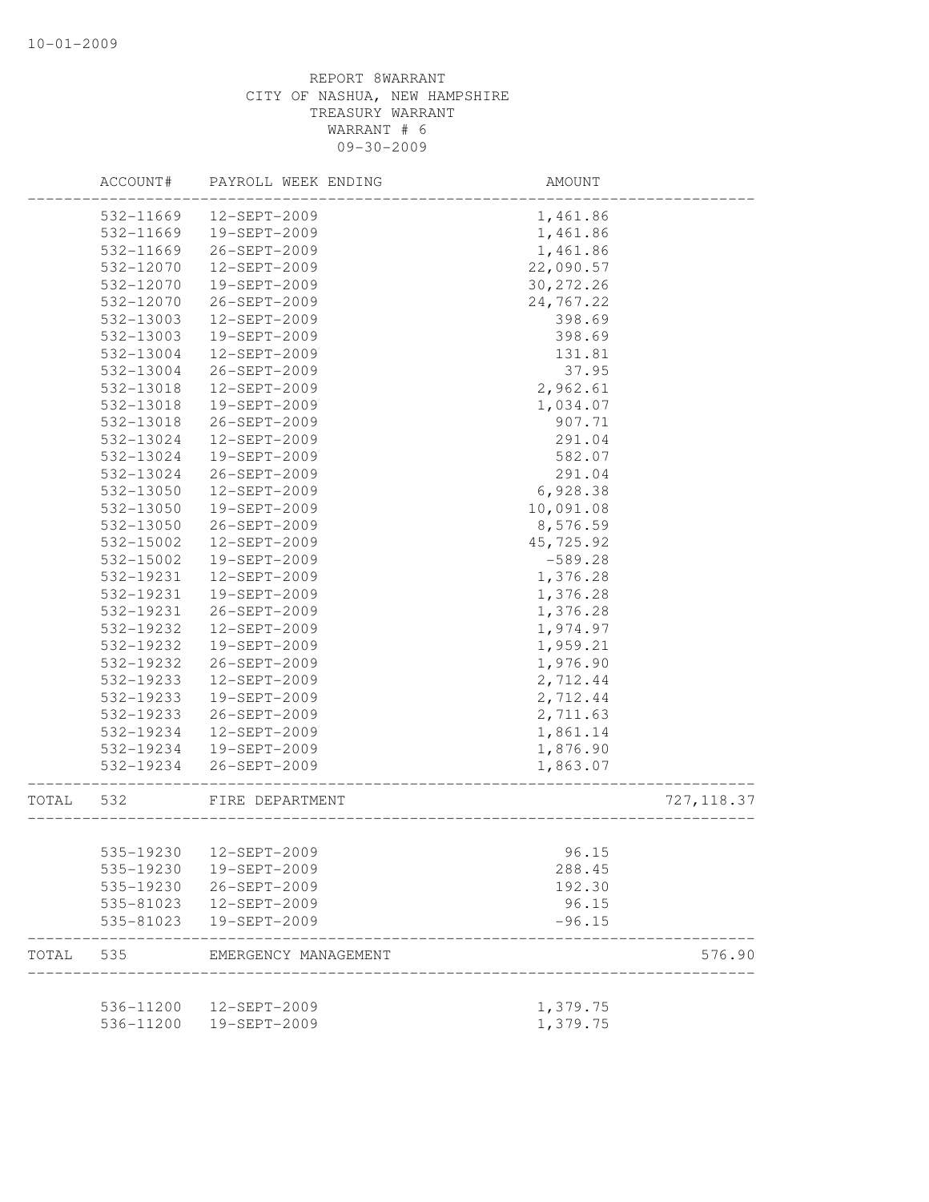REPORT 8WARRANT
CITY OF NASHUA, NEW HAMPSHIRE
TREASURY WARRANT
WARRANT # 6
09-30-2009

| | ACCOUNT# | PAYROLL WEEK ENDING | AMOUNT | |
|---|---|---|---|---|
| | 532-11669 | 12-SEPT-2009 | 1,461.86 | |
| | 532-11669 | 19-SEPT-2009 | 1,461.86 | |
| | 532-11669 | 26-SEPT-2009 | 1,461.86 | |
| | 532-12070 | 12-SEPT-2009 | 22,090.57 | |
| | 532-12070 | 19-SEPT-2009 | 30,272.26 | |
| | 532-12070 | 26-SEPT-2009 | 24,767.22 | |
| | 532-13003 | 12-SEPT-2009 | 398.69 | |
| | 532-13003 | 19-SEPT-2009 | 398.69 | |
| | 532-13004 | 12-SEPT-2009 | 131.81 | |
| | 532-13004 | 26-SEPT-2009 | 37.95 | |
| | 532-13018 | 12-SEPT-2009 | 2,962.61 | |
| | 532-13018 | 19-SEPT-2009 | 1,034.07 | |
| | 532-13018 | 26-SEPT-2009 | 907.71 | |
| | 532-13024 | 12-SEPT-2009 | 291.04 | |
| | 532-13024 | 19-SEPT-2009 | 582.07 | |
| | 532-13024 | 26-SEPT-2009 | 291.04 | |
| | 532-13050 | 12-SEPT-2009 | 6,928.38 | |
| | 532-13050 | 19-SEPT-2009 | 10,091.08 | |
| | 532-13050 | 26-SEPT-2009 | 8,576.59 | |
| | 532-15002 | 12-SEPT-2009 | 45,725.92 | |
| | 532-15002 | 19-SEPT-2009 | -589.28 | |
| | 532-19231 | 12-SEPT-2009 | 1,376.28 | |
| | 532-19231 | 19-SEPT-2009 | 1,376.28 | |
| | 532-19231 | 26-SEPT-2009 | 1,376.28 | |
| | 532-19232 | 12-SEPT-2009 | 1,974.97 | |
| | 532-19232 | 19-SEPT-2009 | 1,959.21 | |
| | 532-19232 | 26-SEPT-2009 | 1,976.90 | |
| | 532-19233 | 12-SEPT-2009 | 2,712.44 | |
| | 532-19233 | 19-SEPT-2009 | 2,712.44 | |
| | 532-19233 | 26-SEPT-2009 | 2,711.63 | |
| | 532-19234 | 12-SEPT-2009 | 1,861.14 | |
| | 532-19234 | 19-SEPT-2009 | 1,876.90 | |
| | 532-19234 | 26-SEPT-2009 | 1,863.07 | |
| TOTAL | 532 | FIRE DEPARTMENT | | 727,118.37 |
| | 535-19230 | 12-SEPT-2009 | 96.15 | |
| | 535-19230 | 19-SEPT-2009 | 288.45 | |
| | 535-19230 | 26-SEPT-2009 | 192.30 | |
| | 535-81023 | 12-SEPT-2009 | 96.15 | |
| | 535-81023 | 19-SEPT-2009 | -96.15 | |
| TOTAL | 535 | EMERGENCY MANAGEMENT | | 576.90 |
| | 536-11200 | 12-SEPT-2009 | 1,379.75 | |
| | 536-11200 | 19-SEPT-2009 | 1,379.75 | |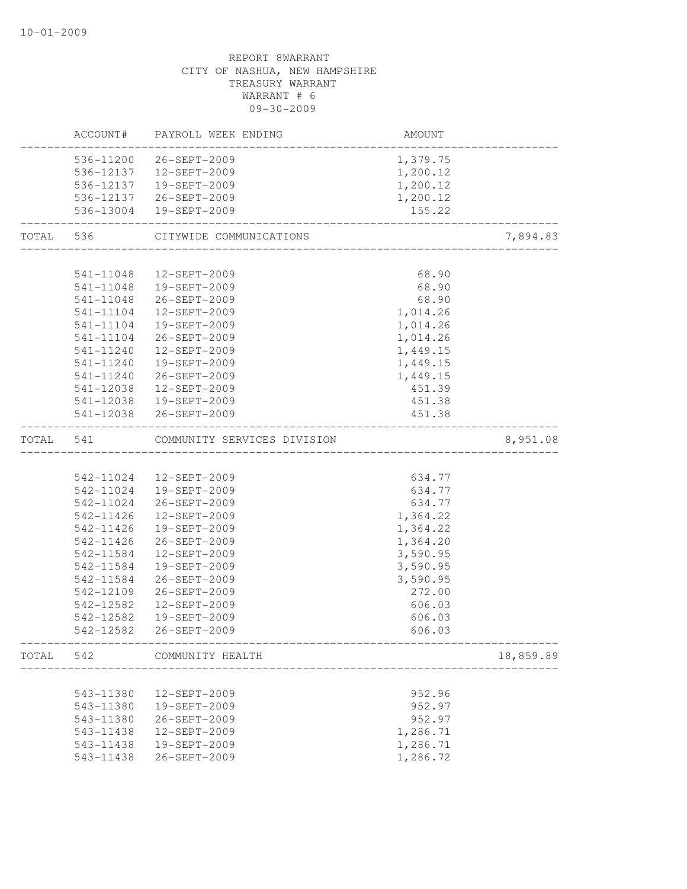REPORT 8WARRANT
CITY OF NASHUA, NEW HAMPSHIRE
TREASURY WARRANT
WARRANT # 6
09-30-2009

| | ACCOUNT# | PAYROLL WEEK ENDING | AMOUNT | |
|---|---|---|---|---|
| | 536-11200 | 26-SEPT-2009 | 1,379.75 | |
| | 536-12137 | 12-SEPT-2009 | 1,200.12 | |
| | 536-12137 | 19-SEPT-2009 | 1,200.12 | |
| | 536-12137 | 26-SEPT-2009 | 1,200.12 | |
| | 536-13004 | 19-SEPT-2009 | 155.22 | |
| TOTAL | 536 | CITYWIDE COMMUNICATIONS | | 7,894.83 |
| | 541-11048 | 12-SEPT-2009 | 68.90 | |
| | 541-11048 | 19-SEPT-2009 | 68.90 | |
| | 541-11048 | 26-SEPT-2009 | 68.90 | |
| | 541-11104 | 12-SEPT-2009 | 1,014.26 | |
| | 541-11104 | 19-SEPT-2009 | 1,014.26 | |
| | 541-11104 | 26-SEPT-2009 | 1,014.26 | |
| | 541-11240 | 12-SEPT-2009 | 1,449.15 | |
| | 541-11240 | 19-SEPT-2009 | 1,449.15 | |
| | 541-11240 | 26-SEPT-2009 | 1,449.15 | |
| | 541-12038 | 12-SEPT-2009 | 451.39 | |
| | 541-12038 | 19-SEPT-2009 | 451.38 | |
| | 541-12038 | 26-SEPT-2009 | 451.38 | |
| TOTAL | 541 | COMMUNITY SERVICES DIVISION | | 8,951.08 |
| | 542-11024 | 12-SEPT-2009 | 634.77 | |
| | 542-11024 | 19-SEPT-2009 | 634.77 | |
| | 542-11024 | 26-SEPT-2009 | 634.77 | |
| | 542-11426 | 12-SEPT-2009 | 1,364.22 | |
| | 542-11426 | 19-SEPT-2009 | 1,364.22 | |
| | 542-11426 | 26-SEPT-2009 | 1,364.20 | |
| | 542-11584 | 12-SEPT-2009 | 3,590.95 | |
| | 542-11584 | 19-SEPT-2009 | 3,590.95 | |
| | 542-11584 | 26-SEPT-2009 | 3,590.95 | |
| | 542-12109 | 26-SEPT-2009 | 272.00 | |
| | 542-12582 | 12-SEPT-2009 | 606.03 | |
| | 542-12582 | 19-SEPT-2009 | 606.03 | |
| | 542-12582 | 26-SEPT-2009 | 606.03 | |
| TOTAL | 542 | COMMUNITY HEALTH | | 18,859.89 |
| | 543-11380 | 12-SEPT-2009 | 952.96 | |
| | 543-11380 | 19-SEPT-2009 | 952.97 | |
| | 543-11380 | 26-SEPT-2009 | 952.97 | |
| | 543-11438 | 12-SEPT-2009 | 1,286.71 | |
| | 543-11438 | 19-SEPT-2009 | 1,286.71 | |
| | 543-11438 | 26-SEPT-2009 | 1,286.72 | |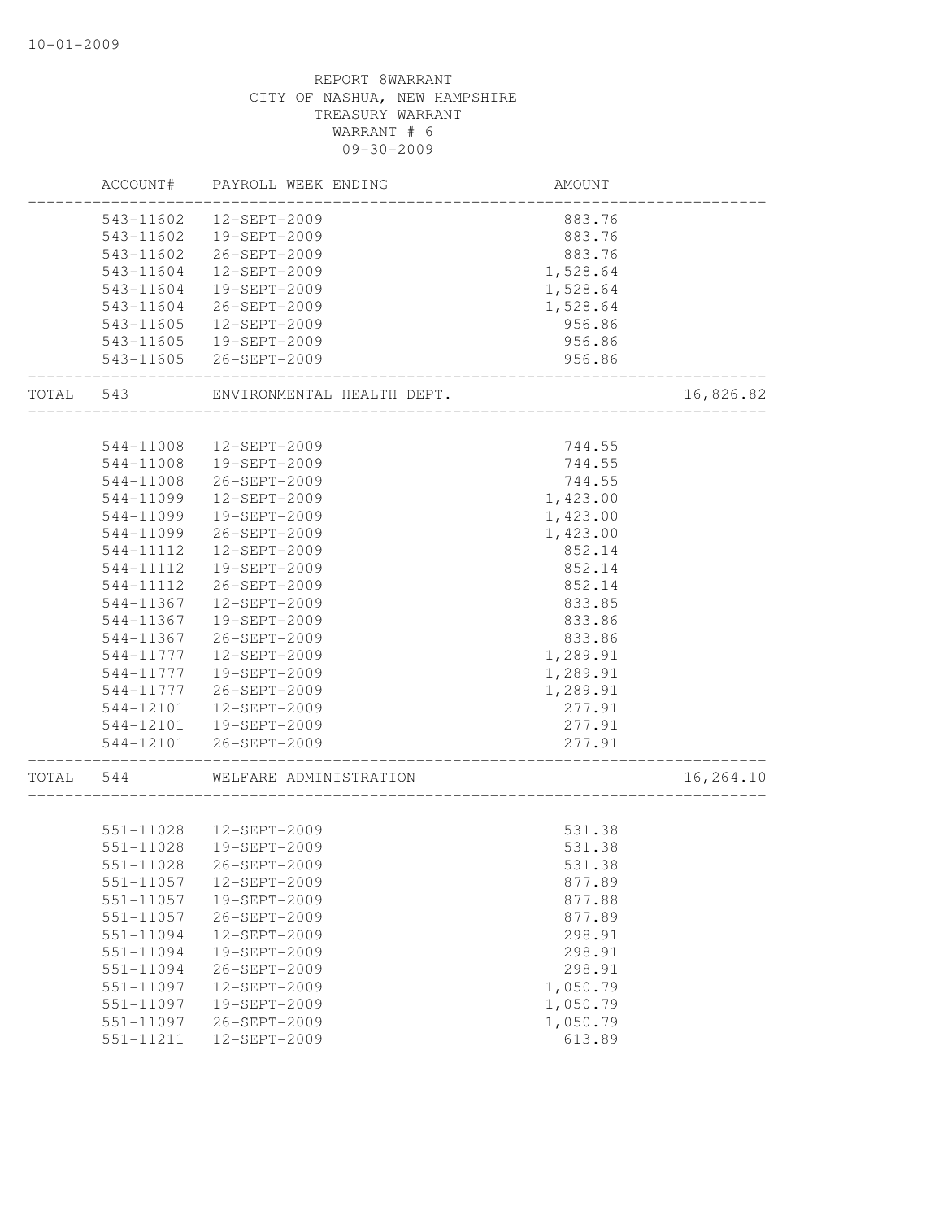REPORT 8WARRANT
CITY OF NASHUA, NEW HAMPSHIRE
TREASURY WARRANT
WARRANT # 6
09-30-2009

| | ACCOUNT# | PAYROLL WEEK ENDING | AMOUNT | |
|---|---|---|---|---|
| | 543-11602 | 12-SEPT-2009 | 883.76 | |
| | 543-11602 | 19-SEPT-2009 | 883.76 | |
| | 543-11602 | 26-SEPT-2009 | 883.76 | |
| | 543-11604 | 12-SEPT-2009 | 1,528.64 | |
| | 543-11604 | 19-SEPT-2009 | 1,528.64 | |
| | 543-11604 | 26-SEPT-2009 | 1,528.64 | |
| | 543-11605 | 12-SEPT-2009 | 956.86 | |
| | 543-11605 | 19-SEPT-2009 | 956.86 | |
| | 543-11605 | 26-SEPT-2009 | 956.86 | |
| TOTAL | 543 | ENVIRONMENTAL HEALTH DEPT. | | 16,826.82 |
| | 544-11008 | 12-SEPT-2009 | 744.55 | |
| | 544-11008 | 19-SEPT-2009 | 744.55 | |
| | 544-11008 | 26-SEPT-2009 | 744.55 | |
| | 544-11099 | 12-SEPT-2009 | 1,423.00 | |
| | 544-11099 | 19-SEPT-2009 | 1,423.00 | |
| | 544-11099 | 26-SEPT-2009 | 1,423.00 | |
| | 544-11112 | 12-SEPT-2009 | 852.14 | |
| | 544-11112 | 19-SEPT-2009 | 852.14 | |
| | 544-11112 | 26-SEPT-2009 | 852.14 | |
| | 544-11367 | 12-SEPT-2009 | 833.85 | |
| | 544-11367 | 19-SEPT-2009 | 833.86 | |
| | 544-11367 | 26-SEPT-2009 | 833.86 | |
| | 544-11777 | 12-SEPT-2009 | 1,289.91 | |
| | 544-11777 | 19-SEPT-2009 | 1,289.91 | |
| | 544-11777 | 26-SEPT-2009 | 1,289.91 | |
| | 544-12101 | 12-SEPT-2009 | 277.91 | |
| | 544-12101 | 19-SEPT-2009 | 277.91 | |
| | 544-12101 | 26-SEPT-2009 | 277.91 | |
| TOTAL | 544 | WELFARE ADMINISTRATION | | 16,264.10 |
| | 551-11028 | 12-SEPT-2009 | 531.38 | |
| | 551-11028 | 19-SEPT-2009 | 531.38 | |
| | 551-11028 | 26-SEPT-2009 | 531.38 | |
| | 551-11057 | 12-SEPT-2009 | 877.89 | |
| | 551-11057 | 19-SEPT-2009 | 877.88 | |
| | 551-11057 | 26-SEPT-2009 | 877.89 | |
| | 551-11094 | 12-SEPT-2009 | 298.91 | |
| | 551-11094 | 19-SEPT-2009 | 298.91 | |
| | 551-11094 | 26-SEPT-2009 | 298.91 | |
| | 551-11097 | 12-SEPT-2009 | 1,050.79 | |
| | 551-11097 | 19-SEPT-2009 | 1,050.79 | |
| | 551-11097 | 26-SEPT-2009 | 1,050.79 | |
| | 551-11211 | 12-SEPT-2009 | 613.89 | |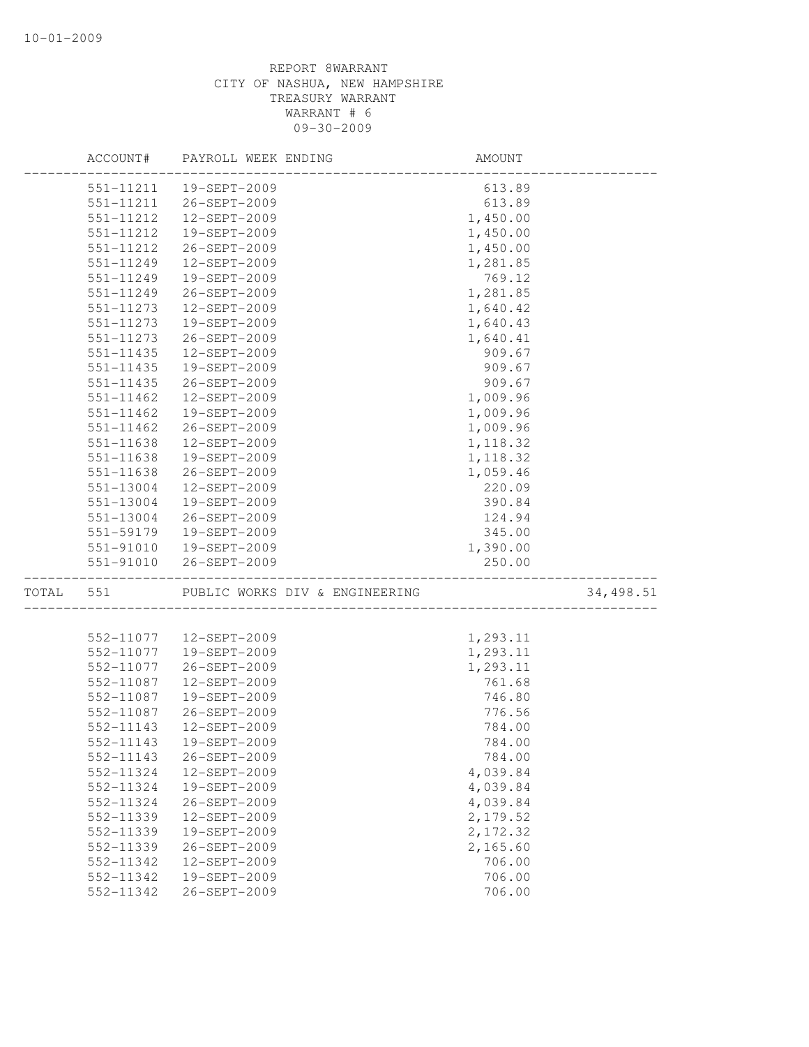REPORT 8WARRANT
CITY OF NASHUA, NEW HAMPSHIRE
TREASURY WARRANT
WARRANT # 6
09-30-2009

| ACCOUNT# | PAYROLL WEEK ENDING | AMOUNT | |
|---|---|---|---|
| 551-11211 | 19-SEPT-2009 | 613.89 | |
| 551-11211 | 26-SEPT-2009 | 613.89 | |
| 551-11212 | 12-SEPT-2009 | 1,450.00 | |
| 551-11212 | 19-SEPT-2009 | 1,450.00 | |
| 551-11212 | 26-SEPT-2009 | 1,450.00 | |
| 551-11249 | 12-SEPT-2009 | 1,281.85 | |
| 551-11249 | 19-SEPT-2009 | 769.12 | |
| 551-11249 | 26-SEPT-2009 | 1,281.85 | |
| 551-11273 | 12-SEPT-2009 | 1,640.42 | |
| 551-11273 | 19-SEPT-2009 | 1,640.43 | |
| 551-11273 | 26-SEPT-2009 | 1,640.41 | |
| 551-11435 | 12-SEPT-2009 | 909.67 | |
| 551-11435 | 19-SEPT-2009 | 909.67 | |
| 551-11435 | 26-SEPT-2009 | 909.67 | |
| 551-11462 | 12-SEPT-2009 | 1,009.96 | |
| 551-11462 | 19-SEPT-2009 | 1,009.96 | |
| 551-11462 | 26-SEPT-2009 | 1,009.96 | |
| 551-11638 | 12-SEPT-2009 | 1,118.32 | |
| 551-11638 | 19-SEPT-2009 | 1,118.32 | |
| 551-11638 | 26-SEPT-2009 | 1,059.46 | |
| 551-13004 | 12-SEPT-2009 | 220.09 | |
| 551-13004 | 19-SEPT-2009 | 390.84 | |
| 551-13004 | 26-SEPT-2009 | 124.94 | |
| 551-59179 | 19-SEPT-2009 | 345.00 | |
| 551-91010 | 19-SEPT-2009 | 1,390.00 | |
| 551-91010 | 26-SEPT-2009 | 250.00 | |
| TOTAL 551 | PUBLIC WORKS DIV & ENGINEERING | | 34,498.51 |
| 552-11077 | 12-SEPT-2009 | 1,293.11 | |
| 552-11077 | 19-SEPT-2009 | 1,293.11 | |
| 552-11077 | 26-SEPT-2009 | 1,293.11 | |
| 552-11087 | 12-SEPT-2009 | 761.68 | |
| 552-11087 | 19-SEPT-2009 | 746.80 | |
| 552-11087 | 26-SEPT-2009 | 776.56 | |
| 552-11143 | 12-SEPT-2009 | 784.00 | |
| 552-11143 | 19-SEPT-2009 | 784.00 | |
| 552-11143 | 26-SEPT-2009 | 784.00 | |
| 552-11324 | 12-SEPT-2009 | 4,039.84 | |
| 552-11324 | 19-SEPT-2009 | 4,039.84 | |
| 552-11324 | 26-SEPT-2009 | 4,039.84 | |
| 552-11339 | 12-SEPT-2009 | 2,179.52 | |
| 552-11339 | 19-SEPT-2009 | 2,172.32 | |
| 552-11339 | 26-SEPT-2009 | 2,165.60 | |
| 552-11342 | 12-SEPT-2009 | 706.00 | |
| 552-11342 | 19-SEPT-2009 | 706.00 | |
| 552-11342 | 26-SEPT-2009 | 706.00 | |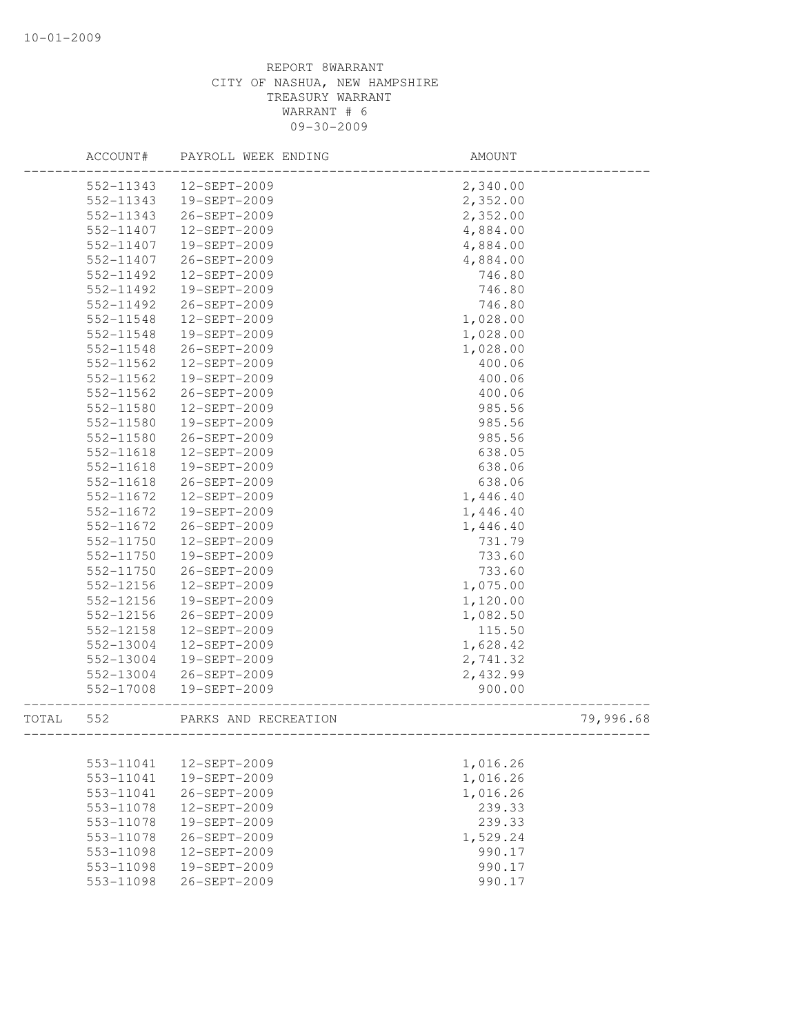10-01-2009

REPORT 8WARRANT
CITY OF NASHUA, NEW HAMPSHIRE
TREASURY WARRANT
WARRANT # 6
09-30-2009

| | ACCOUNT# | PAYROLL WEEK ENDING | AMOUNT | |
|---|---|---|---|---|
| | 552-11343 | 12-SEPT-2009 | 2,340.00 | |
| | 552-11343 | 19-SEPT-2009 | 2,352.00 | |
| | 552-11343 | 26-SEPT-2009 | 2,352.00 | |
| | 552-11407 | 12-SEPT-2009 | 4,884.00 | |
| | 552-11407 | 19-SEPT-2009 | 4,884.00 | |
| | 552-11407 | 26-SEPT-2009 | 4,884.00 | |
| | 552-11492 | 12-SEPT-2009 | 746.80 | |
| | 552-11492 | 19-SEPT-2009 | 746.80 | |
| | 552-11492 | 26-SEPT-2009 | 746.80 | |
| | 552-11548 | 12-SEPT-2009 | 1,028.00 | |
| | 552-11548 | 19-SEPT-2009 | 1,028.00 | |
| | 552-11548 | 26-SEPT-2009 | 1,028.00 | |
| | 552-11562 | 12-SEPT-2009 | 400.06 | |
| | 552-11562 | 19-SEPT-2009 | 400.06 | |
| | 552-11562 | 26-SEPT-2009 | 400.06 | |
| | 552-11580 | 12-SEPT-2009 | 985.56 | |
| | 552-11580 | 19-SEPT-2009 | 985.56 | |
| | 552-11580 | 26-SEPT-2009 | 985.56 | |
| | 552-11618 | 12-SEPT-2009 | 638.05 | |
| | 552-11618 | 19-SEPT-2009 | 638.06 | |
| | 552-11618 | 26-SEPT-2009 | 638.06 | |
| | 552-11672 | 12-SEPT-2009 | 1,446.40 | |
| | 552-11672 | 19-SEPT-2009 | 1,446.40 | |
| | 552-11672 | 26-SEPT-2009 | 1,446.40 | |
| | 552-11750 | 12-SEPT-2009 | 731.79 | |
| | 552-11750 | 19-SEPT-2009 | 733.60 | |
| | 552-11750 | 26-SEPT-2009 | 733.60 | |
| | 552-12156 | 12-SEPT-2009 | 1,075.00 | |
| | 552-12156 | 19-SEPT-2009 | 1,120.00 | |
| | 552-12156 | 26-SEPT-2009 | 1,082.50 | |
| | 552-12158 | 12-SEPT-2009 | 115.50 | |
| | 552-13004 | 12-SEPT-2009 | 1,628.42 | |
| | 552-13004 | 19-SEPT-2009 | 2,741.32 | |
| | 552-13004 | 26-SEPT-2009 | 2,432.99 | |
| | 552-17008 | 19-SEPT-2009 | 900.00 | |
| TOTAL | 552 | PARKS AND RECREATION | | 79,996.68 |
| | 553-11041 | 12-SEPT-2009 | 1,016.26 | |
| | 553-11041 | 19-SEPT-2009 | 1,016.26 | |
| | 553-11041 | 26-SEPT-2009 | 1,016.26 | |
| | 553-11078 | 12-SEPT-2009 | 239.33 | |
| | 553-11078 | 19-SEPT-2009 | 239.33 | |
| | 553-11078 | 26-SEPT-2009 | 1,529.24 | |
| | 553-11098 | 12-SEPT-2009 | 990.17 | |
| | 553-11098 | 19-SEPT-2009 | 990.17 | |
| | 553-11098 | 26-SEPT-2009 | 990.17 | |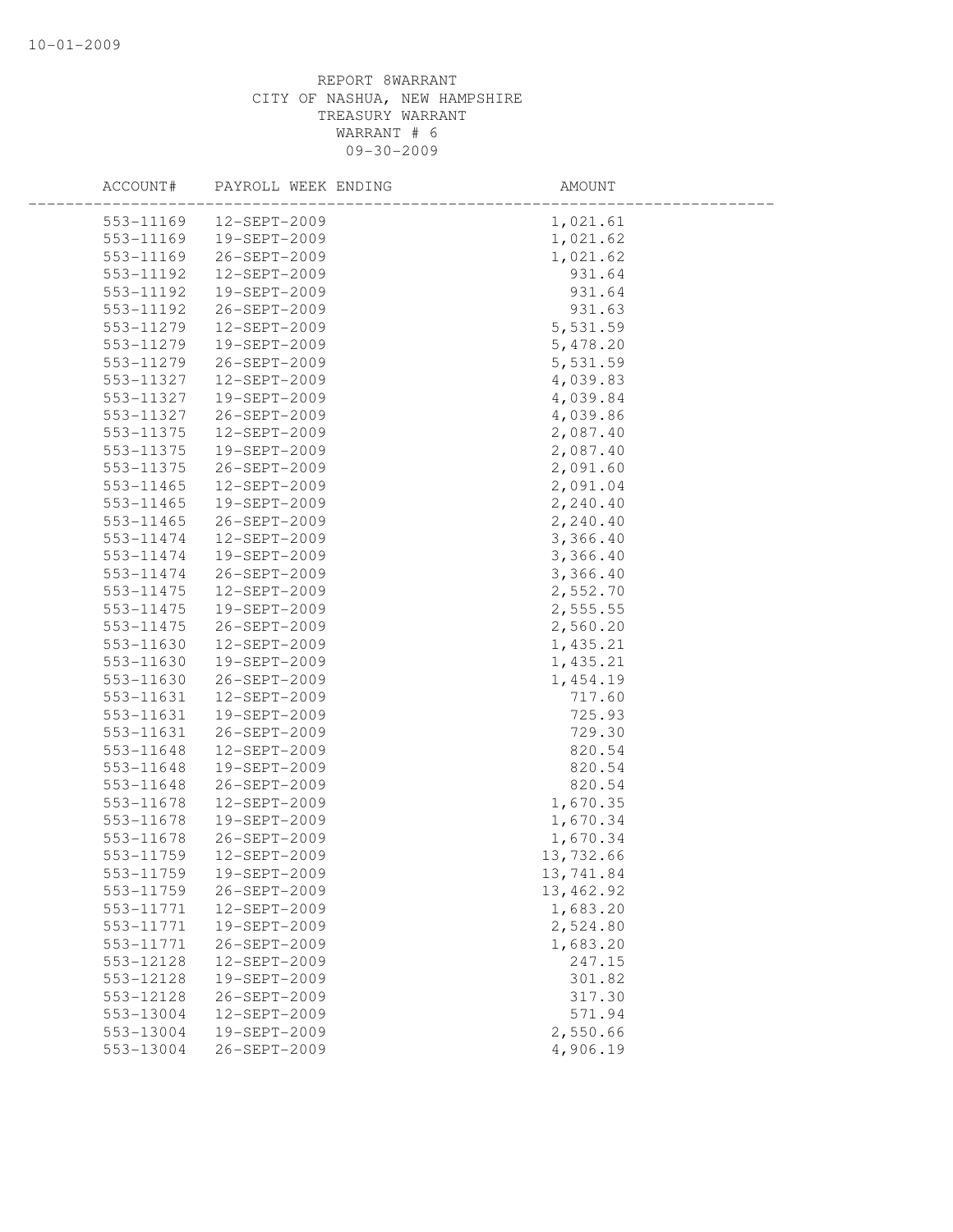REPORT 8WARRANT
CITY OF NASHUA, NEW HAMPSHIRE
TREASURY WARRANT
WARRANT # 6
09-30-2009

| ACCOUNT# | PAYROLL WEEK ENDING | AMOUNT |
|---|---|---|
| 553-11169 | 12-SEPT-2009 | 1,021.61 |
| 553-11169 | 19-SEPT-2009 | 1,021.62 |
| 553-11169 | 26-SEPT-2009 | 1,021.62 |
| 553-11192 | 12-SEPT-2009 | 931.64 |
| 553-11192 | 19-SEPT-2009 | 931.64 |
| 553-11192 | 26-SEPT-2009 | 931.63 |
| 553-11279 | 12-SEPT-2009 | 5,531.59 |
| 553-11279 | 19-SEPT-2009 | 5,478.20 |
| 553-11279 | 26-SEPT-2009 | 5,531.59 |
| 553-11327 | 12-SEPT-2009 | 4,039.83 |
| 553-11327 | 19-SEPT-2009 | 4,039.84 |
| 553-11327 | 26-SEPT-2009 | 4,039.86 |
| 553-11375 | 12-SEPT-2009 | 2,087.40 |
| 553-11375 | 19-SEPT-2009 | 2,087.40 |
| 553-11375 | 26-SEPT-2009 | 2,091.60 |
| 553-11465 | 12-SEPT-2009 | 2,091.04 |
| 553-11465 | 19-SEPT-2009 | 2,240.40 |
| 553-11465 | 26-SEPT-2009 | 2,240.40 |
| 553-11474 | 12-SEPT-2009 | 3,366.40 |
| 553-11474 | 19-SEPT-2009 | 3,366.40 |
| 553-11474 | 26-SEPT-2009 | 3,366.40 |
| 553-11475 | 12-SEPT-2009 | 2,552.70 |
| 553-11475 | 19-SEPT-2009 | 2,555.55 |
| 553-11475 | 26-SEPT-2009 | 2,560.20 |
| 553-11630 | 12-SEPT-2009 | 1,435.21 |
| 553-11630 | 19-SEPT-2009 | 1,435.21 |
| 553-11630 | 26-SEPT-2009 | 1,454.19 |
| 553-11631 | 12-SEPT-2009 | 717.60 |
| 553-11631 | 19-SEPT-2009 | 725.93 |
| 553-11631 | 26-SEPT-2009 | 729.30 |
| 553-11648 | 12-SEPT-2009 | 820.54 |
| 553-11648 | 19-SEPT-2009 | 820.54 |
| 553-11648 | 26-SEPT-2009 | 820.54 |
| 553-11678 | 12-SEPT-2009 | 1,670.35 |
| 553-11678 | 19-SEPT-2009 | 1,670.34 |
| 553-11678 | 26-SEPT-2009 | 1,670.34 |
| 553-11759 | 12-SEPT-2009 | 13,732.66 |
| 553-11759 | 19-SEPT-2009 | 13,741.84 |
| 553-11759 | 26-SEPT-2009 | 13,462.92 |
| 553-11771 | 12-SEPT-2009 | 1,683.20 |
| 553-11771 | 19-SEPT-2009 | 2,524.80 |
| 553-11771 | 26-SEPT-2009 | 1,683.20 |
| 553-12128 | 12-SEPT-2009 | 247.15 |
| 553-12128 | 19-SEPT-2009 | 301.82 |
| 553-12128 | 26-SEPT-2009 | 317.30 |
| 553-13004 | 12-SEPT-2009 | 571.94 |
| 553-13004 | 19-SEPT-2009 | 2,550.66 |
| 553-13004 | 26-SEPT-2009 | 4,906.19 |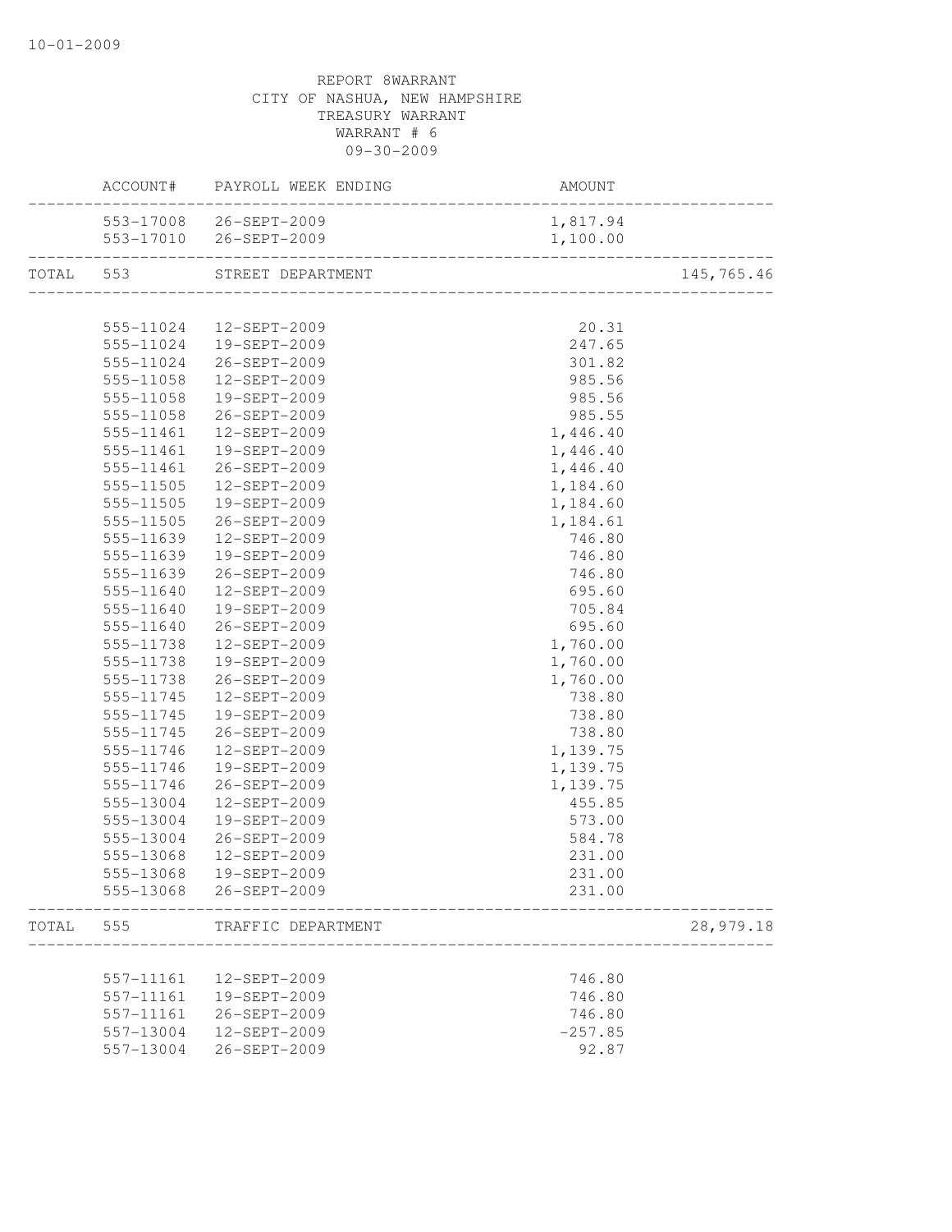REPORT 8WARRANT
CITY OF NASHUA, NEW HAMPSHIRE
TREASURY WARRANT
WARRANT # 6
09-30-2009

| | ACCOUNT# | PAYROLL WEEK ENDING | AMOUNT | |
|---|---|---|---|---|
| | 553-17008 | 26-SEPT-2009 | 1,817.94 | |
| | 553-17010 | 26-SEPT-2009 | 1,100.00 | |
| TOTAL | 553 | STREET DEPARTMENT | | 145,765.46 |
| | 555-11024 | 12-SEPT-2009 | 20.31 | |
| | 555-11024 | 19-SEPT-2009 | 247.65 | |
| | 555-11024 | 26-SEPT-2009 | 301.82 | |
| | 555-11058 | 12-SEPT-2009 | 985.56 | |
| | 555-11058 | 19-SEPT-2009 | 985.56 | |
| | 555-11058 | 26-SEPT-2009 | 985.55 | |
| | 555-11461 | 12-SEPT-2009 | 1,446.40 | |
| | 555-11461 | 19-SEPT-2009 | 1,446.40 | |
| | 555-11461 | 26-SEPT-2009 | 1,446.40 | |
| | 555-11505 | 12-SEPT-2009 | 1,184.60 | |
| | 555-11505 | 19-SEPT-2009 | 1,184.60 | |
| | 555-11505 | 26-SEPT-2009 | 1,184.61 | |
| | 555-11639 | 12-SEPT-2009 | 746.80 | |
| | 555-11639 | 19-SEPT-2009 | 746.80 | |
| | 555-11639 | 26-SEPT-2009 | 746.80 | |
| | 555-11640 | 12-SEPT-2009 | 695.60 | |
| | 555-11640 | 19-SEPT-2009 | 705.84 | |
| | 555-11640 | 26-SEPT-2009 | 695.60 | |
| | 555-11738 | 12-SEPT-2009 | 1,760.00 | |
| | 555-11738 | 19-SEPT-2009 | 1,760.00 | |
| | 555-11738 | 26-SEPT-2009 | 1,760.00 | |
| | 555-11745 | 12-SEPT-2009 | 738.80 | |
| | 555-11745 | 19-SEPT-2009 | 738.80 | |
| | 555-11745 | 26-SEPT-2009 | 738.80 | |
| | 555-11746 | 12-SEPT-2009 | 1,139.75 | |
| | 555-11746 | 19-SEPT-2009 | 1,139.75 | |
| | 555-11746 | 26-SEPT-2009 | 1,139.75 | |
| | 555-13004 | 12-SEPT-2009 | 455.85 | |
| | 555-13004 | 19-SEPT-2009 | 573.00 | |
| | 555-13004 | 26-SEPT-2009 | 584.78 | |
| | 555-13068 | 12-SEPT-2009 | 231.00 | |
| | 555-13068 | 19-SEPT-2009 | 231.00 | |
| | 555-13068 | 26-SEPT-2009 | 231.00 | |
| TOTAL | 555 | TRAFFIC DEPARTMENT | | 28,979.18 |
| | 557-11161 | 12-SEPT-2009 | 746.80 | |
| | 557-11161 | 19-SEPT-2009 | 746.80 | |
| | 557-11161 | 26-SEPT-2009 | 746.80 | |
| | 557-13004 | 12-SEPT-2009 | -257.85 | |
| | 557-13004 | 26-SEPT-2009 | 92.87 | |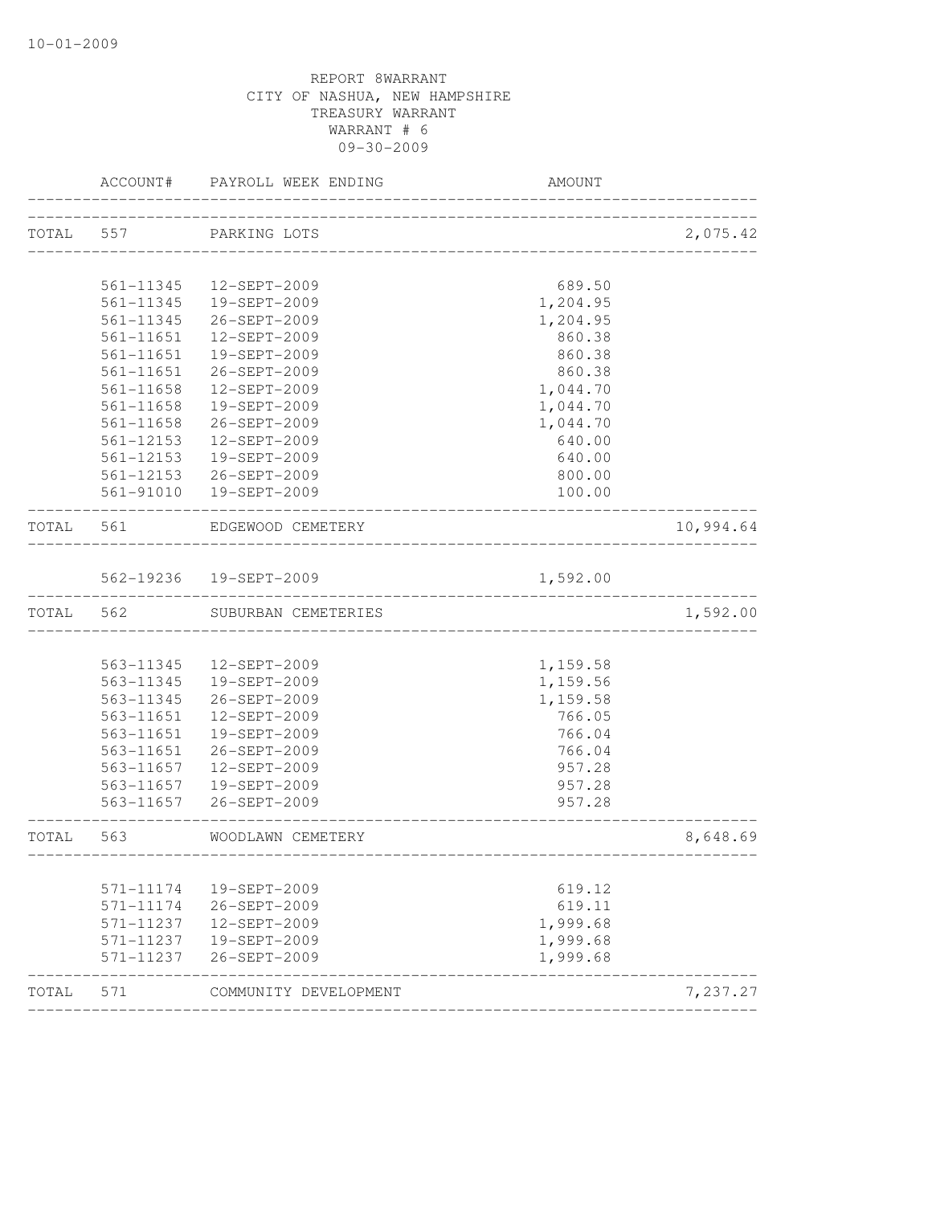REPORT 8WARRANT
CITY OF NASHUA, NEW HAMPSHIRE
TREASURY WARRANT
WARRANT # 6
09-30-2009

| | ACCOUNT# | PAYROLL WEEK ENDING | AMOUNT | |
|---|---|---|---|---|
| TOTAL | 557 | PARKING LOTS | | 2,075.42 |
| | 561-11345 | 12-SEPT-2009 | 689.50 | |
| | 561-11345 | 19-SEPT-2009 | 1,204.95 | |
| | 561-11345 | 26-SEPT-2009 | 1,204.95 | |
| | 561-11651 | 12-SEPT-2009 | 860.38 | |
| | 561-11651 | 19-SEPT-2009 | 860.38 | |
| | 561-11651 | 26-SEPT-2009 | 860.38 | |
| | 561-11658 | 12-SEPT-2009 | 1,044.70 | |
| | 561-11658 | 19-SEPT-2009 | 1,044.70 | |
| | 561-11658 | 26-SEPT-2009 | 1,044.70 | |
| | 561-12153 | 12-SEPT-2009 | 640.00 | |
| | 561-12153 | 19-SEPT-2009 | 640.00 | |
| | 561-12153 | 26-SEPT-2009 | 800.00 | |
| | 561-91010 | 19-SEPT-2009 | 100.00 | |
| TOTAL | 561 | EDGEWOOD CEMETERY | | 10,994.64 |
| | 562-19236 | 19-SEPT-2009 | 1,592.00 | |
| TOTAL | 562 | SUBURBAN CEMETERIES | | 1,592.00 |
| | 563-11345 | 12-SEPT-2009 | 1,159.58 | |
| | 563-11345 | 19-SEPT-2009 | 1,159.56 | |
| | 563-11345 | 26-SEPT-2009 | 1,159.58 | |
| | 563-11651 | 12-SEPT-2009 | 766.05 | |
| | 563-11651 | 19-SEPT-2009 | 766.04 | |
| | 563-11651 | 26-SEPT-2009 | 766.04 | |
| | 563-11657 | 12-SEPT-2009 | 957.28 | |
| | 563-11657 | 19-SEPT-2009 | 957.28 | |
| | 563-11657 | 26-SEPT-2009 | 957.28 | |
| TOTAL | 563 | WOODLAWN CEMETERY | | 8,648.69 |
| | 571-11174 | 19-SEPT-2009 | 619.12 | |
| | 571-11174 | 26-SEPT-2009 | 619.11 | |
| | 571-11237 | 12-SEPT-2009 | 1,999.68 | |
| | 571-11237 | 19-SEPT-2009 | 1,999.68 | |
| | 571-11237 | 26-SEPT-2009 | 1,999.68 | |
| TOTAL | 571 | COMMUNITY DEVELOPMENT | | 7,237.27 |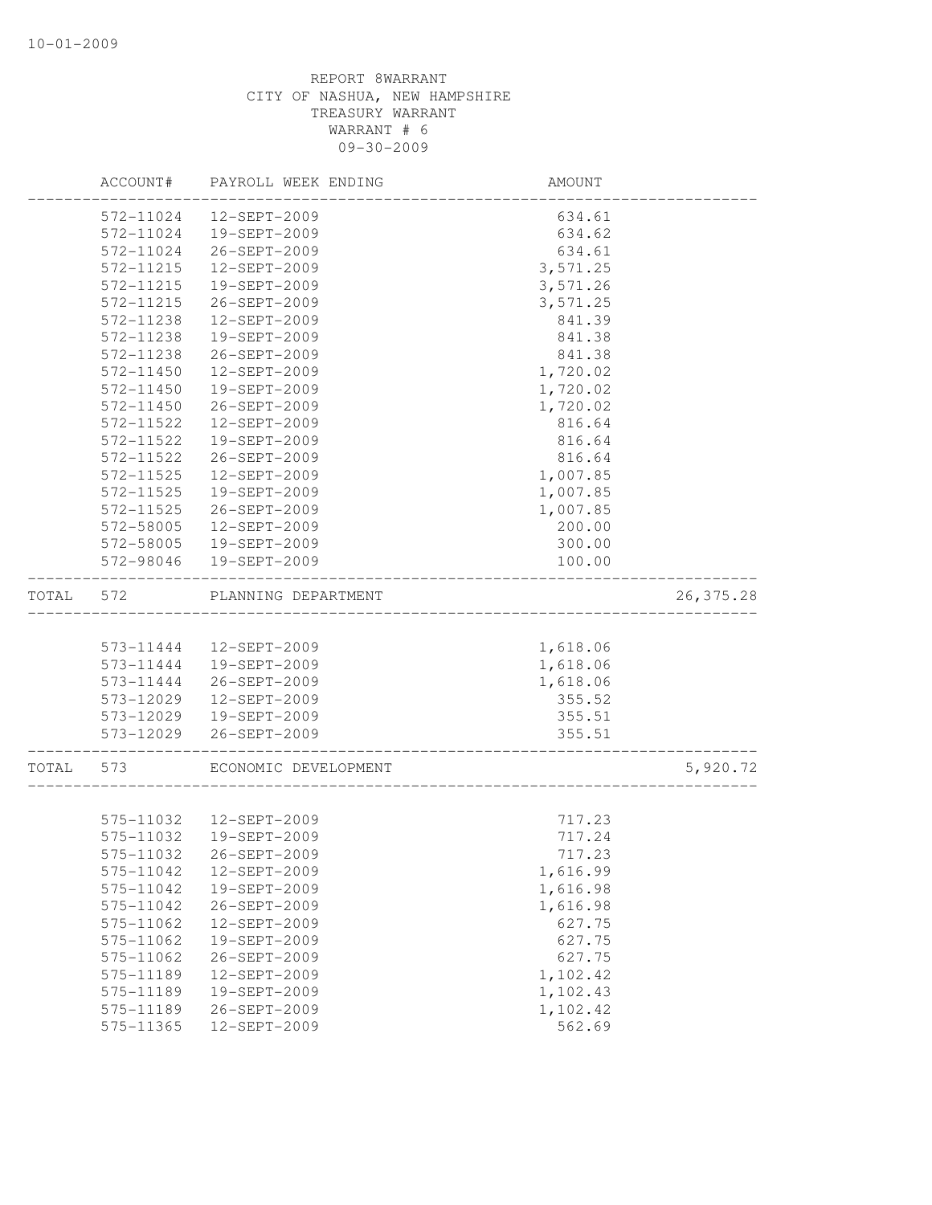REPORT 8WARRANT
CITY OF NASHUA, NEW HAMPSHIRE
TREASURY WARRANT
WARRANT # 6
09-30-2009

| ACCOUNT# | PAYROLL WEEK ENDING | AMOUNT | |
|---|---|---|---|
| 572-11024 | 12-SEPT-2009 | 634.61 | |
| 572-11024 | 19-SEPT-2009 | 634.62 | |
| 572-11024 | 26-SEPT-2009 | 634.61 | |
| 572-11215 | 12-SEPT-2009 | 3,571.25 | |
| 572-11215 | 19-SEPT-2009 | 3,571.26 | |
| 572-11215 | 26-SEPT-2009 | 3,571.25 | |
| 572-11238 | 12-SEPT-2009 | 841.39 | |
| 572-11238 | 19-SEPT-2009 | 841.38 | |
| 572-11238 | 26-SEPT-2009 | 841.38 | |
| 572-11450 | 12-SEPT-2009 | 1,720.02 | |
| 572-11450 | 19-SEPT-2009 | 1,720.02 | |
| 572-11450 | 26-SEPT-2009 | 1,720.02 | |
| 572-11522 | 12-SEPT-2009 | 816.64 | |
| 572-11522 | 19-SEPT-2009 | 816.64 | |
| 572-11522 | 26-SEPT-2009 | 816.64 | |
| 572-11525 | 12-SEPT-2009 | 1,007.85 | |
| 572-11525 | 19-SEPT-2009 | 1,007.85 | |
| 572-11525 | 26-SEPT-2009 | 1,007.85 | |
| 572-58005 | 12-SEPT-2009 | 200.00 | |
| 572-58005 | 19-SEPT-2009 | 300.00 | |
| 572-98046 | 19-SEPT-2009 | 100.00 | |
| TOTAL 572 | PLANNING DEPARTMENT | | 26,375.28 |
| 573-11444 | 12-SEPT-2009 | 1,618.06 | |
| 573-11444 | 19-SEPT-2009 | 1,618.06 | |
| 573-11444 | 26-SEPT-2009 | 1,618.06 | |
| 573-12029 | 12-SEPT-2009 | 355.52 | |
| 573-12029 | 19-SEPT-2009 | 355.51 | |
| 573-12029 | 26-SEPT-2009 | 355.51 | |
| TOTAL 573 | ECONOMIC DEVELOPMENT | | 5,920.72 |
| 575-11032 | 12-SEPT-2009 | 717.23 | |
| 575-11032 | 19-SEPT-2009 | 717.24 | |
| 575-11032 | 26-SEPT-2009 | 717.23 | |
| 575-11042 | 12-SEPT-2009 | 1,616.99 | |
| 575-11042 | 19-SEPT-2009 | 1,616.98 | |
| 575-11042 | 26-SEPT-2009 | 1,616.98 | |
| 575-11062 | 12-SEPT-2009 | 627.75 | |
| 575-11062 | 19-SEPT-2009 | 627.75 | |
| 575-11062 | 26-SEPT-2009 | 627.75 | |
| 575-11189 | 12-SEPT-2009 | 1,102.42 | |
| 575-11189 | 19-SEPT-2009 | 1,102.43 | |
| 575-11189 | 26-SEPT-2009 | 1,102.42 | |
| 575-11365 | 12-SEPT-2009 | 562.69 | |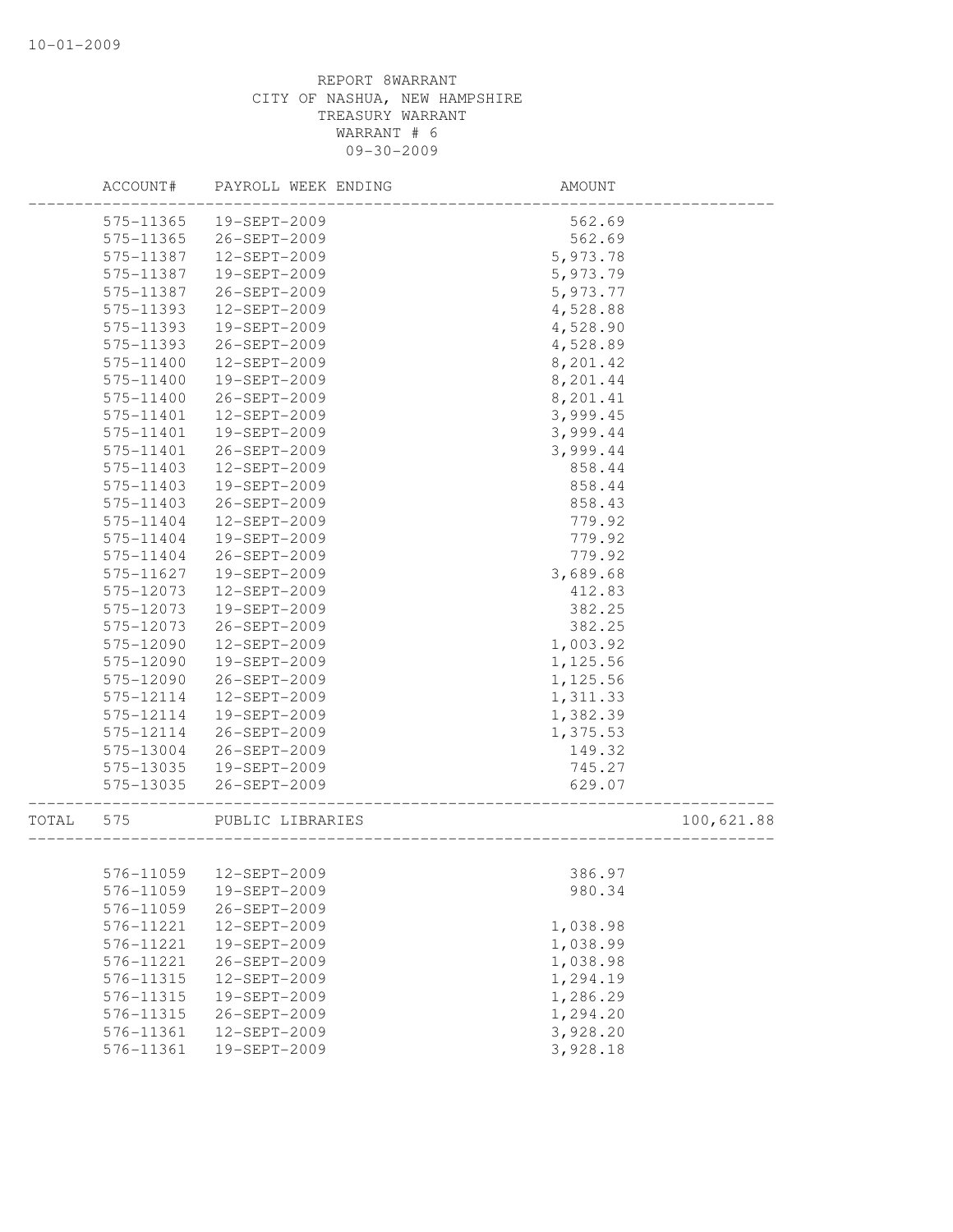REPORT 8WARRANT
CITY OF NASHUA, NEW HAMPSHIRE
TREASURY WARRANT
WARRANT # 6
09-30-2009

| ACCOUNT# | PAYROLL WEEK ENDING | AMOUNT | |
|---|---|---|---|
| 575-11365 | 19-SEPT-2009 | 562.69 | |
| 575-11365 | 26-SEPT-2009 | 562.69 | |
| 575-11387 | 12-SEPT-2009 | 5,973.78 | |
| 575-11387 | 19-SEPT-2009 | 5,973.79 | |
| 575-11387 | 26-SEPT-2009 | 5,973.77 | |
| 575-11393 | 12-SEPT-2009 | 4,528.88 | |
| 575-11393 | 19-SEPT-2009 | 4,528.90 | |
| 575-11393 | 26-SEPT-2009 | 4,528.89 | |
| 575-11400 | 12-SEPT-2009 | 8,201.42 | |
| 575-11400 | 19-SEPT-2009 | 8,201.44 | |
| 575-11400 | 26-SEPT-2009 | 8,201.41 | |
| 575-11401 | 12-SEPT-2009 | 3,999.45 | |
| 575-11401 | 19-SEPT-2009 | 3,999.44 | |
| 575-11401 | 26-SEPT-2009 | 3,999.44 | |
| 575-11403 | 12-SEPT-2009 | 858.44 | |
| 575-11403 | 19-SEPT-2009 | 858.44 | |
| 575-11403 | 26-SEPT-2009 | 858.43 | |
| 575-11404 | 12-SEPT-2009 | 779.92 | |
| 575-11404 | 19-SEPT-2009 | 779.92 | |
| 575-11404 | 26-SEPT-2009 | 779.92 | |
| 575-11627 | 19-SEPT-2009 | 3,689.68 | |
| 575-12073 | 12-SEPT-2009 | 412.83 | |
| 575-12073 | 19-SEPT-2009 | 382.25 | |
| 575-12073 | 26-SEPT-2009 | 382.25 | |
| 575-12090 | 12-SEPT-2009 | 1,003.92 | |
| 575-12090 | 19-SEPT-2009 | 1,125.56 | |
| 575-12090 | 26-SEPT-2009 | 1,125.56 | |
| 575-12114 | 12-SEPT-2009 | 1,311.33 | |
| 575-12114 | 19-SEPT-2009 | 1,382.39 | |
| 575-12114 | 26-SEPT-2009 | 1,375.53 | |
| 575-13004 | 26-SEPT-2009 | 149.32 | |
| 575-13035 | 19-SEPT-2009 | 745.27 | |
| 575-13035 | 26-SEPT-2009 | 629.07 | |
| TOTAL 575 | PUBLIC LIBRARIES | | 100,621.88 |
| 576-11059 | 12-SEPT-2009 | 386.97 | |
| 576-11059 | 19-SEPT-2009 | 980.34 | |
| 576-11059 | 26-SEPT-2009 | | |
| 576-11221 | 12-SEPT-2009 | 1,038.98 | |
| 576-11221 | 19-SEPT-2009 | 1,038.99 | |
| 576-11221 | 26-SEPT-2009 | 1,038.98 | |
| 576-11315 | 12-SEPT-2009 | 1,294.19 | |
| 576-11315 | 19-SEPT-2009 | 1,286.29 | |
| 576-11315 | 26-SEPT-2009 | 1,294.20 | |
| 576-11361 | 12-SEPT-2009 | 3,928.20 | |
| 576-11361 | 19-SEPT-2009 | 3,928.18 | |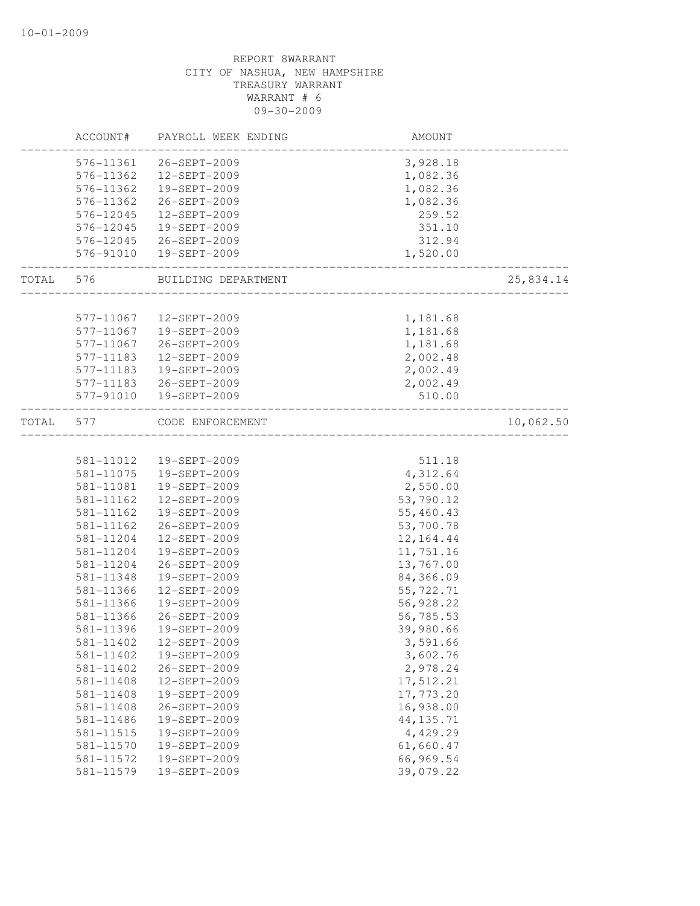REPORT 8WARRANT
CITY OF NASHUA, NEW HAMPSHIRE
TREASURY WARRANT
WARRANT # 6
09-30-2009

| | ACCOUNT# | PAYROLL WEEK ENDING | AMOUNT | |
|---|---|---|---|---|
| | 576-11361 | 26-SEPT-2009 | 3,928.18 | |
| | 576-11362 | 12-SEPT-2009 | 1,082.36 | |
| | 576-11362 | 19-SEPT-2009 | 1,082.36 | |
| | 576-11362 | 26-SEPT-2009 | 1,082.36 | |
| | 576-12045 | 12-SEPT-2009 | 259.52 | |
| | 576-12045 | 19-SEPT-2009 | 351.10 | |
| | 576-12045 | 26-SEPT-2009 | 312.94 | |
| | 576-91010 | 19-SEPT-2009 | 1,520.00 | |
| TOTAL | 576 | BUILDING DEPARTMENT | | 25,834.14 |
| | 577-11067 | 12-SEPT-2009 | 1,181.68 | |
| | 577-11067 | 19-SEPT-2009 | 1,181.68 | |
| | 577-11067 | 26-SEPT-2009 | 1,181.68 | |
| | 577-11183 | 12-SEPT-2009 | 2,002.48 | |
| | 577-11183 | 19-SEPT-2009 | 2,002.49 | |
| | 577-11183 | 26-SEPT-2009 | 2,002.49 | |
| | 577-91010 | 19-SEPT-2009 | 510.00 | |
| TOTAL | 577 | CODE ENFORCEMENT | | 10,062.50 |
| | 581-11012 | 19-SEPT-2009 | 511.18 | |
| | 581-11075 | 19-SEPT-2009 | 4,312.64 | |
| | 581-11081 | 19-SEPT-2009 | 2,550.00 | |
| | 581-11162 | 12-SEPT-2009 | 53,790.12 | |
| | 581-11162 | 19-SEPT-2009 | 55,460.43 | |
| | 581-11162 | 26-SEPT-2009 | 53,700.78 | |
| | 581-11204 | 12-SEPT-2009 | 12,164.44 | |
| | 581-11204 | 19-SEPT-2009 | 11,751.16 | |
| | 581-11204 | 26-SEPT-2009 | 13,767.00 | |
| | 581-11348 | 19-SEPT-2009 | 84,366.09 | |
| | 581-11366 | 12-SEPT-2009 | 55,722.71 | |
| | 581-11366 | 19-SEPT-2009 | 56,928.22 | |
| | 581-11366 | 26-SEPT-2009 | 56,785.53 | |
| | 581-11396 | 19-SEPT-2009 | 39,980.66 | |
| | 581-11402 | 12-SEPT-2009 | 3,591.66 | |
| | 581-11402 | 19-SEPT-2009 | 3,602.76 | |
| | 581-11402 | 26-SEPT-2009 | 2,978.24 | |
| | 581-11408 | 12-SEPT-2009 | 17,512.21 | |
| | 581-11408 | 19-SEPT-2009 | 17,773.20 | |
| | 581-11408 | 26-SEPT-2009 | 16,938.00 | |
| | 581-11486 | 19-SEPT-2009 | 44,135.71 | |
| | 581-11515 | 19-SEPT-2009 | 4,429.29 | |
| | 581-11570 | 19-SEPT-2009 | 61,660.47 | |
| | 581-11572 | 19-SEPT-2009 | 66,969.54 | |
| | 581-11579 | 19-SEPT-2009 | 39,079.22 | |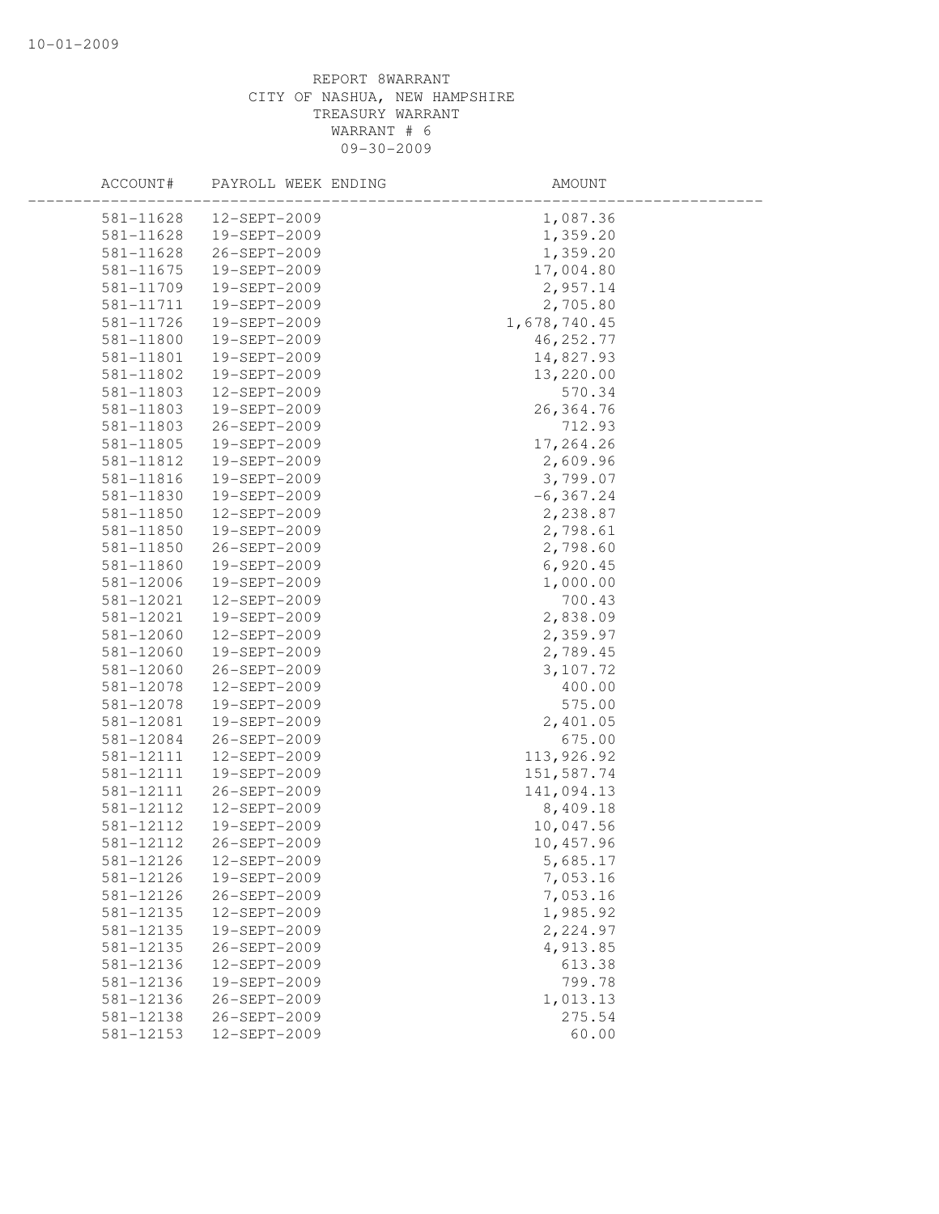REPORT 8WARRANT
CITY OF NASHUA, NEW HAMPSHIRE
TREASURY WARRANT
WARRANT # 6
09-30-2009

| ACCOUNT# | PAYROLL WEEK ENDING | AMOUNT |
|---|---|---|
| 581-11628 | 12-SEPT-2009 | 1,087.36 |
| 581-11628 | 19-SEPT-2009 | 1,359.20 |
| 581-11628 | 26-SEPT-2009 | 1,359.20 |
| 581-11675 | 19-SEPT-2009 | 17,004.80 |
| 581-11709 | 19-SEPT-2009 | 2,957.14 |
| 581-11711 | 19-SEPT-2009 | 2,705.80 |
| 581-11726 | 19-SEPT-2009 | 1,678,740.45 |
| 581-11800 | 19-SEPT-2009 | 46,252.77 |
| 581-11801 | 19-SEPT-2009 | 14,827.93 |
| 581-11802 | 19-SEPT-2009 | 13,220.00 |
| 581-11803 | 12-SEPT-2009 | 570.34 |
| 581-11803 | 19-SEPT-2009 | 26,364.76 |
| 581-11803 | 26-SEPT-2009 | 712.93 |
| 581-11805 | 19-SEPT-2009 | 17,264.26 |
| 581-11812 | 19-SEPT-2009 | 2,609.96 |
| 581-11816 | 19-SEPT-2009 | 3,799.07 |
| 581-11830 | 19-SEPT-2009 | -6,367.24 |
| 581-11850 | 12-SEPT-2009 | 2,238.87 |
| 581-11850 | 19-SEPT-2009 | 2,798.61 |
| 581-11850 | 26-SEPT-2009 | 2,798.60 |
| 581-11860 | 19-SEPT-2009 | 6,920.45 |
| 581-12006 | 19-SEPT-2009 | 1,000.00 |
| 581-12021 | 12-SEPT-2009 | 700.43 |
| 581-12021 | 19-SEPT-2009 | 2,838.09 |
| 581-12060 | 12-SEPT-2009 | 2,359.97 |
| 581-12060 | 19-SEPT-2009 | 2,789.45 |
| 581-12060 | 26-SEPT-2009 | 3,107.72 |
| 581-12078 | 12-SEPT-2009 | 400.00 |
| 581-12078 | 19-SEPT-2009 | 575.00 |
| 581-12081 | 19-SEPT-2009 | 2,401.05 |
| 581-12084 | 26-SEPT-2009 | 675.00 |
| 581-12111 | 12-SEPT-2009 | 113,926.92 |
| 581-12111 | 19-SEPT-2009 | 151,587.74 |
| 581-12111 | 26-SEPT-2009 | 141,094.13 |
| 581-12112 | 12-SEPT-2009 | 8,409.18 |
| 581-12112 | 19-SEPT-2009 | 10,047.56 |
| 581-12112 | 26-SEPT-2009 | 10,457.96 |
| 581-12126 | 12-SEPT-2009 | 5,685.17 |
| 581-12126 | 19-SEPT-2009 | 7,053.16 |
| 581-12126 | 26-SEPT-2009 | 7,053.16 |
| 581-12135 | 12-SEPT-2009 | 1,985.92 |
| 581-12135 | 19-SEPT-2009 | 2,224.97 |
| 581-12135 | 26-SEPT-2009 | 4,913.85 |
| 581-12136 | 12-SEPT-2009 | 613.38 |
| 581-12136 | 19-SEPT-2009 | 799.78 |
| 581-12136 | 26-SEPT-2009 | 1,013.13 |
| 581-12138 | 26-SEPT-2009 | 275.54 |
| 581-12153 | 12-SEPT-2009 | 60.00 |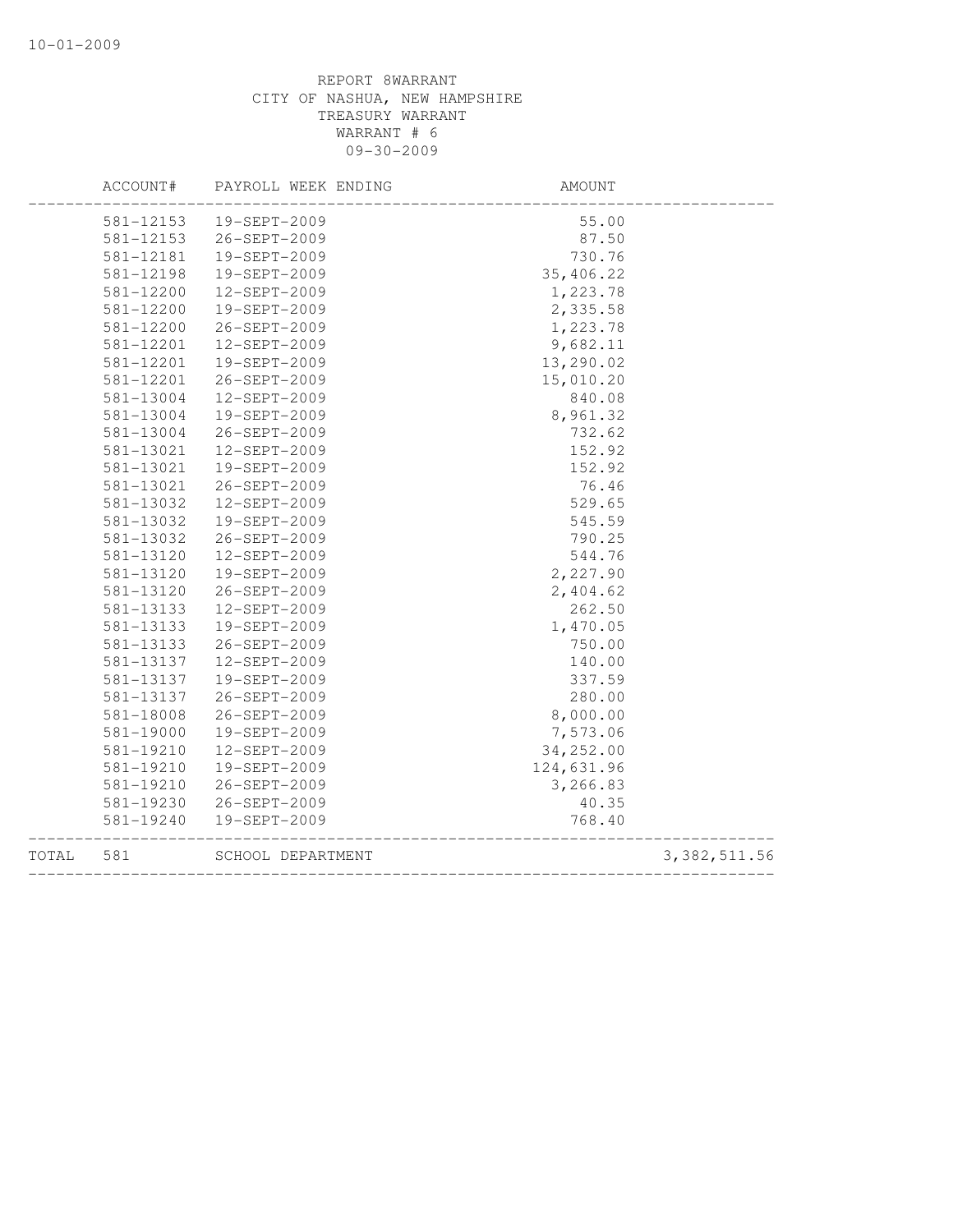REPORT 8WARRANT
CITY OF NASHUA, NEW HAMPSHIRE
TREASURY WARRANT
WARRANT # 6
09-30-2009

| | ACCOUNT# | PAYROLL WEEK ENDING | AMOUNT | |
|---|---|---|---|---|
| | 581-12153 | 19-SEPT-2009 | 55.00 | |
| | 581-12153 | 26-SEPT-2009 | 87.50 | |
| | 581-12181 | 19-SEPT-2009 | 730.76 | |
| | 581-12198 | 19-SEPT-2009 | 35,406.22 | |
| | 581-12200 | 12-SEPT-2009 | 1,223.78 | |
| | 581-12200 | 19-SEPT-2009 | 2,335.58 | |
| | 581-12200 | 26-SEPT-2009 | 1,223.78 | |
| | 581-12201 | 12-SEPT-2009 | 9,682.11 | |
| | 581-12201 | 19-SEPT-2009 | 13,290.02 | |
| | 581-12201 | 26-SEPT-2009 | 15,010.20 | |
| | 581-13004 | 12-SEPT-2009 | 840.08 | |
| | 581-13004 | 19-SEPT-2009 | 8,961.32 | |
| | 581-13004 | 26-SEPT-2009 | 732.62 | |
| | 581-13021 | 12-SEPT-2009 | 152.92 | |
| | 581-13021 | 19-SEPT-2009 | 152.92 | |
| | 581-13021 | 26-SEPT-2009 | 76.46 | |
| | 581-13032 | 12-SEPT-2009 | 529.65 | |
| | 581-13032 | 19-SEPT-2009 | 545.59 | |
| | 581-13032 | 26-SEPT-2009 | 790.25 | |
| | 581-13120 | 12-SEPT-2009 | 544.76 | |
| | 581-13120 | 19-SEPT-2009 | 2,227.90 | |
| | 581-13120 | 26-SEPT-2009 | 2,404.62 | |
| | 581-13133 | 12-SEPT-2009 | 262.50 | |
| | 581-13133 | 19-SEPT-2009 | 1,470.05 | |
| | 581-13133 | 26-SEPT-2009 | 750.00 | |
| | 581-13137 | 12-SEPT-2009 | 140.00 | |
| | 581-13137 | 19-SEPT-2009 | 337.59 | |
| | 581-13137 | 26-SEPT-2009 | 280.00 | |
| | 581-18008 | 26-SEPT-2009 | 8,000.00 | |
| | 581-19000 | 19-SEPT-2009 | 7,573.06 | |
| | 581-19210 | 12-SEPT-2009 | 34,252.00 | |
| | 581-19210 | 19-SEPT-2009 | 124,631.96 | |
| | 581-19210 | 26-SEPT-2009 | 3,266.83 | |
| | 581-19230 | 26-SEPT-2009 | 40.35 | |
| | 581-19240 | 19-SEPT-2009 | 768.40 | |
| TOTAL | 581 | SCHOOL DEPARTMENT | | 3,382,511.56 |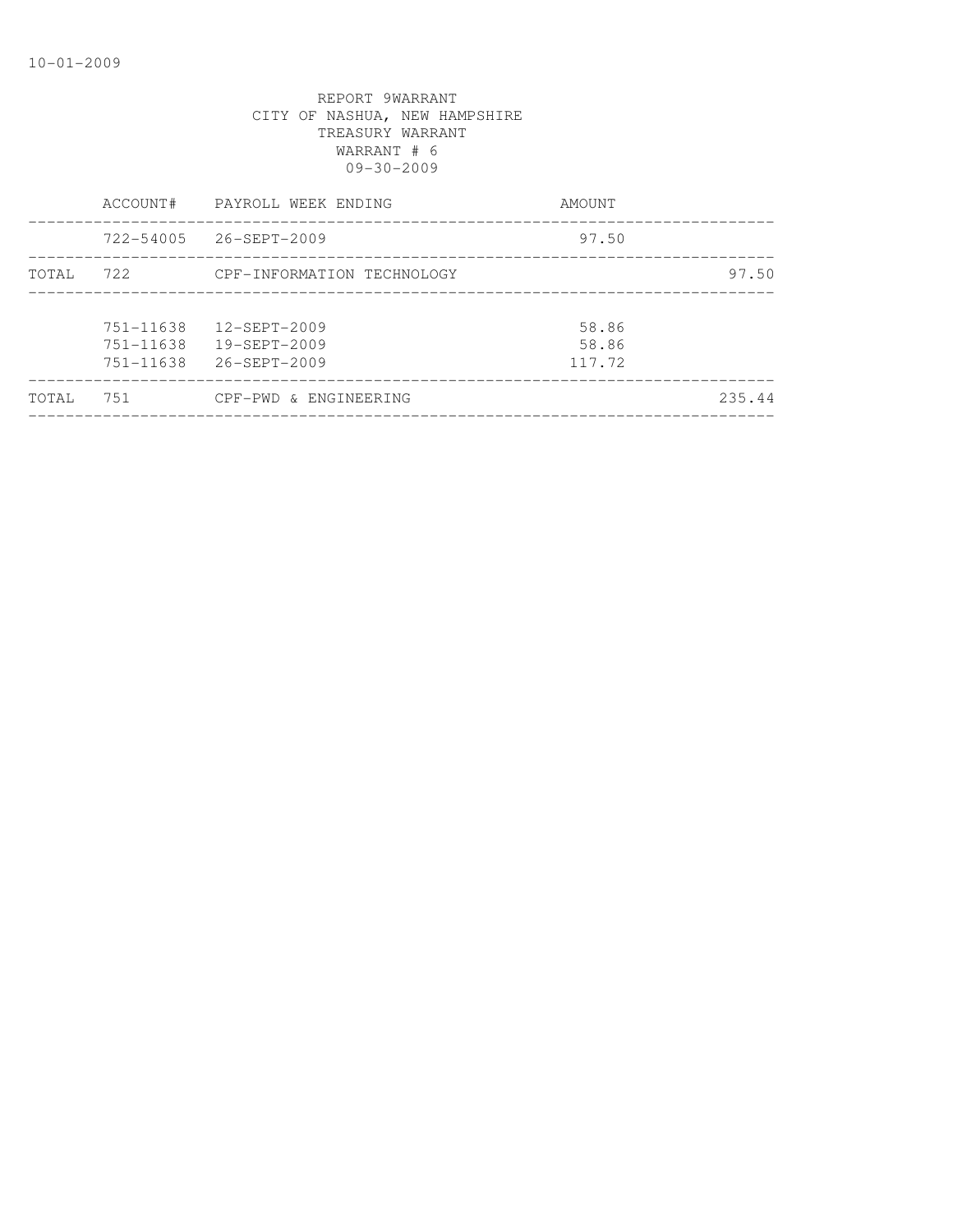REPORT 9WARRANT
CITY OF NASHUA, NEW HAMPSHIRE
TREASURY WARRANT
WARRANT # 6
09-30-2009

| | ACCOUNT# | PAYROLL WEEK ENDING | AMOUNT | |
|---|---|---|---|---|
| | 722-54005 | 26-SEPT-2009 | 97.50 | |
| TOTAL | 722 | CPF-INFORMATION TECHNOLOGY | | 97.50 |
| | 751-11638 | 12-SEPT-2009 | 58.86 | |
| | 751-11638 | 19-SEPT-2009 | 58.86 | |
| | 751-11638 | 26-SEPT-2009 | 117.72 | |
| TOTAL | 751 | CPF-PWD & ENGINEERING | | 235.44 |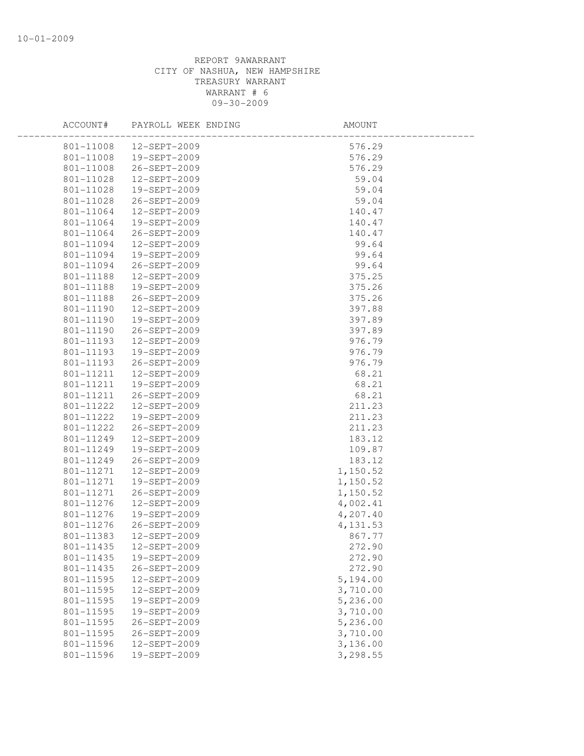10-01-2009

REPORT 9AWARRANT
CITY OF NASHUA, NEW HAMPSHIRE
TREASURY WARRANT
WARRANT # 6
09-30-2009

| ACCOUNT# | PAYROLL WEEK ENDING | AMOUNT |
|---|---|---|
| 801-11008 | 12-SEPT-2009 | 576.29 |
| 801-11008 | 19-SEPT-2009 | 576.29 |
| 801-11008 | 26-SEPT-2009 | 576.29 |
| 801-11028 | 12-SEPT-2009 | 59.04 |
| 801-11028 | 19-SEPT-2009 | 59.04 |
| 801-11028 | 26-SEPT-2009 | 59.04 |
| 801-11064 | 12-SEPT-2009 | 140.47 |
| 801-11064 | 19-SEPT-2009 | 140.47 |
| 801-11064 | 26-SEPT-2009 | 140.47 |
| 801-11094 | 12-SEPT-2009 | 99.64 |
| 801-11094 | 19-SEPT-2009 | 99.64 |
| 801-11094 | 26-SEPT-2009 | 99.64 |
| 801-11188 | 12-SEPT-2009 | 375.25 |
| 801-11188 | 19-SEPT-2009 | 375.26 |
| 801-11188 | 26-SEPT-2009 | 375.26 |
| 801-11190 | 12-SEPT-2009 | 397.88 |
| 801-11190 | 19-SEPT-2009 | 397.89 |
| 801-11190 | 26-SEPT-2009 | 397.89 |
| 801-11193 | 12-SEPT-2009 | 976.79 |
| 801-11193 | 19-SEPT-2009 | 976.79 |
| 801-11193 | 26-SEPT-2009 | 976.79 |
| 801-11211 | 12-SEPT-2009 | 68.21 |
| 801-11211 | 19-SEPT-2009 | 68.21 |
| 801-11211 | 26-SEPT-2009 | 68.21 |
| 801-11222 | 12-SEPT-2009 | 211.23 |
| 801-11222 | 19-SEPT-2009 | 211.23 |
| 801-11222 | 26-SEPT-2009 | 211.23 |
| 801-11249 | 12-SEPT-2009 | 183.12 |
| 801-11249 | 19-SEPT-2009 | 109.87 |
| 801-11249 | 26-SEPT-2009 | 183.12 |
| 801-11271 | 12-SEPT-2009 | 1,150.52 |
| 801-11271 | 19-SEPT-2009 | 1,150.52 |
| 801-11271 | 26-SEPT-2009 | 1,150.52 |
| 801-11276 | 12-SEPT-2009 | 4,002.41 |
| 801-11276 | 19-SEPT-2009 | 4,207.40 |
| 801-11276 | 26-SEPT-2009 | 4,131.53 |
| 801-11383 | 12-SEPT-2009 | 867.77 |
| 801-11435 | 12-SEPT-2009 | 272.90 |
| 801-11435 | 19-SEPT-2009 | 272.90 |
| 801-11435 | 26-SEPT-2009 | 272.90 |
| 801-11595 | 12-SEPT-2009 | 5,194.00 |
| 801-11595 | 12-SEPT-2009 | 3,710.00 |
| 801-11595 | 19-SEPT-2009 | 5,236.00 |
| 801-11595 | 19-SEPT-2009 | 3,710.00 |
| 801-11595 | 26-SEPT-2009 | 5,236.00 |
| 801-11595 | 26-SEPT-2009 | 3,710.00 |
| 801-11596 | 12-SEPT-2009 | 3,136.00 |
| 801-11596 | 19-SEPT-2009 | 3,298.55 |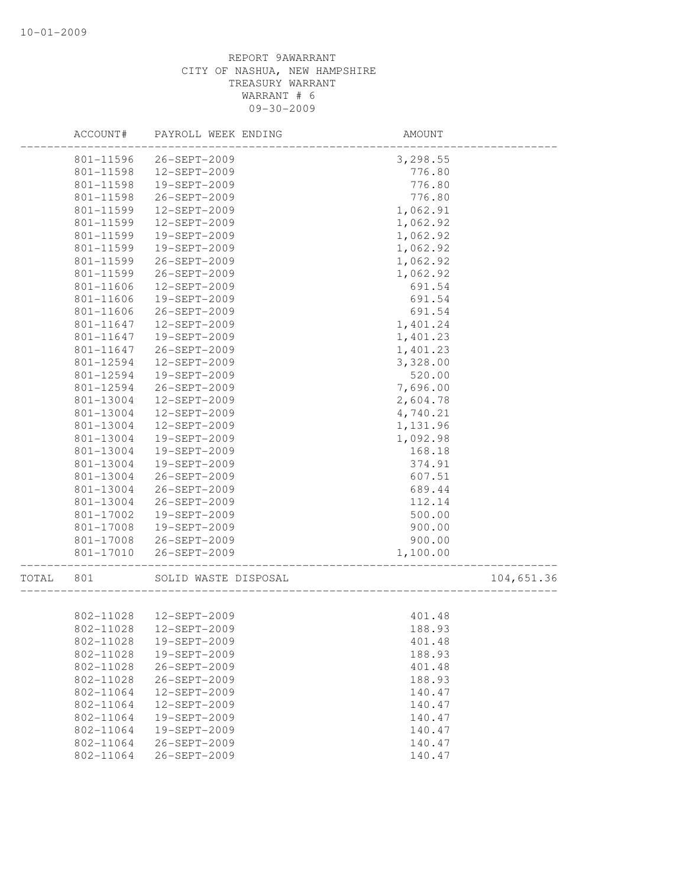REPORT 9AWARRANT
CITY OF NASHUA, NEW HAMPSHIRE
TREASURY WARRANT
WARRANT # 6
09-30-2009

| | ACCOUNT# | PAYROLL WEEK ENDING | AMOUNT | |
|---|---|---|---|---|
| | 801-11596 | 26-SEPT-2009 | 3,298.55 | |
| | 801-11598 | 12-SEPT-2009 | 776.80 | |
| | 801-11598 | 19-SEPT-2009 | 776.80 | |
| | 801-11598 | 26-SEPT-2009 | 776.80 | |
| | 801-11599 | 12-SEPT-2009 | 1,062.91 | |
| | 801-11599 | 12-SEPT-2009 | 1,062.92 | |
| | 801-11599 | 19-SEPT-2009 | 1,062.92 | |
| | 801-11599 | 19-SEPT-2009 | 1,062.92 | |
| | 801-11599 | 26-SEPT-2009 | 1,062.92 | |
| | 801-11599 | 26-SEPT-2009 | 1,062.92 | |
| | 801-11606 | 12-SEPT-2009 | 691.54 | |
| | 801-11606 | 19-SEPT-2009 | 691.54 | |
| | 801-11606 | 26-SEPT-2009 | 691.54 | |
| | 801-11647 | 12-SEPT-2009 | 1,401.24 | |
| | 801-11647 | 19-SEPT-2009 | 1,401.23 | |
| | 801-11647 | 26-SEPT-2009 | 1,401.23 | |
| | 801-12594 | 12-SEPT-2009 | 3,328.00 | |
| | 801-12594 | 19-SEPT-2009 | 520.00 | |
| | 801-12594 | 26-SEPT-2009 | 7,696.00 | |
| | 801-13004 | 12-SEPT-2009 | 2,604.78 | |
| | 801-13004 | 12-SEPT-2009 | 4,740.21 | |
| | 801-13004 | 12-SEPT-2009 | 1,131.96 | |
| | 801-13004 | 19-SEPT-2009 | 1,092.98 | |
| | 801-13004 | 19-SEPT-2009 | 168.18 | |
| | 801-13004 | 19-SEPT-2009 | 374.91 | |
| | 801-13004 | 26-SEPT-2009 | 607.51 | |
| | 801-13004 | 26-SEPT-2009 | 689.44 | |
| | 801-13004 | 26-SEPT-2009 | 112.14 | |
| | 801-17002 | 19-SEPT-2009 | 500.00 | |
| | 801-17008 | 19-SEPT-2009 | 900.00 | |
| | 801-17008 | 26-SEPT-2009 | 900.00 | |
| | 801-17010 | 26-SEPT-2009 | 1,100.00 | |
| TOTAL | 801 | SOLID WASTE DISPOSAL | | 104,651.36 |
| | 802-11028 | 12-SEPT-2009 | 401.48 | |
| | 802-11028 | 12-SEPT-2009 | 188.93 | |
| | 802-11028 | 19-SEPT-2009 | 401.48 | |
| | 802-11028 | 19-SEPT-2009 | 188.93 | |
| | 802-11028 | 26-SEPT-2009 | 401.48 | |
| | 802-11028 | 26-SEPT-2009 | 188.93 | |
| | 802-11064 | 12-SEPT-2009 | 140.47 | |
| | 802-11064 | 12-SEPT-2009 | 140.47 | |
| | 802-11064 | 19-SEPT-2009 | 140.47 | |
| | 802-11064 | 19-SEPT-2009 | 140.47 | |
| | 802-11064 | 26-SEPT-2009 | 140.47 | |
| | 802-11064 | 26-SEPT-2009 | 140.47 | |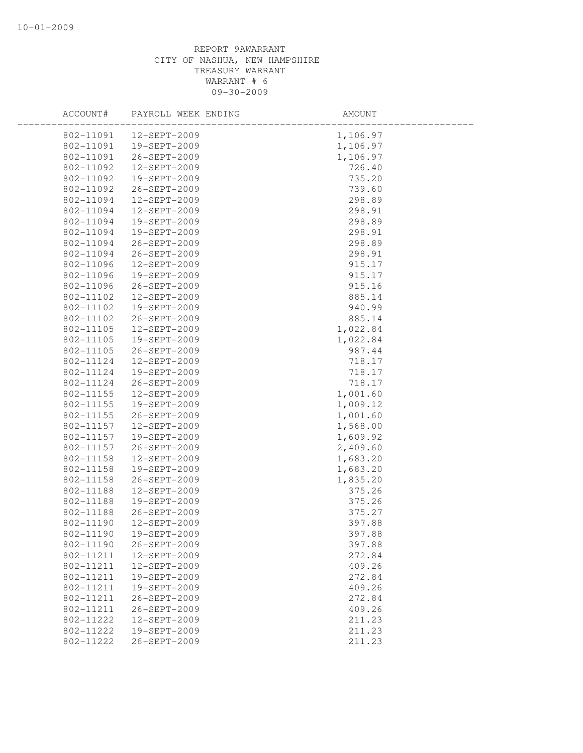REPORT 9AWARRANT
CITY OF NASHUA, NEW HAMPSHIRE
TREASURY WARRANT
WARRANT # 6
09-30-2009

| ACCOUNT# | PAYROLL WEEK ENDING | AMOUNT |
|---|---|---|
| 802-11091 | 12-SEPT-2009 | 1,106.97 |
| 802-11091 | 19-SEPT-2009 | 1,106.97 |
| 802-11091 | 26-SEPT-2009 | 1,106.97 |
| 802-11092 | 12-SEPT-2009 | 726.40 |
| 802-11092 | 19-SEPT-2009 | 735.20 |
| 802-11092 | 26-SEPT-2009 | 739.60 |
| 802-11094 | 12-SEPT-2009 | 298.89 |
| 802-11094 | 12-SEPT-2009 | 298.91 |
| 802-11094 | 19-SEPT-2009 | 298.89 |
| 802-11094 | 19-SEPT-2009 | 298.91 |
| 802-11094 | 26-SEPT-2009 | 298.89 |
| 802-11094 | 26-SEPT-2009 | 298.91 |
| 802-11096 | 12-SEPT-2009 | 915.17 |
| 802-11096 | 19-SEPT-2009 | 915.17 |
| 802-11096 | 26-SEPT-2009 | 915.16 |
| 802-11102 | 12-SEPT-2009 | 885.14 |
| 802-11102 | 19-SEPT-2009 | 940.99 |
| 802-11102 | 26-SEPT-2009 | 885.14 |
| 802-11105 | 12-SEPT-2009 | 1,022.84 |
| 802-11105 | 19-SEPT-2009 | 1,022.84 |
| 802-11105 | 26-SEPT-2009 | 987.44 |
| 802-11124 | 12-SEPT-2009 | 718.17 |
| 802-11124 | 19-SEPT-2009 | 718.17 |
| 802-11124 | 26-SEPT-2009 | 718.17 |
| 802-11155 | 12-SEPT-2009 | 1,001.60 |
| 802-11155 | 19-SEPT-2009 | 1,009.12 |
| 802-11155 | 26-SEPT-2009 | 1,001.60 |
| 802-11157 | 12-SEPT-2009 | 1,568.00 |
| 802-11157 | 19-SEPT-2009 | 1,609.92 |
| 802-11157 | 26-SEPT-2009 | 2,409.60 |
| 802-11158 | 12-SEPT-2009 | 1,683.20 |
| 802-11158 | 19-SEPT-2009 | 1,683.20 |
| 802-11158 | 26-SEPT-2009 | 1,835.20 |
| 802-11188 | 12-SEPT-2009 | 375.26 |
| 802-11188 | 19-SEPT-2009 | 375.26 |
| 802-11188 | 26-SEPT-2009 | 375.27 |
| 802-11190 | 12-SEPT-2009 | 397.88 |
| 802-11190 | 19-SEPT-2009 | 397.88 |
| 802-11190 | 26-SEPT-2009 | 397.88 |
| 802-11211 | 12-SEPT-2009 | 272.84 |
| 802-11211 | 12-SEPT-2009 | 409.26 |
| 802-11211 | 19-SEPT-2009 | 272.84 |
| 802-11211 | 19-SEPT-2009 | 409.26 |
| 802-11211 | 26-SEPT-2009 | 272.84 |
| 802-11211 | 26-SEPT-2009 | 409.26 |
| 802-11222 | 12-SEPT-2009 | 211.23 |
| 802-11222 | 19-SEPT-2009 | 211.23 |
| 802-11222 | 26-SEPT-2009 | 211.23 |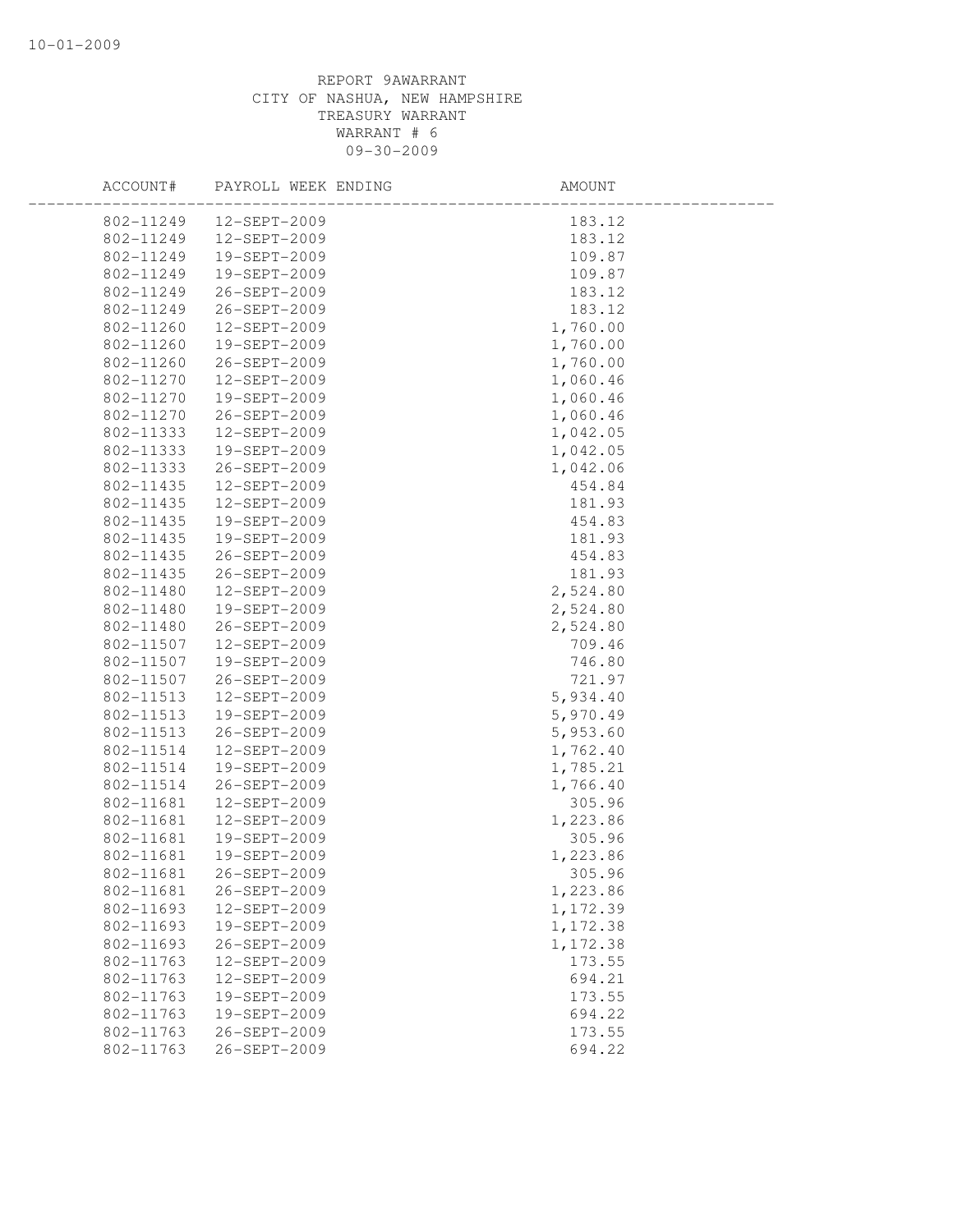REPORT 9AWARRANT
CITY OF NASHUA, NEW HAMPSHIRE
TREASURY WARRANT
WARRANT # 6
09-30-2009

| ACCOUNT# | PAYROLL WEEK ENDING | AMOUNT |
|---|---|---|
| 802-11249 | 12-SEPT-2009 | 183.12 |
| 802-11249 | 12-SEPT-2009 | 183.12 |
| 802-11249 | 19-SEPT-2009 | 109.87 |
| 802-11249 | 19-SEPT-2009 | 109.87 |
| 802-11249 | 26-SEPT-2009 | 183.12 |
| 802-11249 | 26-SEPT-2009 | 183.12 |
| 802-11260 | 12-SEPT-2009 | 1,760.00 |
| 802-11260 | 19-SEPT-2009 | 1,760.00 |
| 802-11260 | 26-SEPT-2009 | 1,760.00 |
| 802-11270 | 12-SEPT-2009 | 1,060.46 |
| 802-11270 | 19-SEPT-2009 | 1,060.46 |
| 802-11270 | 26-SEPT-2009 | 1,060.46 |
| 802-11333 | 12-SEPT-2009 | 1,042.05 |
| 802-11333 | 19-SEPT-2009 | 1,042.05 |
| 802-11333 | 26-SEPT-2009 | 1,042.06 |
| 802-11435 | 12-SEPT-2009 | 454.84 |
| 802-11435 | 12-SEPT-2009 | 181.93 |
| 802-11435 | 19-SEPT-2009 | 454.83 |
| 802-11435 | 19-SEPT-2009 | 181.93 |
| 802-11435 | 26-SEPT-2009 | 454.83 |
| 802-11435 | 26-SEPT-2009 | 181.93 |
| 802-11480 | 12-SEPT-2009 | 2,524.80 |
| 802-11480 | 19-SEPT-2009 | 2,524.80 |
| 802-11480 | 26-SEPT-2009 | 2,524.80 |
| 802-11507 | 12-SEPT-2009 | 709.46 |
| 802-11507 | 19-SEPT-2009 | 746.80 |
| 802-11507 | 26-SEPT-2009 | 721.97 |
| 802-11513 | 12-SEPT-2009 | 5,934.40 |
| 802-11513 | 19-SEPT-2009 | 5,970.49 |
| 802-11513 | 26-SEPT-2009 | 5,953.60 |
| 802-11514 | 12-SEPT-2009 | 1,762.40 |
| 802-11514 | 19-SEPT-2009 | 1,785.21 |
| 802-11514 | 26-SEPT-2009 | 1,766.40 |
| 802-11681 | 12-SEPT-2009 | 305.96 |
| 802-11681 | 12-SEPT-2009 | 1,223.86 |
| 802-11681 | 19-SEPT-2009 | 305.96 |
| 802-11681 | 19-SEPT-2009 | 1,223.86 |
| 802-11681 | 26-SEPT-2009 | 305.96 |
| 802-11681 | 26-SEPT-2009 | 1,223.86 |
| 802-11693 | 12-SEPT-2009 | 1,172.39 |
| 802-11693 | 19-SEPT-2009 | 1,172.38 |
| 802-11693 | 26-SEPT-2009 | 1,172.38 |
| 802-11763 | 12-SEPT-2009 | 173.55 |
| 802-11763 | 12-SEPT-2009 | 694.21 |
| 802-11763 | 19-SEPT-2009 | 173.55 |
| 802-11763 | 19-SEPT-2009 | 694.22 |
| 802-11763 | 26-SEPT-2009 | 173.55 |
| 802-11763 | 26-SEPT-2009 | 694.22 |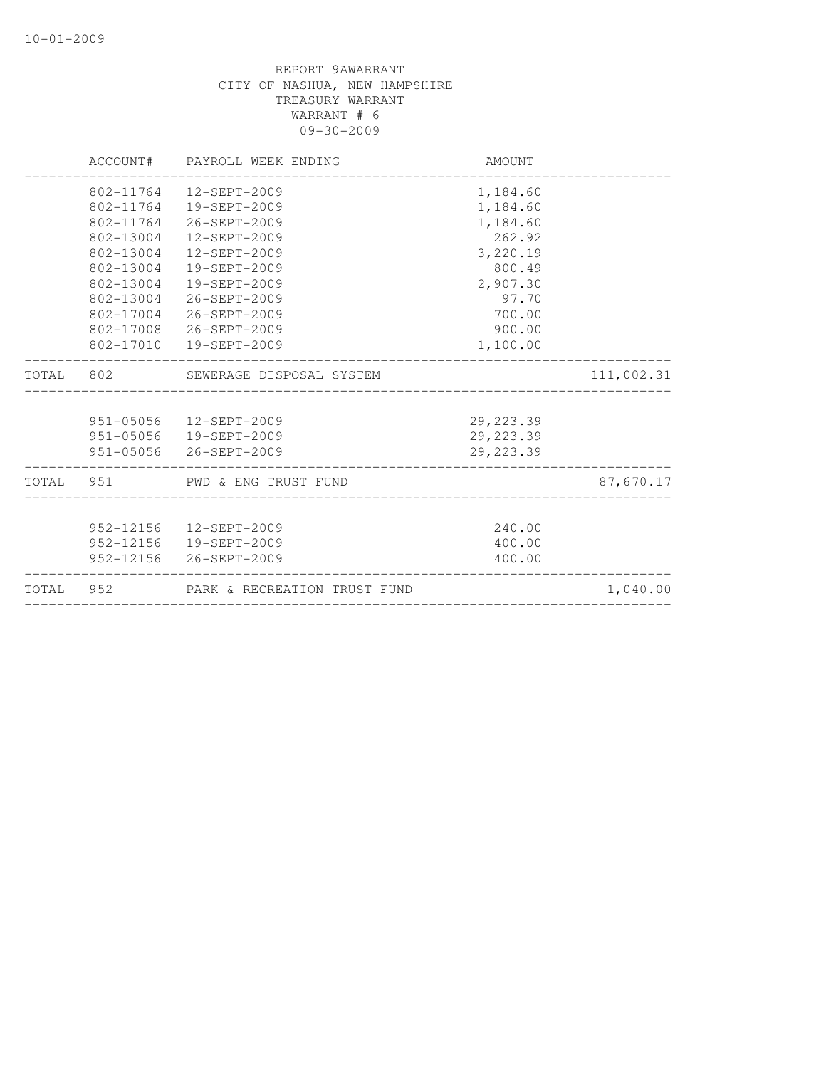REPORT 9AWARRANT
CITY OF NASHUA, NEW HAMPSHIRE
TREASURY WARRANT
WARRANT # 6
09-30-2009

| | ACCOUNT# | PAYROLL WEEK ENDING | AMOUNT | |
|---|---|---|---|---|
| | 802-11764 | 12-SEPT-2009 | 1,184.60 | |
| | 802-11764 | 19-SEPT-2009 | 1,184.60 | |
| | 802-11764 | 26-SEPT-2009 | 1,184.60 | |
| | 802-13004 | 12-SEPT-2009 | 262.92 | |
| | 802-13004 | 12-SEPT-2009 | 3,220.19 | |
| | 802-13004 | 19-SEPT-2009 | 800.49 | |
| | 802-13004 | 19-SEPT-2009 | 2,907.30 | |
| | 802-13004 | 26-SEPT-2009 | 97.70 | |
| | 802-17004 | 26-SEPT-2009 | 700.00 | |
| | 802-17008 | 26-SEPT-2009 | 900.00 | |
| | 802-17010 | 19-SEPT-2009 | 1,100.00 | |
| TOTAL | 802 | SEWERAGE DISPOSAL SYSTEM | | 111,002.31 |
| | 951-05056 | 12-SEPT-2009 | 29,223.39 | |
| | 951-05056 | 19-SEPT-2009 | 29,223.39 | |
| | 951-05056 | 26-SEPT-2009 | 29,223.39 | |
| TOTAL | 951 | PWD & ENG TRUST FUND | | 87,670.17 |
| | 952-12156 | 12-SEPT-2009 | 240.00 | |
| | 952-12156 | 19-SEPT-2009 | 400.00 | |
| | 952-12156 | 26-SEPT-2009 | 400.00 | |
| TOTAL | 952 | PARK & RECREATION TRUST FUND | | 1,040.00 |